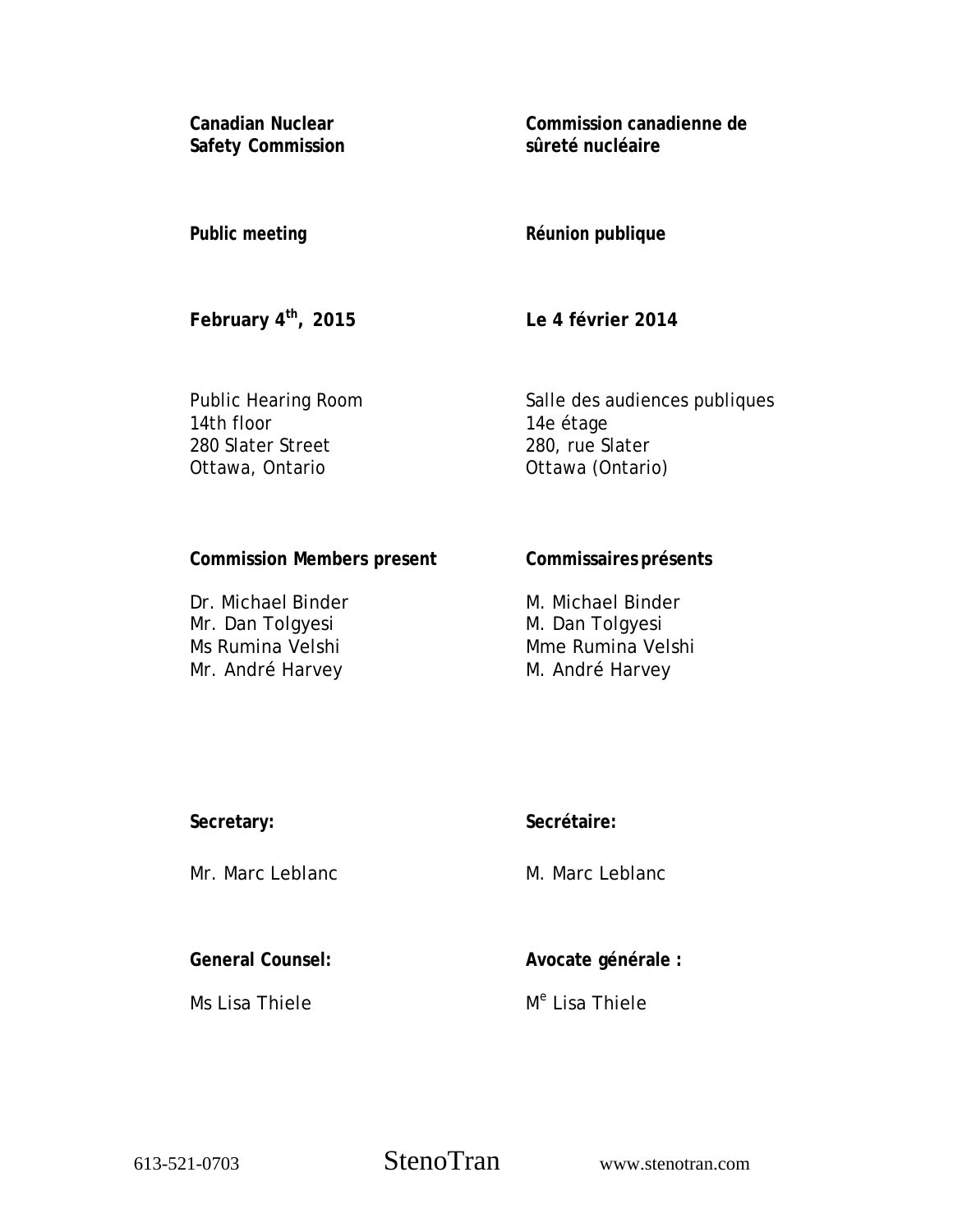**Canadian Nuclear Safety Commission**

**Commission canadienne de sûreté nucléaire**

**Public meeting**

**Réunion publique**

**February 4th, 2015**

**Le 4 février 2014**

Public Hearing Room
14th floor
280 Slater Street
Ottawa, Ontario

Salle des audiences publiques
14e étage
280, rue Slater
Ottawa (Ontario)

**Commission Members present**

Dr. Michael Binder
Mr. Dan Tolgyesi
Ms Rumina Velshi
Mr. André Harvey

**Commissaires présents**

M. Michael Binder
M. Dan Tolgyesi
Mme Rumina Velshi
M. André Harvey

**Secretary:**

Mr. Marc Leblanc

**Secrétaire:**

M. Marc Leblanc

**General Counsel:**

Ms Lisa Thiele

**Avocate générale :**

Me Lisa Thiele

613-521-0703 StenoTran www.stenotran.com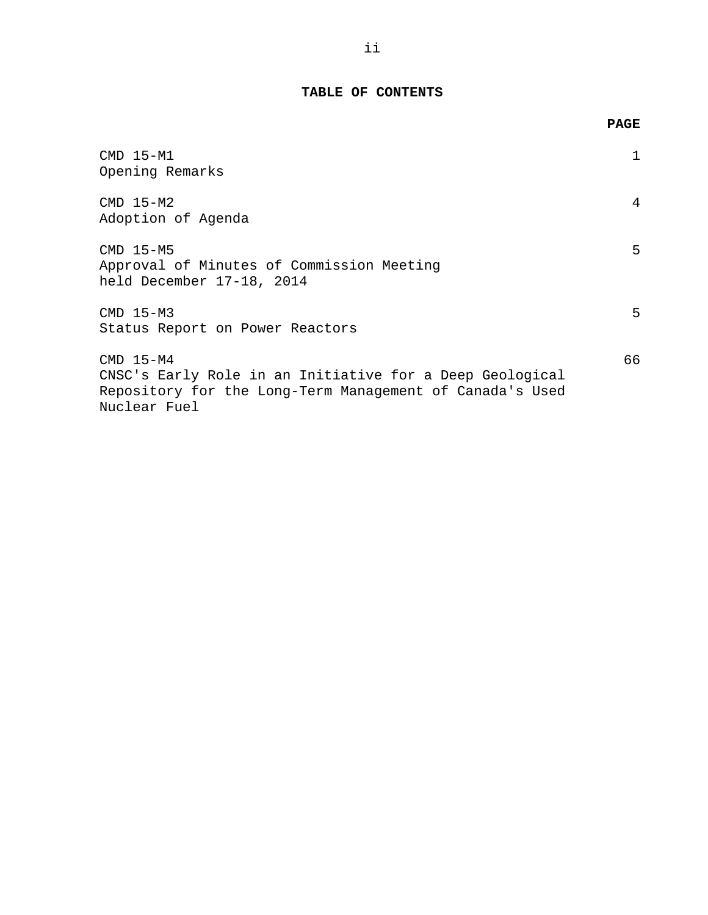## TABLE OF CONTENTS

| | PAGE |
|---|---|
| CMD 15-M1<br>Opening Remarks | 1 |
| CMD 15-M2<br>Adoption of Agenda | 4 |
| CMD 15-M5<br>Approval of Minutes of Commission Meeting held December 17-18, 2014 | 5 |
| CMD 15-M3<br>Status Report on Power Reactors | 5 |
| CMD 15-M4<br>CNSC's Early Role in an Initiative for a Deep Geological Repository for the Long-Term Management of Canada's Used Nuclear Fuel | 66 |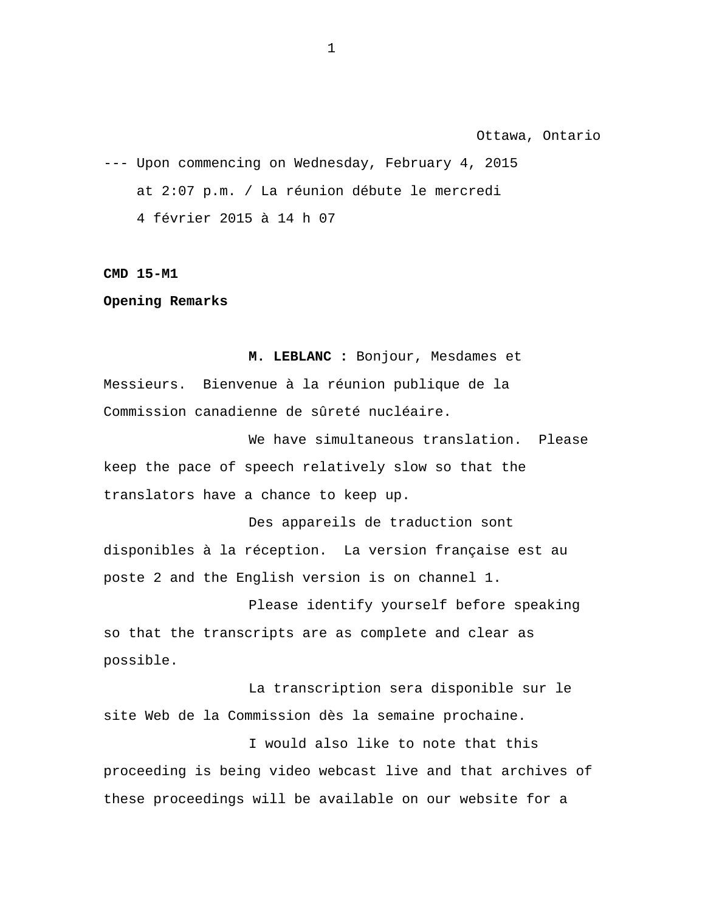Ottawa, Ontario

--- Upon commencing on Wednesday, February 4, 2015 at 2:07 p.m. / La réunion débute le mercredi 4 février 2015 à 14 h 07

**CMD 15-M1**

**Opening Remarks**

**M. LEBLANC :** Bonjour, Mesdames et Messieurs. Bienvenue à la réunion publique de la Commission canadienne de sûreté nucléaire.

We have simultaneous translation. Please keep the pace of speech relatively slow so that the translators have a chance to keep up.

Des appareils de traduction sont disponibles à la réception. La version française est au poste 2 and the English version is on channel 1.

Please identify yourself before speaking so that the transcripts are as complete and clear as possible.

La transcription sera disponible sur le site Web de la Commission dès la semaine prochaine.

I would also like to note that this proceeding is being video webcast live and that archives of these proceedings will be available on our website for a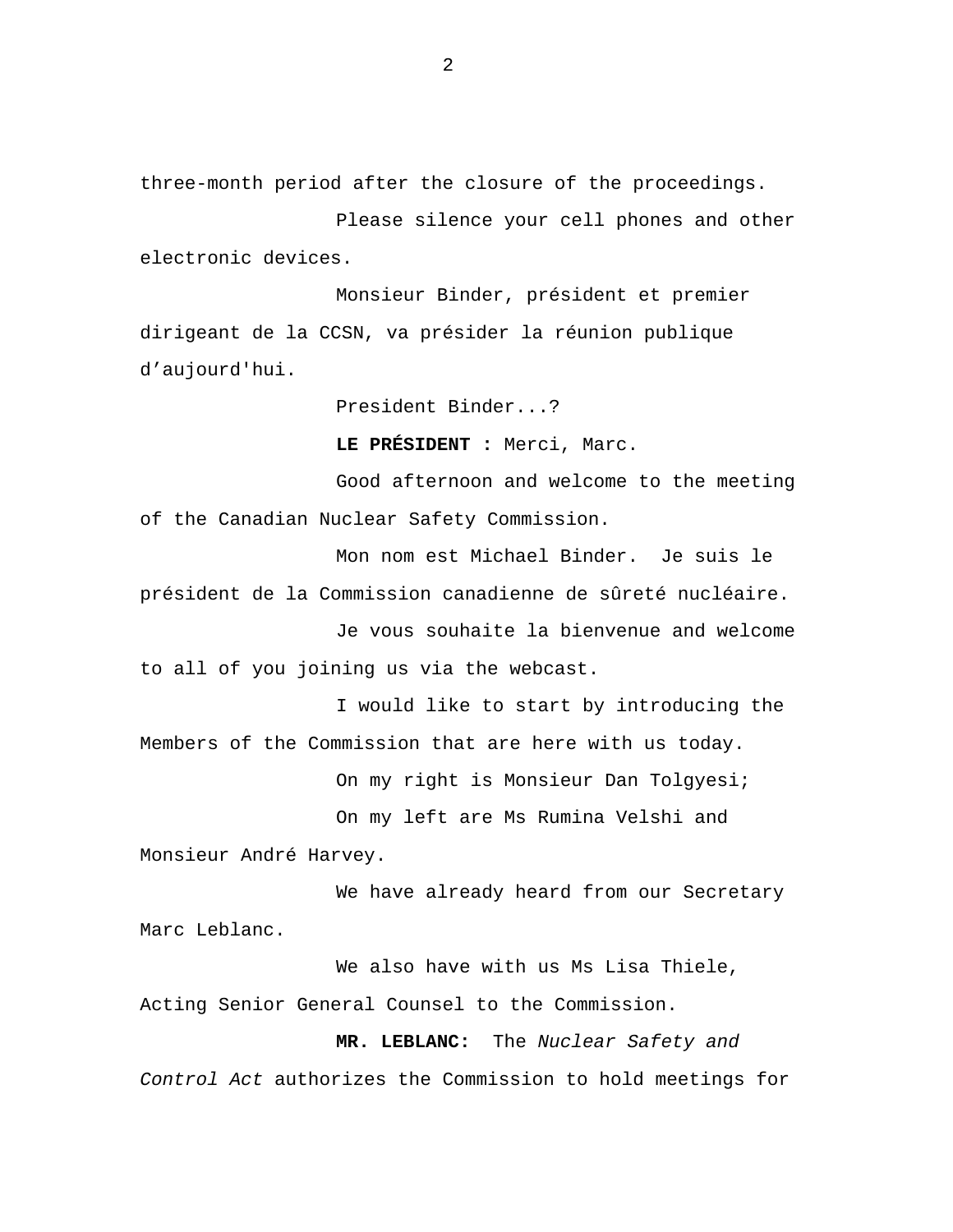three-month period after the closure of the proceedings.

Please silence your cell phones and other electronic devices.

Monsieur Binder, président et premier dirigeant de la CCSN, va présider la réunion publique d'aujourd'hui.

President Binder...?

**LE PRÉSIDENT :** Merci, Marc.

Good afternoon and welcome to the meeting of the Canadian Nuclear Safety Commission.

Mon nom est Michael Binder. Je suis le président de la Commission canadienne de sûreté nucléaire.

Je vous souhaite la bienvenue and welcome to all of you joining us via the webcast.

I would like to start by introducing the Members of the Commission that are here with us today.

On my right is Monsieur Dan Tolgyesi;

On my left are Ms Rumina Velshi and Monsieur André Harvey.

We have already heard from our Secretary Marc Leblanc.

We also have with us Ms Lisa Thiele, Acting Senior General Counsel to the Commission.

**MR. LEBLANC:** The *Nuclear Safety and Control Act* authorizes the Commission to hold meetings for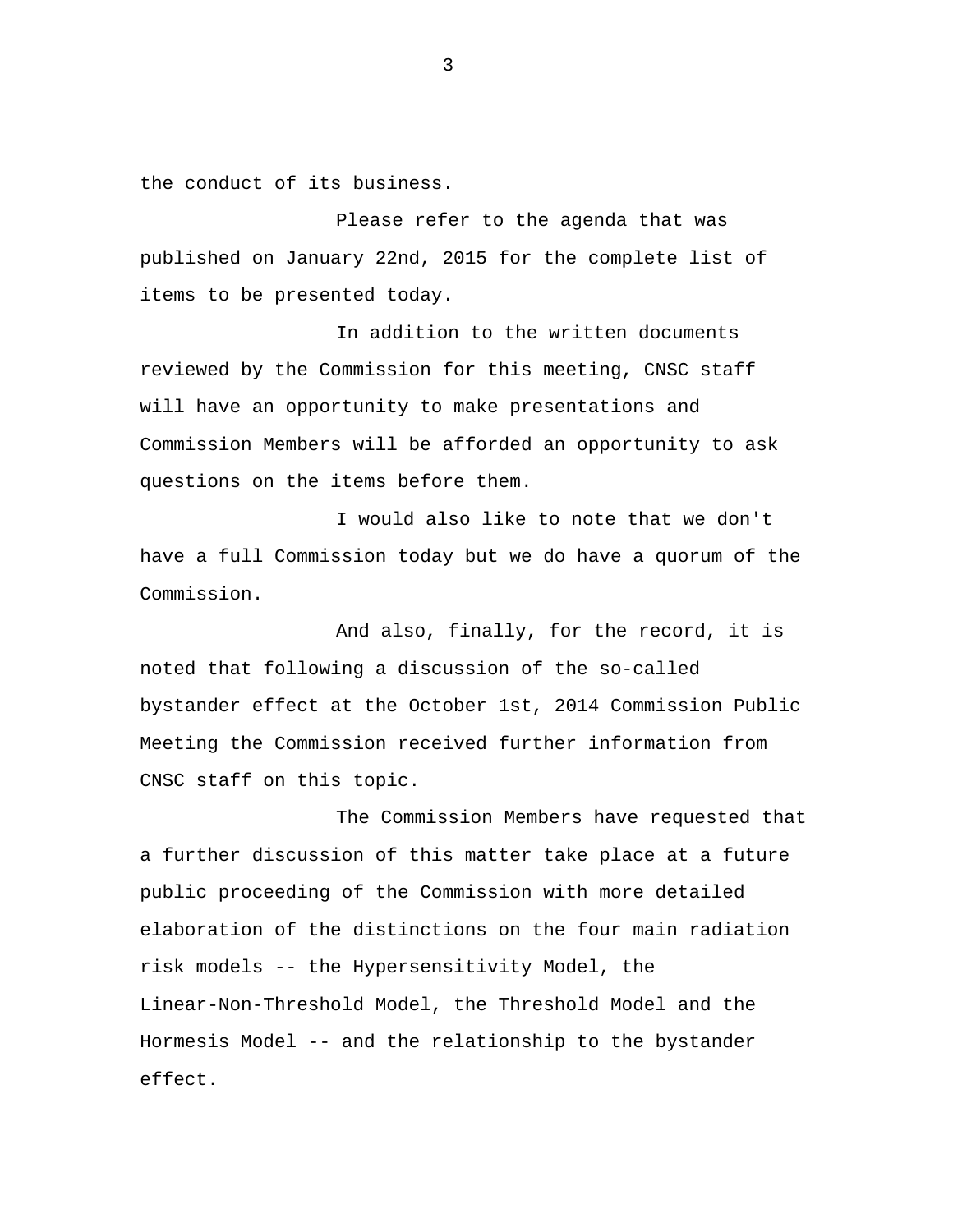the conduct of its business.

Please refer to the agenda that was published on January 22nd, 2015 for the complete list of items to be presented today.

In addition to the written documents reviewed by the Commission for this meeting, CNSC staff will have an opportunity to make presentations and Commission Members will be afforded an opportunity to ask questions on the items before them.

I would also like to note that we don't have a full Commission today but we do have a quorum of the Commission.

And also, finally, for the record, it is noted that following a discussion of the so-called bystander effect at the October 1st, 2014 Commission Public Meeting the Commission received further information from CNSC staff on this topic.

The Commission Members have requested that a further discussion of this matter take place at a future public proceeding of the Commission with more detailed elaboration of the distinctions on the four main radiation risk models -- the Hypersensitivity Model, the Linear-Non-Threshold Model, the Threshold Model and the Hormesis Model -- and the relationship to the bystander effect.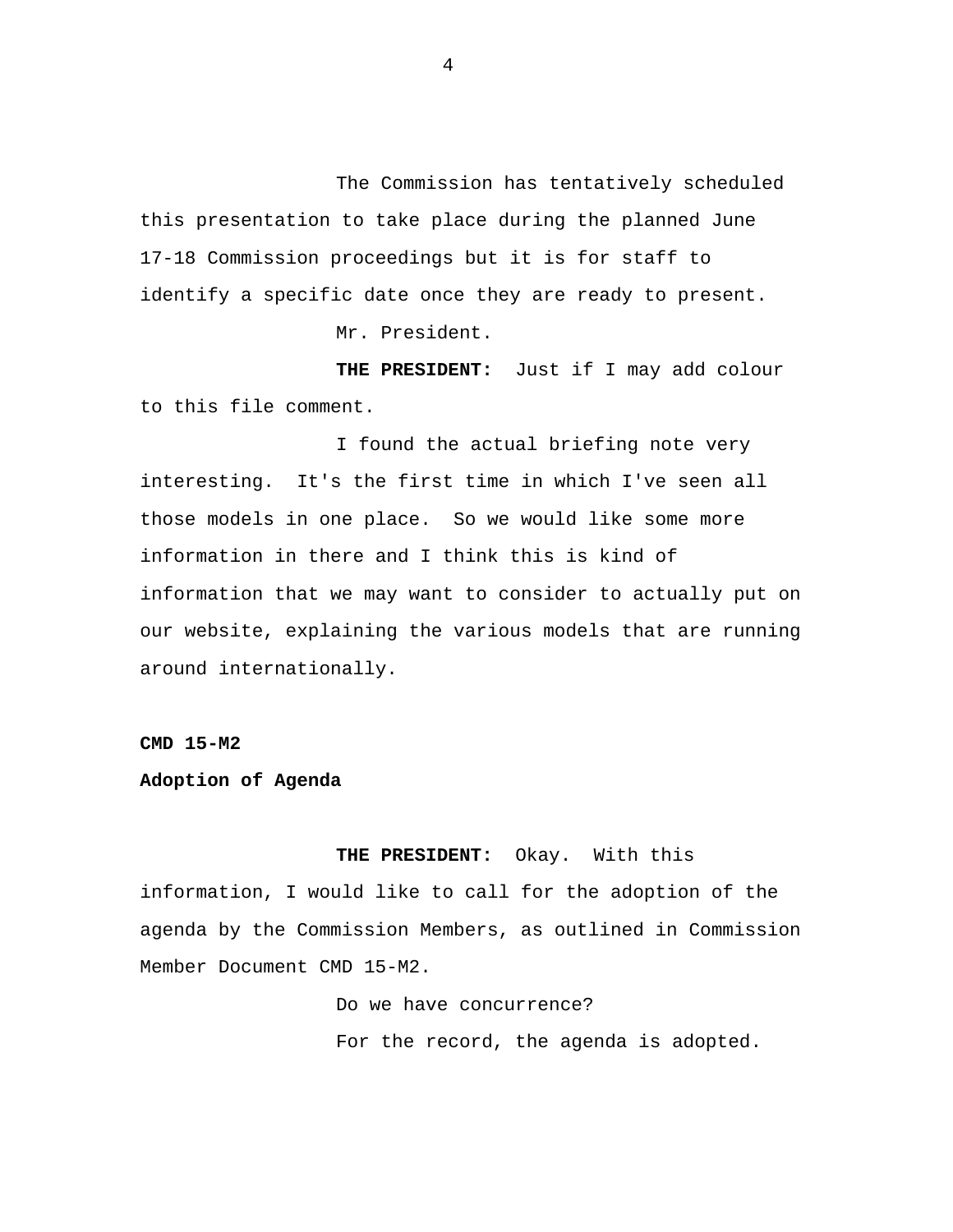The Commission has tentatively scheduled this presentation to take place during the planned June 17-18 Commission proceedings but it is for staff to identify a specific date once they are ready to present.

Mr. President.

**THE PRESIDENT:** Just if I may add colour to this file comment.

I found the actual briefing note very interesting. It's the first time in which I've seen all those models in one place. So we would like some more information in there and I think this is kind of information that we may want to consider to actually put on our website, explaining the various models that are running around internationally.

**CMD 15-M2**

**Adoption of Agenda**

**THE PRESIDENT:** Okay. With this information, I would like to call for the adoption of the agenda by the Commission Members, as outlined in Commission Member Document CMD 15-M2.

Do we have concurrence?

For the record, the agenda is adopted.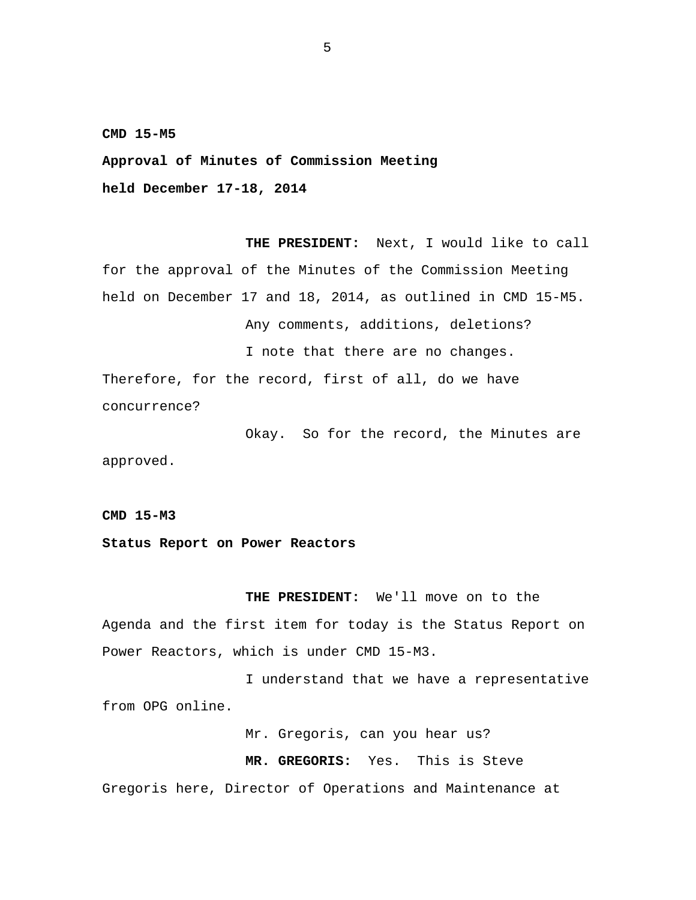**CMD 15-M5**

**Approval of Minutes of Commission Meeting**

**held December 17-18, 2014**

**THE PRESIDENT:** Next, I would like to call for the approval of the Minutes of the Commission Meeting held on December 17 and 18, 2014, as outlined in CMD 15-M5.

Any comments, additions, deletions?

I note that there are no changes. Therefore, for the record, first of all, do we have concurrence?

Okay. So for the record, the Minutes are approved.

**CMD 15-M3**

**Status Report on Power Reactors**

**THE PRESIDENT:** We'll move on to the Agenda and the first item for today is the Status Report on Power Reactors, which is under CMD 15-M3.

I understand that we have a representative from OPG online.

Mr. Gregoris, can you hear us?

**MR. GREGORIS:** Yes. This is Steve Gregoris here, Director of Operations and Maintenance at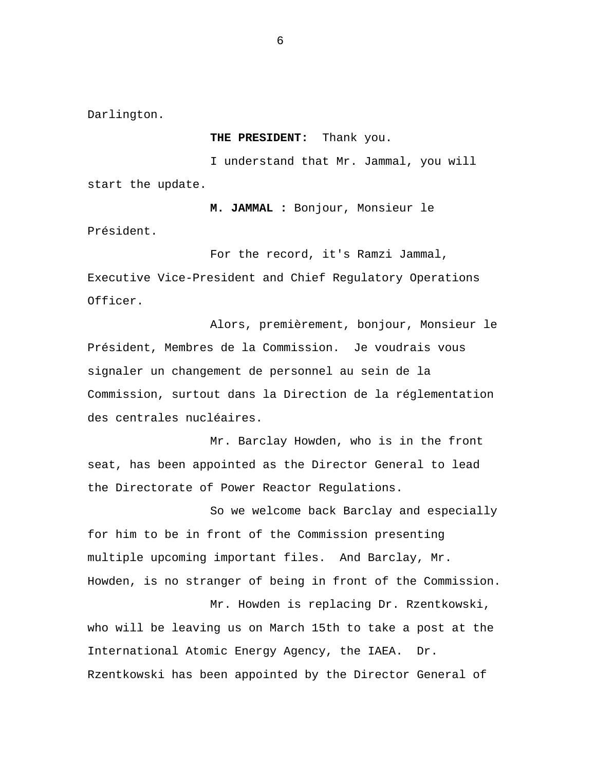Darlington.

**THE PRESIDENT:** Thank you.

I understand that Mr. Jammal, you will start the update.

**M. JAMMAL :** Bonjour, Monsieur le Président.

For the record, it's Ramzi Jammal, Executive Vice-President and Chief Regulatory Operations Officer.

Alors, premièrement, bonjour, Monsieur le Président, Membres de la Commission. Je voudrais vous signaler un changement de personnel au sein de la Commission, surtout dans la Direction de la réglementation des centrales nucléaires.

Mr. Barclay Howden, who is in the front seat, has been appointed as the Director General to lead the Directorate of Power Reactor Regulations.

So we welcome back Barclay and especially for him to be in front of the Commission presenting multiple upcoming important files. And Barclay, Mr. Howden, is no stranger of being in front of the Commission.

Mr. Howden is replacing Dr. Rzentkowski, who will be leaving us on March 15th to take a post at the International Atomic Energy Agency, the IAEA. Dr. Rzentkowski has been appointed by the Director General of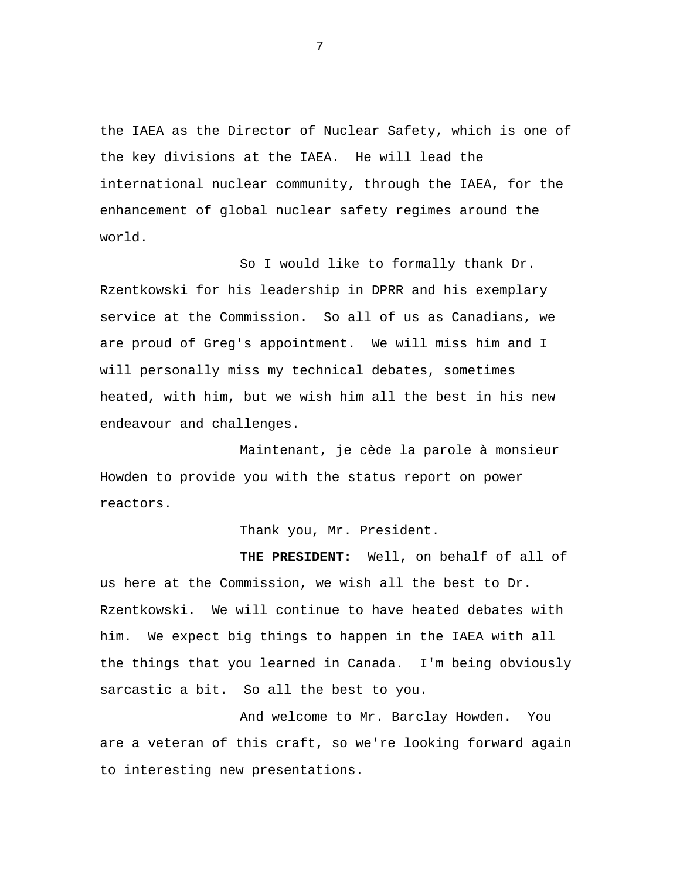the IAEA as the Director of Nuclear Safety, which is one of the key divisions at the IAEA. He will lead the international nuclear community, through the IAEA, for the enhancement of global nuclear safety regimes around the world.

So I would like to formally thank Dr. Rzentkowski for his leadership in DPRR and his exemplary service at the Commission. So all of us as Canadians, we are proud of Greg's appointment. We will miss him and I will personally miss my technical debates, sometimes heated, with him, but we wish him all the best in his new endeavour and challenges.

Maintenant, je cède la parole à monsieur Howden to provide you with the status report on power reactors.

Thank you, Mr. President.

**THE PRESIDENT:** Well, on behalf of all of us here at the Commission, we wish all the best to Dr. Rzentkowski. We will continue to have heated debates with him. We expect big things to happen in the IAEA with all the things that you learned in Canada. I'm being obviously sarcastic a bit. So all the best to you.

And welcome to Mr. Barclay Howden. You are a veteran of this craft, so we're looking forward again to interesting new presentations.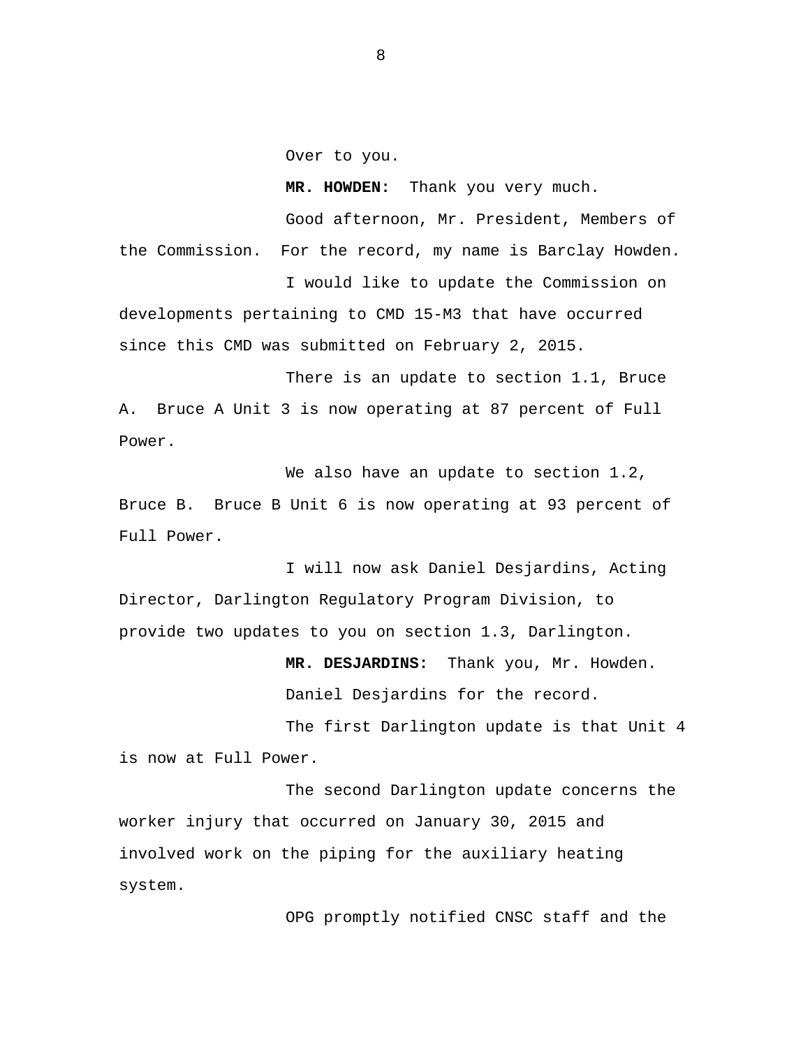Over to you.

**MR. HOWDEN:** Thank you very much.

Good afternoon, Mr. President, Members of the Commission. For the record, my name is Barclay Howden.

I would like to update the Commission on developments pertaining to CMD 15-M3 that have occurred since this CMD was submitted on February 2, 2015.

There is an update to section 1.1, Bruce A. Bruce A Unit 3 is now operating at 87 percent of Full Power.

We also have an update to section 1.2, Bruce B. Bruce B Unit 6 is now operating at 93 percent of Full Power.

I will now ask Daniel Desjardins, Acting Director, Darlington Regulatory Program Division, to provide two updates to you on section 1.3, Darlington.

**MR. DESJARDINS:** Thank you, Mr. Howden.

Daniel Desjardins for the record.

The first Darlington update is that Unit 4 is now at Full Power.

The second Darlington update concerns the worker injury that occurred on January 30, 2015 and involved work on the piping for the auxiliary heating system.

OPG promptly notified CNSC staff and the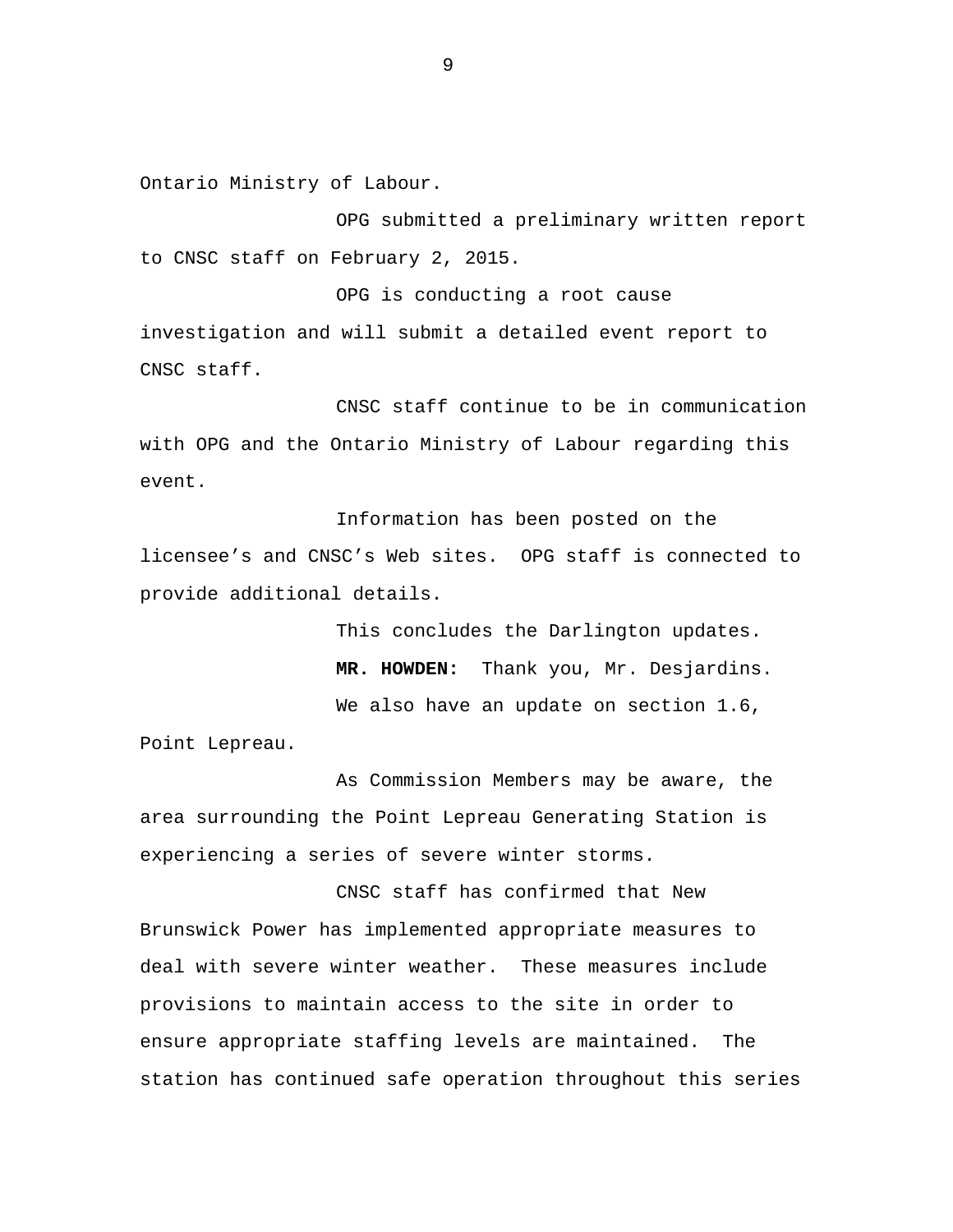Ontario Ministry of Labour.

OPG submitted a preliminary written report to CNSC staff on February 2, 2015.

OPG is conducting a root cause investigation and will submit a detailed event report to CNSC staff.

CNSC staff continue to be in communication with OPG and the Ontario Ministry of Labour regarding this event.

Information has been posted on the licensee's and CNSC's Web sites.  OPG staff is connected to provide additional details.

This concludes the Darlington updates.

**MR. HOWDEN:**  Thank you, Mr. Desjardins.

We also have an update on section 1.6, Point Lepreau.

As Commission Members may be aware, the area surrounding the Point Lepreau Generating Station is experiencing a series of severe winter storms.

CNSC staff has confirmed that New Brunswick Power has implemented appropriate measures to deal with severe winter weather.  These measures include provisions to maintain access to the site in order to ensure appropriate staffing levels are maintained.  The station has continued safe operation throughout this series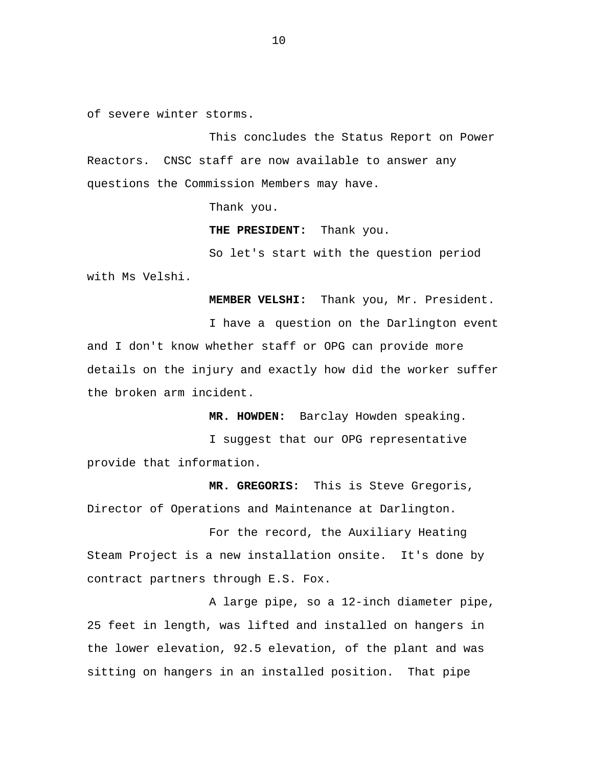of severe winter storms.

This concludes the Status Report on Power Reactors. CNSC staff are now available to answer any questions the Commission Members may have.

Thank you.

**THE PRESIDENT:** Thank you.

So let's start with the question period with Ms Velshi.

**MEMBER VELSHI:** Thank you, Mr. President.

I have a question on the Darlington event and I don't know whether staff or OPG can provide more details on the injury and exactly how did the worker suffer the broken arm incident.

**MR. HOWDEN:** Barclay Howden speaking.

I suggest that our OPG representative provide that information.

**MR. GREGORIS:** This is Steve Gregoris, Director of Operations and Maintenance at Darlington.

For the record, the Auxiliary Heating Steam Project is a new installation onsite. It's done by contract partners through E.S. Fox.

A large pipe, so a 12-inch diameter pipe, 25 feet in length, was lifted and installed on hangers in the lower elevation, 92.5 elevation, of the plant and was sitting on hangers in an installed position. That pipe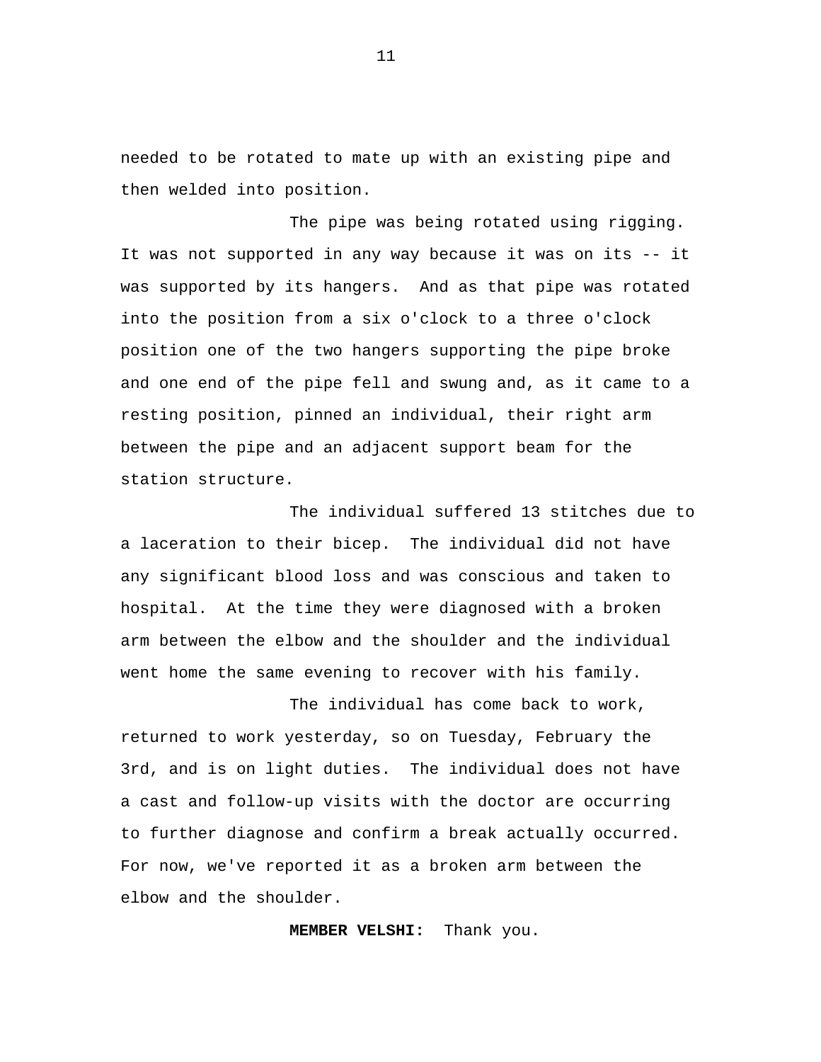needed to be rotated to mate up with an existing pipe and then welded into position.

The pipe was being rotated using rigging. It was not supported in any way because it was on its -- it was supported by its hangers. And as that pipe was rotated into the position from a six o'clock to a three o'clock position one of the two hangers supporting the pipe broke and one end of the pipe fell and swung and, as it came to a resting position, pinned an individual, their right arm between the pipe and an adjacent support beam for the station structure.

The individual suffered 13 stitches due to a laceration to their bicep. The individual did not have any significant blood loss and was conscious and taken to hospital. At the time they were diagnosed with a broken arm between the elbow and the shoulder and the individual went home the same evening to recover with his family.

The individual has come back to work, returned to work yesterday, so on Tuesday, February the 3rd, and is on light duties. The individual does not have a cast and follow-up visits with the doctor are occurring to further diagnose and confirm a break actually occurred. For now, we've reported it as a broken arm between the elbow and the shoulder.

**MEMBER VELSHI:** Thank you.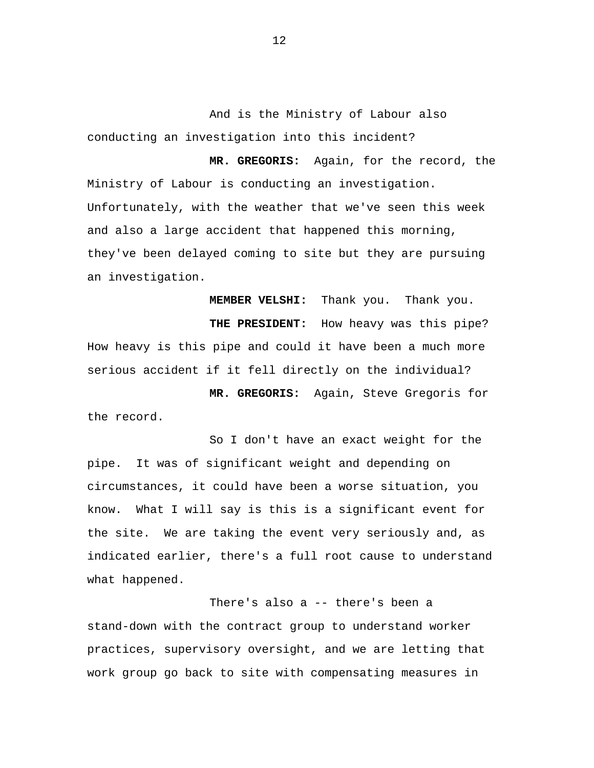And is the Ministry of Labour also conducting an investigation into this incident?

**MR. GREGORIS:** Again, for the record, the Ministry of Labour is conducting an investigation. Unfortunately, with the weather that we've seen this week and also a large accident that happened this morning, they've been delayed coming to site but they are pursuing an investigation.

**MEMBER VELSHI:** Thank you. Thank you.

**THE PRESIDENT:** How heavy was this pipe? How heavy is this pipe and could it have been a much more serious accident if it fell directly on the individual?

**MR. GREGORIS:** Again, Steve Gregoris for the record.

So I don't have an exact weight for the pipe. It was of significant weight and depending on circumstances, it could have been a worse situation, you know. What I will say is this is a significant event for the site. We are taking the event very seriously and, as indicated earlier, there's a full root cause to understand what happened.

There's also a -- there's been a stand-down with the contract group to understand worker practices, supervisory oversight, and we are letting that work group go back to site with compensating measures in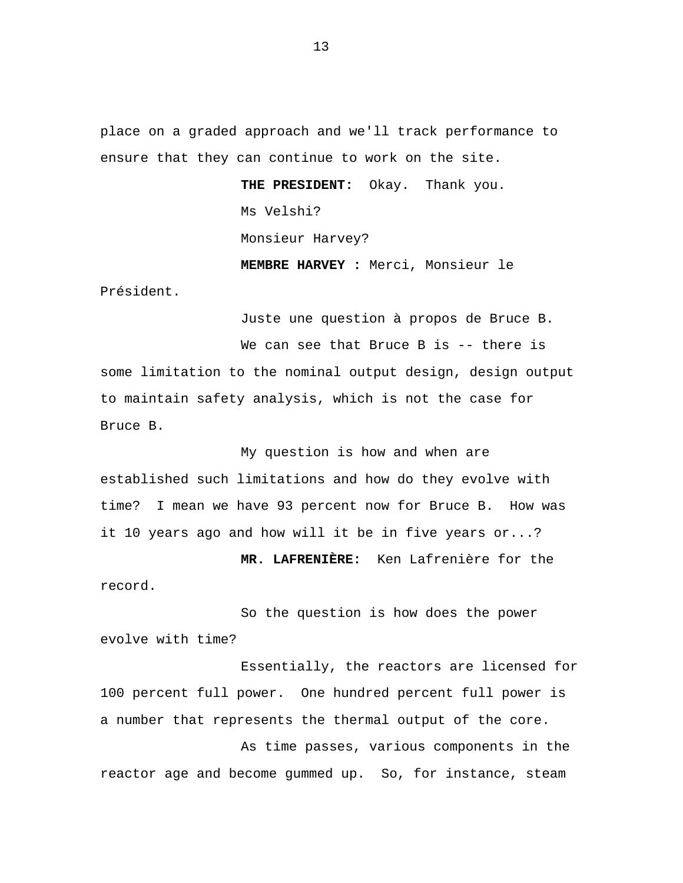place on a graded approach and we'll track performance to ensure that they can continue to work on the site.

**THE PRESIDENT:** Okay. Thank you.

Ms Velshi?

Monsieur Harvey?

**MEMBRE HARVEY :** Merci, Monsieur le Président.

Juste une question à propos de Bruce B.

We can see that Bruce B is -- there is some limitation to the nominal output design, design output to maintain safety analysis, which is not the case for Bruce B.

My question is how and when are established such limitations and how do they evolve with time? I mean we have 93 percent now for Bruce B. How was it 10 years ago and how will it be in five years or...?

**MR. LAFRENIÈRE:** Ken Lafrenière for the record.

So the question is how does the power evolve with time?

Essentially, the reactors are licensed for 100 percent full power. One hundred percent full power is a number that represents the thermal output of the core.

As time passes, various components in the reactor age and become gummed up. So, for instance, steam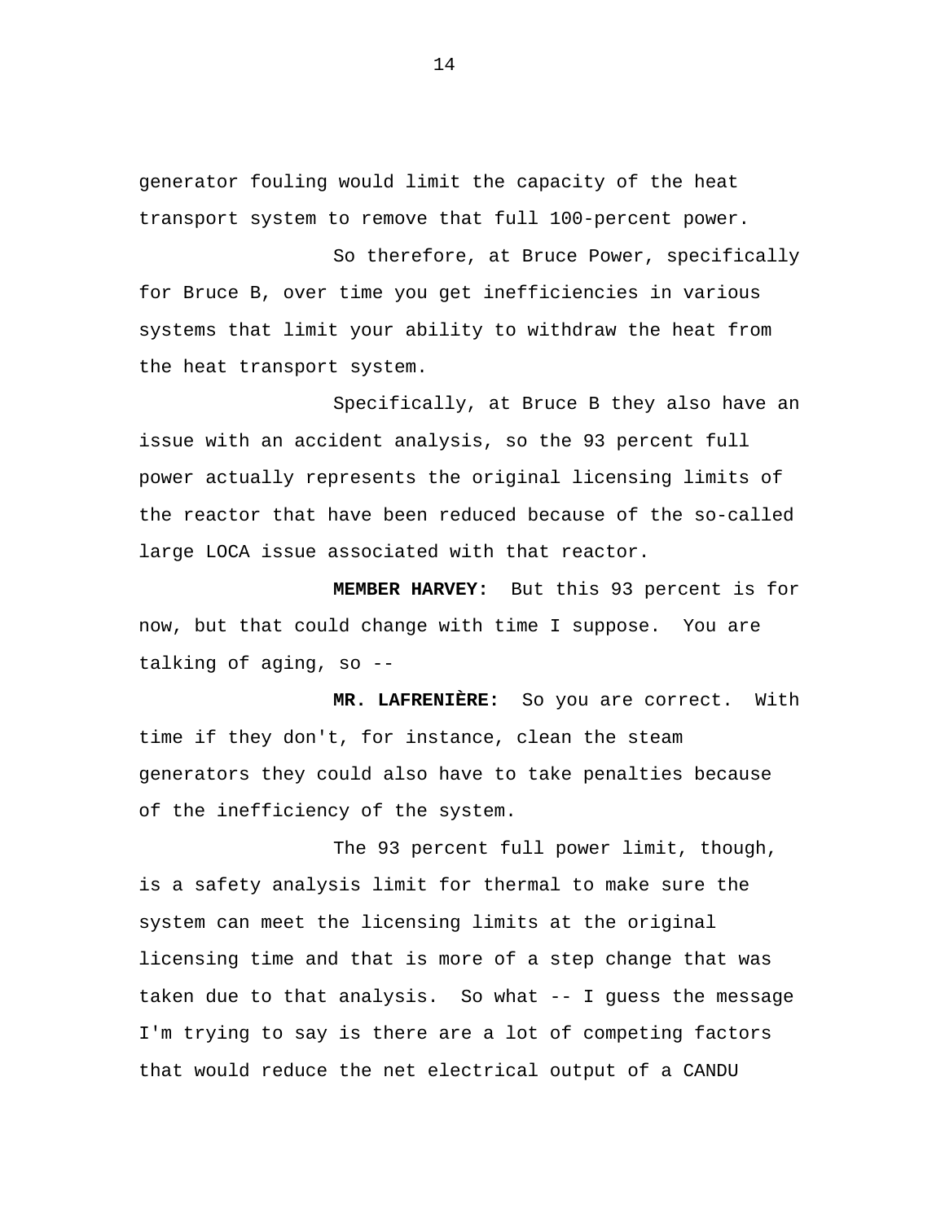generator fouling would limit the capacity of the heat transport system to remove that full 100-percent power.

So therefore, at Bruce Power, specifically for Bruce B, over time you get inefficiencies in various systems that limit your ability to withdraw the heat from the heat transport system.

Specifically, at Bruce B they also have an issue with an accident analysis, so the 93 percent full power actually represents the original licensing limits of the reactor that have been reduced because of the so-called large LOCA issue associated with that reactor.

**MEMBER HARVEY:** But this 93 percent is for now, but that could change with time I suppose. You are talking of aging, so --

**MR. LAFRENIÈRE:** So you are correct. With time if they don't, for instance, clean the steam generators they could also have to take penalties because of the inefficiency of the system.

The 93 percent full power limit, though, is a safety analysis limit for thermal to make sure the system can meet the licensing limits at the original licensing time and that is more of a step change that was taken due to that analysis. So what -- I guess the message I'm trying to say is there are a lot of competing factors that would reduce the net electrical output of a CANDU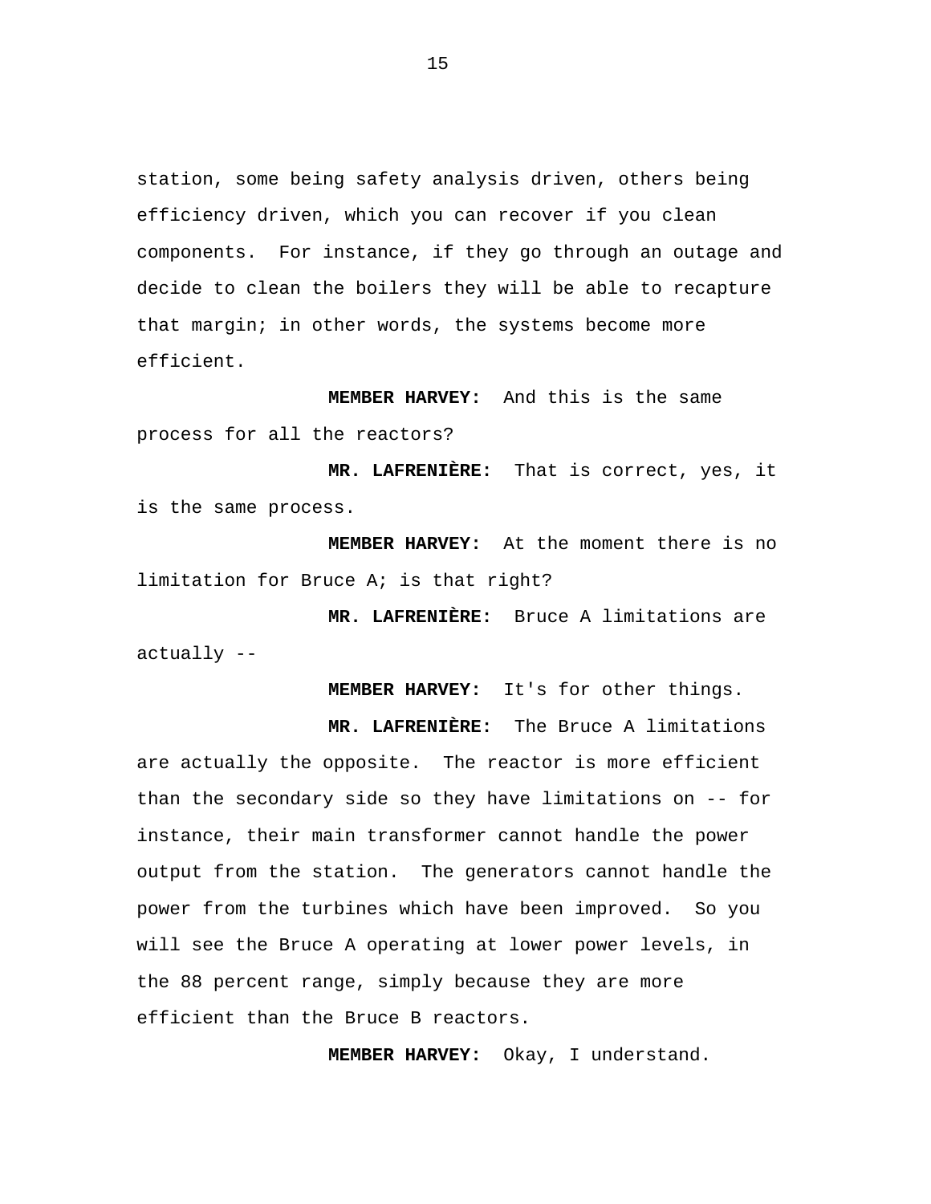station, some being safety analysis driven, others being efficiency driven, which you can recover if you clean components. For instance, if they go through an outage and decide to clean the boilers they will be able to recapture that margin; in other words, the systems become more efficient.

**MEMBER HARVEY:** And this is the same process for all the reactors?

**MR. LAFRENIÈRE:** That is correct, yes, it is the same process.

**MEMBER HARVEY:** At the moment there is no limitation for Bruce A; is that right?

**MR. LAFRENIÈRE:** Bruce A limitations are actually --

**MEMBER HARVEY:** It's for other things.

**MR. LAFRENIÈRE:** The Bruce A limitations are actually the opposite. The reactor is more efficient than the secondary side so they have limitations on -- for instance, their main transformer cannot handle the power output from the station. The generators cannot handle the power from the turbines which have been improved. So you will see the Bruce A operating at lower power levels, in the 88 percent range, simply because they are more efficient than the Bruce B reactors.

**MEMBER HARVEY:** Okay, I understand.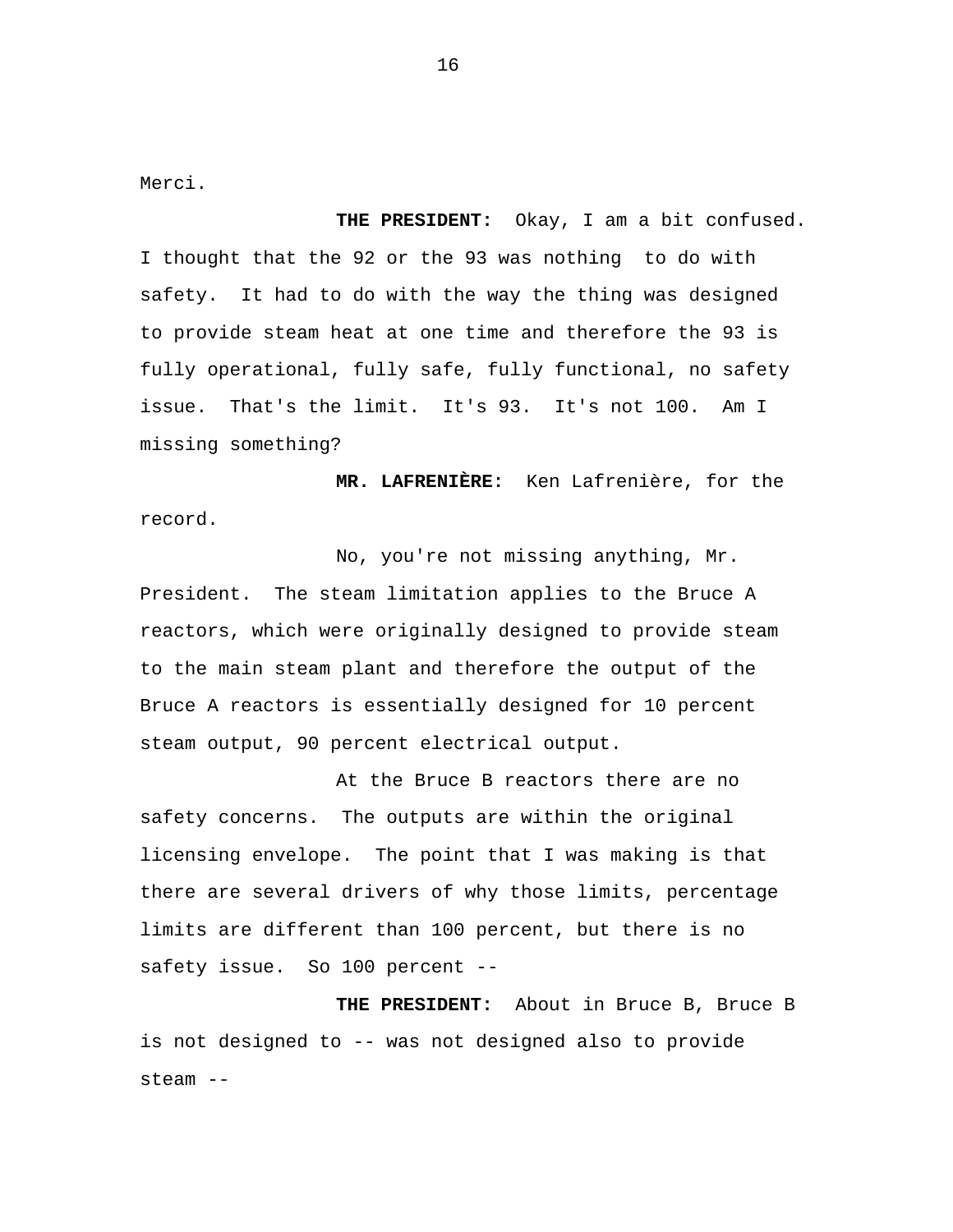Merci.

**THE PRESIDENT:** Okay, I am a bit confused. I thought that the 92 or the 93 was nothing to do with safety. It had to do with the way the thing was designed to provide steam heat at one time and therefore the 93 is fully operational, fully safe, fully functional, no safety issue. That's the limit. It's 93. It's not 100. Am I missing something?

**MR. LAFRENIÈRE:** Ken Lafrenière, for the record.

No, you're not missing anything, Mr. President. The steam limitation applies to the Bruce A reactors, which were originally designed to provide steam to the main steam plant and therefore the output of the Bruce A reactors is essentially designed for 10 percent steam output, 90 percent electrical output.

At the Bruce B reactors there are no safety concerns. The outputs are within the original licensing envelope. The point that I was making is that there are several drivers of why those limits, percentage limits are different than 100 percent, but there is no safety issue. So 100 percent --

**THE PRESIDENT:** About in Bruce B, Bruce B is not designed to -- was not designed also to provide steam --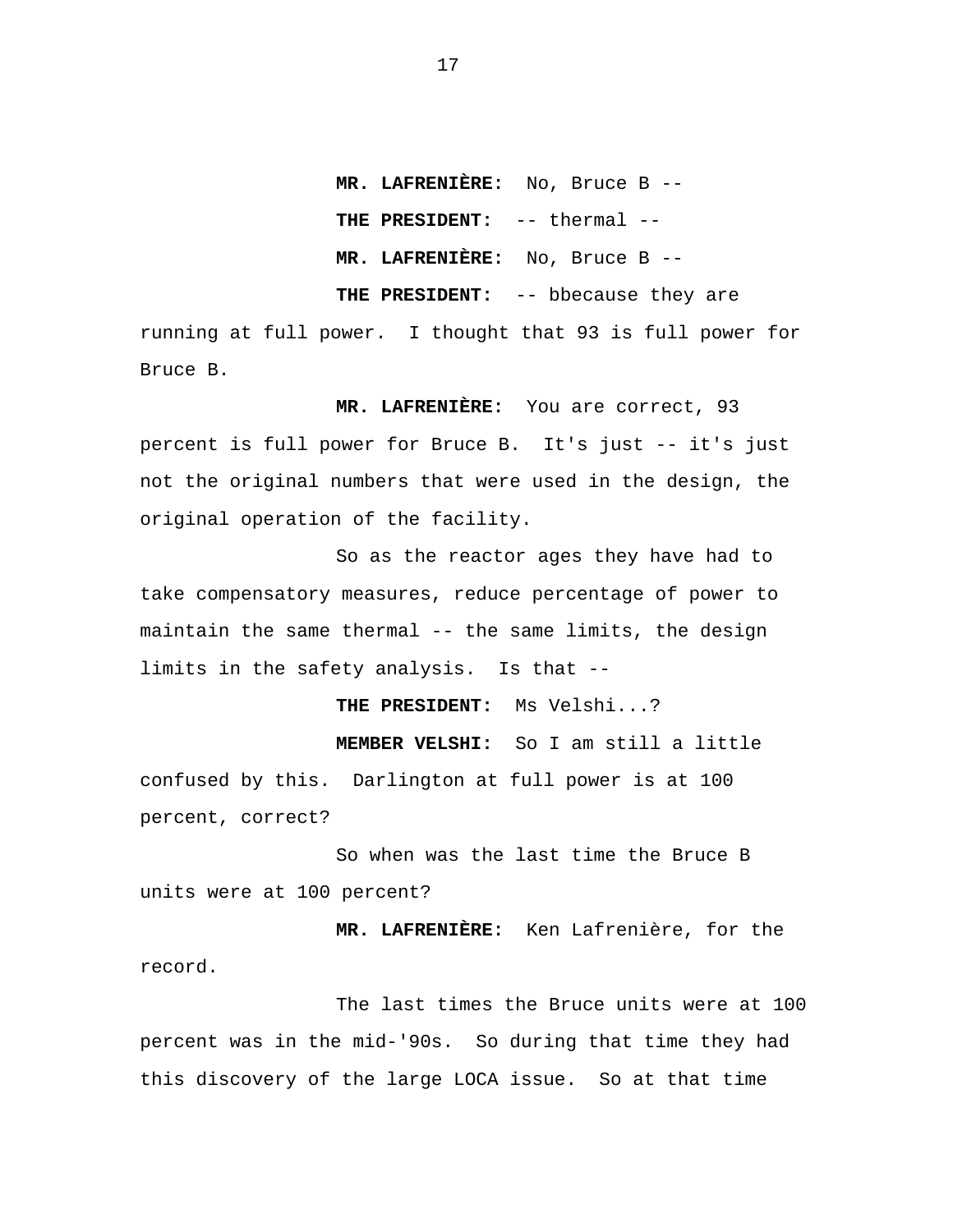**MR. LAFRENIÈRE:** No, Bruce B --

**THE PRESIDENT:** -- thermal --

**MR. LAFRENIÈRE:** No, Bruce B --

**THE PRESIDENT:** -- bbecause they are running at full power. I thought that 93 is full power for Bruce B.

**MR. LAFRENIÈRE:** You are correct, 93 percent is full power for Bruce B. It's just -- it's just not the original numbers that were used in the design, the original operation of the facility.

So as the reactor ages they have had to take compensatory measures, reduce percentage of power to maintain the same thermal -- the same limits, the design limits in the safety analysis. Is that --

**THE PRESIDENT:** Ms Velshi...?

**MEMBER VELSHI:** So I am still a little confused by this. Darlington at full power is at 100 percent, correct?

So when was the last time the Bruce B units were at 100 percent?

**MR. LAFRENIÈRE:** Ken Lafrenière, for the record.

The last times the Bruce units were at 100 percent was in the mid-'90s. So during that time they had this discovery of the large LOCA issue. So at that time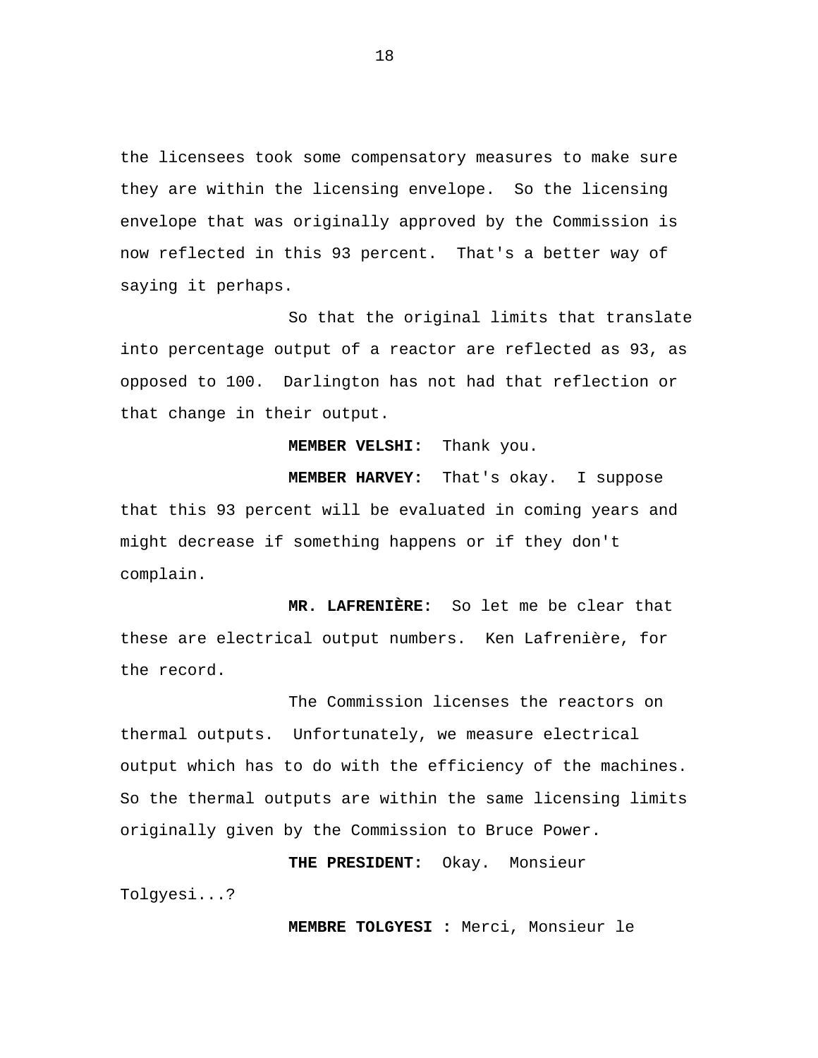the licensees took some compensatory measures to make sure they are within the licensing envelope. So the licensing envelope that was originally approved by the Commission is now reflected in this 93 percent. That's a better way of saying it perhaps.

So that the original limits that translate into percentage output of a reactor are reflected as 93, as opposed to 100. Darlington has not had that reflection or that change in their output.

**MEMBER VELSHI:** Thank you.

**MEMBER HARVEY:** That's okay. I suppose that this 93 percent will be evaluated in coming years and might decrease if something happens or if they don't complain.

**MR. LAFRENIÈRE:** So let me be clear that these are electrical output numbers. Ken Lafrenière, for the record.

The Commission licenses the reactors on thermal outputs. Unfortunately, we measure electrical output which has to do with the efficiency of the machines. So the thermal outputs are within the same licensing limits originally given by the Commission to Bruce Power.

**THE PRESIDENT:** Okay. Monsieur Tolgyesi...?

**MEMBRE TOLGYESI :** Merci, Monsieur le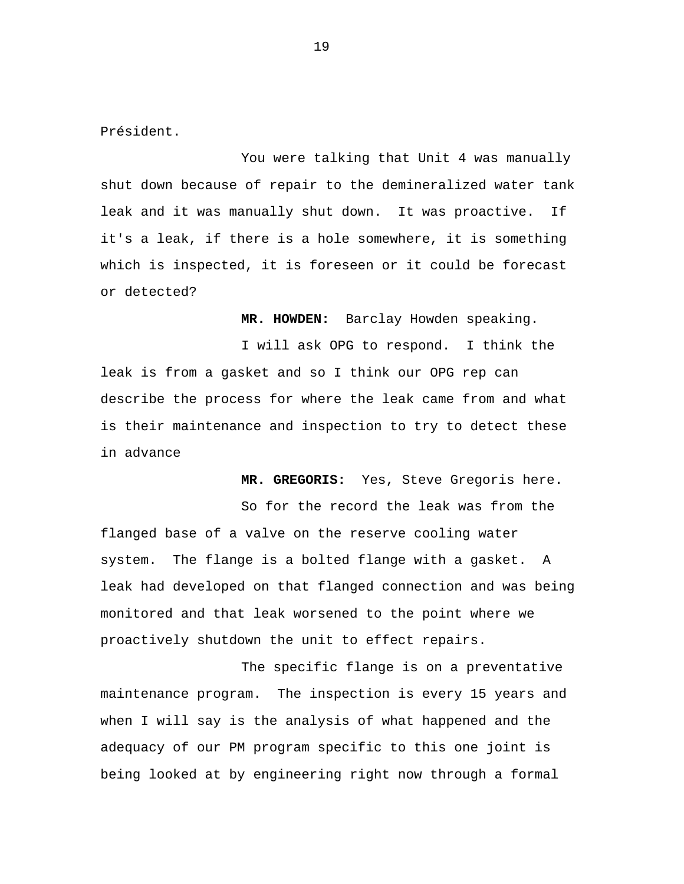Président.

You were talking that Unit 4 was manually shut down because of repair to the demineralized water tank leak and it was manually shut down. It was proactive. If it's a leak, if there is a hole somewhere, it is something which is inspected, it is foreseen or it could be forecast or detected?

**MR. HOWDEN:** Barclay Howden speaking.

I will ask OPG to respond. I think the leak is from a gasket and so I think our OPG rep can describe the process for where the leak came from and what is their maintenance and inspection to try to detect these in advance

**MR. GREGORIS:** Yes, Steve Gregoris here.

So for the record the leak was from the flanged base of a valve on the reserve cooling water system. The flange is a bolted flange with a gasket. A leak had developed on that flanged connection and was being monitored and that leak worsened to the point where we proactively shutdown the unit to effect repairs.

The specific flange is on a preventative maintenance program. The inspection is every 15 years and when I will say is the analysis of what happened and the adequacy of our PM program specific to this one joint is being looked at by engineering right now through a formal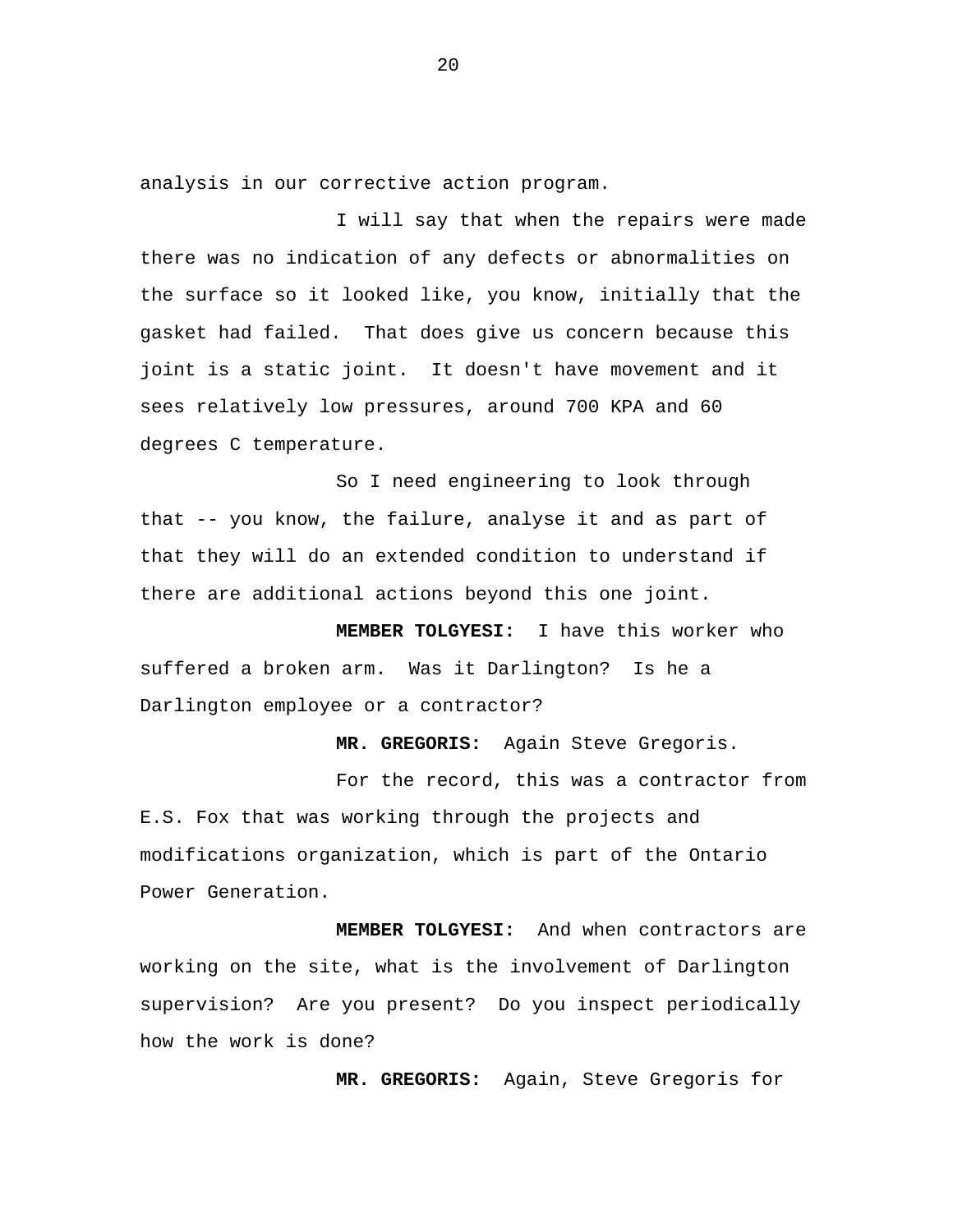analysis in our corrective action program.

I will say that when the repairs were made there was no indication of any defects or abnormalities on the surface so it looked like, you know, initially that the gasket had failed. That does give us concern because this joint is a static joint. It doesn't have movement and it sees relatively low pressures, around 700 KPA and 60 degrees C temperature.

So I need engineering to look through that -- you know, the failure, analyse it and as part of that they will do an extended condition to understand if there are additional actions beyond this one joint.

**MEMBER TOLGYESI:** I have this worker who suffered a broken arm. Was it Darlington? Is he a Darlington employee or a contractor?

**MR. GREGORIS:** Again Steve Gregoris.

For the record, this was a contractor from E.S. Fox that was working through the projects and modifications organization, which is part of the Ontario Power Generation.

**MEMBER TOLGYESI:** And when contractors are working on the site, what is the involvement of Darlington supervision? Are you present? Do you inspect periodically how the work is done?

**MR. GREGORIS:** Again, Steve Gregoris for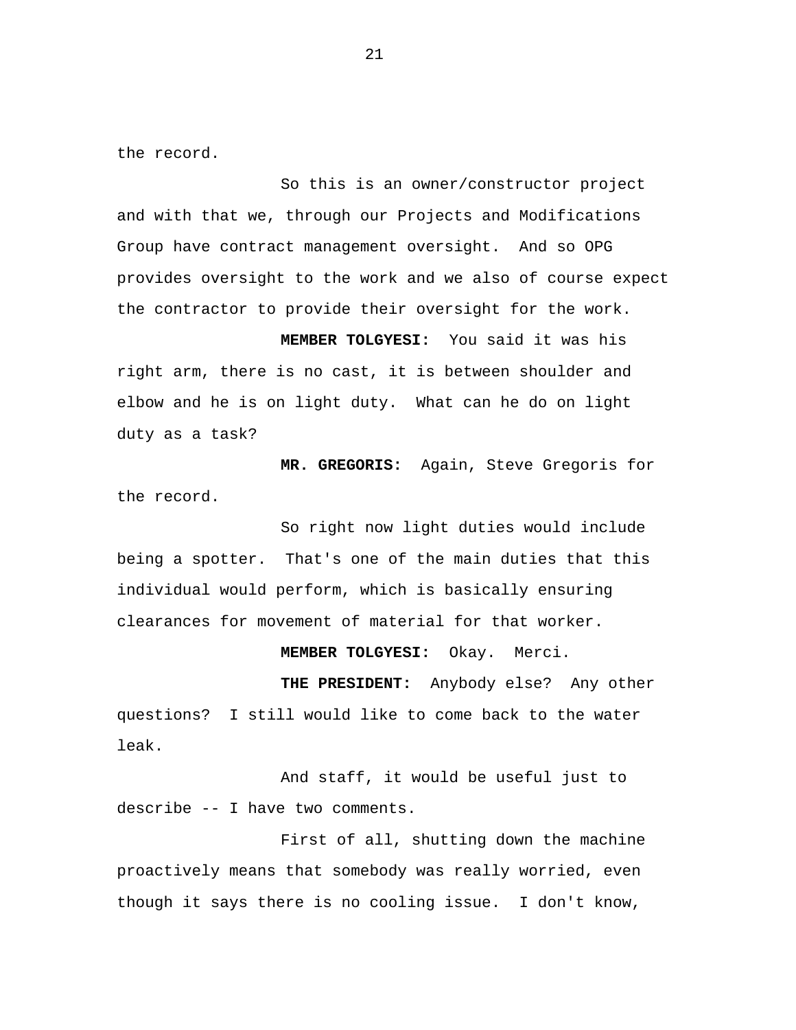the record.

So this is an owner/constructor project and with that we, through our Projects and Modifications Group have contract management oversight. And so OPG provides oversight to the work and we also of course expect the contractor to provide their oversight for the work.

**MEMBER TOLGYESI:** You said it was his right arm, there is no cast, it is between shoulder and elbow and he is on light duty. What can he do on light duty as a task?

**MR. GREGORIS:** Again, Steve Gregoris for the record.

So right now light duties would include being a spotter. That's one of the main duties that this individual would perform, which is basically ensuring clearances for movement of material for that worker.

**MEMBER TOLGYESI:** Okay. Merci.

**THE PRESIDENT:** Anybody else? Any other questions? I still would like to come back to the water leak.

And staff, it would be useful just to describe -- I have two comments.

First of all, shutting down the machine proactively means that somebody was really worried, even though it says there is no cooling issue. I don't know,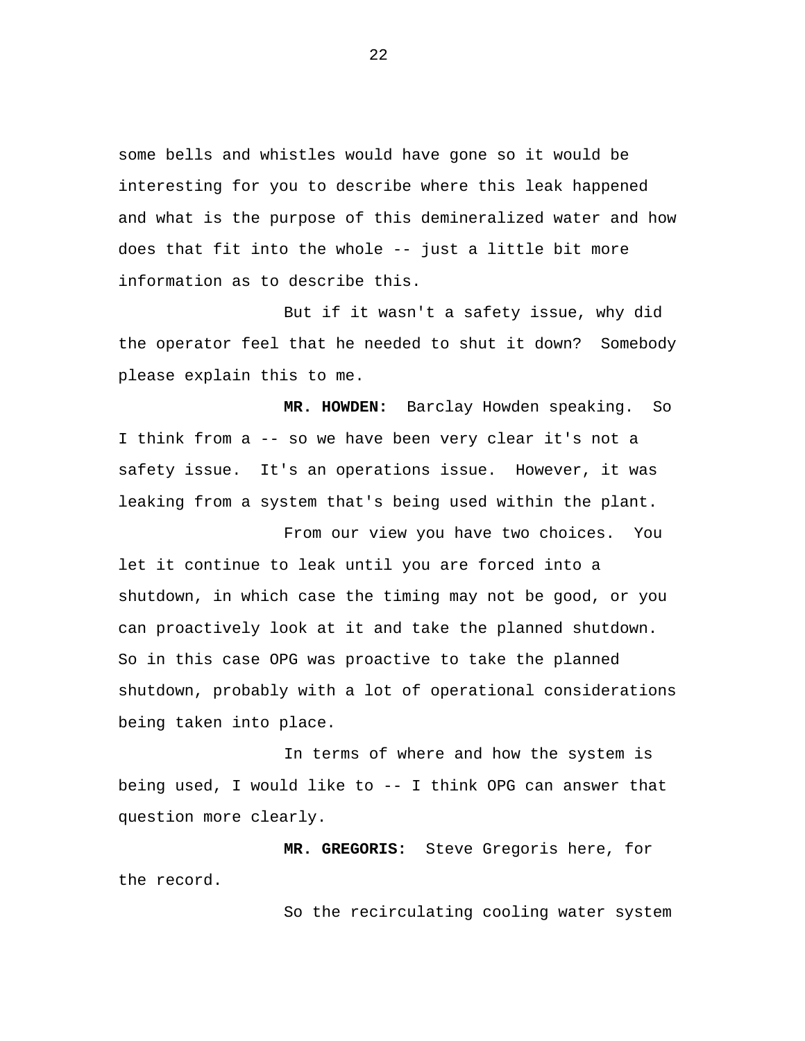some bells and whistles would have gone so it would be interesting for you to describe where this leak happened and what is the purpose of this demineralized water and how does that fit into the whole -- just a little bit more information as to describe this.

But if it wasn't a safety issue, why did the operator feel that he needed to shut it down? Somebody please explain this to me.

**MR. HOWDEN:** Barclay Howden speaking. So I think from a -- so we have been very clear it's not a safety issue. It's an operations issue. However, it was leaking from a system that's being used within the plant.

From our view you have two choices. You let it continue to leak until you are forced into a shutdown, in which case the timing may not be good, or you can proactively look at it and take the planned shutdown. So in this case OPG was proactive to take the planned shutdown, probably with a lot of operational considerations being taken into place.

In terms of where and how the system is being used, I would like to -- I think OPG can answer that question more clearly.

**MR. GREGORIS:** Steve Gregoris here, for the record.

So the recirculating cooling water system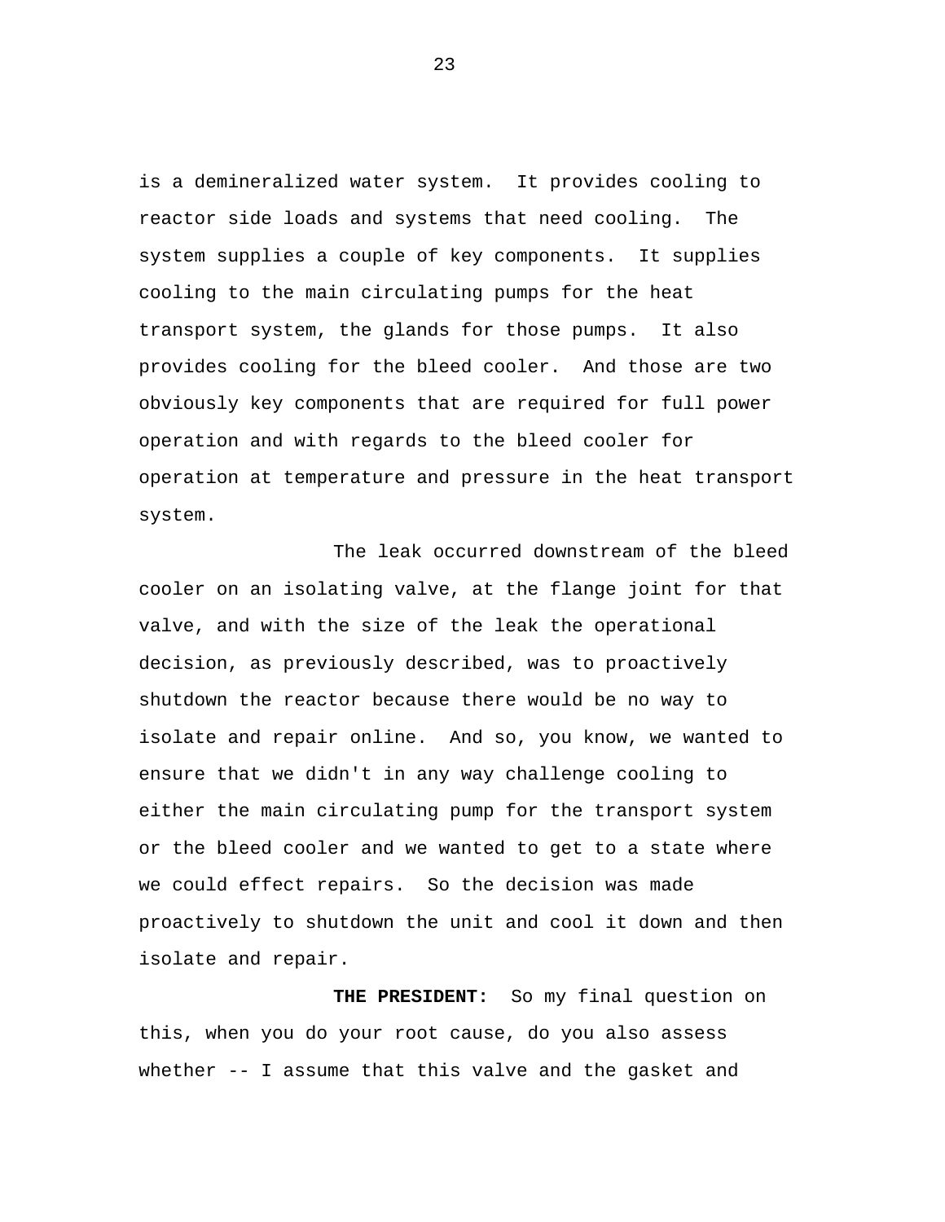is a demineralized water system. It provides cooling to reactor side loads and systems that need cooling. The system supplies a couple of key components. It supplies cooling to the main circulating pumps for the heat transport system, the glands for those pumps. It also provides cooling for the bleed cooler. And those are two obviously key components that are required for full power operation and with regards to the bleed cooler for operation at temperature and pressure in the heat transport system.

The leak occurred downstream of the bleed cooler on an isolating valve, at the flange joint for that valve, and with the size of the leak the operational decision, as previously described, was to proactively shutdown the reactor because there would be no way to isolate and repair online. And so, you know, we wanted to ensure that we didn't in any way challenge cooling to either the main circulating pump for the transport system or the bleed cooler and we wanted to get to a state where we could effect repairs. So the decision was made proactively to shutdown the unit and cool it down and then isolate and repair.

**THE PRESIDENT:** So my final question on this, when you do your root cause, do you also assess whether -- I assume that this valve and the gasket and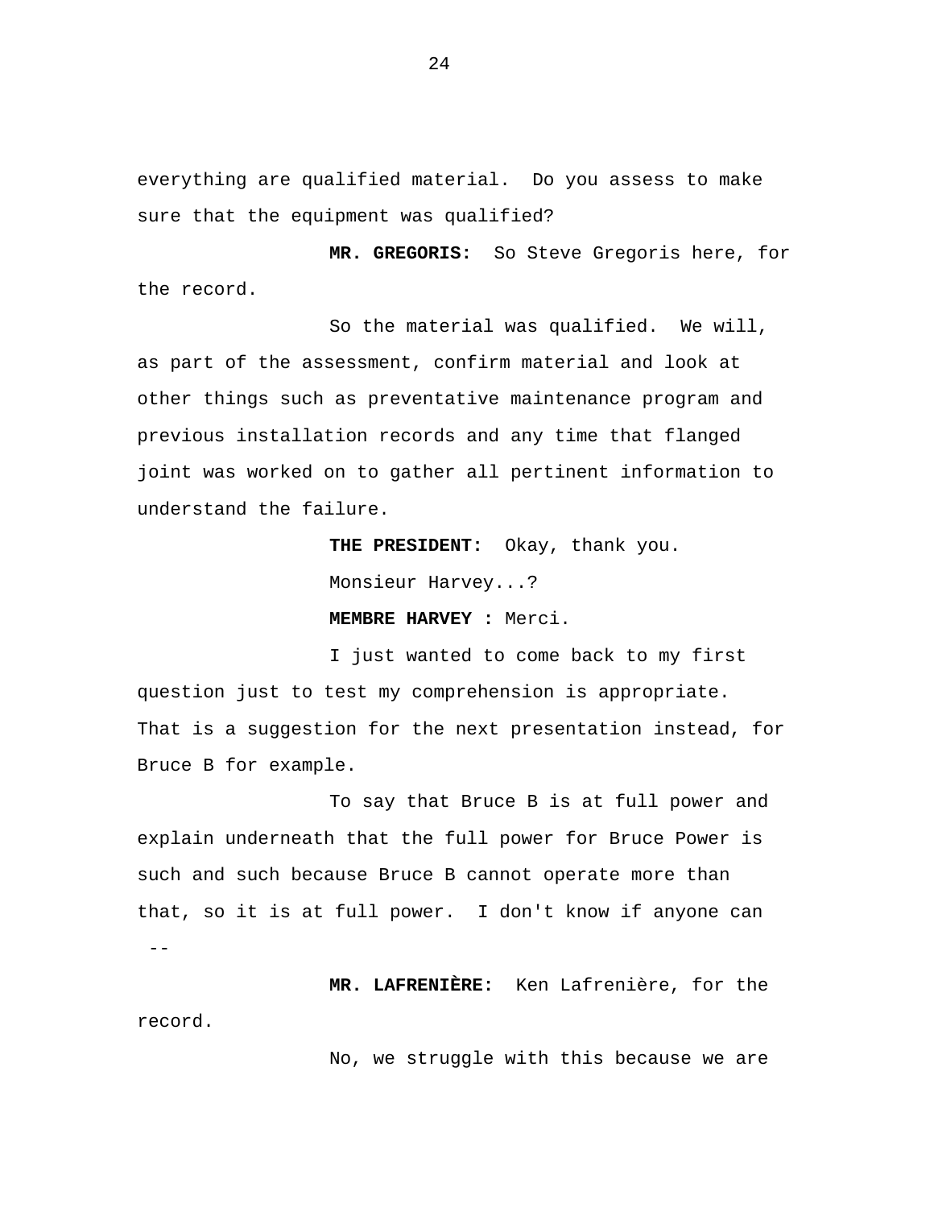everything are qualified material.  Do you assess to make sure that the equipment was qualified?

**MR. GREGORIS:**  So Steve Gregoris here, for the record.

So the material was qualified.  We will, as part of the assessment, confirm material and look at other things such as preventative maintenance program and previous installation records and any time that flanged joint was worked on to gather all pertinent information to understand the failure.

**THE PRESIDENT:**  Okay, thank you.

Monsieur Harvey...?

**MEMBRE HARVEY :** Merci.

I just wanted to come back to my first question just to test my comprehension is appropriate.  That is a suggestion for the next presentation instead, for Bruce B for example.

To say that Bruce B is at full power and explain underneath that the full power for Bruce Power is such and such because Bruce B cannot operate more than that, so it is at full power.  I don't know if anyone can --

**MR. LAFRENIÈRE:**  Ken Lafrenière, for the record.

No, we struggle with this because we are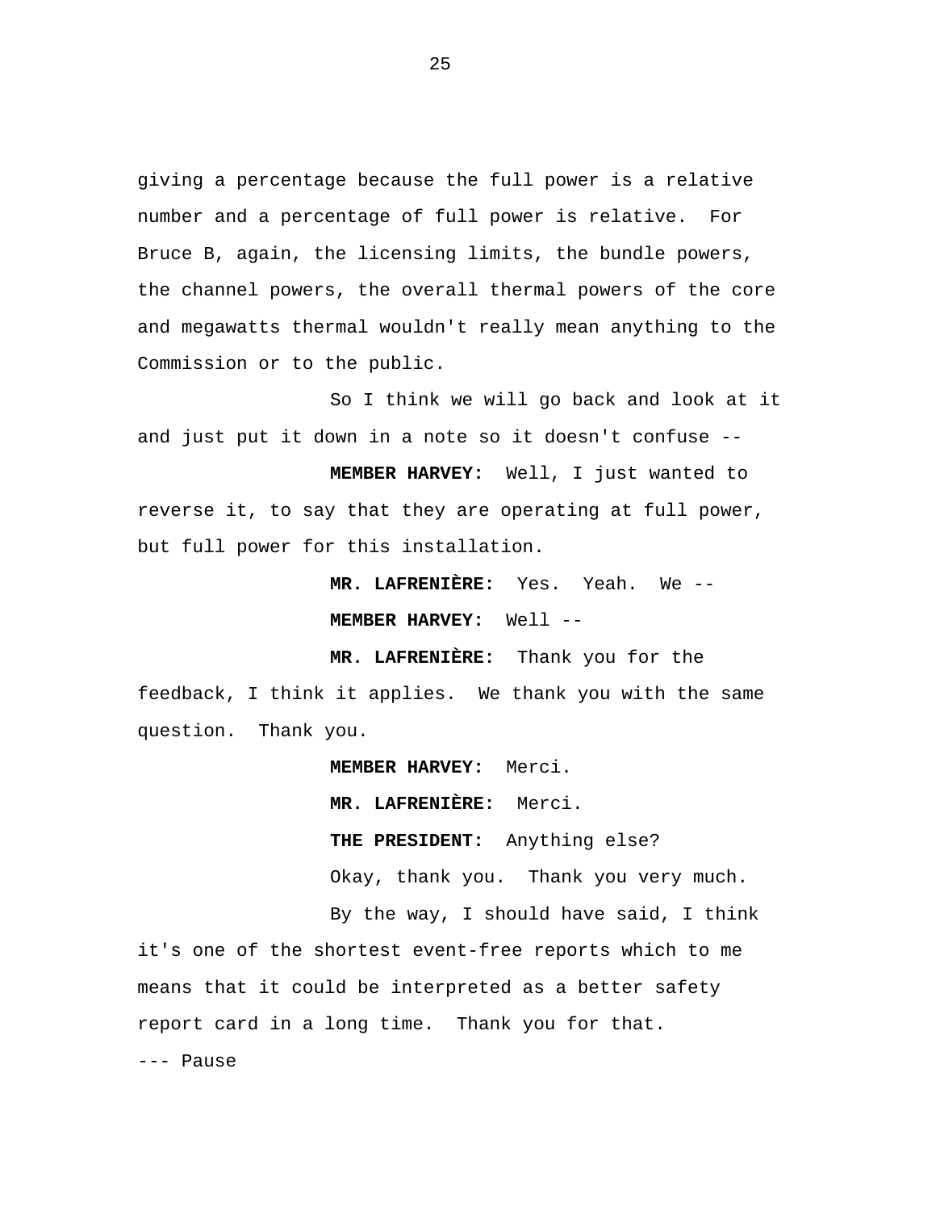giving a percentage because the full power is a relative number and a percentage of full power is relative. For Bruce B, again, the licensing limits, the bundle powers, the channel powers, the overall thermal powers of the core and megawatts thermal wouldn't really mean anything to the Commission or to the public.

So I think we will go back and look at it and just put it down in a note so it doesn't confuse --

**MEMBER HARVEY:** Well, I just wanted to reverse it, to say that they are operating at full power, but full power for this installation.

**MR. LAFRENIÈRE:** Yes. Yeah. We --

**MEMBER HARVEY:** Well --

**MR. LAFRENIÈRE:** Thank you for the feedback, I think it applies. We thank you with the same question. Thank you.

**MEMBER HARVEY:** Merci.

**MR. LAFRENIÈRE:** Merci.

**THE PRESIDENT:** Anything else?

Okay, thank you. Thank you very much.

By the way, I should have said, I think it's one of the shortest event-free reports which to me means that it could be interpreted as a better safety report card in a long time. Thank you for that.

--- Pause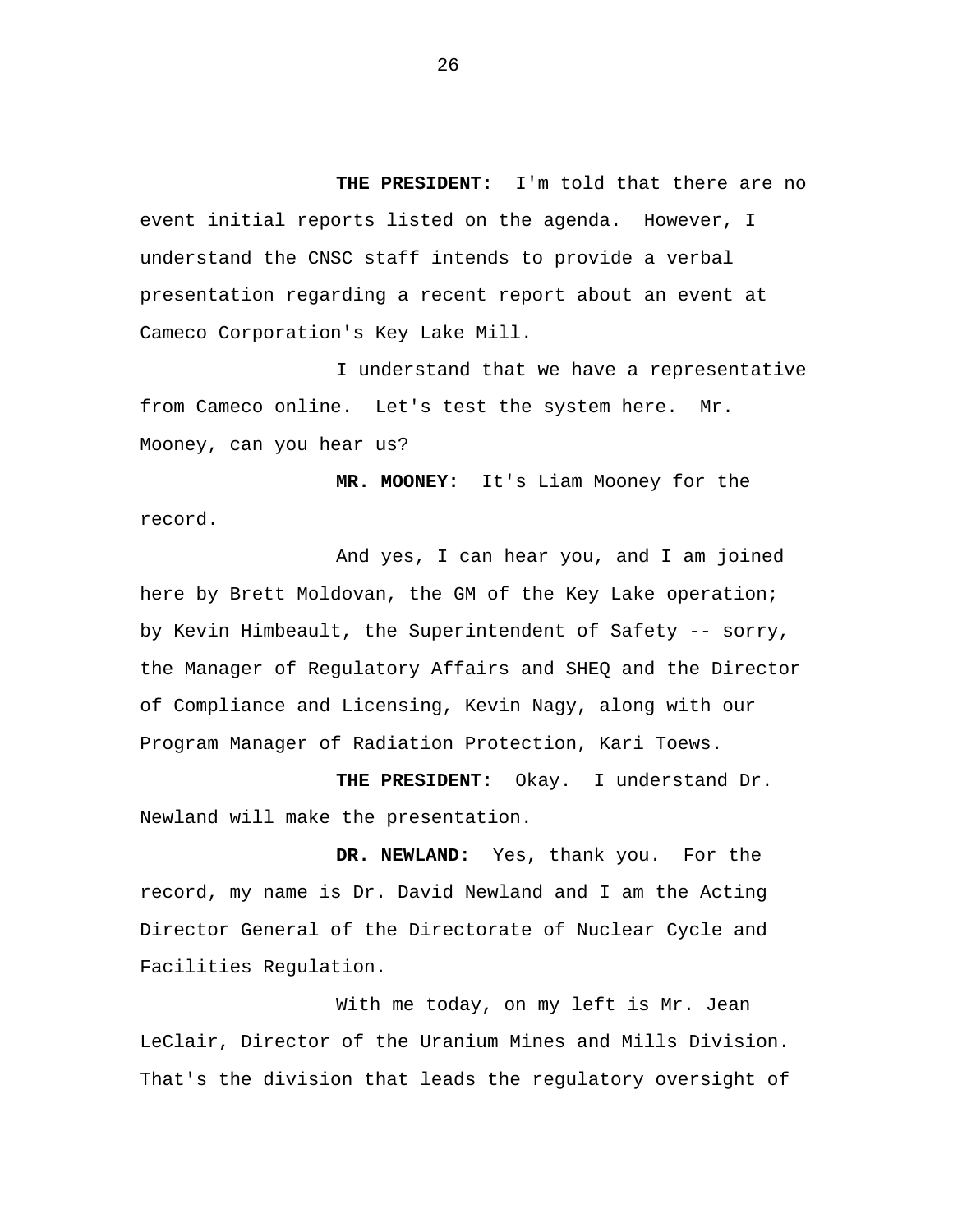**THE PRESIDENT:** I'm told that there are no event initial reports listed on the agenda. However, I understand the CNSC staff intends to provide a verbal presentation regarding a recent report about an event at Cameco Corporation's Key Lake Mill.

I understand that we have a representative from Cameco online. Let's test the system here. Mr. Mooney, can you hear us?

**MR. MOONEY:** It's Liam Mooney for the record.

And yes, I can hear you, and I am joined here by Brett Moldovan, the GM of the Key Lake operation; by Kevin Himbeault, the Superintendent of Safety -- sorry, the Manager of Regulatory Affairs and SHEQ and the Director of Compliance and Licensing, Kevin Nagy, along with our Program Manager of Radiation Protection, Kari Toews.

**THE PRESIDENT:** Okay. I understand Dr. Newland will make the presentation.

**DR. NEWLAND:** Yes, thank you. For the record, my name is Dr. David Newland and I am the Acting Director General of the Directorate of Nuclear Cycle and Facilities Regulation.

With me today, on my left is Mr. Jean LeClair, Director of the Uranium Mines and Mills Division. That's the division that leads the regulatory oversight of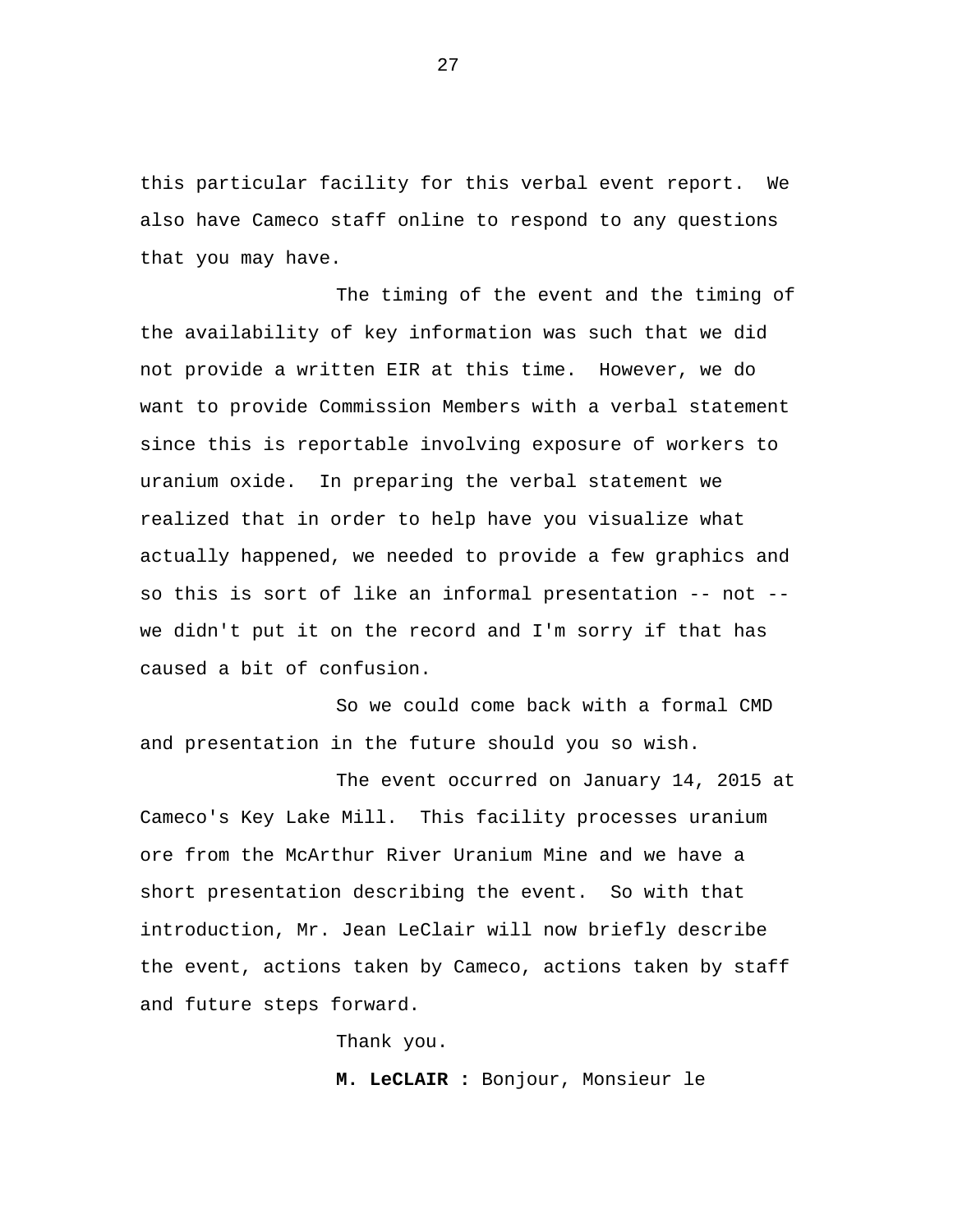this particular facility for this verbal event report. We also have Cameco staff online to respond to any questions that you may have.

The timing of the event and the timing of the availability of key information was such that we did not provide a written EIR at this time. However, we do want to provide Commission Members with a verbal statement since this is reportable involving exposure of workers to uranium oxide. In preparing the verbal statement we realized that in order to help have you visualize what actually happened, we needed to provide a few graphics and so this is sort of like an informal presentation -- not -- we didn't put it on the record and I'm sorry if that has caused a bit of confusion.

So we could come back with a formal CMD and presentation in the future should you so wish.

The event occurred on January 14, 2015 at Cameco's Key Lake Mill. This facility processes uranium ore from the McArthur River Uranium Mine and we have a short presentation describing the event. So with that introduction, Mr. Jean LeClair will now briefly describe the event, actions taken by Cameco, actions taken by staff and future steps forward.

Thank you.

**M. LeCLAIR :** Bonjour, Monsieur le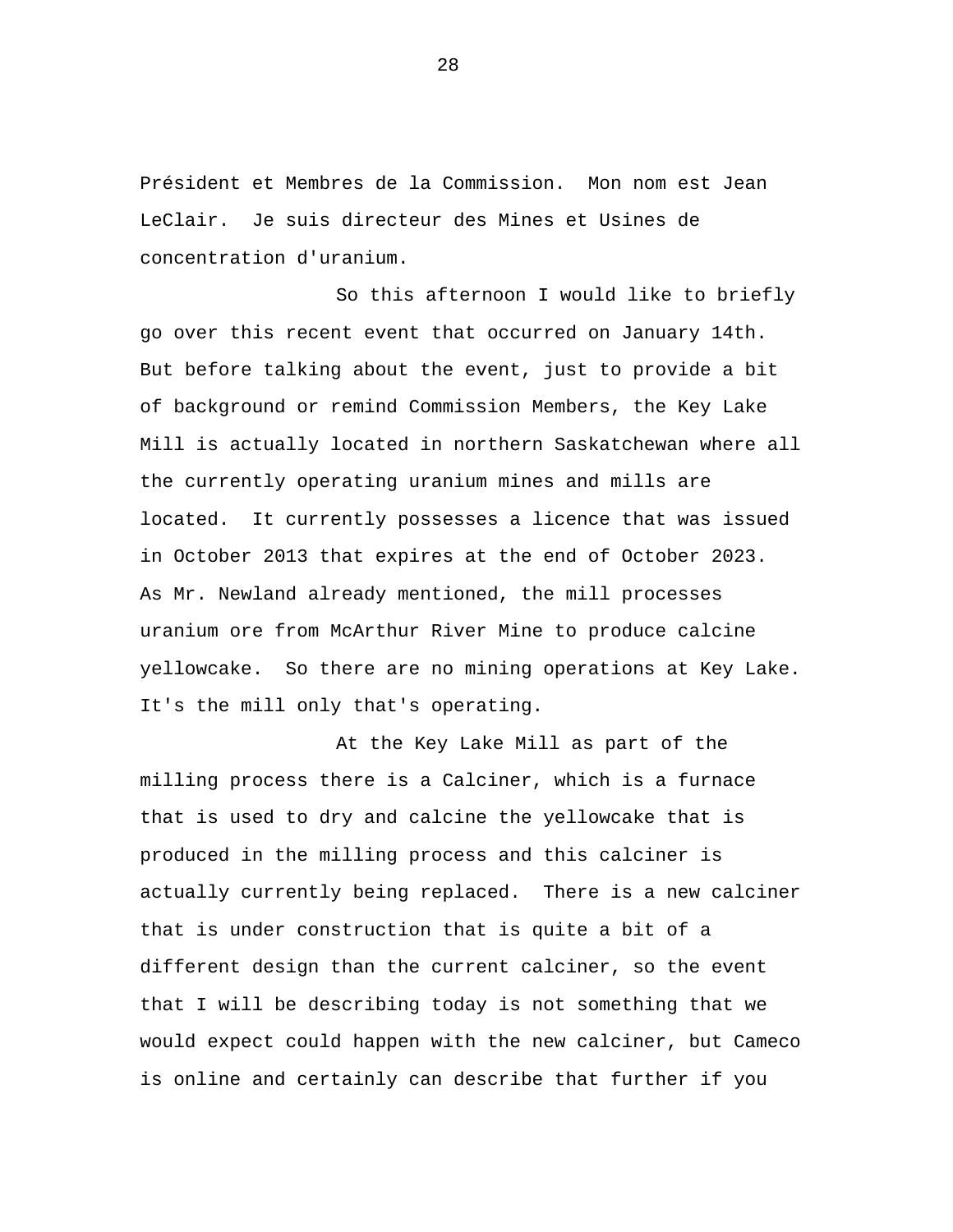Président et Membres de la Commission. Mon nom est Jean LeClair. Je suis directeur des Mines et Usines de concentration d'uranium.

So this afternoon I would like to briefly go over this recent event that occurred on January 14th. But before talking about the event, just to provide a bit of background or remind Commission Members, the Key Lake Mill is actually located in northern Saskatchewan where all the currently operating uranium mines and mills are located. It currently possesses a licence that was issued in October 2013 that expires at the end of October 2023. As Mr. Newland already mentioned, the mill processes uranium ore from McArthur River Mine to produce calcine yellowcake. So there are no mining operations at Key Lake. It's the mill only that's operating.

At the Key Lake Mill as part of the milling process there is a Calciner, which is a furnace that is used to dry and calcine the yellowcake that is produced in the milling process and this calciner is actually currently being replaced. There is a new calciner that is under construction that is quite a bit of a different design than the current calciner, so the event that I will be describing today is not something that we would expect could happen with the new calciner, but Cameco is online and certainly can describe that further if you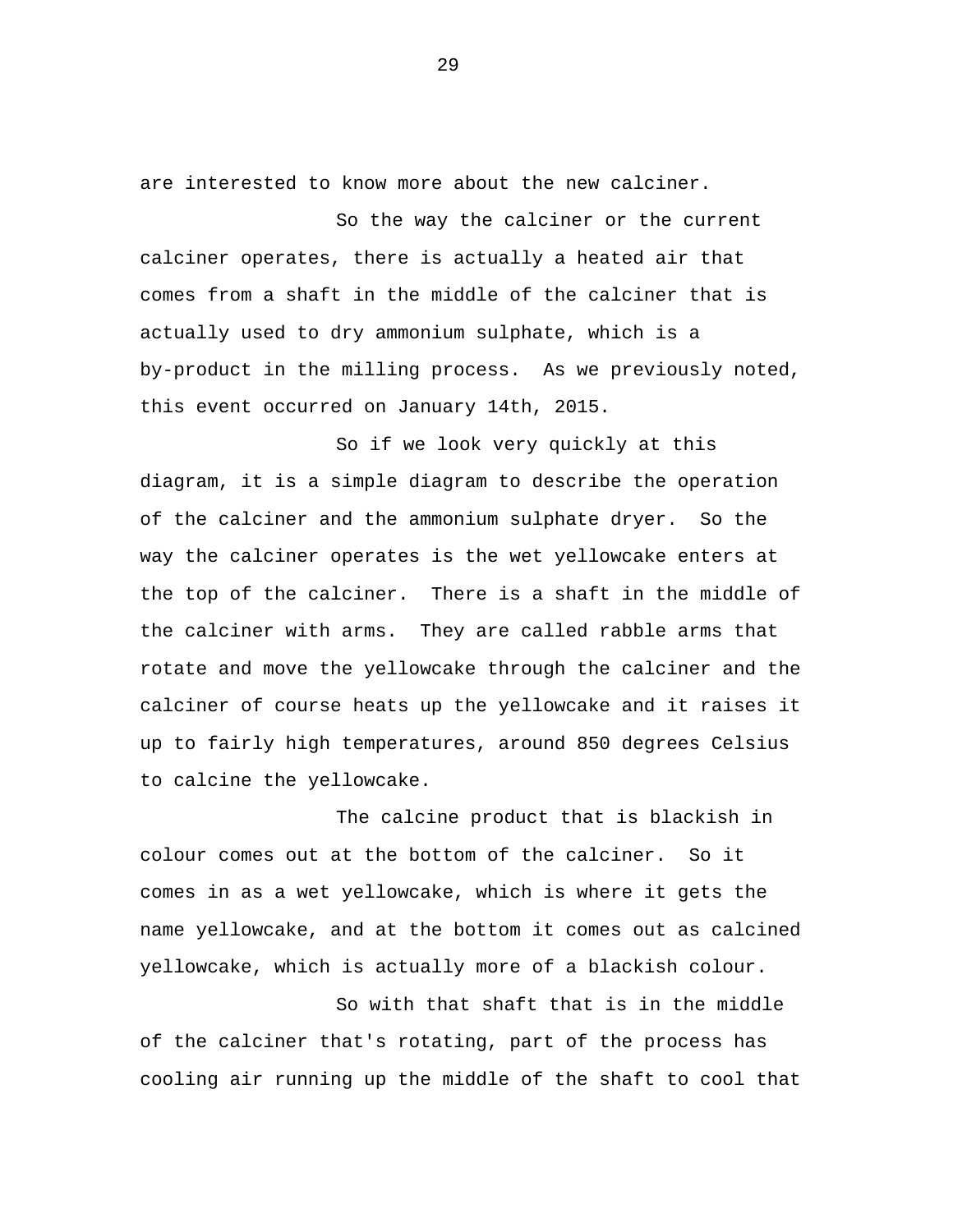are interested to know more about the new calciner.

So the way the calciner or the current calciner operates, there is actually a heated air that comes from a shaft in the middle of the calciner that is actually used to dry ammonium sulphate, which is a by-product in the milling process. As we previously noted, this event occurred on January 14th, 2015.

So if we look very quickly at this diagram, it is a simple diagram to describe the operation of the calciner and the ammonium sulphate dryer. So the way the calciner operates is the wet yellowcake enters at the top of the calciner. There is a shaft in the middle of the calciner with arms. They are called rabble arms that rotate and move the yellowcake through the calciner and the calciner of course heats up the yellowcake and it raises it up to fairly high temperatures, around 850 degrees Celsius to calcine the yellowcake.

The calcine product that is blackish in colour comes out at the bottom of the calciner. So it comes in as a wet yellowcake, which is where it gets the name yellowcake, and at the bottom it comes out as calcined yellowcake, which is actually more of a blackish colour.

So with that shaft that is in the middle of the calciner that's rotating, part of the process has cooling air running up the middle of the shaft to cool that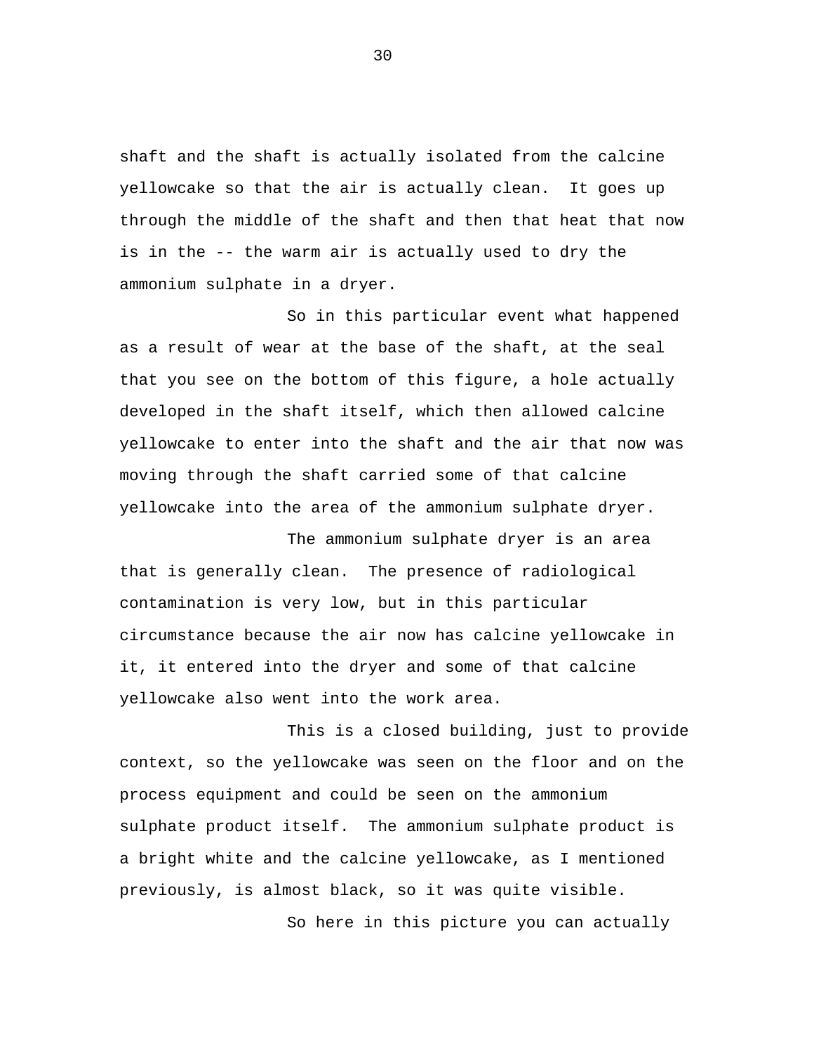shaft and the shaft is actually isolated from the calcine yellowcake so that the air is actually clean. It goes up through the middle of the shaft and then that heat that now is in the -- the warm air is actually used to dry the ammonium sulphate in a dryer.

So in this particular event what happened as a result of wear at the base of the shaft, at the seal that you see on the bottom of this figure, a hole actually developed in the shaft itself, which then allowed calcine yellowcake to enter into the shaft and the air that now was moving through the shaft carried some of that calcine yellowcake into the area of the ammonium sulphate dryer.

The ammonium sulphate dryer is an area that is generally clean. The presence of radiological contamination is very low, but in this particular circumstance because the air now has calcine yellowcake in it, it entered into the dryer and some of that calcine yellowcake also went into the work area.

This is a closed building, just to provide context, so the yellowcake was seen on the floor and on the process equipment and could be seen on the ammonium sulphate product itself. The ammonium sulphate product is a bright white and the calcine yellowcake, as I mentioned previously, is almost black, so it was quite visible.

So here in this picture you can actually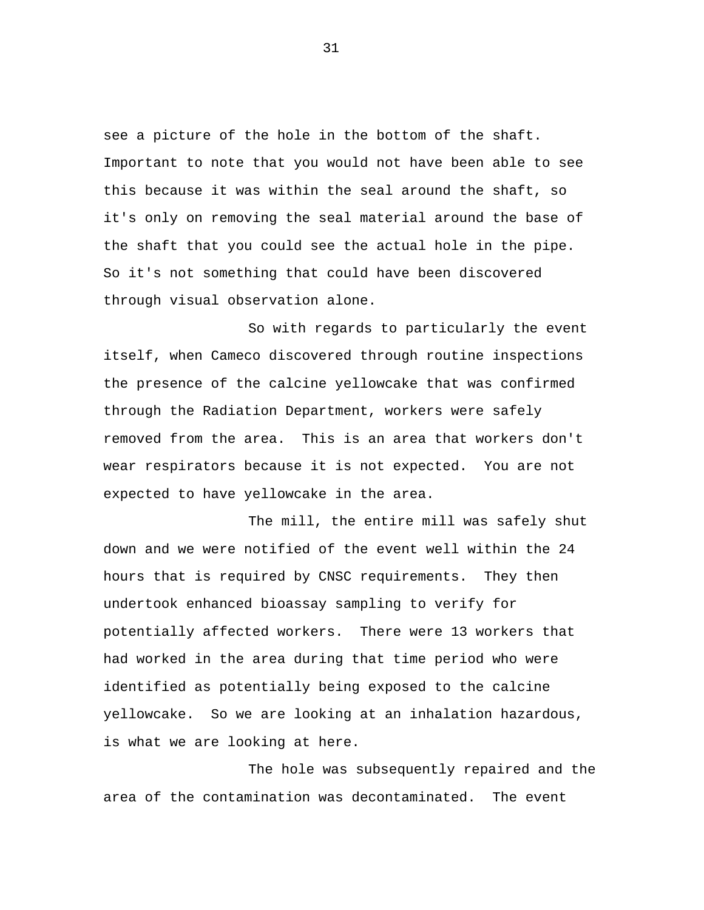see a picture of the hole in the bottom of the shaft. Important to note that you would not have been able to see this because it was within the seal around the shaft, so it's only on removing the seal material around the base of the shaft that you could see the actual hole in the pipe. So it's not something that could have been discovered through visual observation alone.

So with regards to particularly the event itself, when Cameco discovered through routine inspections the presence of the calcine yellowcake that was confirmed through the Radiation Department, workers were safely removed from the area. This is an area that workers don't wear respirators because it is not expected. You are not expected to have yellowcake in the area.

The mill, the entire mill was safely shut down and we were notified of the event well within the 24 hours that is required by CNSC requirements. They then undertook enhanced bioassay sampling to verify for potentially affected workers. There were 13 workers that had worked in the area during that time period who were identified as potentially being exposed to the calcine yellowcake. So we are looking at an inhalation hazardous, is what we are looking at here.

The hole was subsequently repaired and the area of the contamination was decontaminated. The event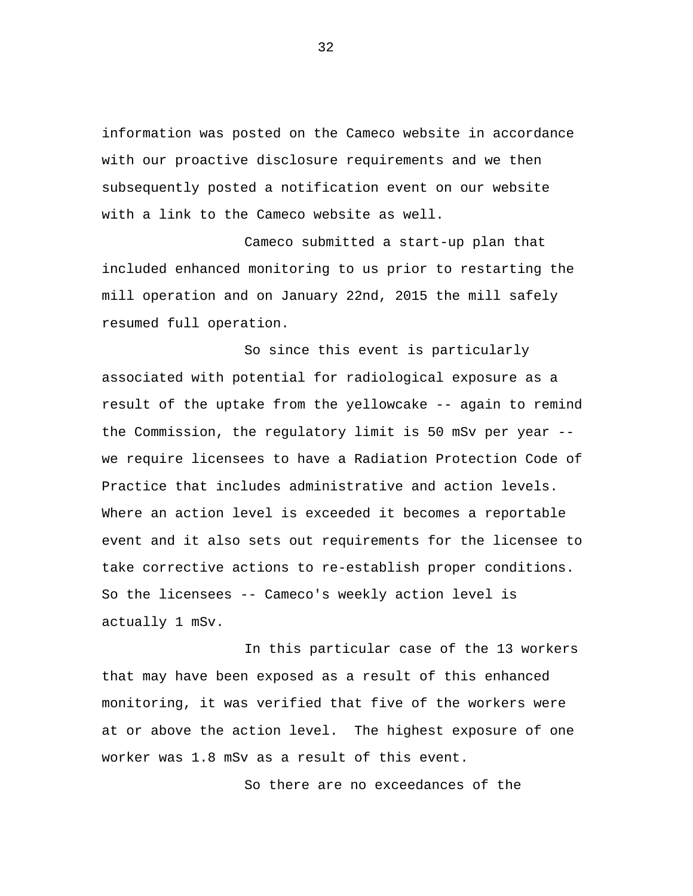information was posted on the Cameco website in accordance with our proactive disclosure requirements and we then subsequently posted a notification event on our website with a link to the Cameco website as well.

Cameco submitted a start-up plan that included enhanced monitoring to us prior to restarting the mill operation and on January 22nd, 2015 the mill safely resumed full operation.

So since this event is particularly associated with potential for radiological exposure as a result of the uptake from the yellowcake -- again to remind the Commission, the regulatory limit is 50 mSv per year -- we require licensees to have a Radiation Protection Code of Practice that includes administrative and action levels. Where an action level is exceeded it becomes a reportable event and it also sets out requirements for the licensee to take corrective actions to re-establish proper conditions. So the licensees -- Cameco's weekly action level is actually 1 mSv.

In this particular case of the 13 workers that may have been exposed as a result of this enhanced monitoring, it was verified that five of the workers were at or above the action level. The highest exposure of one worker was 1.8 mSv as a result of this event.

So there are no exceedances of the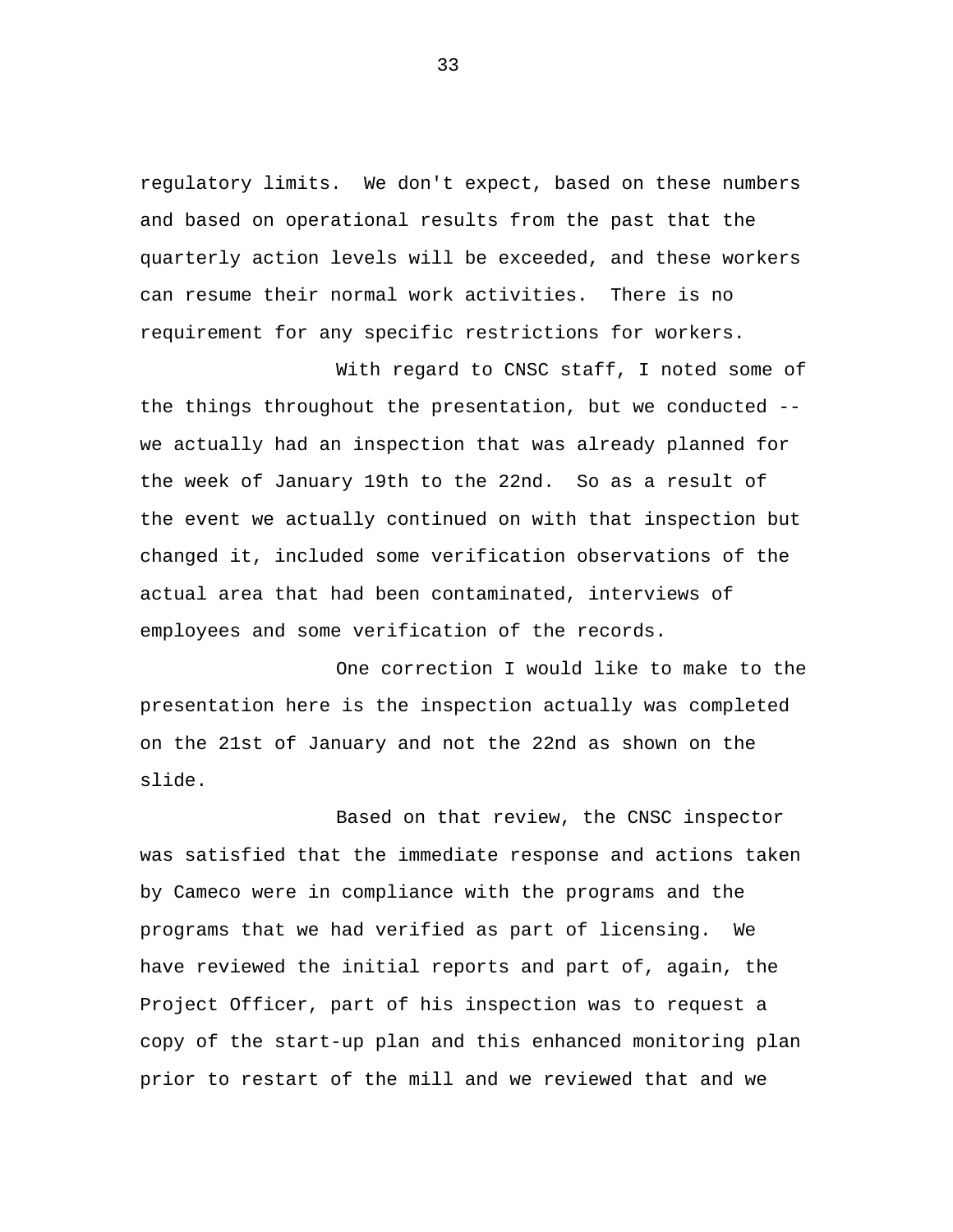regulatory limits. We don't expect, based on these numbers and based on operational results from the past that the quarterly action levels will be exceeded, and these workers can resume their normal work activities. There is no requirement for any specific restrictions for workers.

With regard to CNSC staff, I noted some of the things throughout the presentation, but we conducted -- we actually had an inspection that was already planned for the week of January 19th to the 22nd. So as a result of the event we actually continued on with that inspection but changed it, included some verification observations of the actual area that had been contaminated, interviews of employees and some verification of the records.

One correction I would like to make to the presentation here is the inspection actually was completed on the 21st of January and not the 22nd as shown on the slide.

Based on that review, the CNSC inspector was satisfied that the immediate response and actions taken by Cameco were in compliance with the programs and the programs that we had verified as part of licensing. We have reviewed the initial reports and part of, again, the Project Officer, part of his inspection was to request a copy of the start-up plan and this enhanced monitoring plan prior to restart of the mill and we reviewed that and we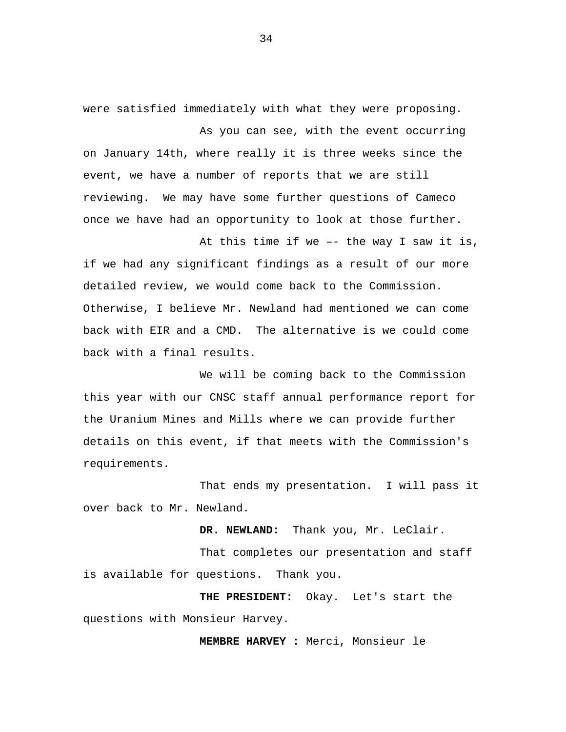were satisfied immediately with what they were proposing.

As you can see, with the event occurring on January 14th, where really it is three weeks since the event, we have a number of reports that we are still reviewing. We may have some further questions of Cameco once we have had an opportunity to look at those further.

At this time if we –- the way I saw it is, if we had any significant findings as a result of our more detailed review, we would come back to the Commission. Otherwise, I believe Mr. Newland had mentioned we can come back with EIR and a CMD. The alternative is we could come back with a final results.

We will be coming back to the Commission this year with our CNSC staff annual performance report for the Uranium Mines and Mills where we can provide further details on this event, if that meets with the Commission's requirements.

That ends my presentation. I will pass it over back to Mr. Newland.

**DR. NEWLAND:** Thank you, Mr. LeClair.

That completes our presentation and staff is available for questions. Thank you.

**THE PRESIDENT:** Okay. Let's start the questions with Monsieur Harvey.

**MEMBRE HARVEY :** Merci, Monsieur le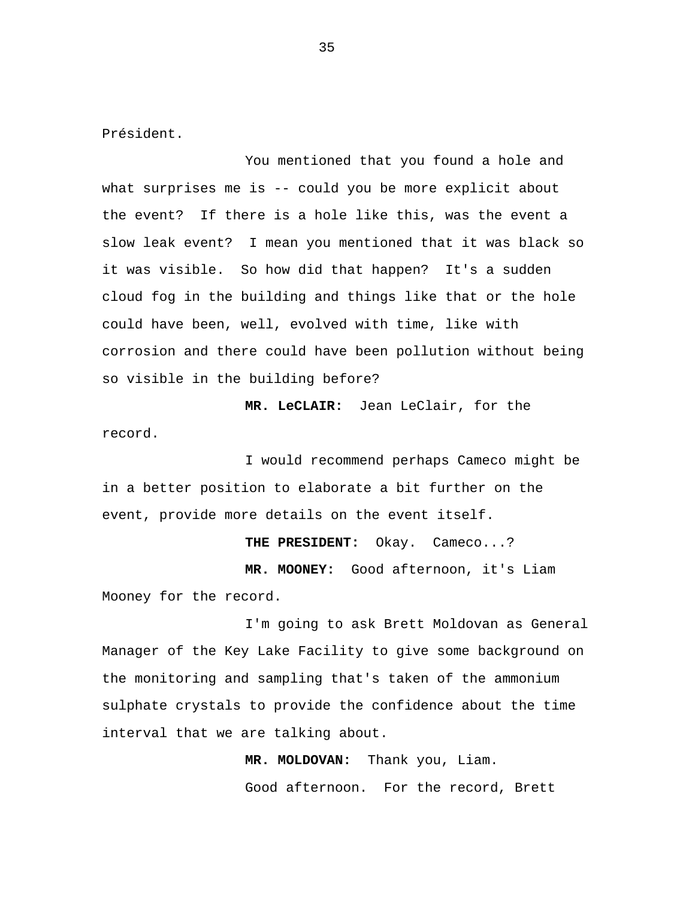Président.

You mentioned that you found a hole and what surprises me is -- could you be more explicit about the event? If there is a hole like this, was the event a slow leak event? I mean you mentioned that it was black so it was visible. So how did that happen? It's a sudden cloud fog in the building and things like that or the hole could have been, well, evolved with time, like with corrosion and there could have been pollution without being so visible in the building before?

**MR. LeCLAIR:** Jean LeClair, for the record.

I would recommend perhaps Cameco might be in a better position to elaborate a bit further on the event, provide more details on the event itself.

**THE PRESIDENT:** Okay. Cameco...?

**MR. MOONEY:** Good afternoon, it's Liam Mooney for the record.

I'm going to ask Brett Moldovan as General Manager of the Key Lake Facility to give some background on the monitoring and sampling that's taken of the ammonium sulphate crystals to provide the confidence about the time interval that we are talking about.

**MR. MOLDOVAN:** Thank you, Liam.

Good afternoon. For the record, Brett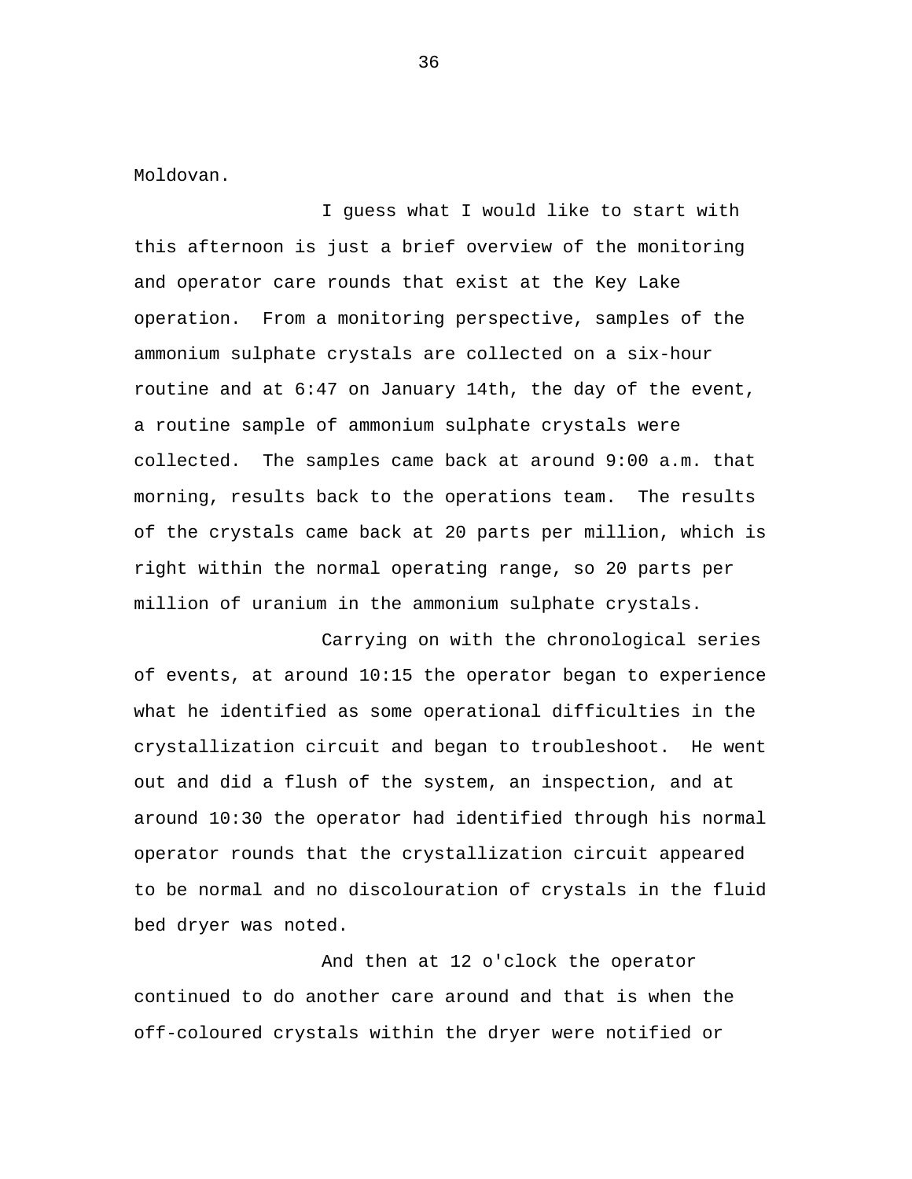Moldovan.

I guess what I would like to start with this afternoon is just a brief overview of the monitoring and operator care rounds that exist at the Key Lake operation. From a monitoring perspective, samples of the ammonium sulphate crystals are collected on a six-hour routine and at 6:47 on January 14th, the day of the event, a routine sample of ammonium sulphate crystals were collected. The samples came back at around 9:00 a.m. that morning, results back to the operations team. The results of the crystals came back at 20 parts per million, which is right within the normal operating range, so 20 parts per million of uranium in the ammonium sulphate crystals.

Carrying on with the chronological series of events, at around 10:15 the operator began to experience what he identified as some operational difficulties in the crystallization circuit and began to troubleshoot. He went out and did a flush of the system, an inspection, and at around 10:30 the operator had identified through his normal operator rounds that the crystallization circuit appeared to be normal and no discolouration of crystals in the fluid bed dryer was noted.

And then at 12 o'clock the operator continued to do another care around and that is when the off-coloured crystals within the dryer were notified or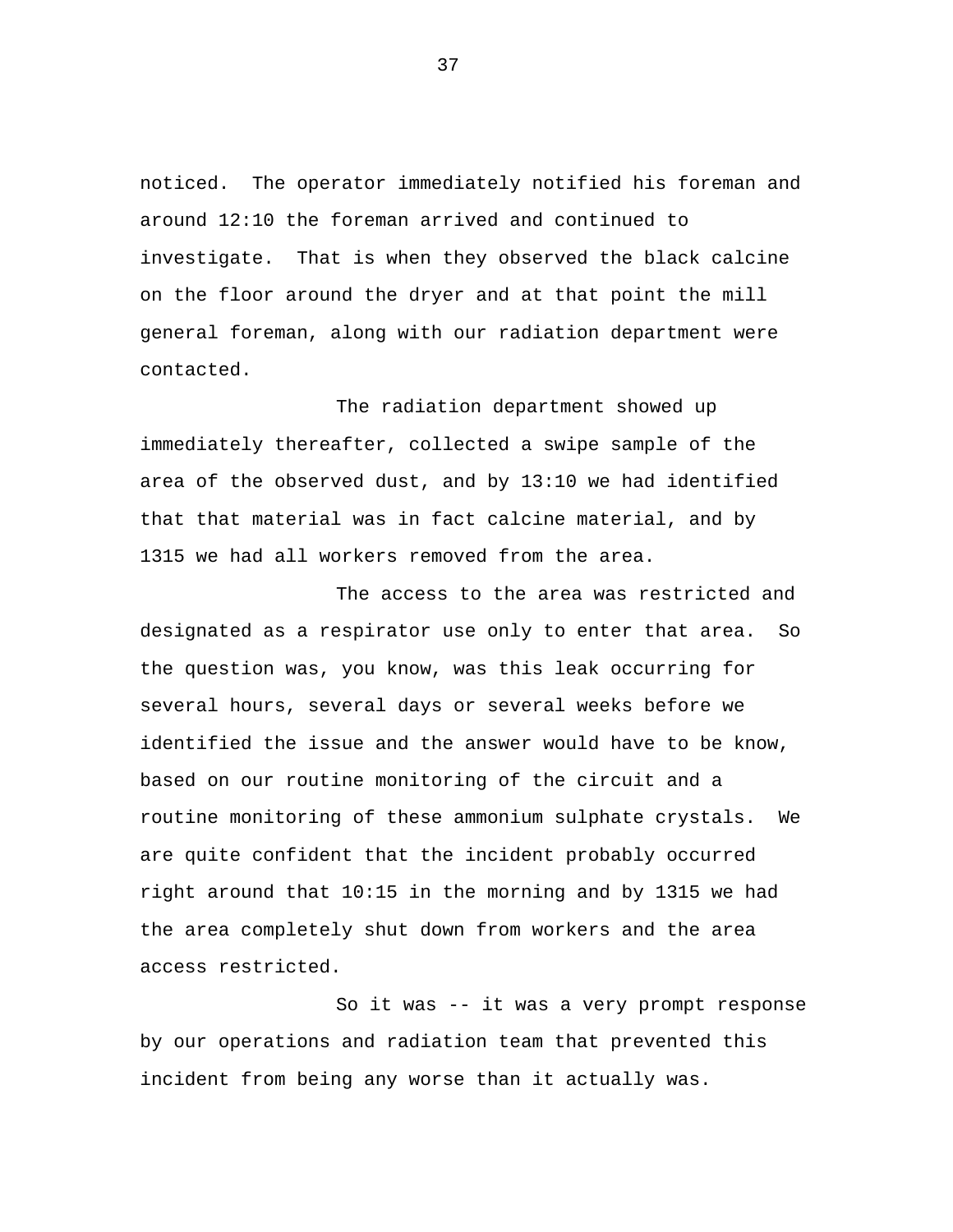noticed. The operator immediately notified his foreman and around 12:10 the foreman arrived and continued to investigate. That is when they observed the black calcine on the floor around the dryer and at that point the mill general foreman, along with our radiation department were contacted.

The radiation department showed up immediately thereafter, collected a swipe sample of the area of the observed dust, and by 13:10 we had identified that that material was in fact calcine material, and by 1315 we had all workers removed from the area.

The access to the area was restricted and designated as a respirator use only to enter that area. So the question was, you know, was this leak occurring for several hours, several days or several weeks before we identified the issue and the answer would have to be know, based on our routine monitoring of the circuit and a routine monitoring of these ammonium sulphate crystals. We are quite confident that the incident probably occurred right around that 10:15 in the morning and by 1315 we had the area completely shut down from workers and the area access restricted.

So it was -- it was a very prompt response by our operations and radiation team that prevented this incident from being any worse than it actually was.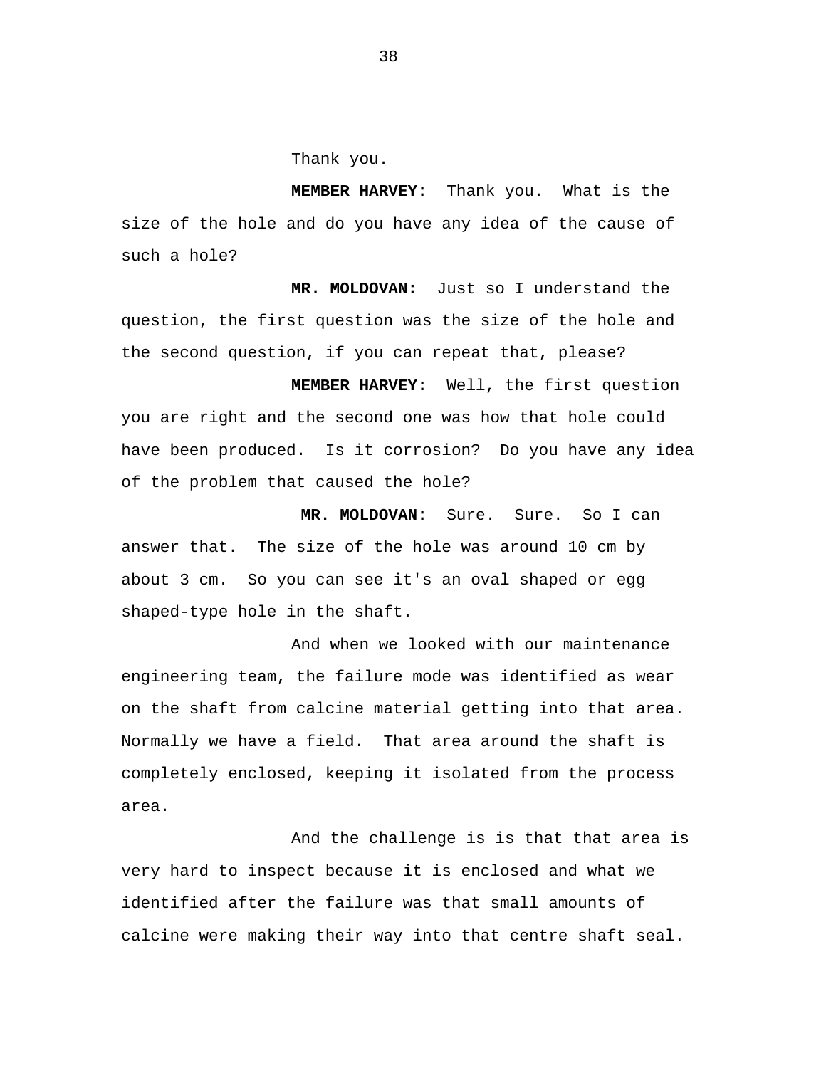Thank you.

**MEMBER HARVEY:** Thank you. What is the size of the hole and do you have any idea of the cause of such a hole?

**MR. MOLDOVAN:** Just so I understand the question, the first question was the size of the hole and the second question, if you can repeat that, please?

**MEMBER HARVEY:** Well, the first question you are right and the second one was how that hole could have been produced. Is it corrosion? Do you have any idea of the problem that caused the hole?

**MR. MOLDOVAN:** Sure. Sure. So I can answer that. The size of the hole was around 10 cm by about 3 cm. So you can see it's an oval shaped or egg shaped-type hole in the shaft.

And when we looked with our maintenance engineering team, the failure mode was identified as wear on the shaft from calcine material getting into that area. Normally we have a field. That area around the shaft is completely enclosed, keeping it isolated from the process area.

And the challenge is is that that area is very hard to inspect because it is enclosed and what we identified after the failure was that small amounts of calcine were making their way into that centre shaft seal.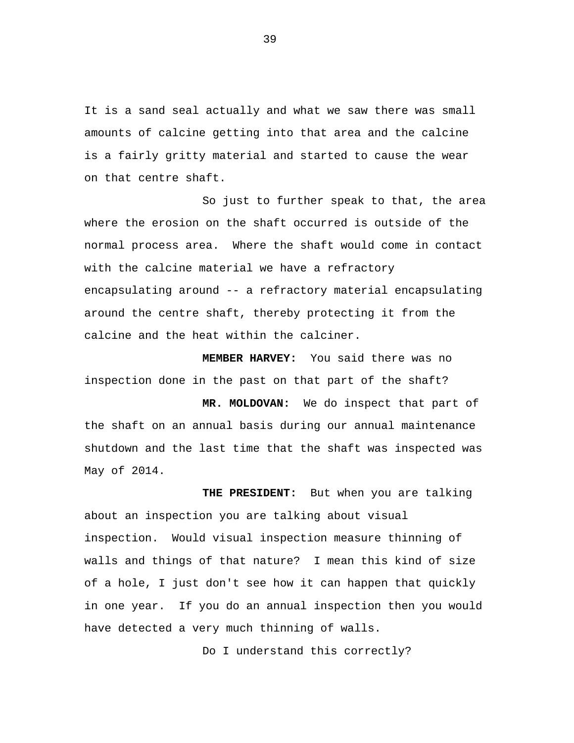It is a sand seal actually and what we saw there was small amounts of calcine getting into that area and the calcine is a fairly gritty material and started to cause the wear on that centre shaft.

So just to further speak to that, the area where the erosion on the shaft occurred is outside of the normal process area. Where the shaft would come in contact with the calcine material we have a refractory encapsulating around -- a refractory material encapsulating around the centre shaft, thereby protecting it from the calcine and the heat within the calciner.

**MEMBER HARVEY:** You said there was no inspection done in the past on that part of the shaft?

**MR. MOLDOVAN:** We do inspect that part of the shaft on an annual basis during our annual maintenance shutdown and the last time that the shaft was inspected was May of 2014.

**THE PRESIDENT:** But when you are talking about an inspection you are talking about visual inspection. Would visual inspection measure thinning of walls and things of that nature? I mean this kind of size of a hole, I just don't see how it can happen that quickly in one year. If you do an annual inspection then you would have detected a very much thinning of walls.

Do I understand this correctly?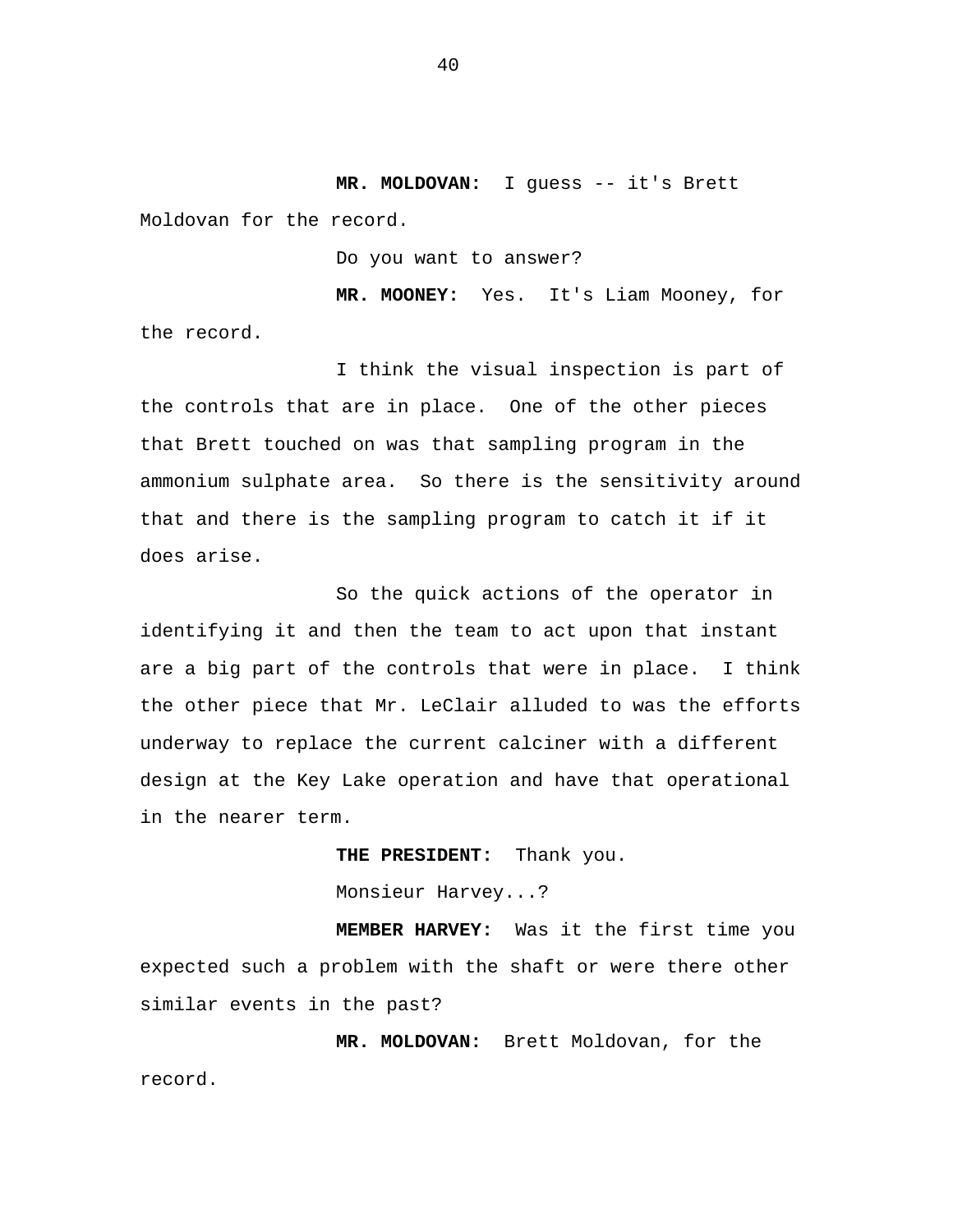**MR. MOLDOVAN:** I guess -- it's Brett Moldovan for the record.

Do you want to answer?

**MR. MOONEY:** Yes. It's Liam Mooney, for the record.

I think the visual inspection is part of the controls that are in place. One of the other pieces that Brett touched on was that sampling program in the ammonium sulphate area. So there is the sensitivity around that and there is the sampling program to catch it if it does arise.

So the quick actions of the operator in identifying it and then the team to act upon that instant are a big part of the controls that were in place. I think the other piece that Mr. LeClair alluded to was the efforts underway to replace the current calciner with a different design at the Key Lake operation and have that operational in the nearer term.

**THE PRESIDENT:** Thank you.

Monsieur Harvey...?

**MEMBER HARVEY:** Was it the first time you expected such a problem with the shaft or were there other similar events in the past?

**MR. MOLDOVAN:** Brett Moldovan, for the record.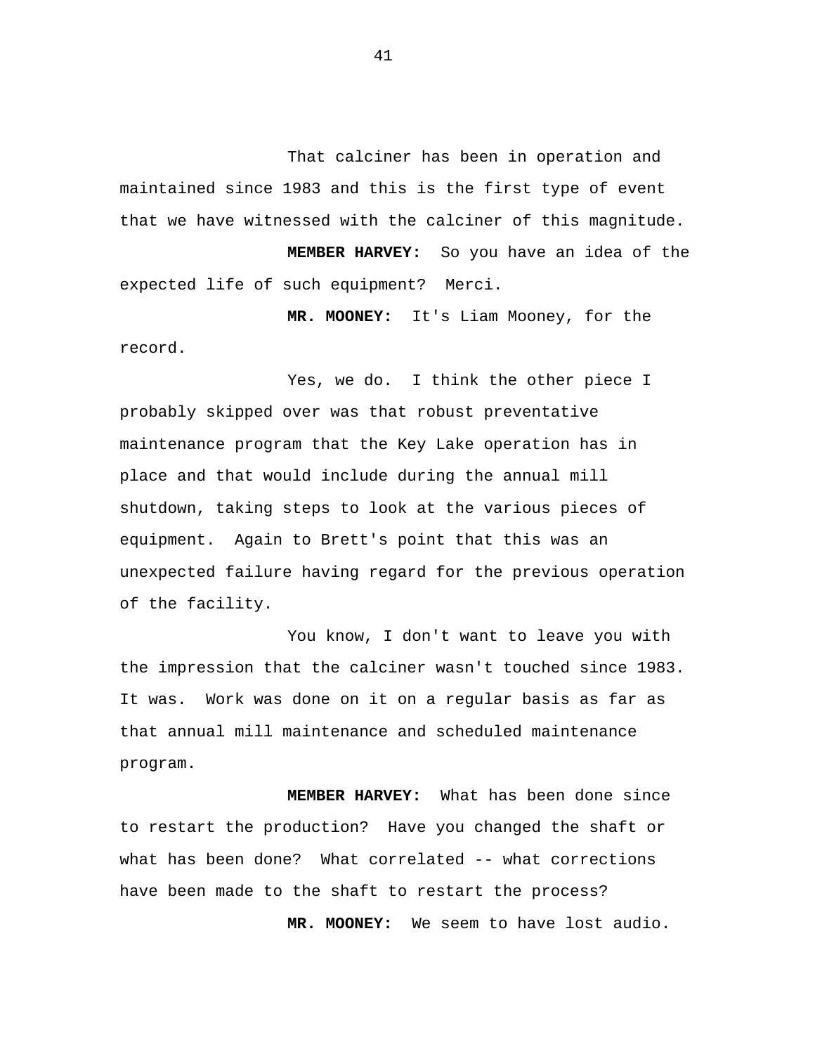That calciner has been in operation and maintained since 1983 and this is the first type of event that we have witnessed with the calciner of this magnitude.

**MEMBER HARVEY:** So you have an idea of the expected life of such equipment? Merci.

**MR. MOONEY:** It's Liam Mooney, for the record.

Yes, we do. I think the other piece I probably skipped over was that robust preventative maintenance program that the Key Lake operation has in place and that would include during the annual mill shutdown, taking steps to look at the various pieces of equipment. Again to Brett's point that this was an unexpected failure having regard for the previous operation of the facility.

You know, I don't want to leave you with the impression that the calciner wasn't touched since 1983. It was. Work was done on it on a regular basis as far as that annual mill maintenance and scheduled maintenance program.

**MEMBER HARVEY:** What has been done since to restart the production? Have you changed the shaft or what has been done? What correlated -- what corrections have been made to the shaft to restart the process?

**MR. MOONEY:** We seem to have lost audio.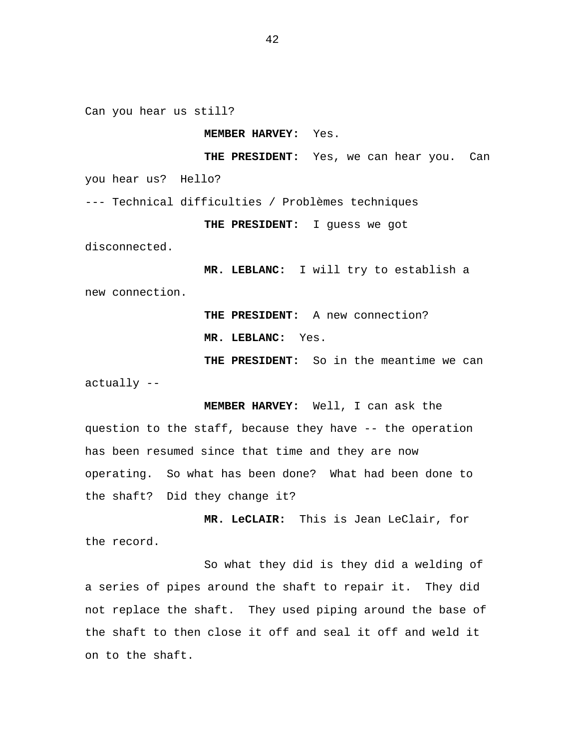Can you hear us still?

**MEMBER HARVEY:** Yes.

**THE PRESIDENT:** Yes, we can hear you. Can you hear us? Hello?

--- Technical difficulties / Problèmes techniques

**THE PRESIDENT:** I guess we got disconnected.

**MR. LEBLANC:** I will try to establish a new connection.

**THE PRESIDENT:** A new connection?

**MR. LEBLANC:** Yes.

**THE PRESIDENT:** So in the meantime we can actually --

**MEMBER HARVEY:** Well, I can ask the question to the staff, because they have -- the operation has been resumed since that time and they are now operating. So what has been done? What had been done to the shaft? Did they change it?

**MR. LeCLAIR:** This is Jean LeClair, for the record.

So what they did is they did a welding of a series of pipes around the shaft to repair it. They did not replace the shaft. They used piping around the base of the shaft to then close it off and seal it off and weld it on to the shaft.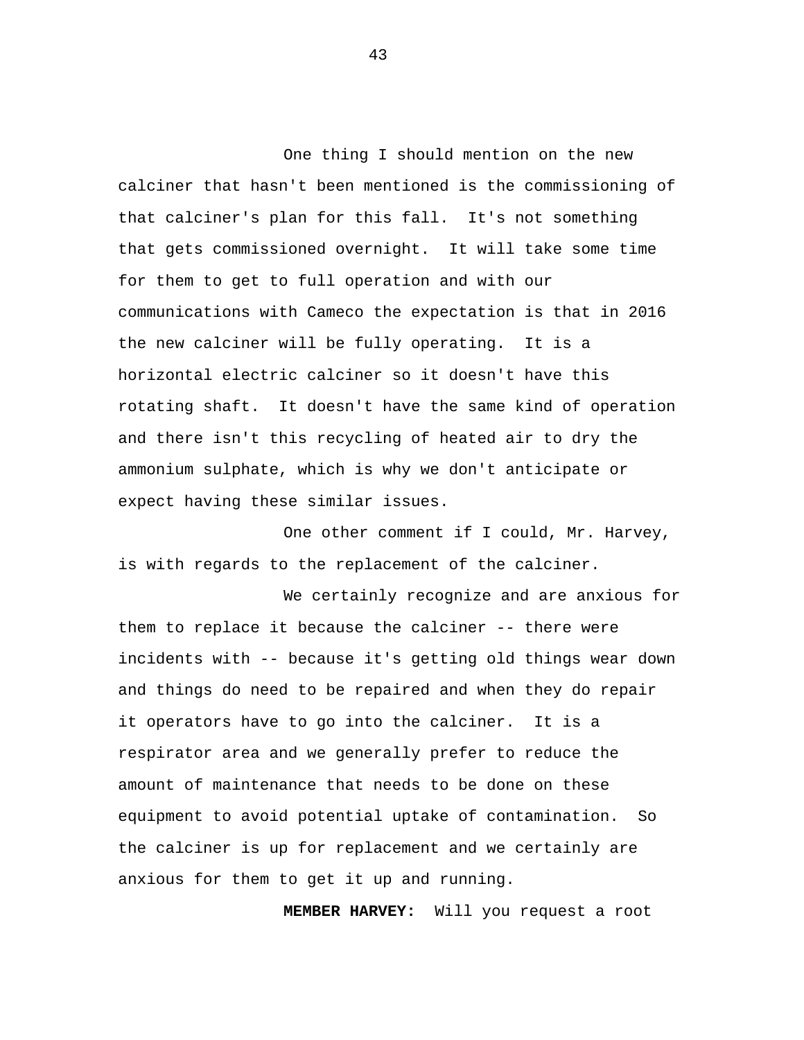One thing I should mention on the new calciner that hasn't been mentioned is the commissioning of that calciner's plan for this fall. It's not something that gets commissioned overnight. It will take some time for them to get to full operation and with our communications with Cameco the expectation is that in 2016 the new calciner will be fully operating. It is a horizontal electric calciner so it doesn't have this rotating shaft. It doesn't have the same kind of operation and there isn't this recycling of heated air to dry the ammonium sulphate, which is why we don't anticipate or expect having these similar issues.

One other comment if I could, Mr. Harvey, is with regards to the replacement of the calciner.

We certainly recognize and are anxious for them to replace it because the calciner -- there were incidents with -- because it's getting old things wear down and things do need to be repaired and when they do repair it operators have to go into the calciner. It is a respirator area and we generally prefer to reduce the amount of maintenance that needs to be done on these equipment to avoid potential uptake of contamination. So the calciner is up for replacement and we certainly are anxious for them to get it up and running.

**MEMBER HARVEY:** Will you request a root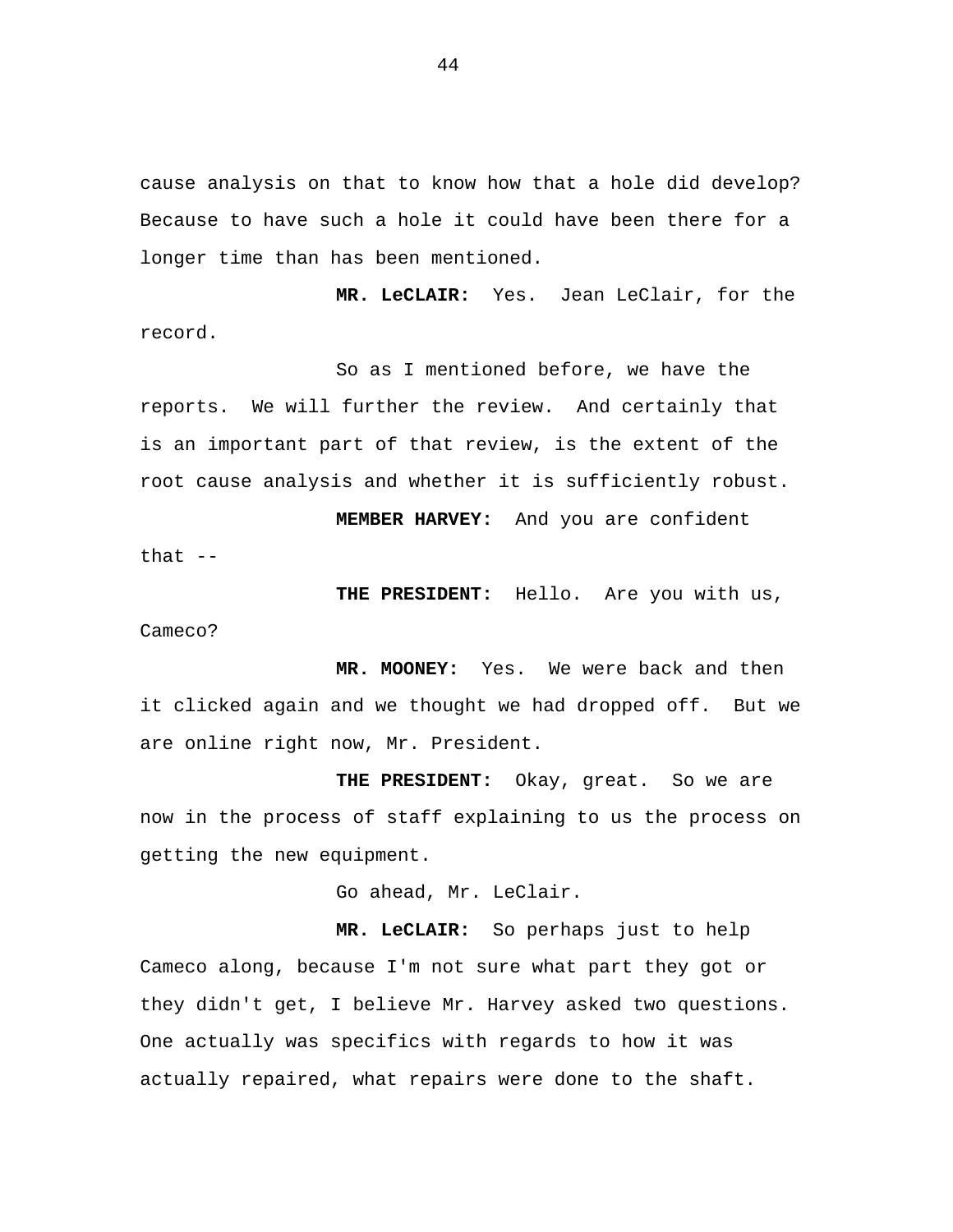cause analysis on that to know how that a hole did develop? Because to have such a hole it could have been there for a longer time than has been mentioned.

**MR. LeCLAIR:** Yes. Jean LeClair, for the record.

So as I mentioned before, we have the reports. We will further the review. And certainly that is an important part of that review, is the extent of the root cause analysis and whether it is sufficiently robust.

**MEMBER HARVEY:** And you are confident that --

**THE PRESIDENT:** Hello. Are you with us, Cameco?

**MR. MOONEY:** Yes. We were back and then it clicked again and we thought we had dropped off. But we are online right now, Mr. President.

**THE PRESIDENT:** Okay, great. So we are now in the process of staff explaining to us the process on getting the new equipment.

Go ahead, Mr. LeClair.

**MR. LeCLAIR:** So perhaps just to help Cameco along, because I'm not sure what part they got or they didn't get, I believe Mr. Harvey asked two questions. One actually was specifics with regards to how it was actually repaired, what repairs were done to the shaft.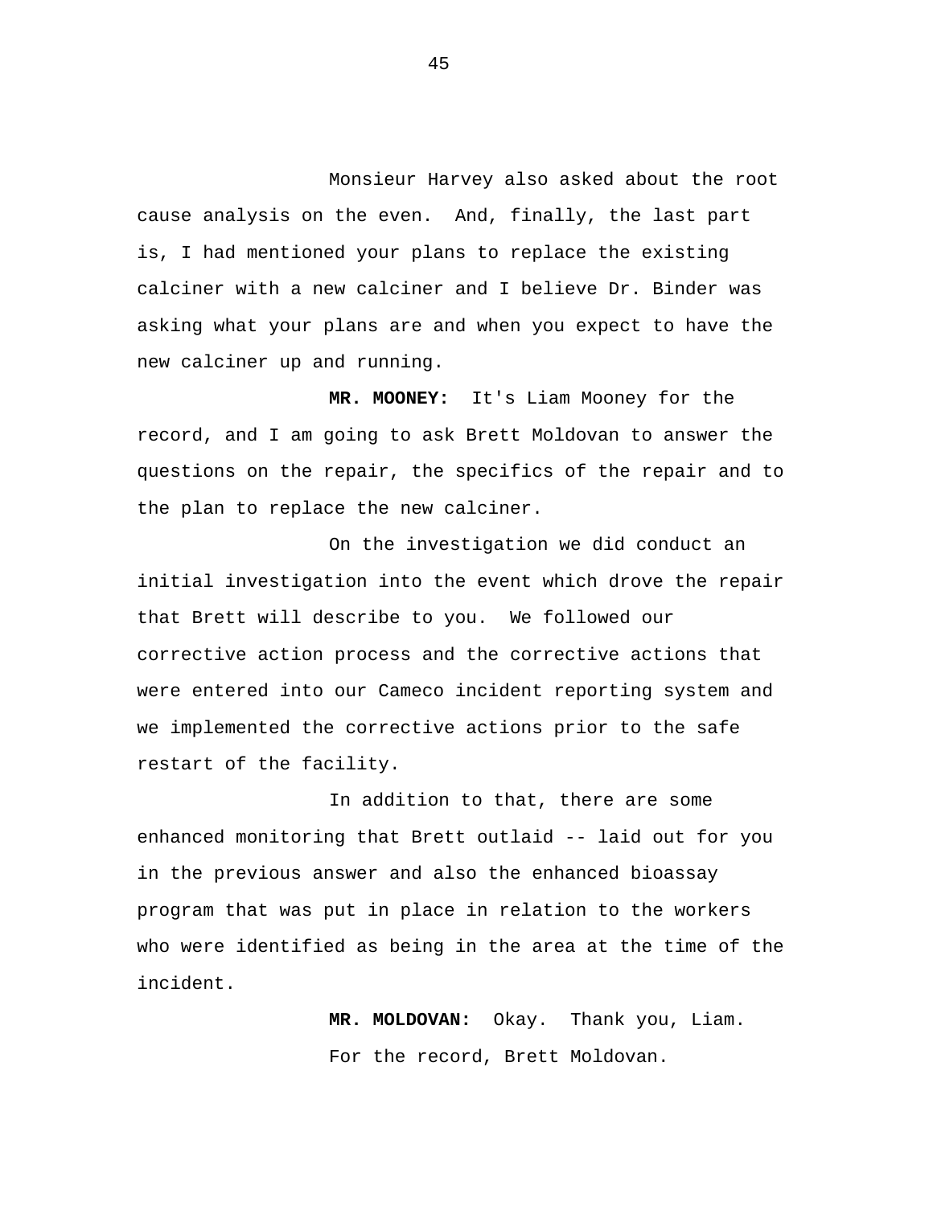Monsieur Harvey also asked about the root cause analysis on the even. And, finally, the last part is, I had mentioned your plans to replace the existing calciner with a new calciner and I believe Dr. Binder was asking what your plans are and when you expect to have the new calciner up and running.

**MR. MOONEY:** It's Liam Mooney for the record, and I am going to ask Brett Moldovan to answer the questions on the repair, the specifics of the repair and to the plan to replace the new calciner.

On the investigation we did conduct an initial investigation into the event which drove the repair that Brett will describe to you. We followed our corrective action process and the corrective actions that were entered into our Cameco incident reporting system and we implemented the corrective actions prior to the safe restart of the facility.

In addition to that, there are some enhanced monitoring that Brett outlaid -- laid out for you in the previous answer and also the enhanced bioassay program that was put in place in relation to the workers who were identified as being in the area at the time of the incident.

**MR. MOLDOVAN:** Okay. Thank you, Liam. For the record, Brett Moldovan.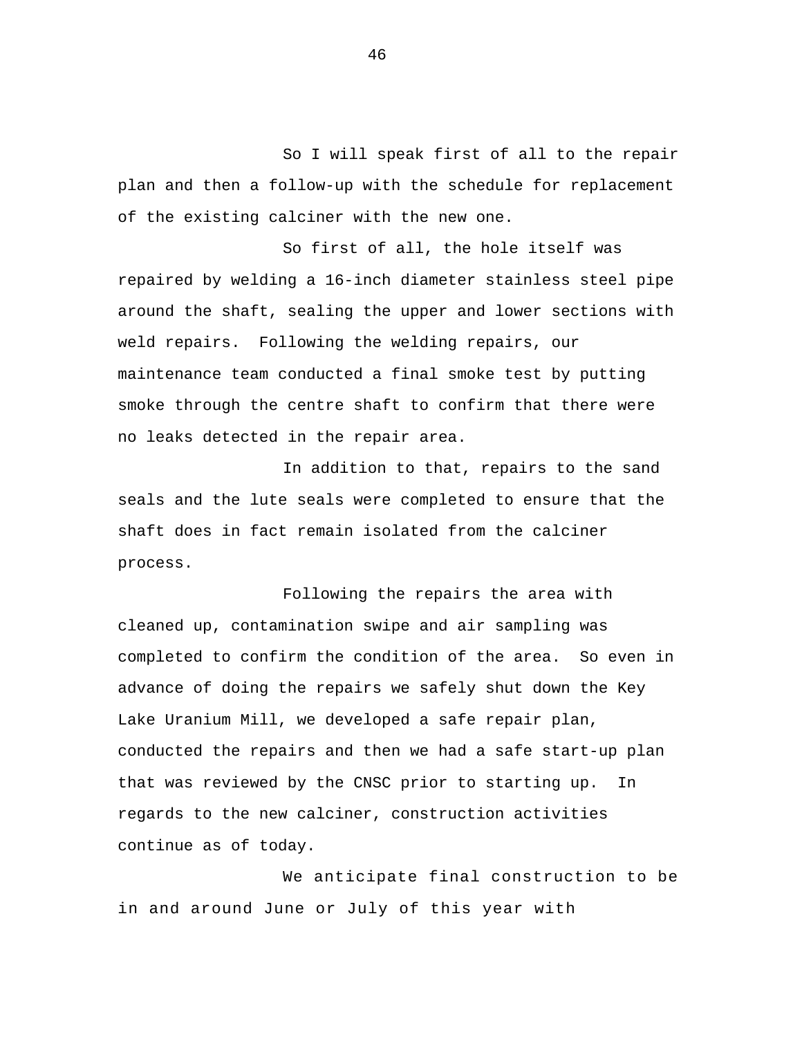So I will speak first of all to the repair plan and then a follow-up with the schedule for replacement of the existing calciner with the new one.

So first of all, the hole itself was repaired by welding a 16-inch diameter stainless steel pipe around the shaft, sealing the upper and lower sections with weld repairs.  Following the welding repairs, our maintenance team conducted a final smoke test by putting smoke through the centre shaft to confirm that there were no leaks detected in the repair area.

In addition to that, repairs to the sand seals and the lute seals were completed to ensure that the shaft does in fact remain isolated from the calciner process.

Following the repairs the area with cleaned up, contamination swipe and air sampling was completed to confirm the condition of the area.  So even in advance of doing the repairs we safely shut down the Key Lake Uranium Mill, we developed a safe repair plan, conducted the repairs and then we had a safe start-up plan that was reviewed by the CNSC prior to starting up.  In regards to the new calciner, construction activities continue as of today.

We anticipate final construction to be in and around June or July of this year with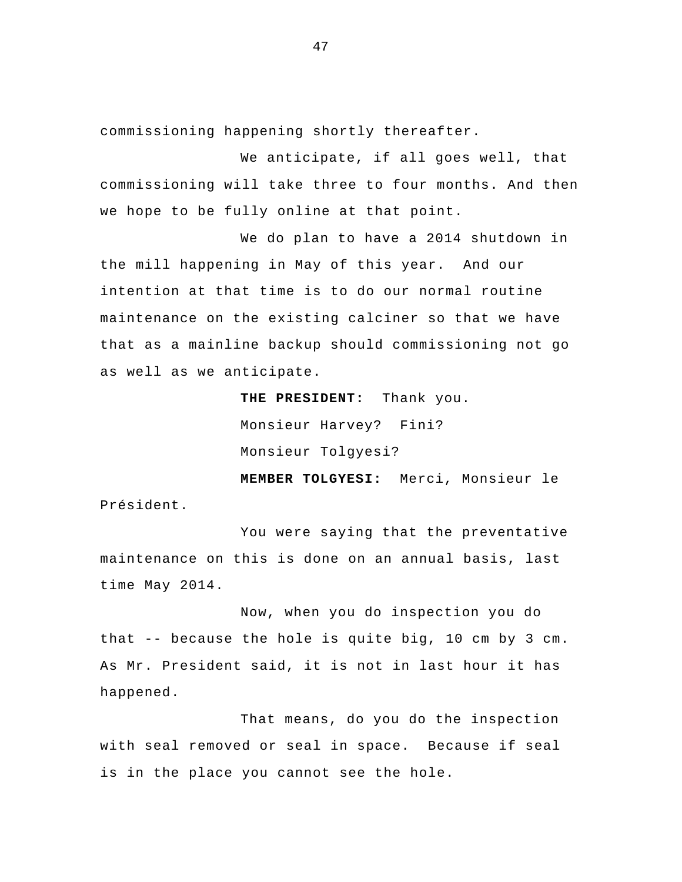commissioning happening shortly thereafter.

We anticipate, if all goes well, that commissioning will take three to four months. And then we hope to be fully online at that point.

We do plan to have a 2014 shutdown in the mill happening in May of this year. And our intention at that time is to do our normal routine maintenance on the existing calciner so that we have that as a mainline backup should commissioning not go as well as we anticipate.

**THE PRESIDENT:** Thank you.

Monsieur Harvey? Fini?

Monsieur Tolgyesi?

**MEMBER TOLGYESI:** Merci, Monsieur le Président.

You were saying that the preventative maintenance on this is done on an annual basis, last time May 2014.

Now, when you do inspection you do that -- because the hole is quite big, 10 cm by 3 cm. As Mr. President said, it is not in last hour it has happened.

That means, do you do the inspection with seal removed or seal in space. Because if seal is in the place you cannot see the hole.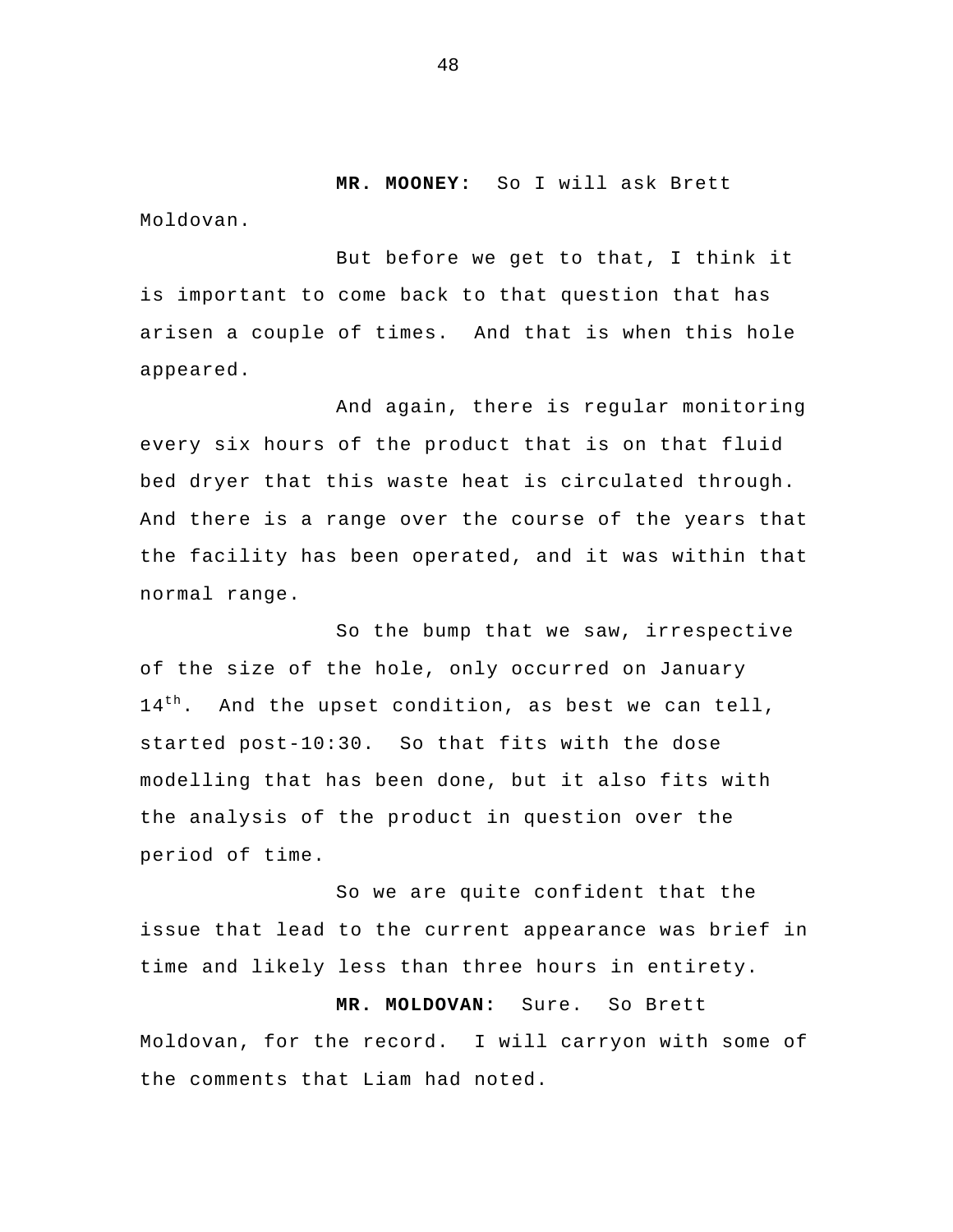**MR. MOONEY:** So I will ask Brett Moldovan.

But before we get to that, I think it is important to come back to that question that has arisen a couple of times. And that is when this hole appeared.

And again, there is regular monitoring every six hours of the product that is on that fluid bed dryer that this waste heat is circulated through. And there is a range over the course of the years that the facility has been operated, and it was within that normal range.

So the bump that we saw, irrespective of the size of the hole, only occurred on January 14th. And the upset condition, as best we can tell, started post-10:30. So that fits with the dose modelling that has been done, but it also fits with the analysis of the product in question over the period of time.

So we are quite confident that the issue that lead to the current appearance was brief in time and likely less than three hours in entirety.

**MR. MOLDOVAN:** Sure. So Brett Moldovan, for the record. I will carryon with some of the comments that Liam had noted.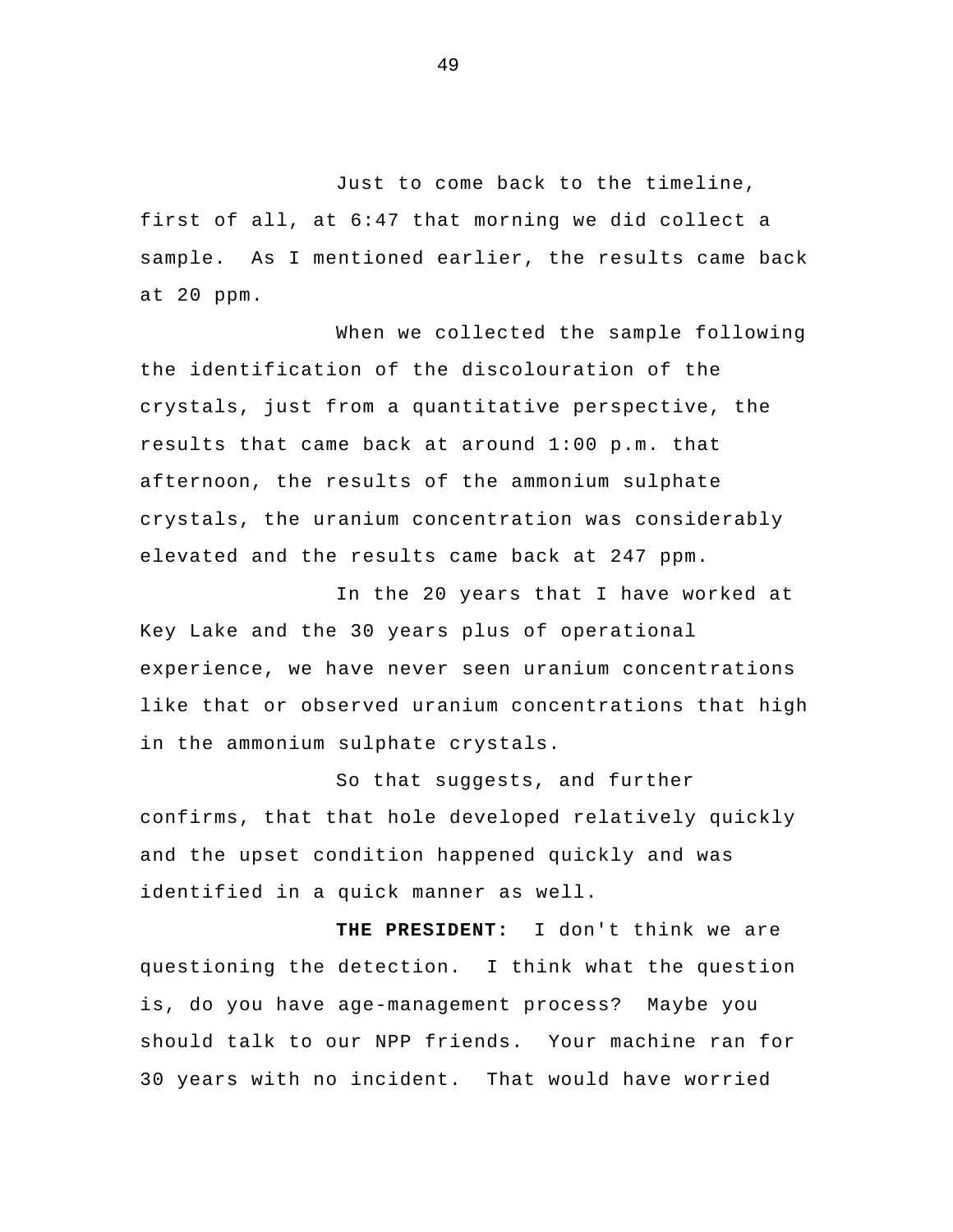Just to come back to the timeline, first of all, at 6:47 that morning we did collect a sample. As I mentioned earlier, the results came back at 20 ppm.

When we collected the sample following the identification of the discolouration of the crystals, just from a quantitative perspective, the results that came back at around 1:00 p.m. that afternoon, the results of the ammonium sulphate crystals, the uranium concentration was considerably elevated and the results came back at 247 ppm.

In the 20 years that I have worked at Key Lake and the 30 years plus of operational experience, we have never seen uranium concentrations like that or observed uranium concentrations that high in the ammonium sulphate crystals.

So that suggests, and further confirms, that that hole developed relatively quickly and the upset condition happened quickly and was identified in a quick manner as well.

**THE PRESIDENT:** I don't think we are questioning the detection. I think what the question is, do you have age-management process? Maybe you should talk to our NPP friends. Your machine ran for 30 years with no incident. That would have worried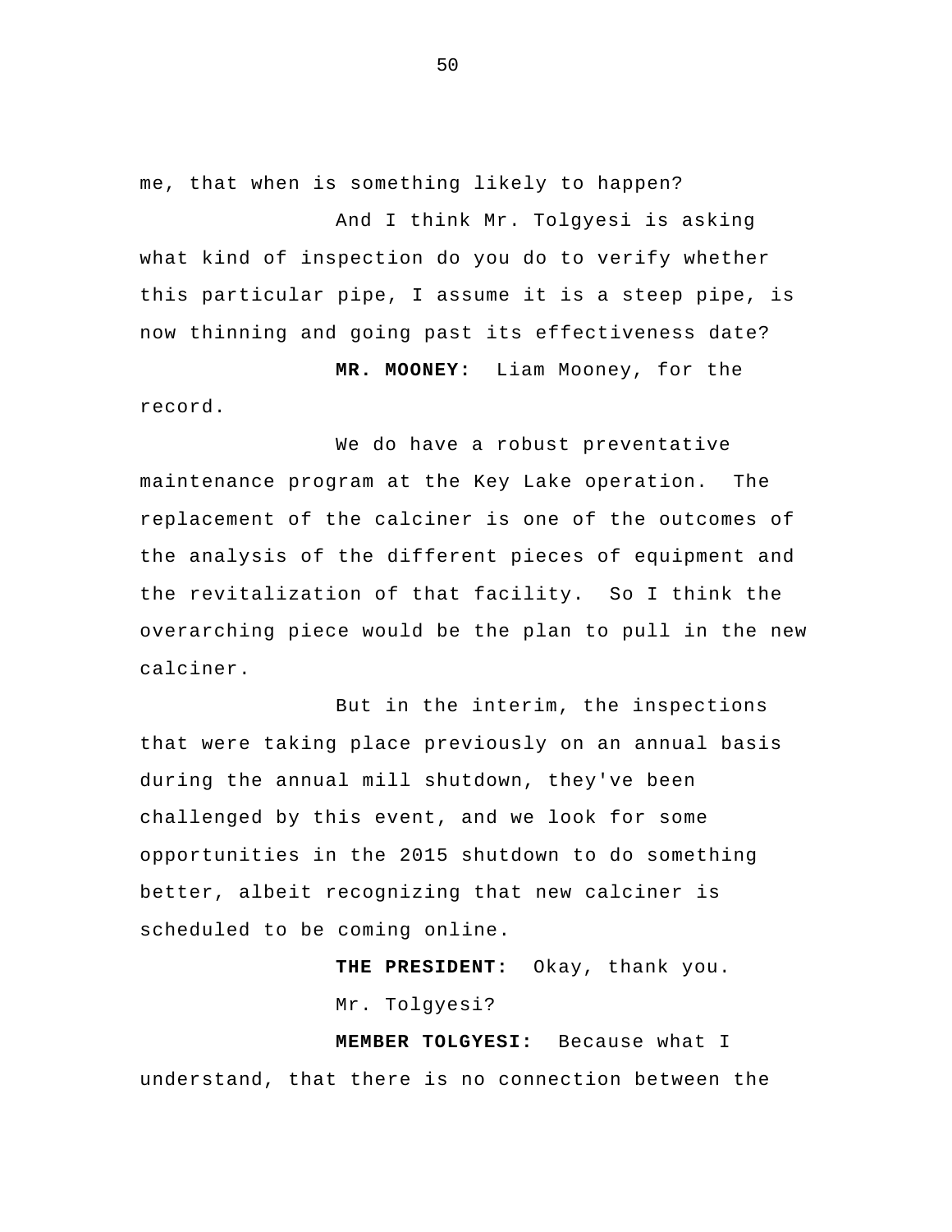me, that when is something likely to happen?

And I think Mr. Tolgyesi is asking what kind of inspection do you do to verify whether this particular pipe, I assume it is a steep pipe, is now thinning and going past its effectiveness date?

**MR. MOONEY:** Liam Mooney, for the record.

We do have a robust preventative maintenance program at the Key Lake operation. The replacement of the calciner is one of the outcomes of the analysis of the different pieces of equipment and the revitalization of that facility. So I think the overarching piece would be the plan to pull in the new calciner.

But in the interim, the inspections that were taking place previously on an annual basis during the annual mill shutdown, they've been challenged by this event, and we look for some opportunities in the 2015 shutdown to do something better, albeit recognizing that new calciner is scheduled to be coming online.

**THE PRESIDENT:** Okay, thank you.

Mr. Tolgyesi?

**MEMBER TOLGYESI:** Because what I understand, that there is no connection between the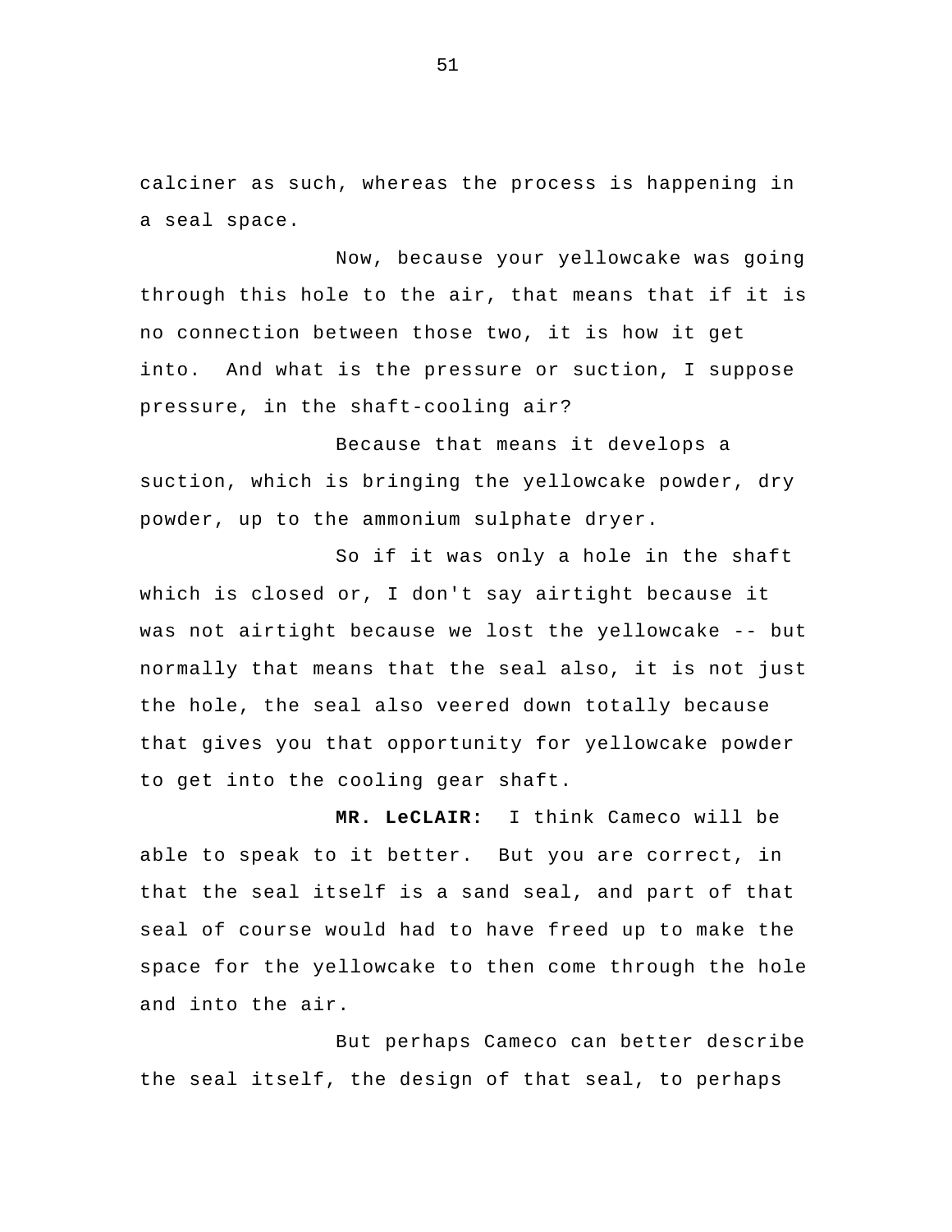calciner as such, whereas the process is happening in a seal space.

Now, because your yellowcake was going through this hole to the air, that means that if it is no connection between those two, it is how it get into. And what is the pressure or suction, I suppose pressure, in the shaft-cooling air?

Because that means it develops a suction, which is bringing the yellowcake powder, dry powder, up to the ammonium sulphate dryer.

So if it was only a hole in the shaft which is closed or, I don't say airtight because it was not airtight because we lost the yellowcake -- but normally that means that the seal also, it is not just the hole, the seal also veered down totally because that gives you that opportunity for yellowcake powder to get into the cooling gear shaft.

**MR. LeCLAIR:** I think Cameco will be able to speak to it better. But you are correct, in that the seal itself is a sand seal, and part of that seal of course would had to have freed up to make the space for the yellowcake to then come through the hole and into the air.

But perhaps Cameco can better describe the seal itself, the design of that seal, to perhaps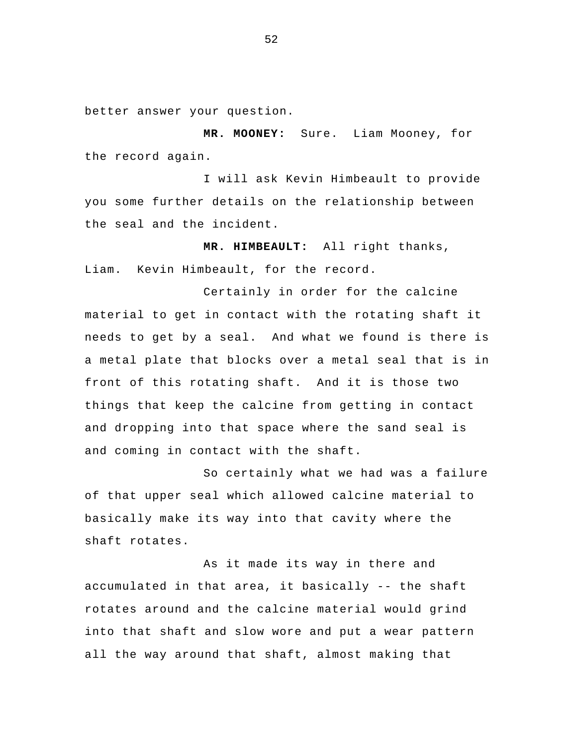better answer your question.

**MR. MOONEY:** Sure. Liam Mooney, for the record again.

I will ask Kevin Himbeault to provide you some further details on the relationship between the seal and the incident.

**MR. HIMBEAULT:** All right thanks, Liam. Kevin Himbeault, for the record.

Certainly in order for the calcine material to get in contact with the rotating shaft it needs to get by a seal. And what we found is there is a metal plate that blocks over a metal seal that is in front of this rotating shaft. And it is those two things that keep the calcine from getting in contact and dropping into that space where the sand seal is and coming in contact with the shaft.

So certainly what we had was a failure of that upper seal which allowed calcine material to basically make its way into that cavity where the shaft rotates.

As it made its way in there and accumulated in that area, it basically -- the shaft rotates around and the calcine material would grind into that shaft and slow wore and put a wear pattern all the way around that shaft, almost making that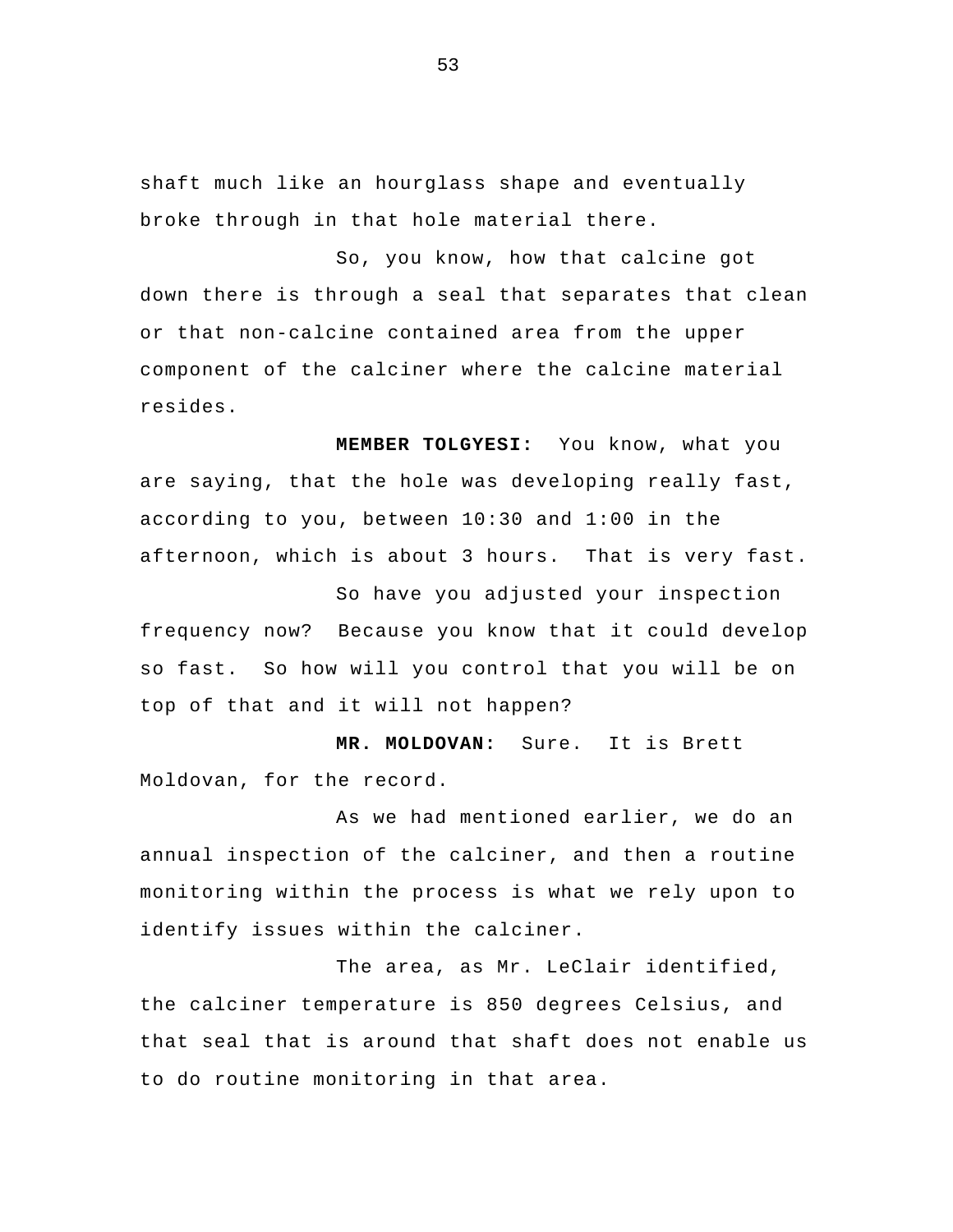shaft much like an hourglass shape and eventually broke through in that hole material there.

So, you know, how that calcine got down there is through a seal that separates that clean or that non-calcine contained area from the upper component of the calciner where the calcine material resides.

**MEMBER TOLGYESI:** You know, what you are saying, that the hole was developing really fast, according to you, between 10:30 and 1:00 in the afternoon, which is about 3 hours. That is very fast.

So have you adjusted your inspection frequency now? Because you know that it could develop so fast. So how will you control that you will be on top of that and it will not happen?

**MR. MOLDOVAN:** Sure. It is Brett Moldovan, for the record.

As we had mentioned earlier, we do an annual inspection of the calciner, and then a routine monitoring within the process is what we rely upon to identify issues within the calciner.

The area, as Mr. LeClair identified, the calciner temperature is 850 degrees Celsius, and that seal that is around that shaft does not enable us to do routine monitoring in that area.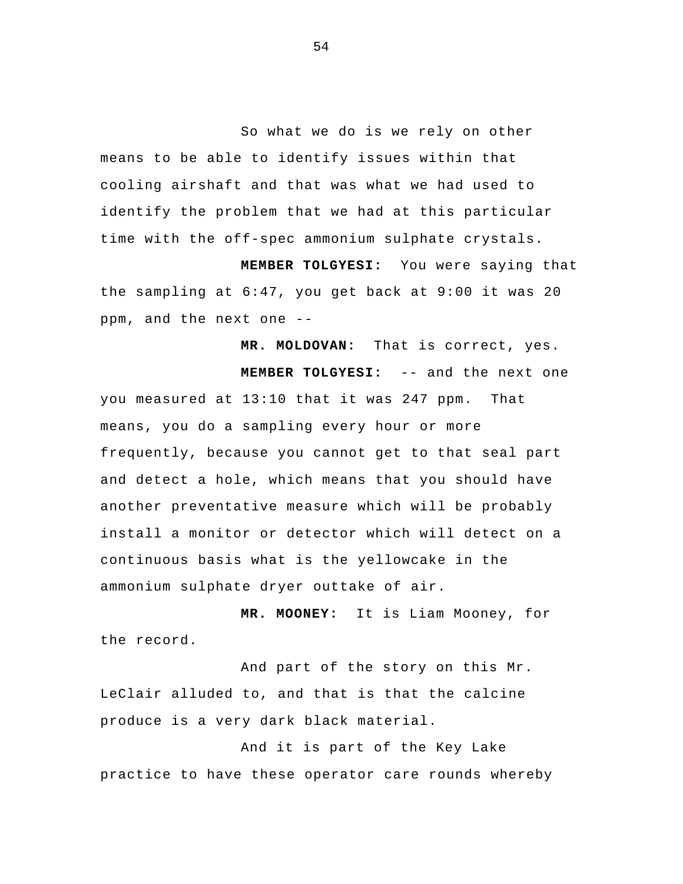So what we do is we rely on other means to be able to identify issues within that cooling airshaft and that was what we had used to identify the problem that we had at this particular time with the off-spec ammonium sulphate crystals.

**MEMBER TOLGYESI:** You were saying that the sampling at 6:47, you get back at 9:00 it was 20 ppm, and the next one --

**MR. MOLDOVAN:** That is correct, yes.

**MEMBER TOLGYESI:** -- and the next one you measured at 13:10 that it was 247 ppm. That means, you do a sampling every hour or more frequently, because you cannot get to that seal part and detect a hole, which means that you should have another preventative measure which will be probably install a monitor or detector which will detect on a continuous basis what is the yellowcake in the ammonium sulphate dryer outtake of air.

**MR. MOONEY:** It is Liam Mooney, for the record.

And part of the story on this Mr. LeClair alluded to, and that is that the calcine produce is a very dark black material.

And it is part of the Key Lake practice to have these operator care rounds whereby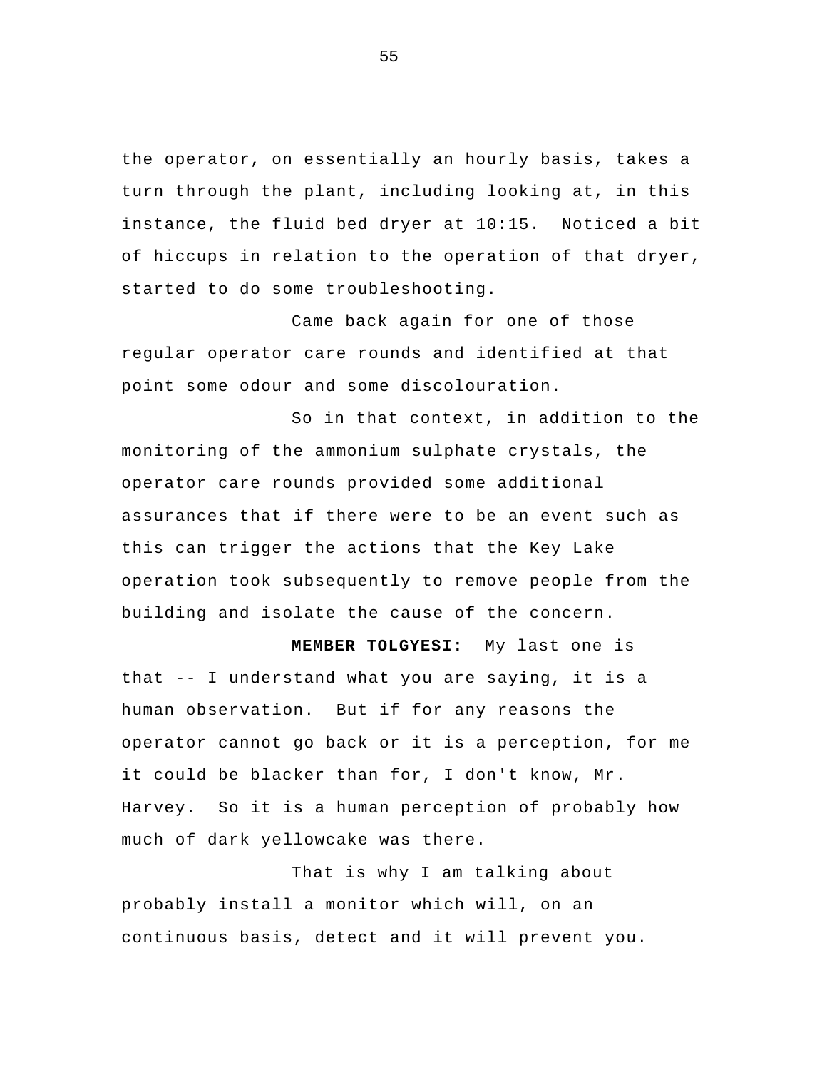the operator, on essentially an hourly basis, takes a turn through the plant, including looking at, in this instance, the fluid bed dryer at 10:15. Noticed a bit of hiccups in relation to the operation of that dryer, started to do some troubleshooting.

Came back again for one of those regular operator care rounds and identified at that point some odour and some discolouration.

So in that context, in addition to the monitoring of the ammonium sulphate crystals, the operator care rounds provided some additional assurances that if there were to be an event such as this can trigger the actions that the Key Lake operation took subsequently to remove people from the building and isolate the cause of the concern.

**MEMBER TOLGYESI:** My last one is that -- I understand what you are saying, it is a human observation. But if for any reasons the operator cannot go back or it is a perception, for me it could be blacker than for, I don't know, Mr. Harvey. So it is a human perception of probably how much of dark yellowcake was there.

That is why I am talking about probably install a monitor which will, on an continuous basis, detect and it will prevent you.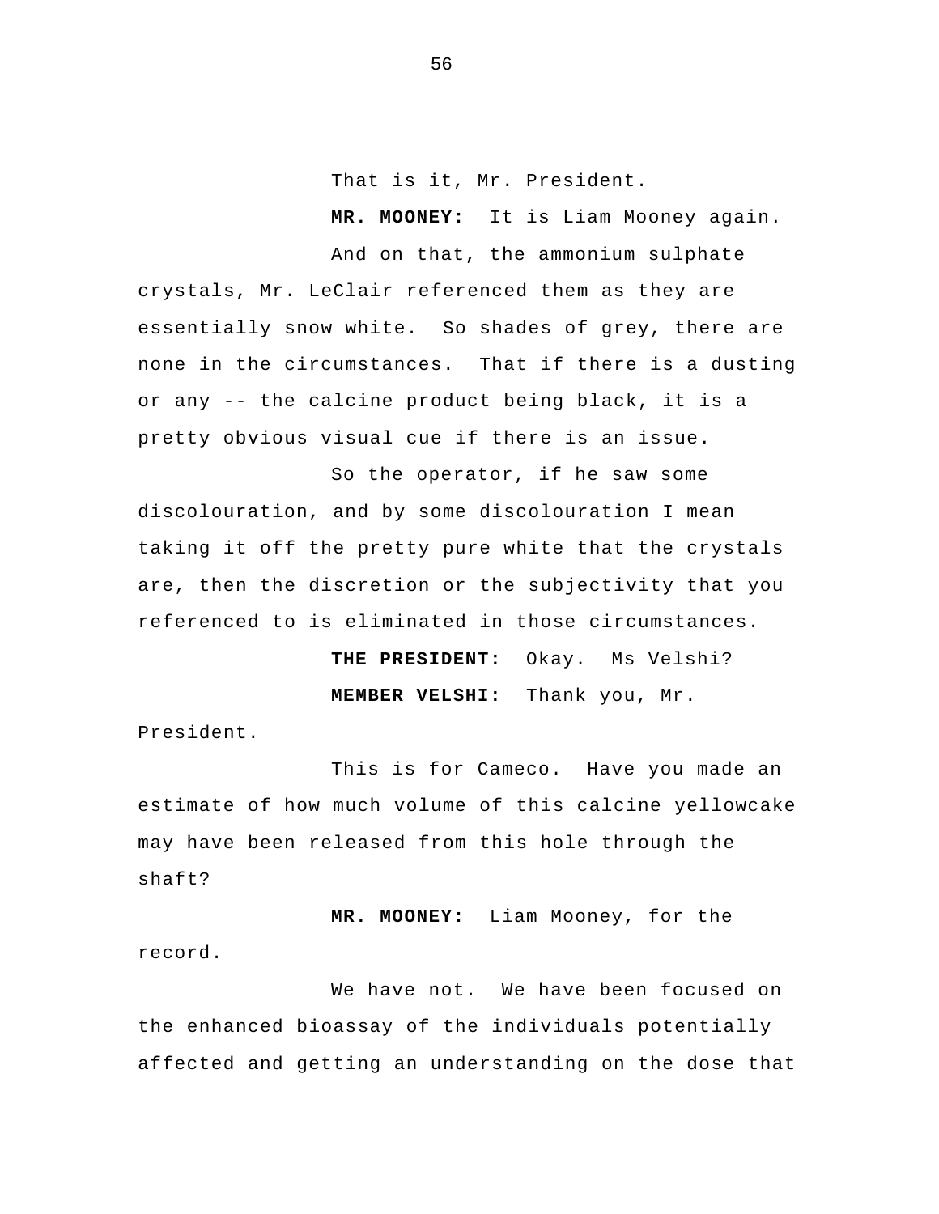That is it, Mr. President.

**MR. MOONEY:** It is Liam Mooney again.

And on that, the ammonium sulphate crystals, Mr. LeClair referenced them as they are essentially snow white. So shades of grey, there are none in the circumstances. That if there is a dusting or any -- the calcine product being black, it is a pretty obvious visual cue if there is an issue.

So the operator, if he saw some discolouration, and by some discolouration I mean taking it off the pretty pure white that the crystals are, then the discretion or the subjectivity that you referenced to is eliminated in those circumstances.

**THE PRESIDENT:** Okay. Ms Velshi?

**MEMBER VELSHI:** Thank you, Mr. President.

This is for Cameco. Have you made an estimate of how much volume of this calcine yellowcake may have been released from this hole through the shaft?

**MR. MOONEY:** Liam Mooney, for the record.

We have not. We have been focused on the enhanced bioassay of the individuals potentially affected and getting an understanding on the dose that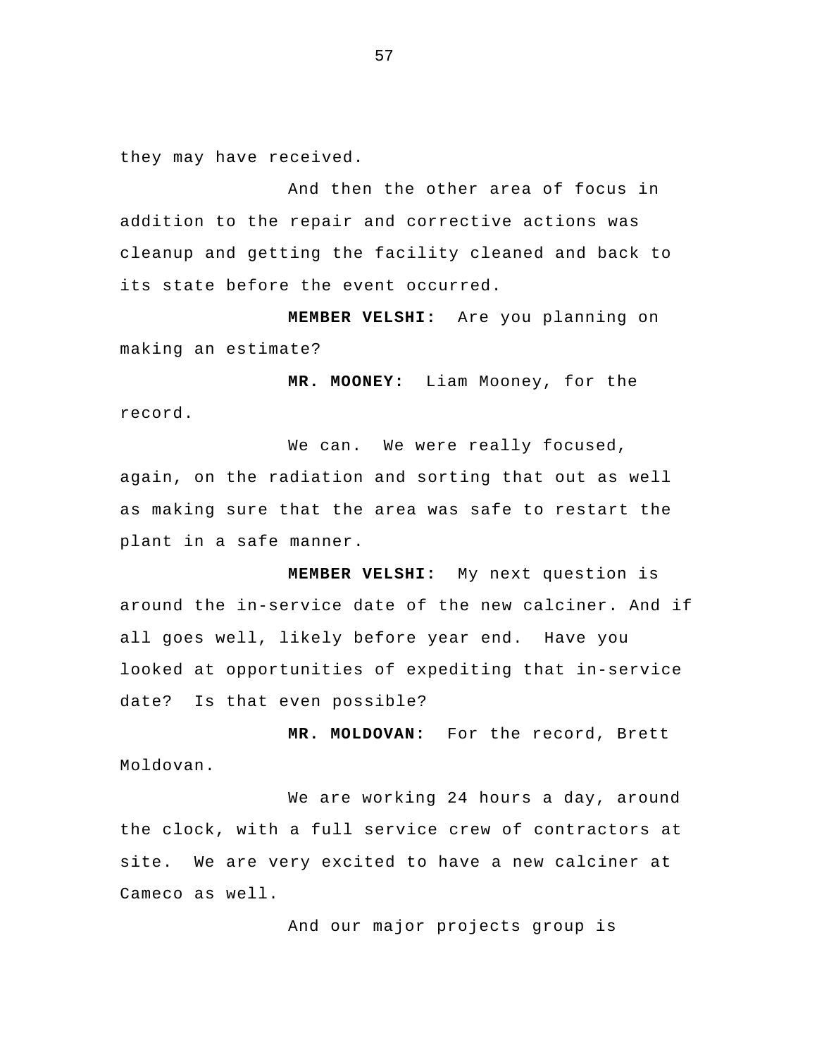they may have received.

And then the other area of focus in addition to the repair and corrective actions was cleanup and getting the facility cleaned and back to its state before the event occurred.

**MEMBER VELSHI:** Are you planning on making an estimate?

**MR. MOONEY:** Liam Mooney, for the record.

We can. We were really focused, again, on the radiation and sorting that out as well as making sure that the area was safe to restart the plant in a safe manner.

**MEMBER VELSHI:** My next question is around the in-service date of the new calciner. And if all goes well, likely before year end. Have you looked at opportunities of expediting that in-service date? Is that even possible?

**MR. MOLDOVAN:** For the record, Brett Moldovan.

We are working 24 hours a day, around the clock, with a full service crew of contractors at site. We are very excited to have a new calciner at Cameco as well.

And our major projects group is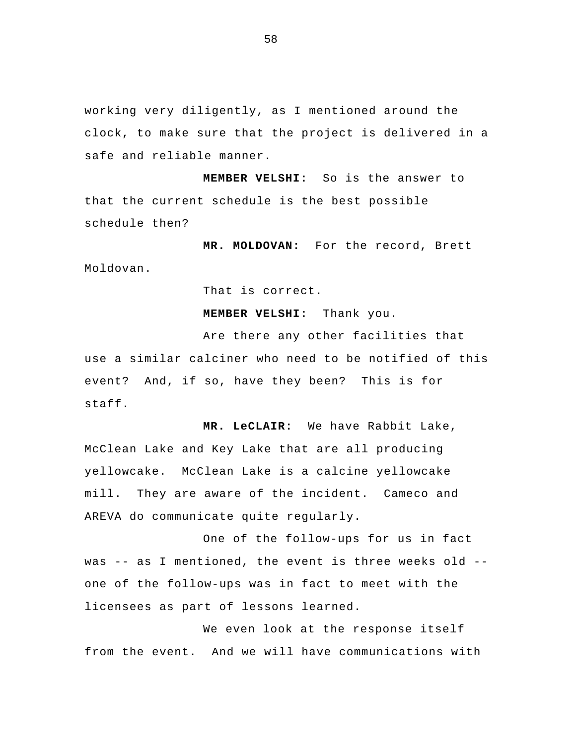working very diligently, as I mentioned around the clock, to make sure that the project is delivered in a safe and reliable manner.

**MEMBER VELSHI:** So is the answer to that the current schedule is the best possible schedule then?

**MR. MOLDOVAN:** For the record, Brett Moldovan.

That is correct.

**MEMBER VELSHI:** Thank you.

Are there any other facilities that use a similar calciner who need to be notified of this event? And, if so, have they been? This is for staff.

**MR. LeCLAIR:** We have Rabbit Lake, McClean Lake and Key Lake that are all producing yellowcake. McClean Lake is a calcine yellowcake mill. They are aware of the incident. Cameco and AREVA do communicate quite regularly.

One of the follow-ups for us in fact was -- as I mentioned, the event is three weeks old -- one of the follow-ups was in fact to meet with the licensees as part of lessons learned.

We even look at the response itself from the event. And we will have communications with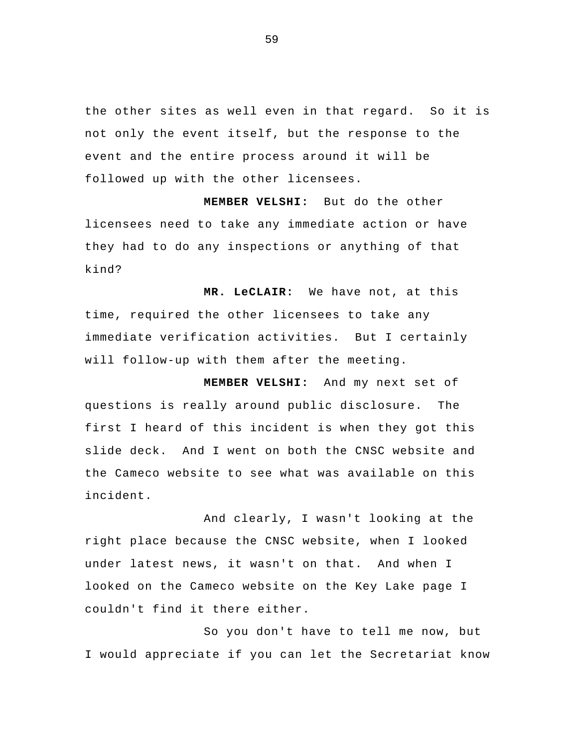the other sites as well even in that regard. So it is not only the event itself, but the response to the event and the entire process around it will be followed up with the other licensees.

**MEMBER VELSHI:** But do the other licensees need to take any immediate action or have they had to do any inspections or anything of that kind?

**MR. LeCLAIR:** We have not, at this time, required the other licensees to take any immediate verification activities. But I certainly will follow-up with them after the meeting.

**MEMBER VELSHI:** And my next set of questions is really around public disclosure. The first I heard of this incident is when they got this slide deck. And I went on both the CNSC website and the Cameco website to see what was available on this incident.

And clearly, I wasn't looking at the right place because the CNSC website, when I looked under latest news, it wasn't on that. And when I looked on the Cameco website on the Key Lake page I couldn't find it there either.

So you don't have to tell me now, but I would appreciate if you can let the Secretariat know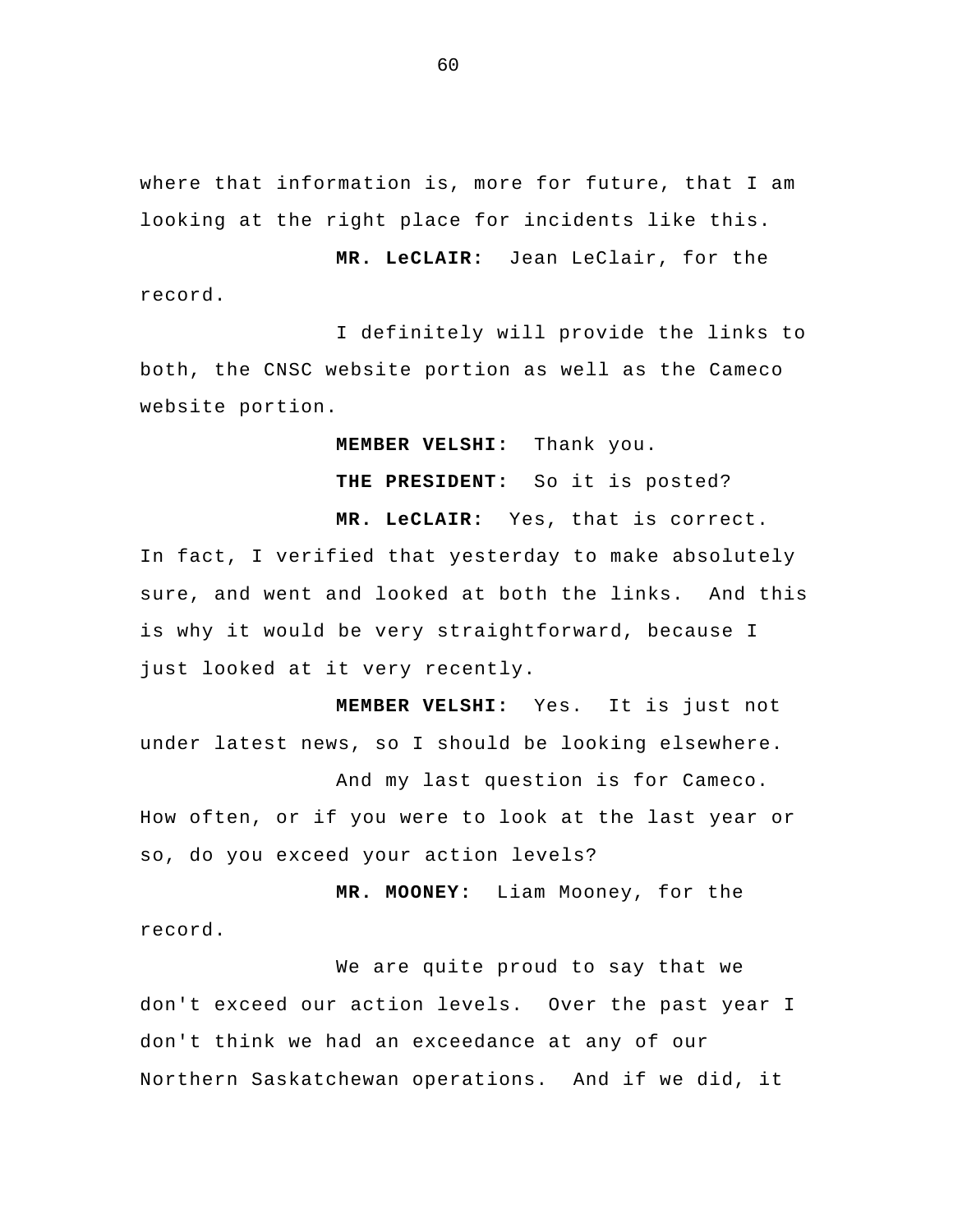where that information is, more for future, that I am looking at the right place for incidents like this.

**MR. LeCLAIR:** Jean LeClair, for the record.

I definitely will provide the links to both, the CNSC website portion as well as the Cameco website portion.

**MEMBER VELSHI:** Thank you.

**THE PRESIDENT:** So it is posted?

**MR. LeCLAIR:** Yes, that is correct. In fact, I verified that yesterday to make absolutely sure, and went and looked at both the links. And this is why it would be very straightforward, because I just looked at it very recently.

**MEMBER VELSHI:** Yes. It is just not under latest news, so I should be looking elsewhere.

And my last question is for Cameco. How often, or if you were to look at the last year or so, do you exceed your action levels?

**MR. MOONEY:** Liam Mooney, for the record.

We are quite proud to say that we don't exceed our action levels. Over the past year I don't think we had an exceedance at any of our Northern Saskatchewan operations. And if we did, it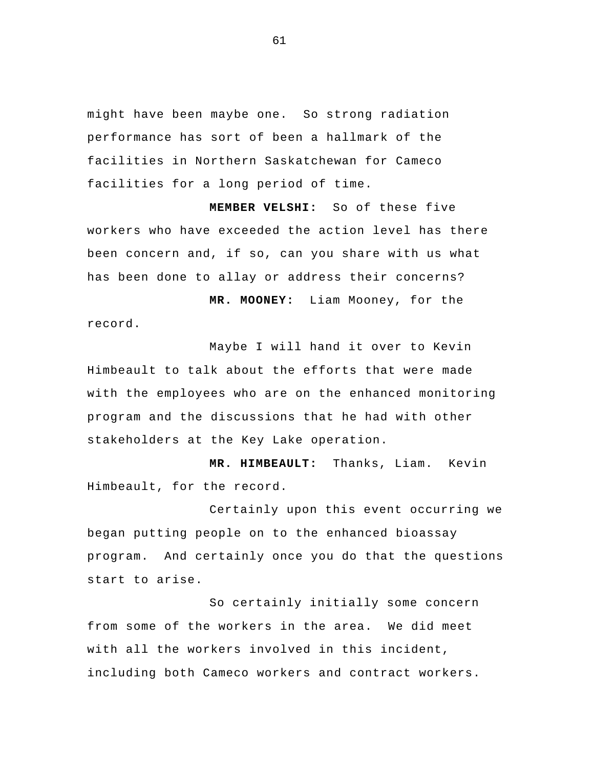might have been maybe one.  So strong radiation performance has sort of been a hallmark of the facilities in Northern Saskatchewan for Cameco facilities for a long period of time.

**MEMBER VELSHI:** So of these five workers who have exceeded the action level has there been concern and, if so, can you share with us what has been done to allay or address their concerns?

**MR. MOONEY:** Liam Mooney, for the record.

Maybe I will hand it over to Kevin Himbeault to talk about the efforts that were made with the employees who are on the enhanced monitoring program and the discussions that he had with other stakeholders at the Key Lake operation.

**MR. HIMBEAULT:** Thanks, Liam.  Kevin Himbeault, for the record.

Certainly upon this event occurring we began putting people on to the enhanced bioassay program.  And certainly once you do that the questions start to arise.

So certainly initially some concern from some of the workers in the area.  We did meet with all the workers involved in this incident, including both Cameco workers and contract workers.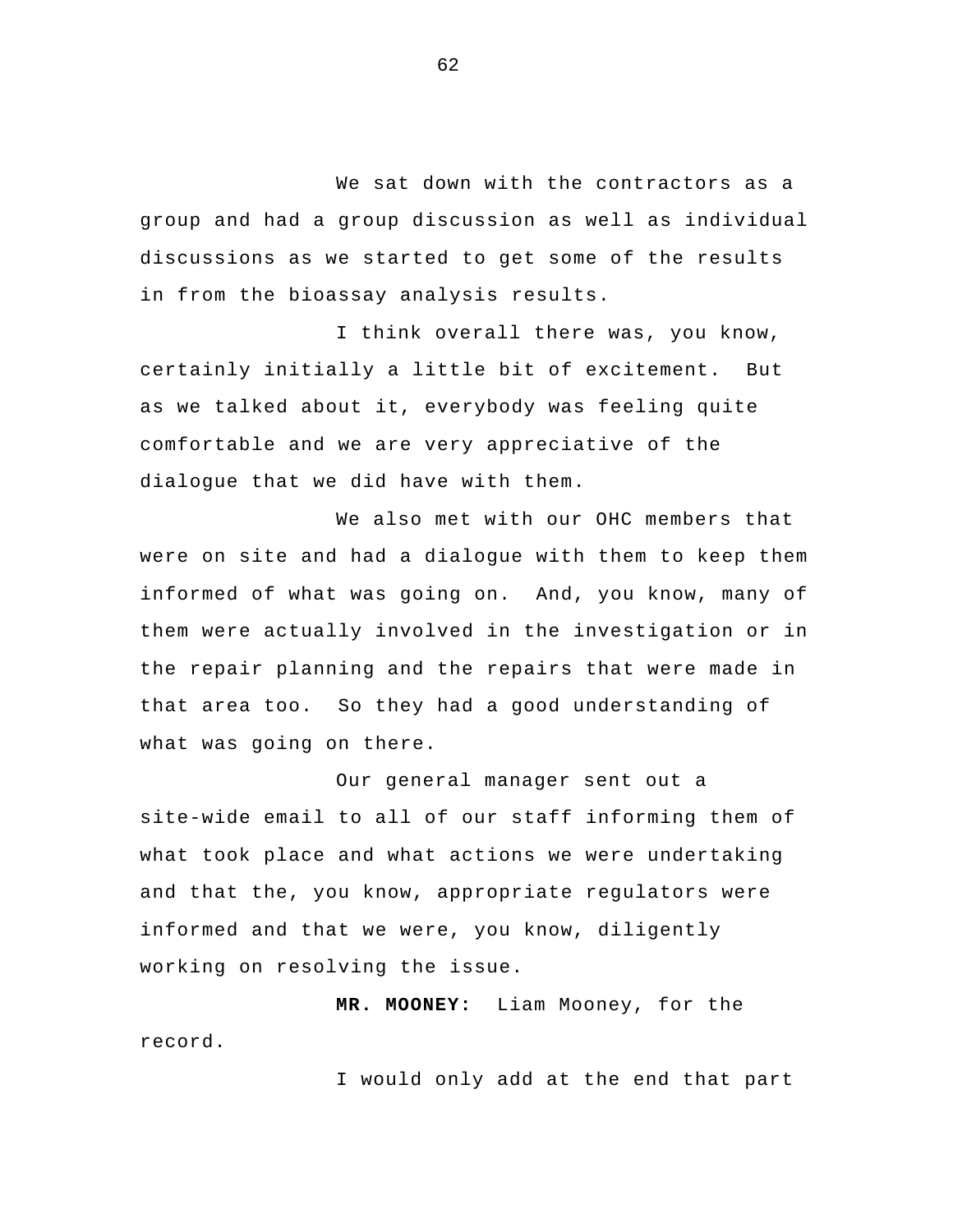We sat down with the contractors as a group and had a group discussion as well as individual discussions as we started to get some of the results in from the bioassay analysis results.

I think overall there was, you know, certainly initially a little bit of excitement. But as we talked about it, everybody was feeling quite comfortable and we are very appreciative of the dialogue that we did have with them.

We also met with our OHC members that were on site and had a dialogue with them to keep them informed of what was going on. And, you know, many of them were actually involved in the investigation or in the repair planning and the repairs that were made in that area too. So they had a good understanding of what was going on there.

Our general manager sent out a site-wide email to all of our staff informing them of what took place and what actions we were undertaking and that the, you know, appropriate regulators were informed and that we were, you know, diligently working on resolving the issue.

**MR. MOONEY:** Liam Mooney, for the record.

I would only add at the end that part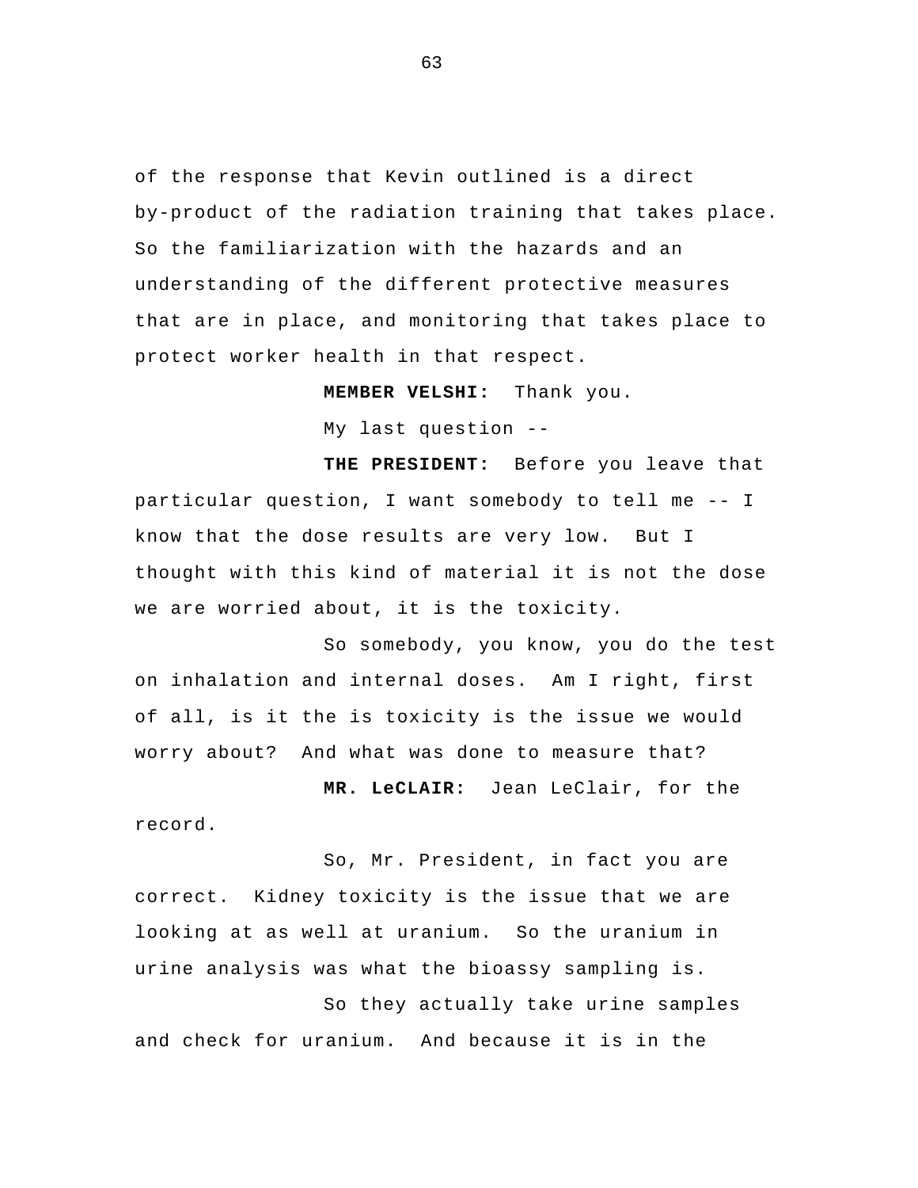of the response that Kevin outlined is a direct by-product of the radiation training that takes place. So the familiarization with the hazards and an understanding of the different protective measures that are in place, and monitoring that takes place to protect worker health in that respect.

**MEMBER VELSHI:** Thank you.

My last question --

**THE PRESIDENT:** Before you leave that particular question, I want somebody to tell me -- I know that the dose results are very low. But I thought with this kind of material it is not the dose we are worried about, it is the toxicity.

So somebody, you know, you do the test on inhalation and internal doses. Am I right, first of all, is it the is toxicity is the issue we would worry about? And what was done to measure that?

**MR. LeCLAIR:** Jean LeClair, for the record.

So, Mr. President, in fact you are correct. Kidney toxicity is the issue that we are looking at as well at uranium. So the uranium in urine analysis was what the bioassy sampling is.

So they actually take urine samples and check for uranium. And because it is in the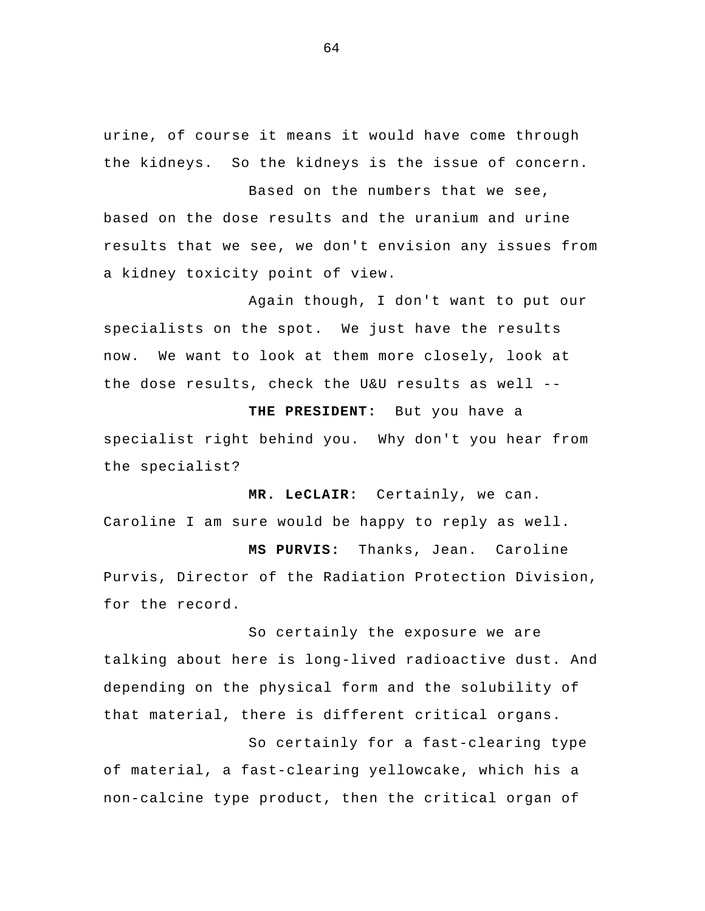urine, of course it means it would have come through the kidneys. So the kidneys is the issue of concern.

Based on the numbers that we see, based on the dose results and the uranium and urine results that we see, we don't envision any issues from a kidney toxicity point of view.

Again though, I don't want to put our specialists on the spot. We just have the results now. We want to look at them more closely, look at the dose results, check the U&U results as well --

**THE PRESIDENT:** But you have a specialist right behind you. Why don't you hear from the specialist?

**MR. LeCLAIR:** Certainly, we can. Caroline I am sure would be happy to reply as well.

**MS PURVIS:** Thanks, Jean. Caroline Purvis, Director of the Radiation Protection Division, for the record.

So certainly the exposure we are talking about here is long-lived radioactive dust. And depending on the physical form and the solubility of that material, there is different critical organs.

So certainly for a fast-clearing type of material, a fast-clearing yellowcake, which his a non-calcine type product, then the critical organ of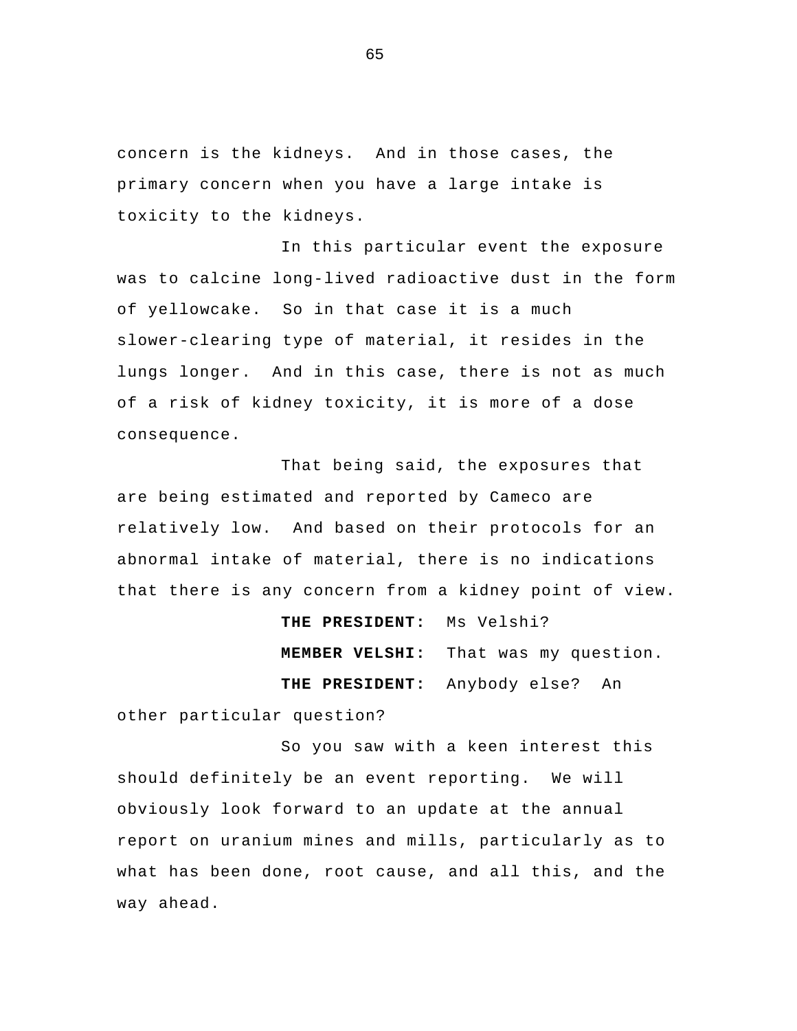concern is the kidneys. And in those cases, the primary concern when you have a large intake is toxicity to the kidneys.

In this particular event the exposure was to calcine long-lived radioactive dust in the form of yellowcake. So in that case it is a much slower-clearing type of material, it resides in the lungs longer. And in this case, there is not as much of a risk of kidney toxicity, it is more of a dose consequence.

That being said, the exposures that are being estimated and reported by Cameco are relatively low. And based on their protocols for an abnormal intake of material, there is no indications that there is any concern from a kidney point of view.

**THE PRESIDENT:** Ms Velshi?

**MEMBER VELSHI:** That was my question.

**THE PRESIDENT:** Anybody else? An other particular question?

So you saw with a keen interest this should definitely be an event reporting. We will obviously look forward to an update at the annual report on uranium mines and mills, particularly as to what has been done, root cause, and all this, and the way ahead.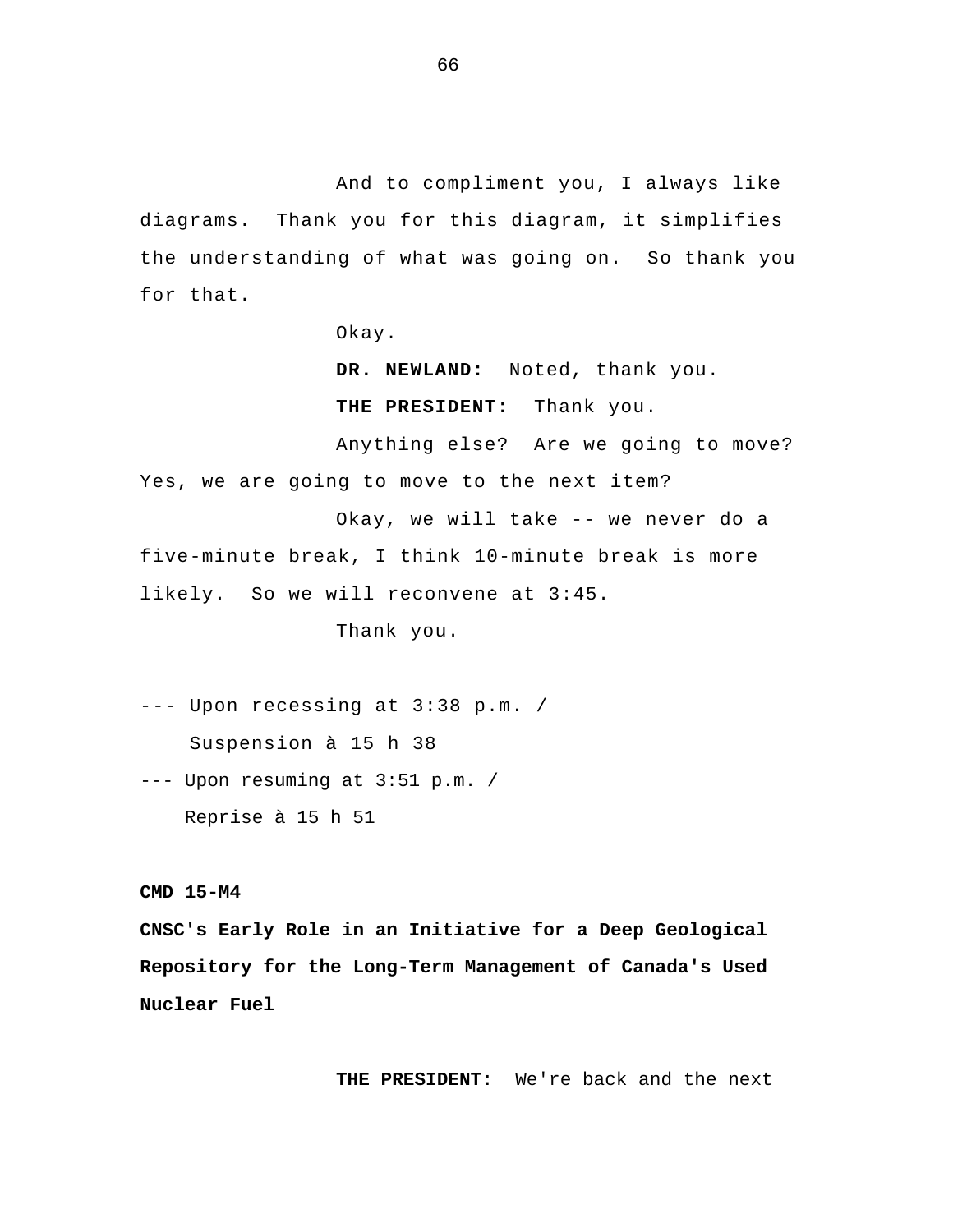And to compliment you, I always like diagrams. Thank you for this diagram, it simplifies the understanding of what was going on. So thank you for that.

Okay.

**DR. NEWLAND:** Noted, thank you.

**THE PRESIDENT:** Thank you.

Anything else? Are we going to move? Yes, we are going to move to the next item?

Okay, we will take -- we never do a five-minute break, I think 10-minute break is more likely. So we will reconvene at 3:45.

Thank you.

--- Upon recessing at 3:38 p.m. /
Suspension à 15 h 38

--- Upon resuming at 3:51 p.m. /
Reprise à 15 h 51

**CMD 15-M4**

**CNSC's Early Role in an Initiative for a Deep Geological Repository for the Long-Term Management of Canada's Used Nuclear Fuel**

**THE PRESIDENT:** We're back and the next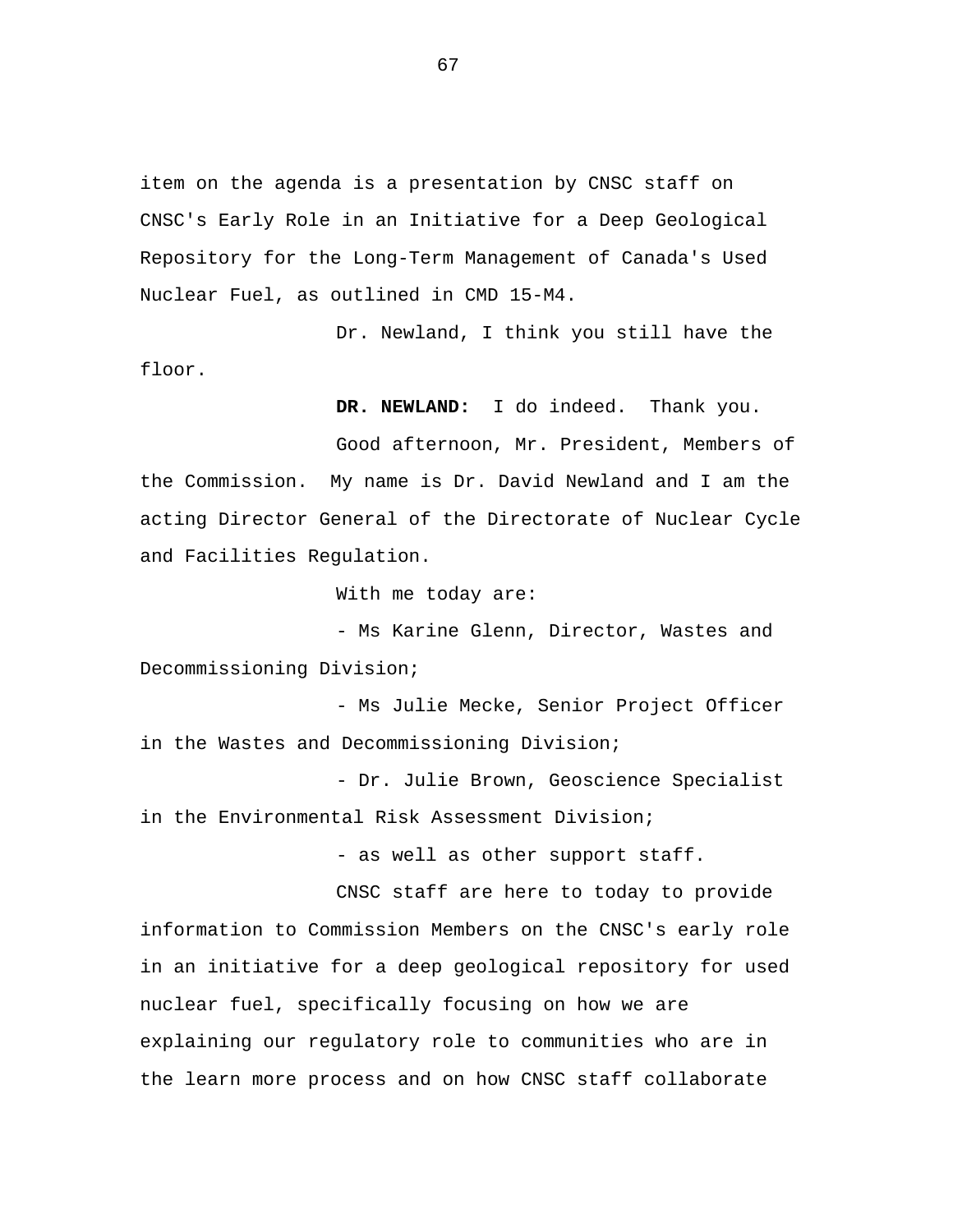item on the agenda is a presentation by CNSC staff on CNSC's Early Role in an Initiative for a Deep Geological Repository for the Long-Term Management of Canada's Used Nuclear Fuel, as outlined in CMD 15-M4.

Dr. Newland, I think you still have the floor.

**DR. NEWLAND:** I do indeed. Thank you.

Good afternoon, Mr. President, Members of the Commission. My name is Dr. David Newland and I am the acting Director General of the Directorate of Nuclear Cycle and Facilities Regulation.

With me today are:

- Ms Karine Glenn, Director, Wastes and Decommissioning Division;
- Ms Julie Mecke, Senior Project Officer in the Wastes and Decommissioning Division;
- Dr. Julie Brown, Geoscience Specialist in the Environmental Risk Assessment Division;
- as well as other support staff.

CNSC staff are here to today to provide information to Commission Members on the CNSC's early role in an initiative for a deep geological repository for used nuclear fuel, specifically focusing on how we are explaining our regulatory role to communities who are in the learn more process and on how CNSC staff collaborate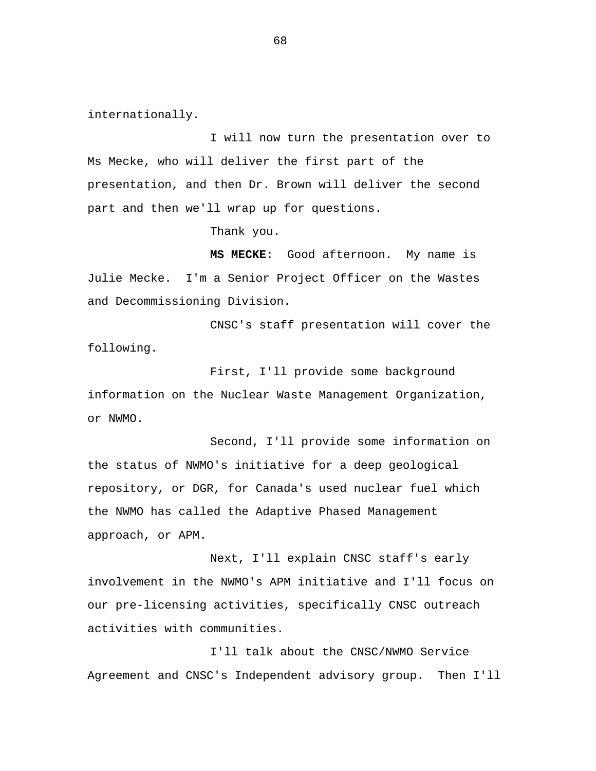internationally.

I will now turn the presentation over to Ms Mecke, who will deliver the first part of the presentation, and then Dr. Brown will deliver the second part and then we'll wrap up for questions.

Thank you.

**MS MECKE:** Good afternoon. My name is Julie Mecke. I'm a Senior Project Officer on the Wastes and Decommissioning Division.

CNSC's staff presentation will cover the following.

First, I'll provide some background information on the Nuclear Waste Management Organization, or NWMO.

Second, I'll provide some information on the status of NWMO's initiative for a deep geological repository, or DGR, for Canada's used nuclear fuel which the NWMO has called the Adaptive Phased Management approach, or APM.

Next, I'll explain CNSC staff's early involvement in the NWMO's APM initiative and I'll focus on our pre-licensing activities, specifically CNSC outreach activities with communities.

I'll talk about the CNSC/NWMO Service Agreement and CNSC's Independent advisory group. Then I'll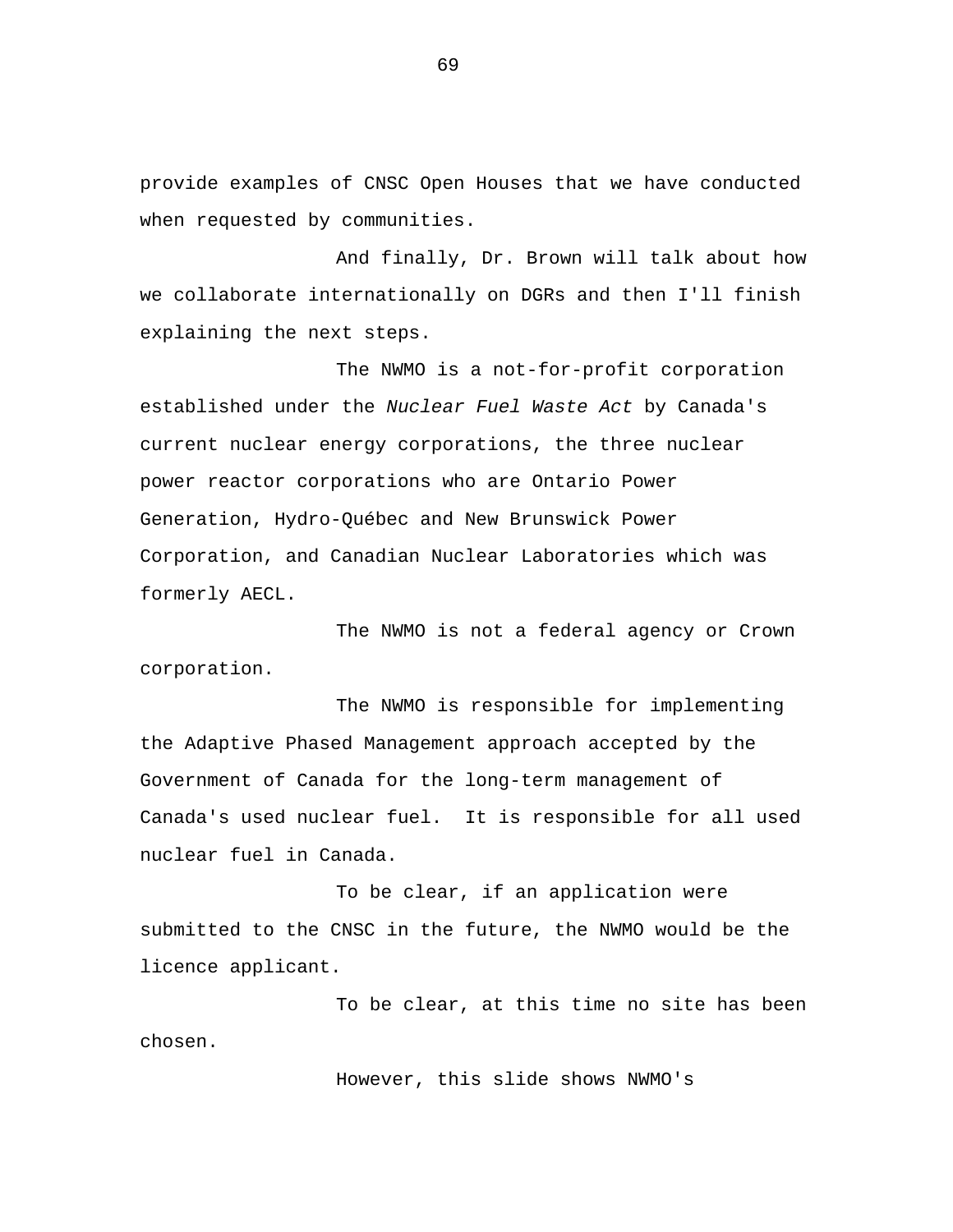provide examples of CNSC Open Houses that we have conducted when requested by communities.

And finally, Dr. Brown will talk about how we collaborate internationally on DGRs and then I'll finish explaining the next steps.

The NWMO is a not-for-profit corporation established under the *Nuclear Fuel Waste Act* by Canada's current nuclear energy corporations, the three nuclear power reactor corporations who are Ontario Power Generation, Hydro-Québec and New Brunswick Power Corporation, and Canadian Nuclear Laboratories which was formerly AECL.

The NWMO is not a federal agency or Crown corporation.

The NWMO is responsible for implementing the Adaptive Phased Management approach accepted by the Government of Canada for the long-term management of Canada's used nuclear fuel. It is responsible for all used nuclear fuel in Canada.

To be clear, if an application were submitted to the CNSC in the future, the NWMO would be the licence applicant.

To be clear, at this time no site has been chosen.

However, this slide shows NWMO's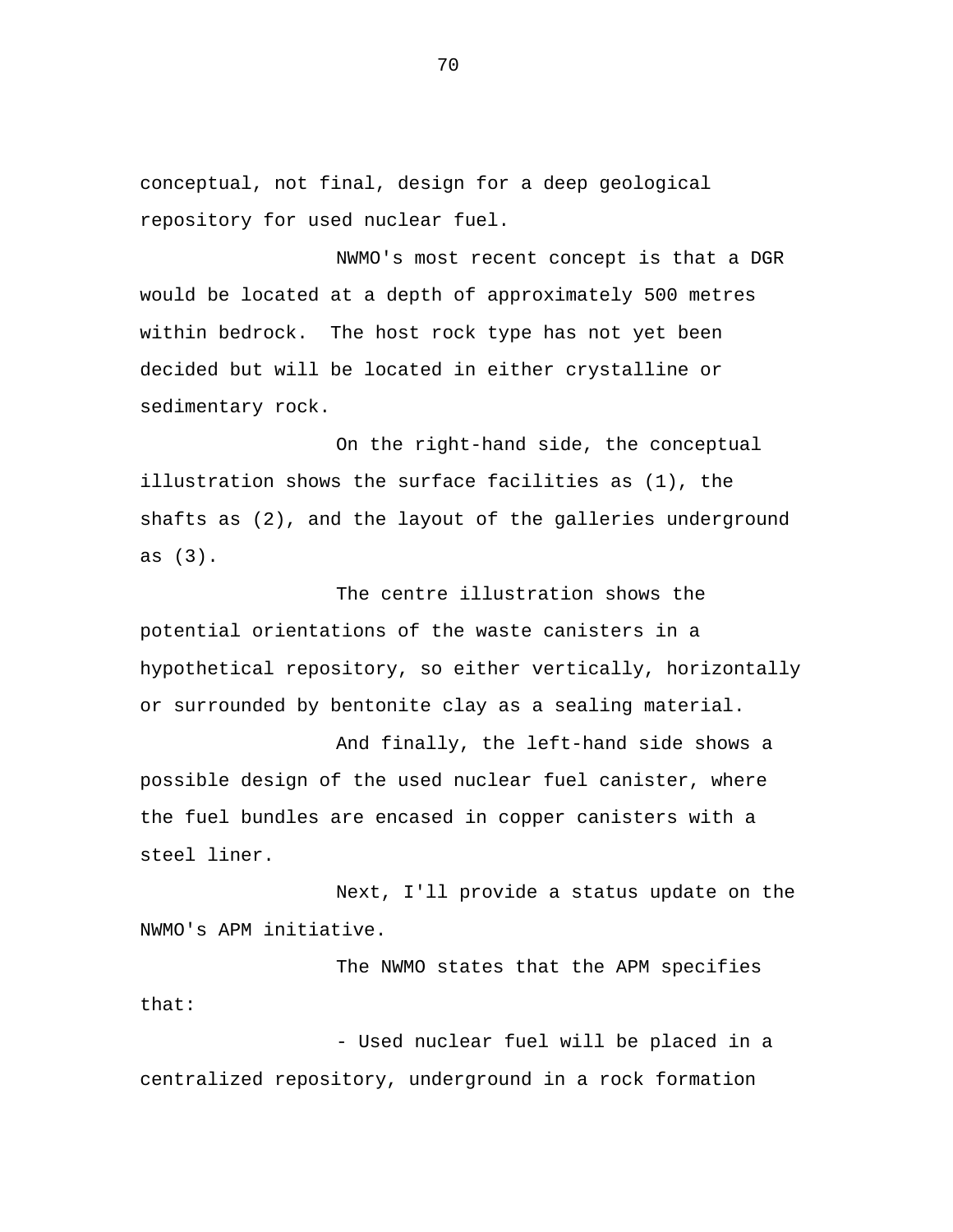conceptual, not final, design for a deep geological repository for used nuclear fuel.

NWMO's most recent concept is that a DGR would be located at a depth of approximately 500 metres within bedrock. The host rock type has not yet been decided but will be located in either crystalline or sedimentary rock.

On the right-hand side, the conceptual illustration shows the surface facilities as (1), the shafts as (2), and the layout of the galleries underground as (3).

The centre illustration shows the potential orientations of the waste canisters in a hypothetical repository, so either vertically, horizontally or surrounded by bentonite clay as a sealing material.

And finally, the left-hand side shows a possible design of the used nuclear fuel canister, where the fuel bundles are encased in copper canisters with a steel liner.

Next, I'll provide a status update on the NWMO's APM initiative.

The NWMO states that the APM specifies that:

- Used nuclear fuel will be placed in a centralized repository, underground in a rock formation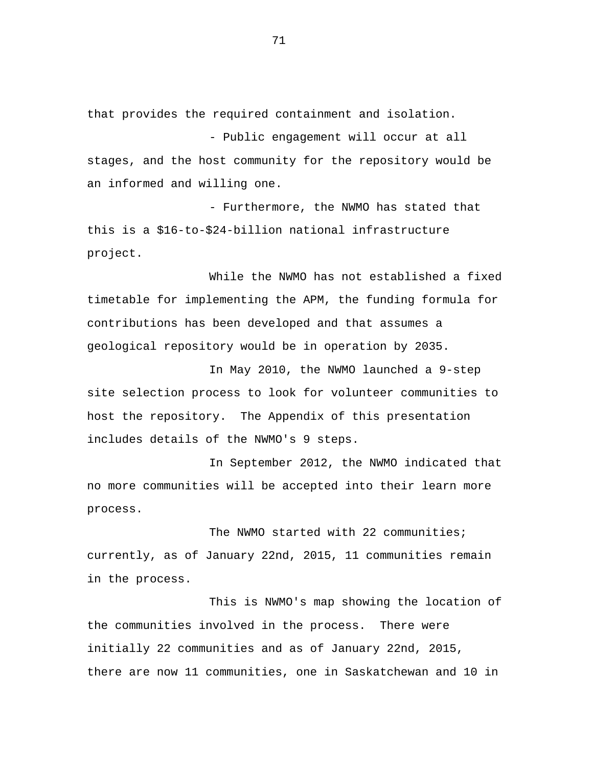that provides the required containment and isolation.

- Public engagement will occur at all stages, and the host community for the repository would be an informed and willing one.

- Furthermore, the NWMO has stated that this is a $16-to-$24-billion national infrastructure project.

While the NWMO has not established a fixed timetable for implementing the APM, the funding formula for contributions has been developed and that assumes a geological repository would be in operation by 2035.

In May 2010, the NWMO launched a 9-step site selection process to look for volunteer communities to host the repository. The Appendix of this presentation includes details of the NWMO's 9 steps.

In September 2012, the NWMO indicated that no more communities will be accepted into their learn more process.

The NWMO started with 22 communities; currently, as of January 22nd, 2015, 11 communities remain in the process.

This is NWMO's map showing the location of the communities involved in the process. There were initially 22 communities and as of January 22nd, 2015, there are now 11 communities, one in Saskatchewan and 10 in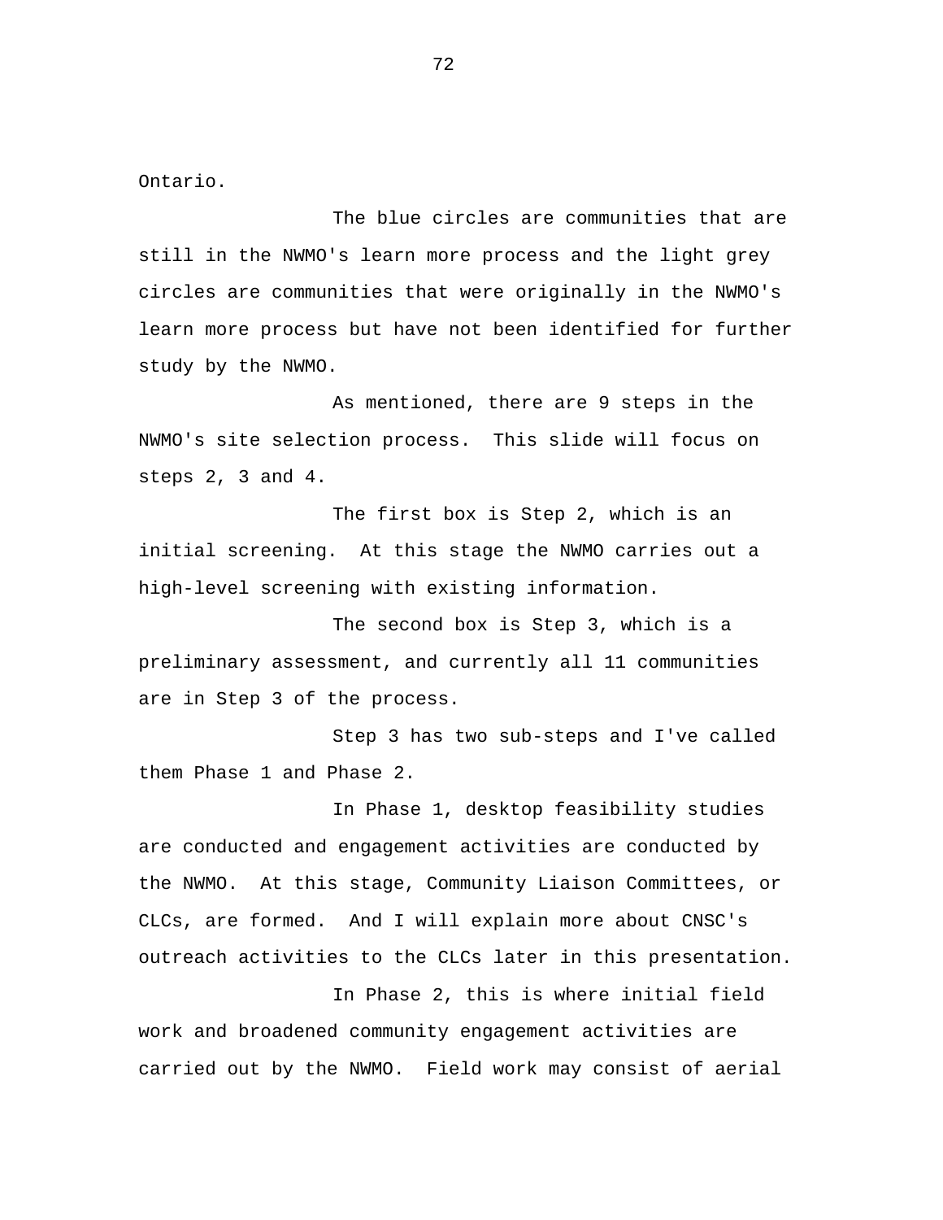Ontario.

The blue circles are communities that are still in the NWMO's learn more process and the light grey circles are communities that were originally in the NWMO's learn more process but have not been identified for further study by the NWMO.

As mentioned, there are 9 steps in the NWMO's site selection process. This slide will focus on steps 2, 3 and 4.

The first box is Step 2, which is an initial screening. At this stage the NWMO carries out a high-level screening with existing information.

The second box is Step 3, which is a preliminary assessment, and currently all 11 communities are in Step 3 of the process.

Step 3 has two sub-steps and I've called them Phase 1 and Phase 2.

In Phase 1, desktop feasibility studies are conducted and engagement activities are conducted by the NWMO. At this stage, Community Liaison Committees, or CLCs, are formed. And I will explain more about CNSC's outreach activities to the CLCs later in this presentation.

In Phase 2, this is where initial field work and broadened community engagement activities are carried out by the NWMO. Field work may consist of aerial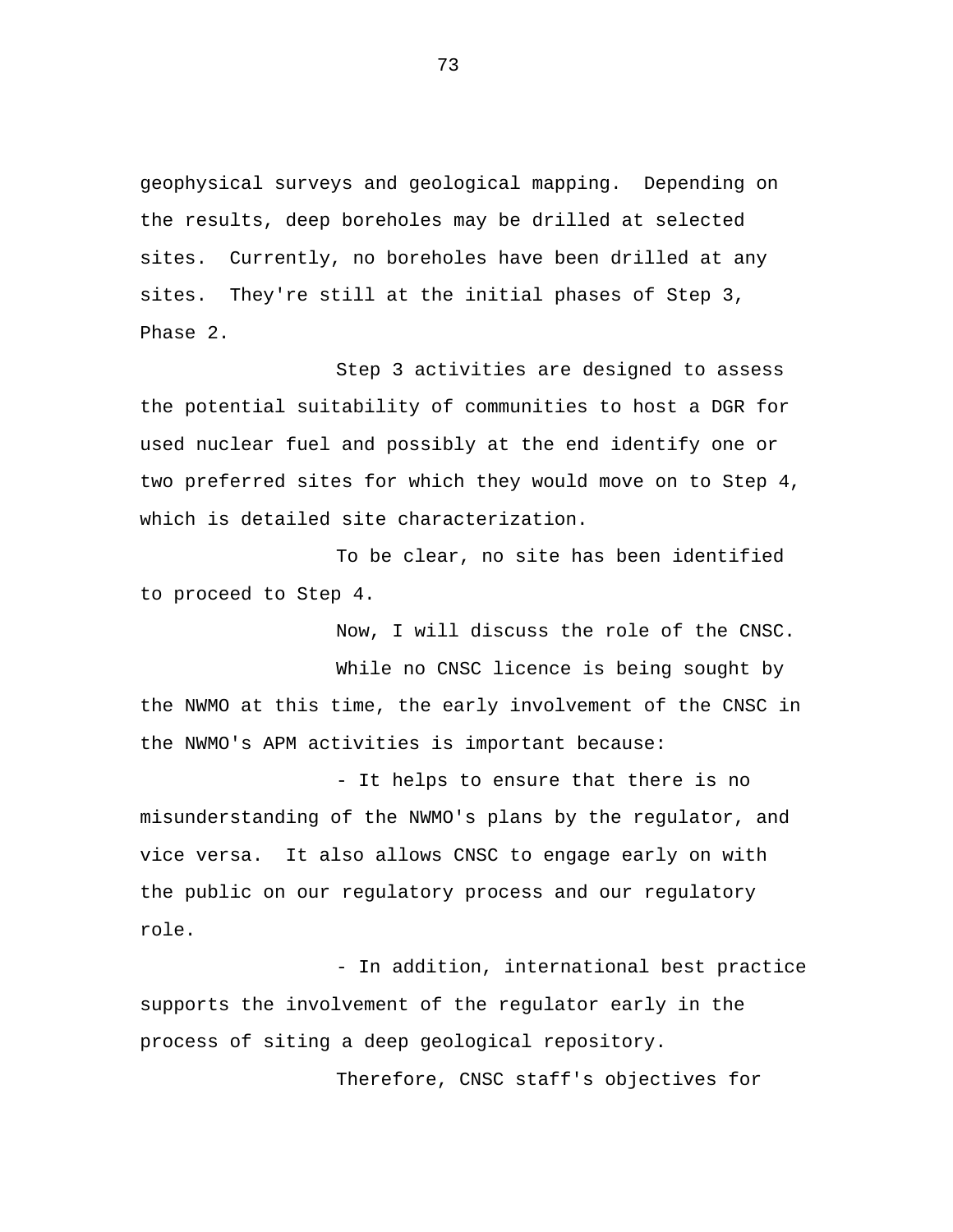geophysical surveys and geological mapping. Depending on the results, deep boreholes may be drilled at selected sites. Currently, no boreholes have been drilled at any sites. They're still at the initial phases of Step 3, Phase 2.

Step 3 activities are designed to assess the potential suitability of communities to host a DGR for used nuclear fuel and possibly at the end identify one or two preferred sites for which they would move on to Step 4, which is detailed site characterization.

To be clear, no site has been identified to proceed to Step 4.

Now, I will discuss the role of the CNSC.

While no CNSC licence is being sought by the NWMO at this time, the early involvement of the CNSC in the NWMO's APM activities is important because:

- It helps to ensure that there is no misunderstanding of the NWMO's plans by the regulator, and vice versa. It also allows CNSC to engage early on with the public on our regulatory process and our regulatory role.

- In addition, international best practice supports the involvement of the regulator early in the process of siting a deep geological repository.

Therefore, CNSC staff's objectives for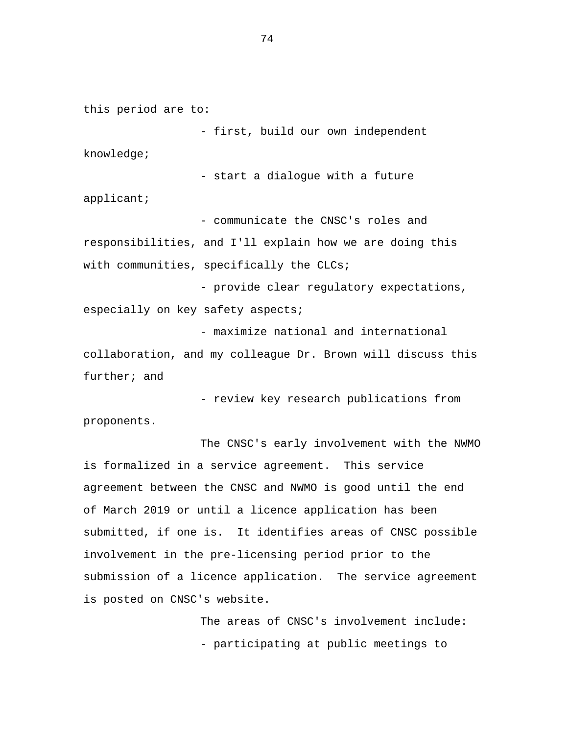this period are to:

- first, build our own independent knowledge;
- start a dialogue with a future applicant;
- communicate the CNSC's roles and responsibilities, and I'll explain how we are doing this with communities, specifically the CLCs;
- provide clear regulatory expectations, especially on key safety aspects;
- maximize national and international collaboration, and my colleague Dr. Brown will discuss this further; and
- review key research publications from proponents.

The CNSC's early involvement with the NWMO is formalized in a service agreement. This service agreement between the CNSC and NWMO is good until the end of March 2019 or until a licence application has been submitted, if one is. It identifies areas of CNSC possible involvement in the pre-licensing period prior to the submission of a licence application. The service agreement is posted on CNSC's website.

The areas of CNSC's involvement include:

- participating at public meetings to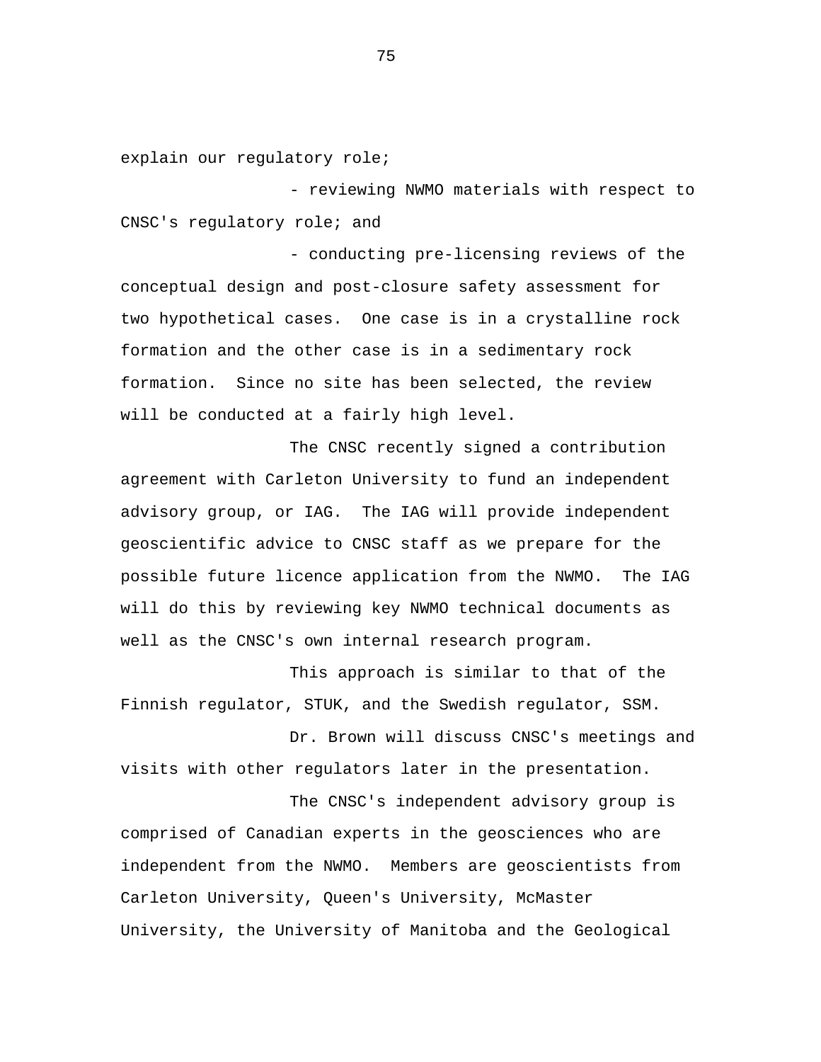explain our regulatory role;

- reviewing NWMO materials with respect to CNSC's regulatory role; and

- conducting pre-licensing reviews of the conceptual design and post-closure safety assessment for two hypothetical cases. One case is in a crystalline rock formation and the other case is in a sedimentary rock formation. Since no site has been selected, the review will be conducted at a fairly high level.

The CNSC recently signed a contribution agreement with Carleton University to fund an independent advisory group, or IAG. The IAG will provide independent geoscientific advice to CNSC staff as we prepare for the possible future licence application from the NWMO. The IAG will do this by reviewing key NWMO technical documents as well as the CNSC's own internal research program.

This approach is similar to that of the Finnish regulator, STUK, and the Swedish regulator, SSM.

Dr. Brown will discuss CNSC's meetings and visits with other regulators later in the presentation.

The CNSC's independent advisory group is comprised of Canadian experts in the geosciences who are independent from the NWMO. Members are geoscientists from Carleton University, Queen's University, McMaster University, the University of Manitoba and the Geological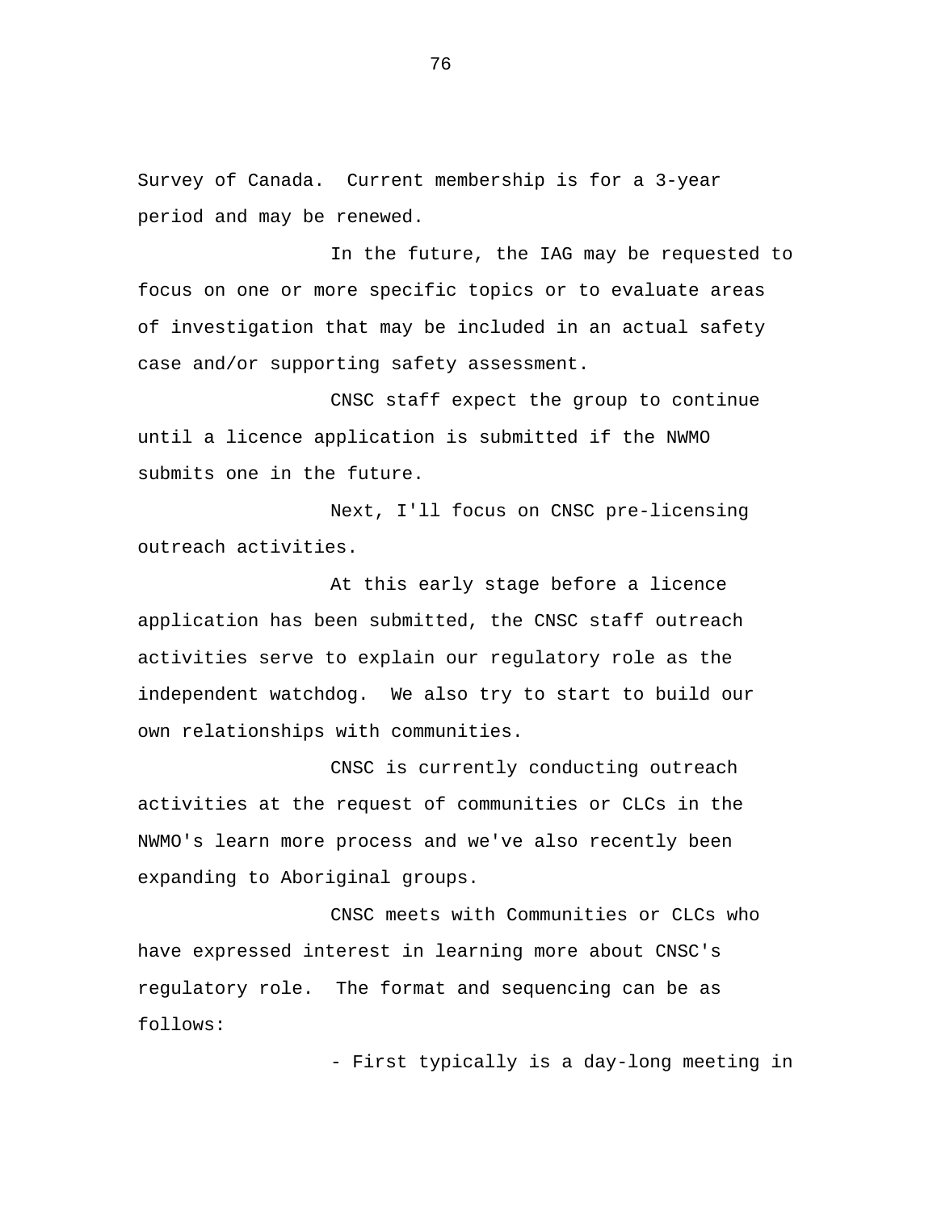Survey of Canada. Current membership is for a 3-year period and may be renewed.

In the future, the IAG may be requested to focus on one or more specific topics or to evaluate areas of investigation that may be included in an actual safety case and/or supporting safety assessment.

CNSC staff expect the group to continue until a licence application is submitted if the NWMO submits one in the future.

Next, I'll focus on CNSC pre-licensing outreach activities.

At this early stage before a licence application has been submitted, the CNSC staff outreach activities serve to explain our regulatory role as the independent watchdog. We also try to start to build our own relationships with communities.

CNSC is currently conducting outreach activities at the request of communities or CLCs in the NWMO's learn more process and we've also recently been expanding to Aboriginal groups.

CNSC meets with Communities or CLCs who have expressed interest in learning more about CNSC's regulatory role. The format and sequencing can be as follows:

- First typically is a day-long meeting in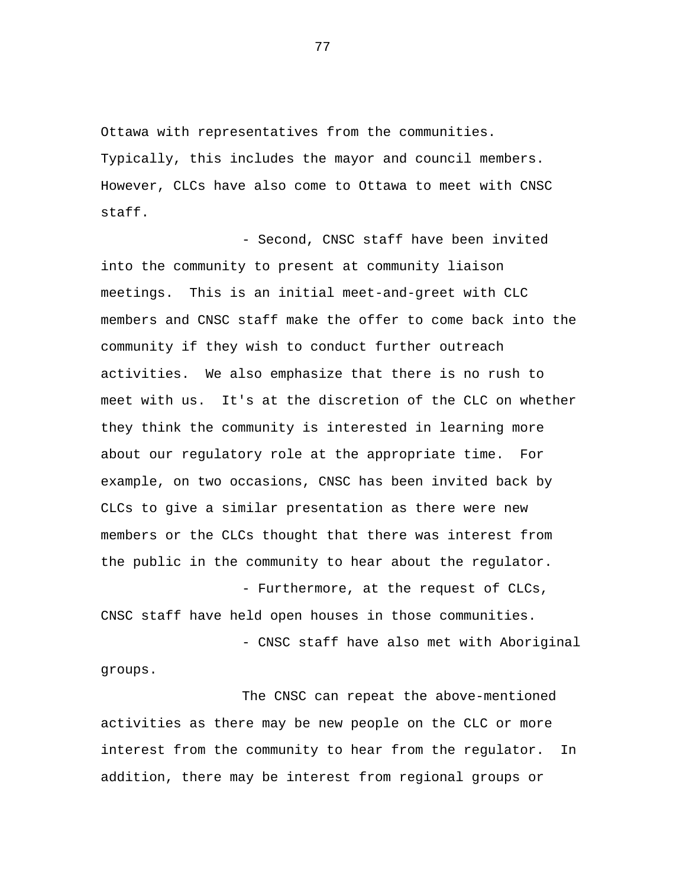Ottawa with representatives from the communities. Typically, this includes the mayor and council members. However, CLCs have also come to Ottawa to meet with CNSC staff.

- Second, CNSC staff have been invited into the community to present at community liaison meetings. This is an initial meet-and-greet with CLC members and CNSC staff make the offer to come back into the community if they wish to conduct further outreach activities. We also emphasize that there is no rush to meet with us. It's at the discretion of the CLC on whether they think the community is interested in learning more about our regulatory role at the appropriate time. For example, on two occasions, CNSC has been invited back by CLCs to give a similar presentation as there were new members or the CLCs thought that there was interest from the public in the community to hear about the regulator.
- Furthermore, at the request of CLCs, CNSC staff have held open houses in those communities.
- CNSC staff have also met with Aboriginal groups.

The CNSC can repeat the above-mentioned activities as there may be new people on the CLC or more interest from the community to hear from the regulator. In addition, there may be interest from regional groups or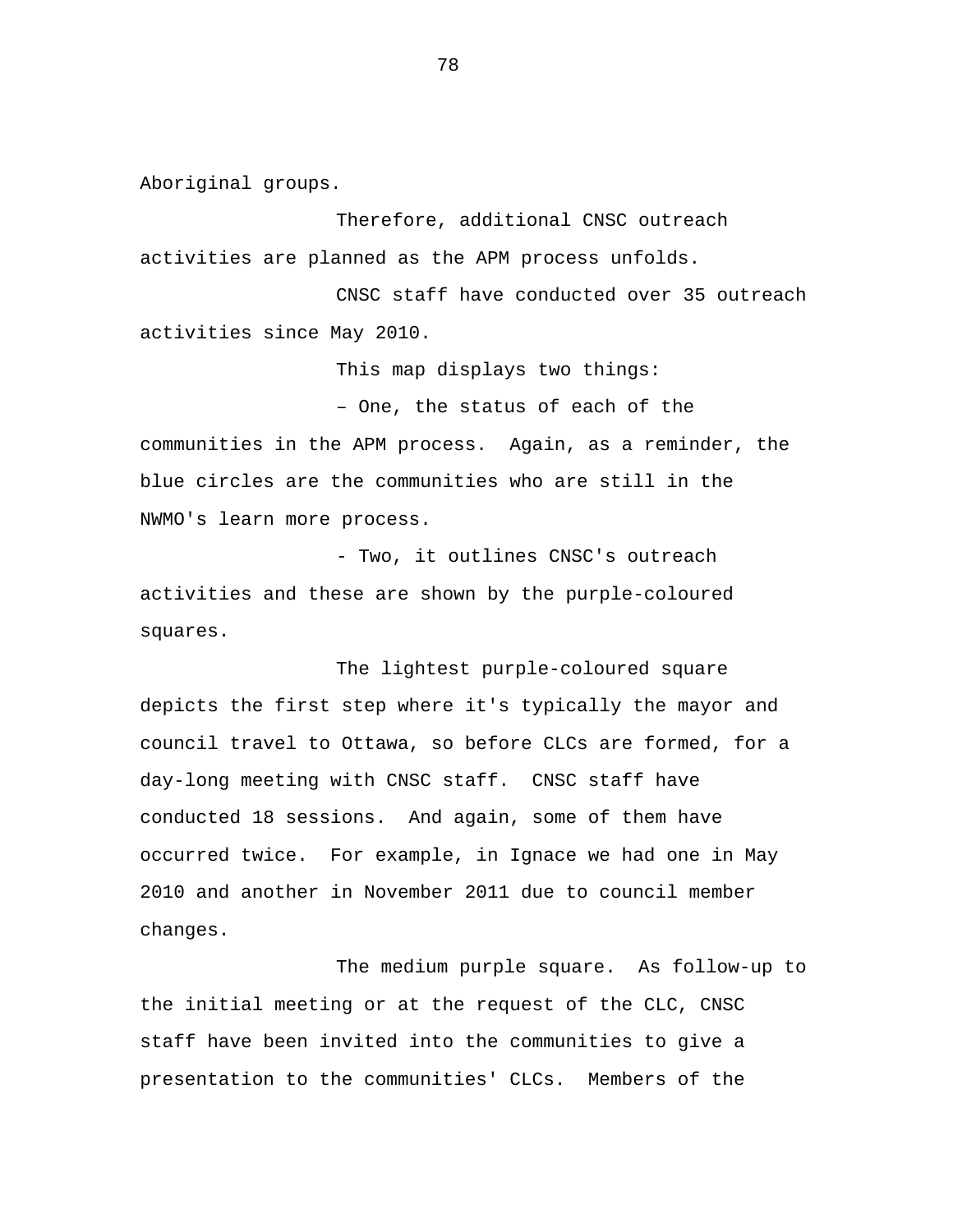Aboriginal groups.

Therefore, additional CNSC outreach activities are planned as the APM process unfolds.

CNSC staff have conducted over 35 outreach activities since May 2010.

This map displays two things:

– One, the status of each of the communities in the APM process.  Again, as a reminder, the blue circles are the communities who are still in the NWMO's learn more process.

- Two, it outlines CNSC's outreach activities and these are shown by the purple-coloured squares.

The lightest purple-coloured square depicts the first step where it's typically the mayor and council travel to Ottawa, so before CLCs are formed, for a day-long meeting with CNSC staff.  CNSC staff have conducted 18 sessions.  And again, some of them have occurred twice.  For example, in Ignace we had one in May 2010 and another in November 2011 due to council member changes.

The medium purple square.  As follow-up to the initial meeting or at the request of the CLC, CNSC staff have been invited into the communities to give a presentation to the communities' CLCs.  Members of the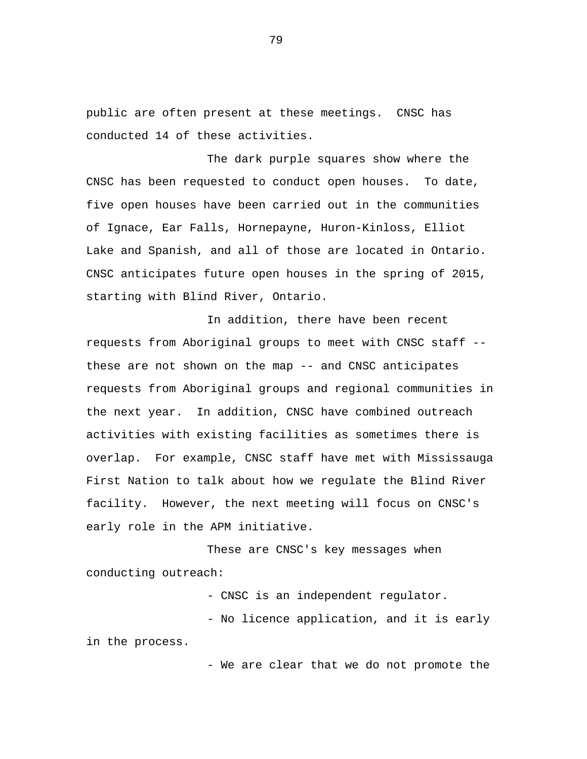public are often present at these meetings. CNSC has conducted 14 of these activities.

The dark purple squares show where the CNSC has been requested to conduct open houses. To date, five open houses have been carried out in the communities of Ignace, Ear Falls, Hornepayne, Huron-Kinloss, Elliot Lake and Spanish, and all of those are located in Ontario. CNSC anticipates future open houses in the spring of 2015, starting with Blind River, Ontario.

In addition, there have been recent requests from Aboriginal groups to meet with CNSC staff -- these are not shown on the map -- and CNSC anticipates requests from Aboriginal groups and regional communities in the next year. In addition, CNSC have combined outreach activities with existing facilities as sometimes there is overlap. For example, CNSC staff have met with Mississauga First Nation to talk about how we regulate the Blind River facility. However, the next meeting will focus on CNSC's early role in the APM initiative.

These are CNSC's key messages when conducting outreach:

- CNSC is an independent regulator.
- No licence application, and it is early in the process.
- We are clear that we do not promote the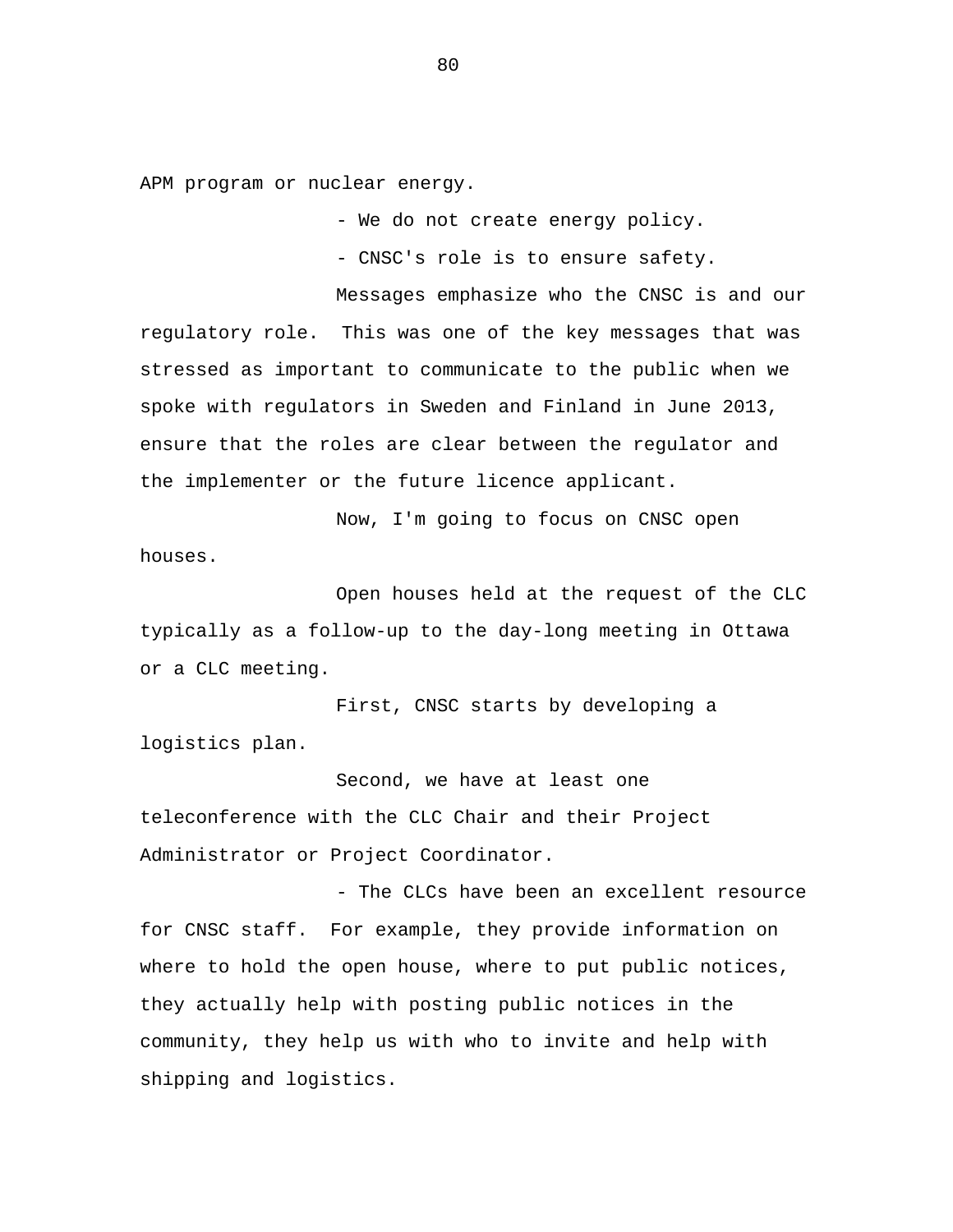APM program or nuclear energy.

- We do not create energy policy.
- CNSC's role is to ensure safety.

Messages emphasize who the CNSC is and our regulatory role. This was one of the key messages that was stressed as important to communicate to the public when we spoke with regulators in Sweden and Finland in June 2013, ensure that the roles are clear between the regulator and the implementer or the future licence applicant.

Now, I'm going to focus on CNSC open houses.

Open houses held at the request of the CLC typically as a follow-up to the day-long meeting in Ottawa or a CLC meeting.

First, CNSC starts by developing a logistics plan.

Second, we have at least one teleconference with the CLC Chair and their Project Administrator or Project Coordinator.

- The CLCs have been an excellent resource for CNSC staff. For example, they provide information on where to hold the open house, where to put public notices, they actually help with posting public notices in the community, they help us with who to invite and help with shipping and logistics.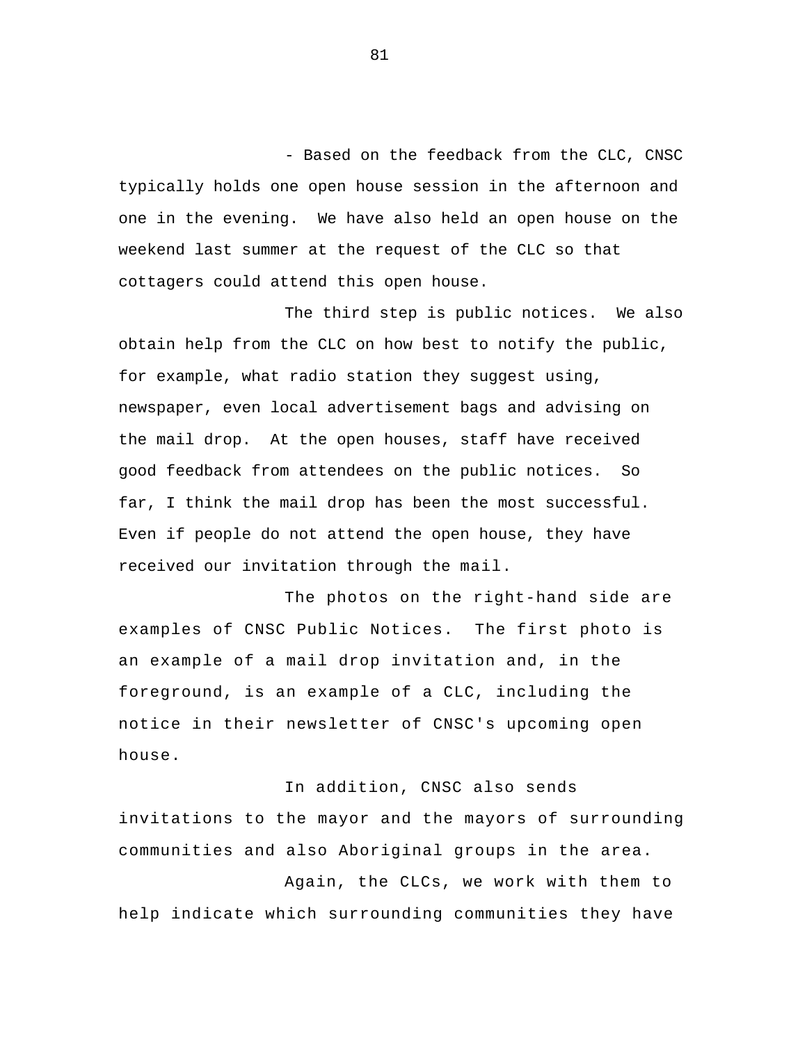- Based on the feedback from the CLC, CNSC typically holds one open house session in the afternoon and one in the evening. We have also held an open house on the weekend last summer at the request of the CLC so that cottagers could attend this open house.

The third step is public notices. We also obtain help from the CLC on how best to notify the public, for example, what radio station they suggest using, newspaper, even local advertisement bags and advising on the mail drop. At the open houses, staff have received good feedback from attendees on the public notices. So far, I think the mail drop has been the most successful. Even if people do not attend the open house, they have received our invitation through the mail.

The photos on the right-hand side are examples of CNSC Public Notices. The first photo is an example of a mail drop invitation and, in the foreground, is an example of a CLC, including the notice in their newsletter of CNSC's upcoming open house.

In addition, CNSC also sends invitations to the mayor and the mayors of surrounding communities and also Aboriginal groups in the area.

Again, the CLCs, we work with them to help indicate which surrounding communities they have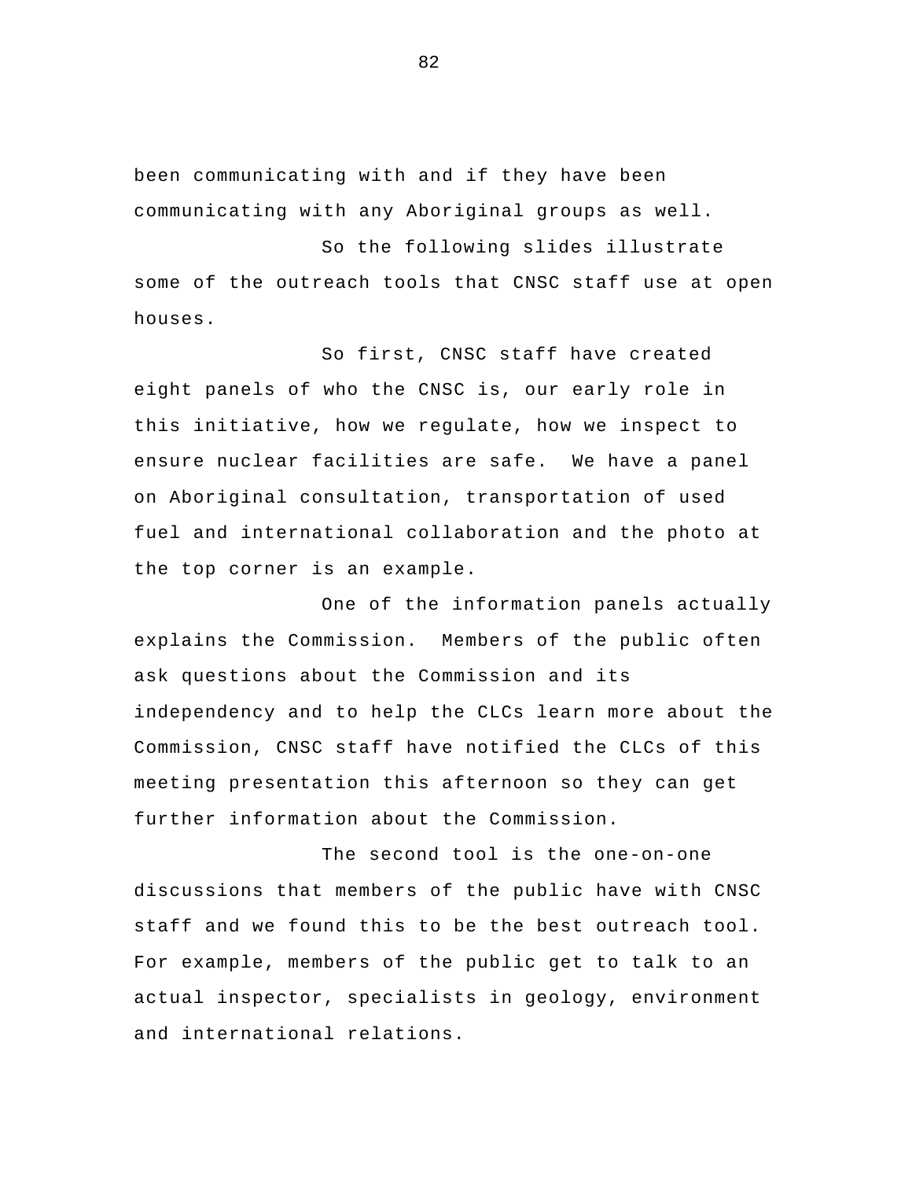been communicating with and if they have been communicating with any Aboriginal groups as well.

So the following slides illustrate some of the outreach tools that CNSC staff use at open houses.

So first, CNSC staff have created eight panels of who the CNSC is, our early role in this initiative, how we regulate, how we inspect to ensure nuclear facilities are safe. We have a panel on Aboriginal consultation, transportation of used fuel and international collaboration and the photo at the top corner is an example.

One of the information panels actually explains the Commission. Members of the public often ask questions about the Commission and its independency and to help the CLCs learn more about the Commission, CNSC staff have notified the CLCs of this meeting presentation this afternoon so they can get further information about the Commission.

The second tool is the one-on-one discussions that members of the public have with CNSC staff and we found this to be the best outreach tool. For example, members of the public get to talk to an actual inspector, specialists in geology, environment and international relations.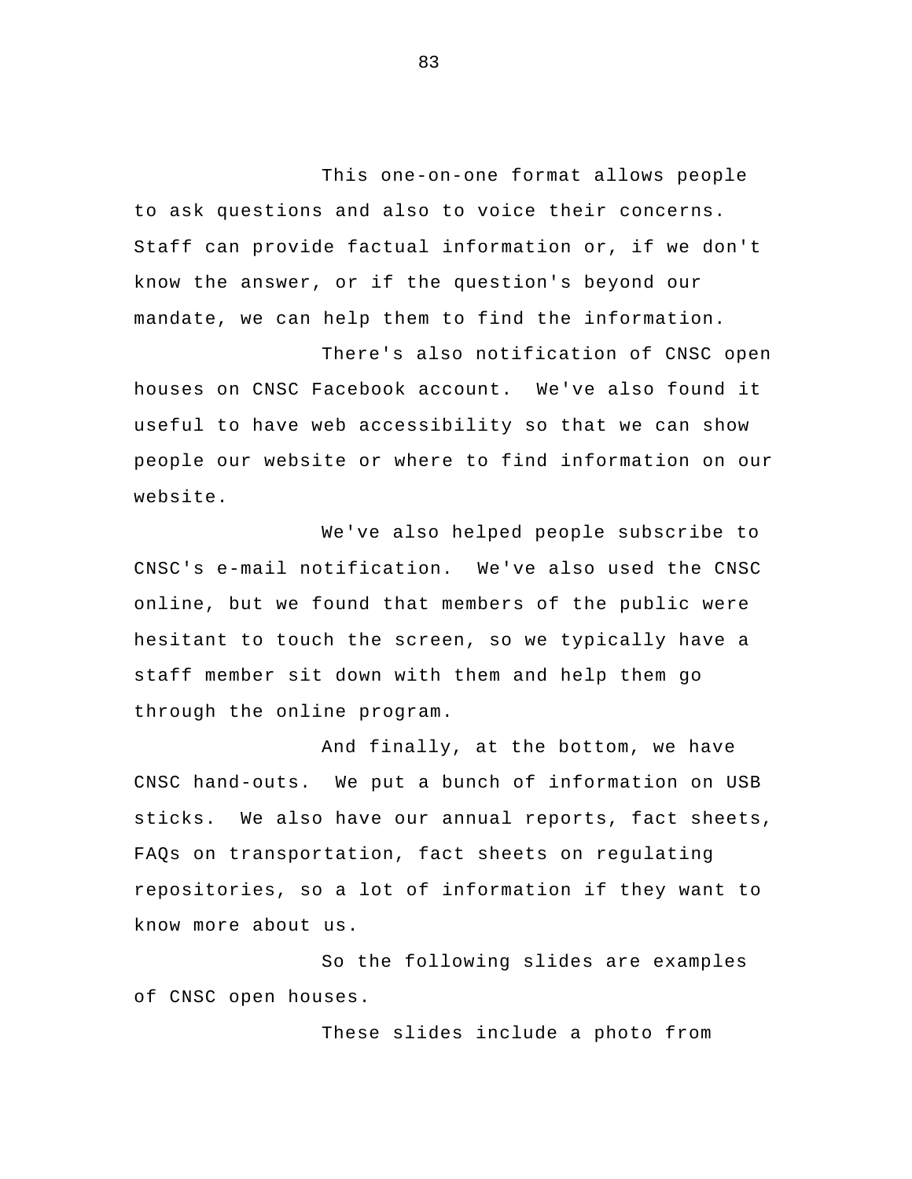This one-on-one format allows people to ask questions and also to voice their concerns. Staff can provide factual information or, if we don't know the answer, or if the question's beyond our mandate, we can help them to find the information.

There's also notification of CNSC open houses on CNSC Facebook account. We've also found it useful to have web accessibility so that we can show people our website or where to find information on our website.

We've also helped people subscribe to CNSC's e-mail notification. We've also used the CNSC online, but we found that members of the public were hesitant to touch the screen, so we typically have a staff member sit down with them and help them go through the online program.

And finally, at the bottom, we have CNSC hand-outs. We put a bunch of information on USB sticks. We also have our annual reports, fact sheets, FAQs on transportation, fact sheets on regulating repositories, so a lot of information if they want to know more about us.

So the following slides are examples of CNSC open houses.

These slides include a photo from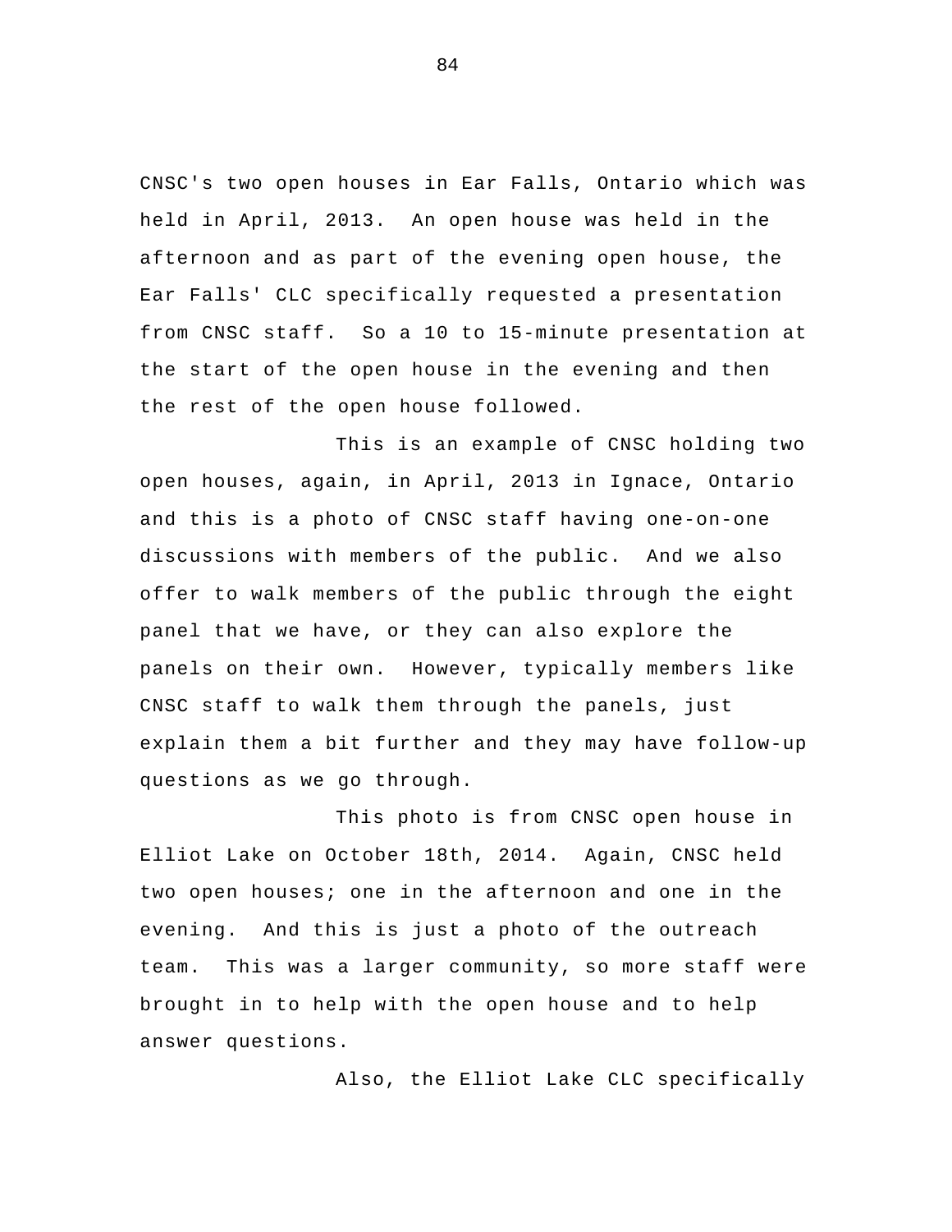CNSC's two open houses in Ear Falls, Ontario which was held in April, 2013. An open house was held in the afternoon and as part of the evening open house, the Ear Falls' CLC specifically requested a presentation from CNSC staff. So a 10 to 15-minute presentation at the start of the open house in the evening and then the rest of the open house followed.

This is an example of CNSC holding two open houses, again, in April, 2013 in Ignace, Ontario and this is a photo of CNSC staff having one-on-one discussions with members of the public. And we also offer to walk members of the public through the eight panel that we have, or they can also explore the panels on their own. However, typically members like CNSC staff to walk them through the panels, just explain them a bit further and they may have follow-up questions as we go through.

This photo is from CNSC open house in Elliot Lake on October 18th, 2014. Again, CNSC held two open houses; one in the afternoon and one in the evening. And this is just a photo of the outreach team. This was a larger community, so more staff were brought in to help with the open house and to help answer questions.

Also, the Elliot Lake CLC specifically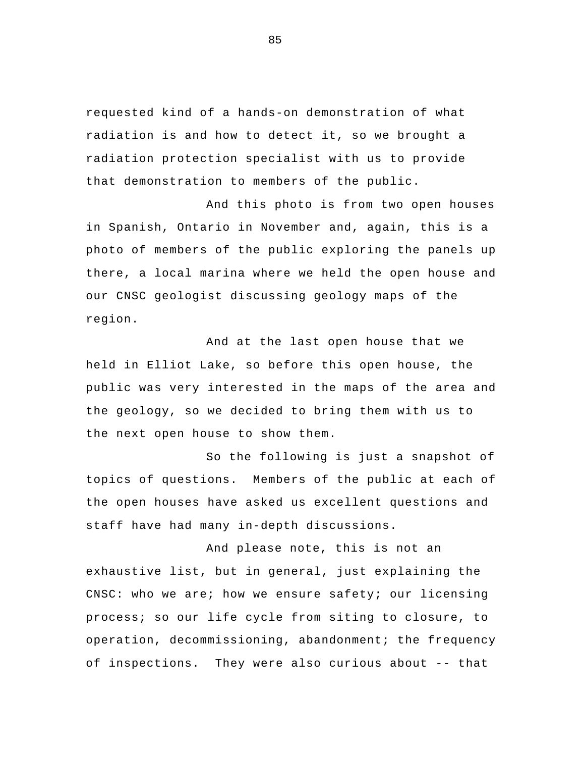requested kind of a hands-on demonstration of what radiation is and how to detect it, so we brought a radiation protection specialist with us to provide that demonstration to members of the public.

And this photo is from two open houses in Spanish, Ontario in November and, again, this is a photo of members of the public exploring the panels up there, a local marina where we held the open house and our CNSC geologist discussing geology maps of the region.

And at the last open house that we held in Elliot Lake, so before this open house, the public was very interested in the maps of the area and the geology, so we decided to bring them with us to the next open house to show them.

So the following is just a snapshot of topics of questions. Members of the public at each of the open houses have asked us excellent questions and staff have had many in-depth discussions.

And please note, this is not an exhaustive list, but in general, just explaining the CNSC: who we are; how we ensure safety; our licensing process; so our life cycle from siting to closure, to operation, decommissioning, abandonment; the frequency of inspections. They were also curious about -- that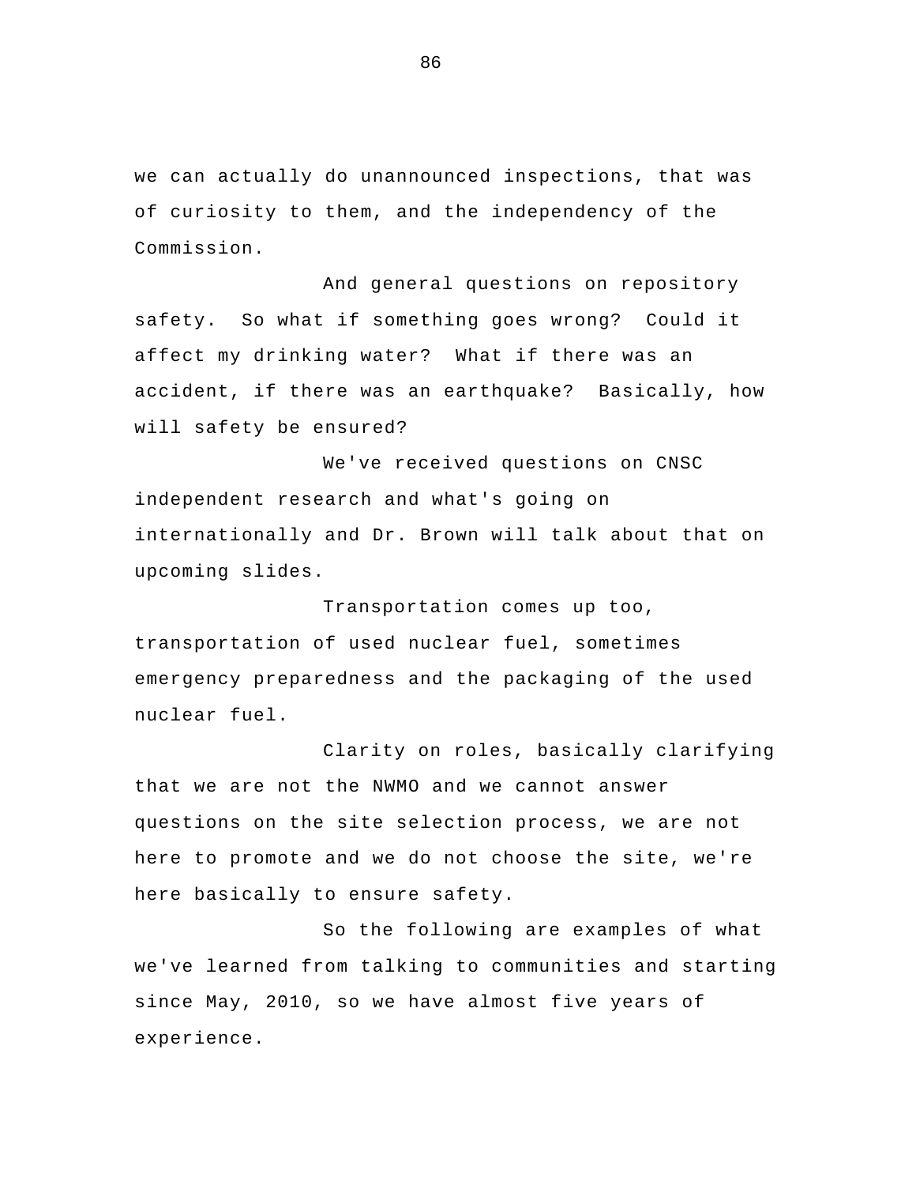we can actually do unannounced inspections, that was of curiosity to them, and the independency of the Commission.

And general questions on repository safety. So what if something goes wrong? Could it affect my drinking water? What if there was an accident, if there was an earthquake? Basically, how will safety be ensured?

We've received questions on CNSC independent research and what's going on internationally and Dr. Brown will talk about that on upcoming slides.

Transportation comes up too, transportation of used nuclear fuel, sometimes emergency preparedness and the packaging of the used nuclear fuel.

Clarity on roles, basically clarifying that we are not the NWMO and we cannot answer questions on the site selection process, we are not here to promote and we do not choose the site, we're here basically to ensure safety.

So the following are examples of what we've learned from talking to communities and starting since May, 2010, so we have almost five years of experience.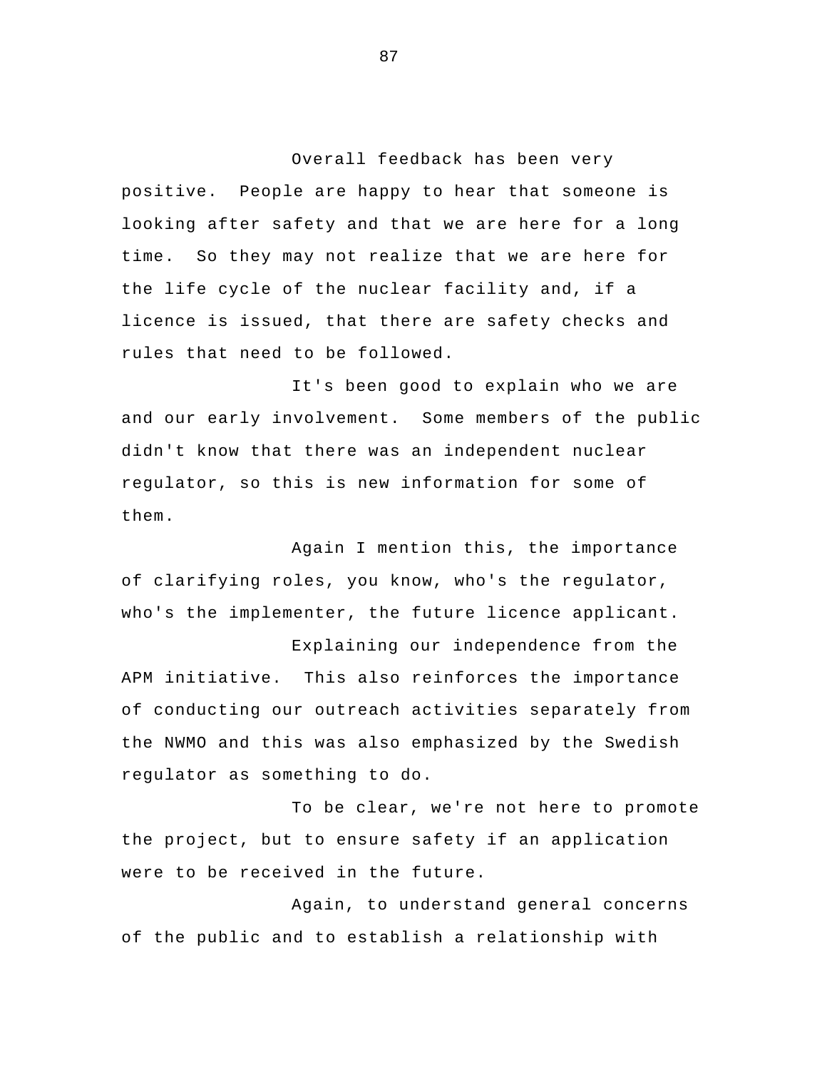Overall feedback has been very positive. People are happy to hear that someone is looking after safety and that we are here for a long time. So they may not realize that we are here for the life cycle of the nuclear facility and, if a licence is issued, that there are safety checks and rules that need to be followed.

It's been good to explain who we are and our early involvement. Some members of the public didn't know that there was an independent nuclear regulator, so this is new information for some of them.

Again I mention this, the importance of clarifying roles, you know, who's the regulator, who's the implementer, the future licence applicant.

Explaining our independence from the APM initiative. This also reinforces the importance of conducting our outreach activities separately from the NWMO and this was also emphasized by the Swedish regulator as something to do.

To be clear, we're not here to promote the project, but to ensure safety if an application were to be received in the future.

Again, to understand general concerns of the public and to establish a relationship with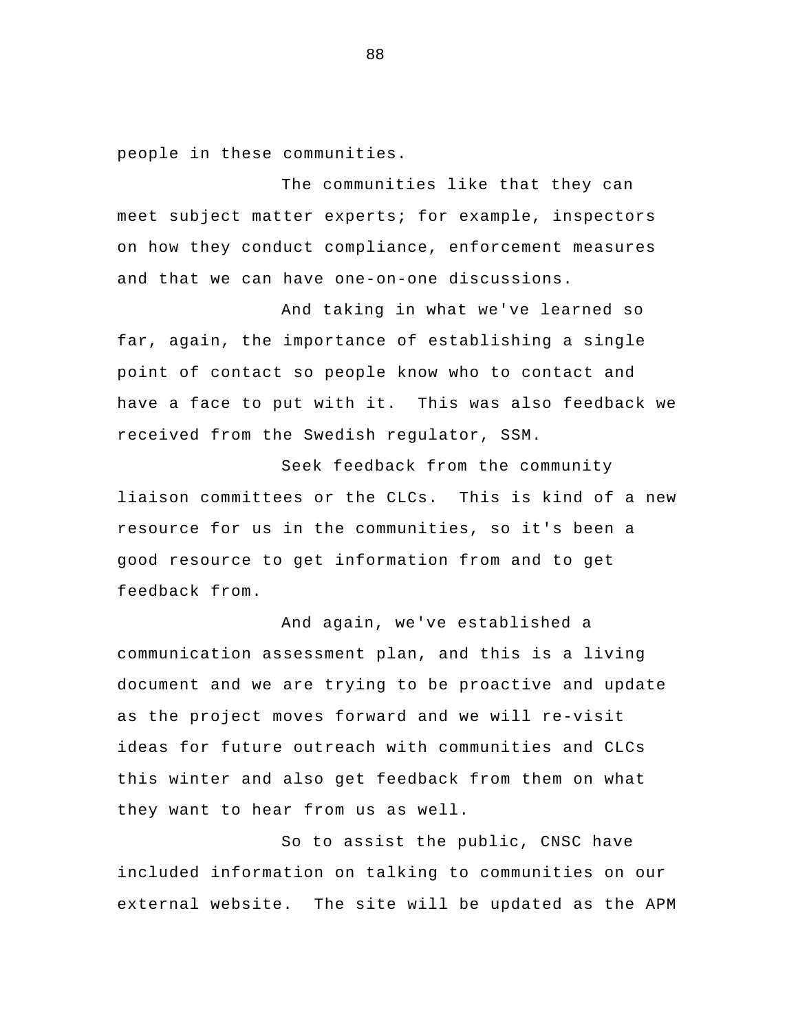people in these communities.

The communities like that they can meet subject matter experts; for example, inspectors on how they conduct compliance, enforcement measures and that we can have one-on-one discussions.

And taking in what we've learned so far, again, the importance of establishing a single point of contact so people know who to contact and have a face to put with it. This was also feedback we received from the Swedish regulator, SSM.

Seek feedback from the community liaison committees or the CLCs. This is kind of a new resource for us in the communities, so it's been a good resource to get information from and to get feedback from.

And again, we've established a communication assessment plan, and this is a living document and we are trying to be proactive and update as the project moves forward and we will re-visit ideas for future outreach with communities and CLCs this winter and also get feedback from them on what they want to hear from us as well.

So to assist the public, CNSC have included information on talking to communities on our external website. The site will be updated as the APM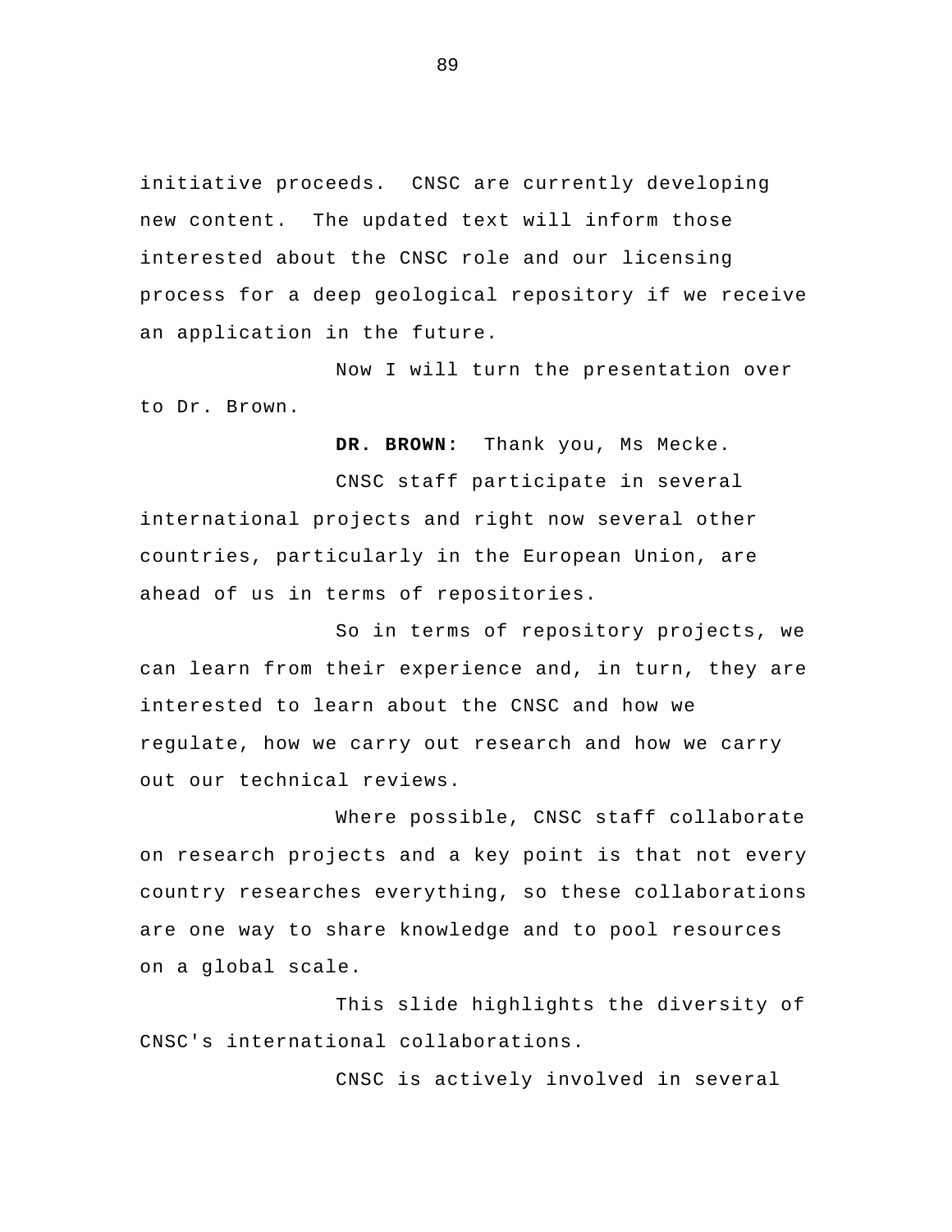initiative proceeds. CNSC are currently developing new content. The updated text will inform those interested about the CNSC role and our licensing process for a deep geological repository if we receive an application in the future.

Now I will turn the presentation over to Dr. Brown.

**DR. BROWN:** Thank you, Ms Mecke.

CNSC staff participate in several international projects and right now several other countries, particularly in the European Union, are ahead of us in terms of repositories.

So in terms of repository projects, we can learn from their experience and, in turn, they are interested to learn about the CNSC and how we regulate, how we carry out research and how we carry out our technical reviews.

Where possible, CNSC staff collaborate on research projects and a key point is that not every country researches everything, so these collaborations are one way to share knowledge and to pool resources on a global scale.

This slide highlights the diversity of CNSC's international collaborations.

CNSC is actively involved in several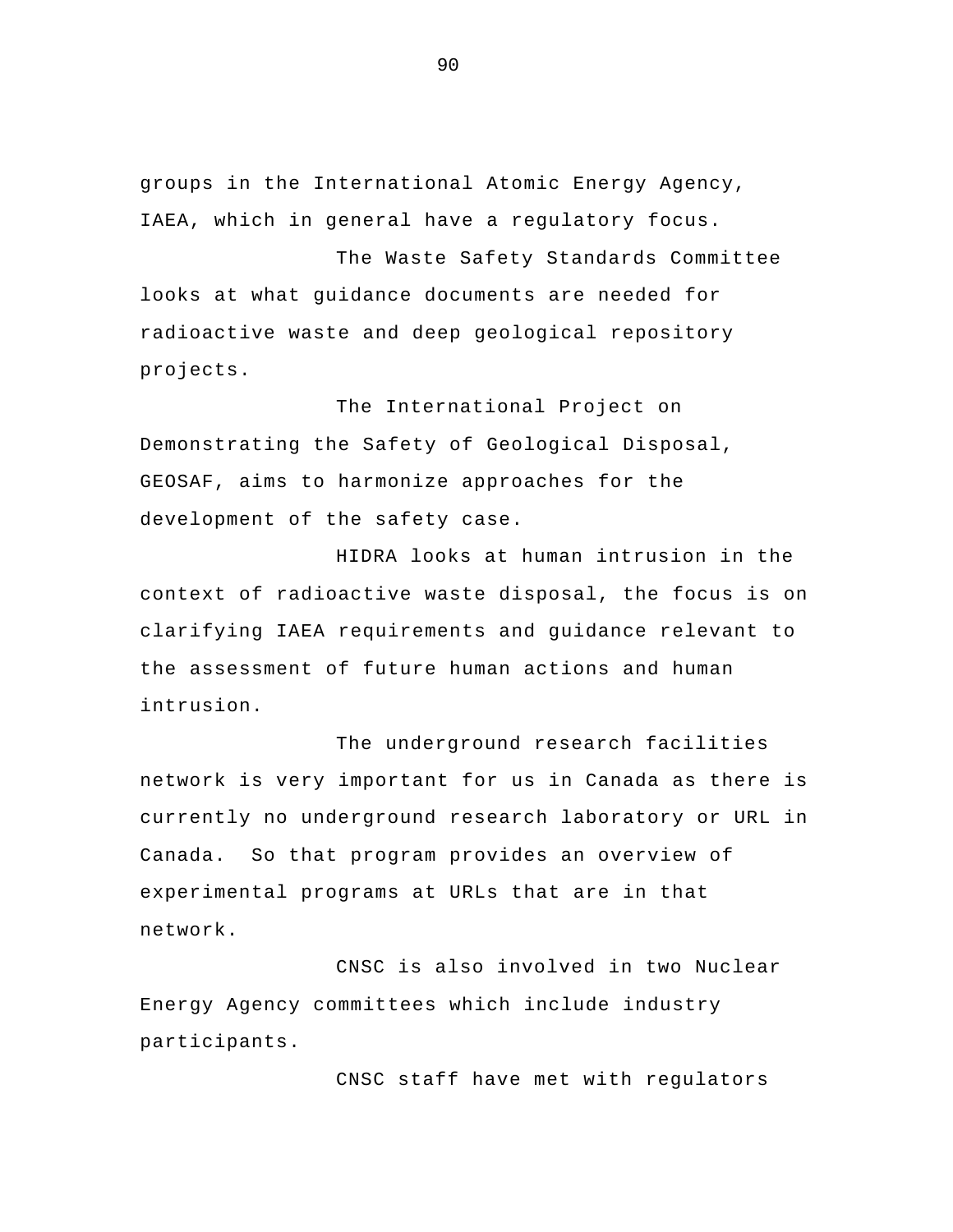groups in the International Atomic Energy Agency, IAEA, which in general have a regulatory focus.

The Waste Safety Standards Committee looks at what guidance documents are needed for radioactive waste and deep geological repository projects.

The International Project on Demonstrating the Safety of Geological Disposal, GEOSAF, aims to harmonize approaches for the development of the safety case.

HIDRA looks at human intrusion in the context of radioactive waste disposal, the focus is on clarifying IAEA requirements and guidance relevant to the assessment of future human actions and human intrusion.

The underground research facilities network is very important for us in Canada as there is currently no underground research laboratory or URL in Canada. So that program provides an overview of experimental programs at URLs that are in that network.

CNSC is also involved in two Nuclear Energy Agency committees which include industry participants.

CNSC staff have met with regulators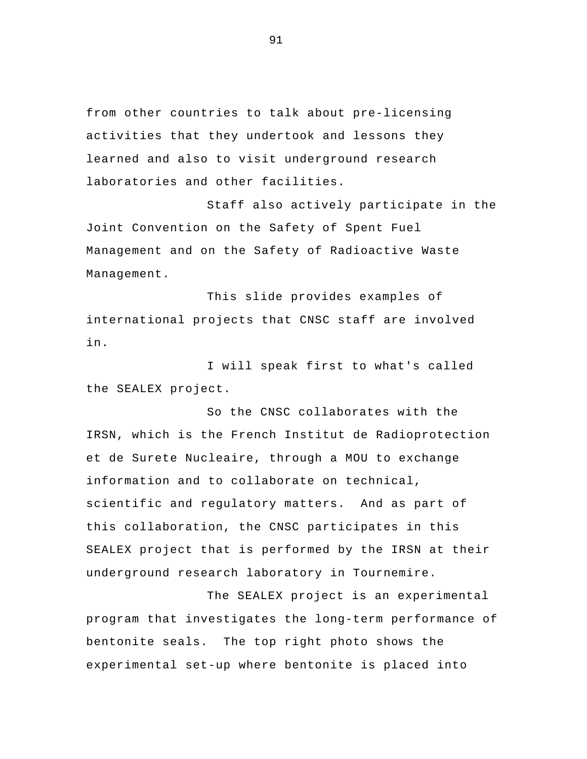from other countries to talk about pre-licensing activities that they undertook and lessons they learned and also to visit underground research laboratories and other facilities.

Staff also actively participate in the Joint Convention on the Safety of Spent Fuel Management and on the Safety of Radioactive Waste Management.

This slide provides examples of international projects that CNSC staff are involved in.

I will speak first to what's called the SEALEX project.

So the CNSC collaborates with the IRSN, which is the French Institut de Radioprotection et de Surete Nucleaire, through a MOU to exchange information and to collaborate on technical, scientific and regulatory matters. And as part of this collaboration, the CNSC participates in this SEALEX project that is performed by the IRSN at their underground research laboratory in Tournemire.

The SEALEX project is an experimental program that investigates the long-term performance of bentonite seals. The top right photo shows the experimental set-up where bentonite is placed into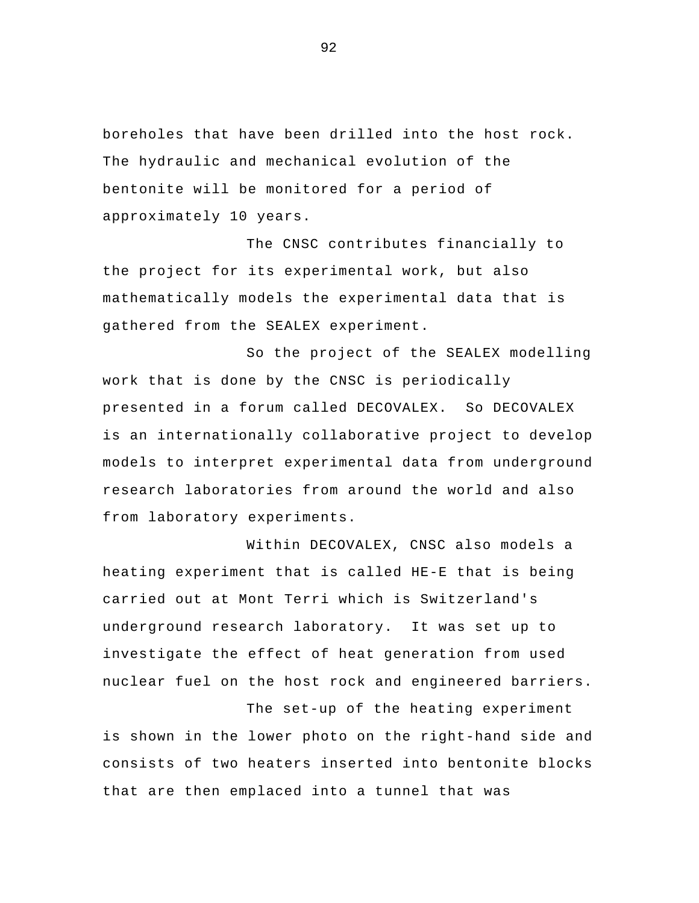boreholes that have been drilled into the host rock. The hydraulic and mechanical evolution of the bentonite will be monitored for a period of approximately 10 years.

The CNSC contributes financially to the project for its experimental work, but also mathematically models the experimental data that is gathered from the SEALEX experiment.

So the project of the SEALEX modelling work that is done by the CNSC is periodically presented in a forum called DECOVALEX. So DECOVALEX is an internationally collaborative project to develop models to interpret experimental data from underground research laboratories from around the world and also from laboratory experiments.

Within DECOVALEX, CNSC also models a heating experiment that is called HE-E that is being carried out at Mont Terri which is Switzerland's underground research laboratory. It was set up to investigate the effect of heat generation from used nuclear fuel on the host rock and engineered barriers.

The set-up of the heating experiment is shown in the lower photo on the right-hand side and consists of two heaters inserted into bentonite blocks that are then emplaced into a tunnel that was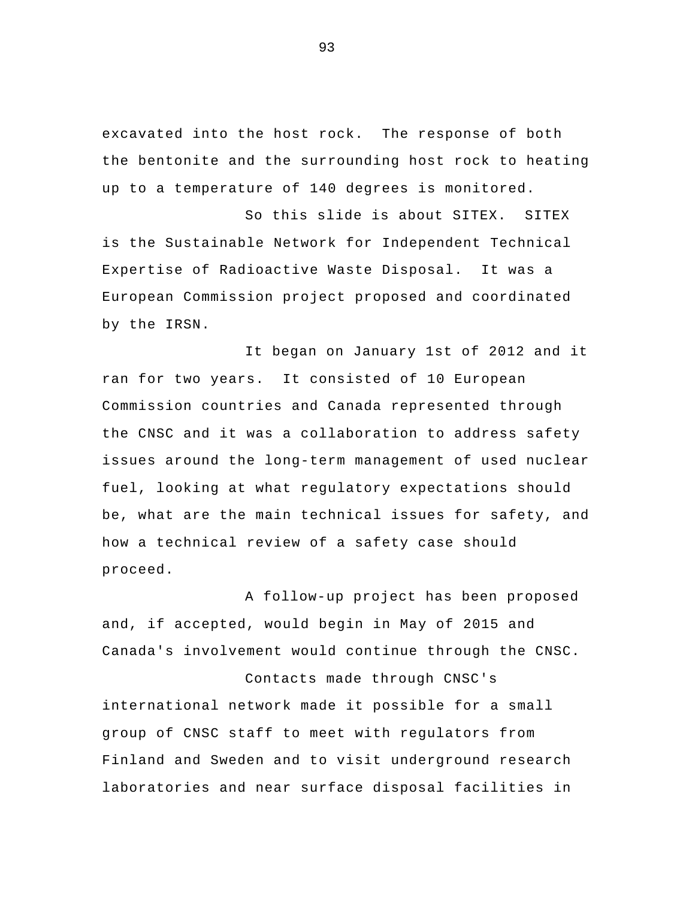excavated into the host rock. The response of both the bentonite and the surrounding host rock to heating up to a temperature of 140 degrees is monitored.

So this slide is about SITEX. SITEX is the Sustainable Network for Independent Technical Expertise of Radioactive Waste Disposal. It was a European Commission project proposed and coordinated by the IRSN.

It began on January 1st of 2012 and it ran for two years. It consisted of 10 European Commission countries and Canada represented through the CNSC and it was a collaboration to address safety issues around the long-term management of used nuclear fuel, looking at what regulatory expectations should be, what are the main technical issues for safety, and how a technical review of a safety case should proceed.

A follow-up project has been proposed and, if accepted, would begin in May of 2015 and Canada's involvement would continue through the CNSC.

Contacts made through CNSC's international network made it possible for a small group of CNSC staff to meet with regulators from Finland and Sweden and to visit underground research laboratories and near surface disposal facilities in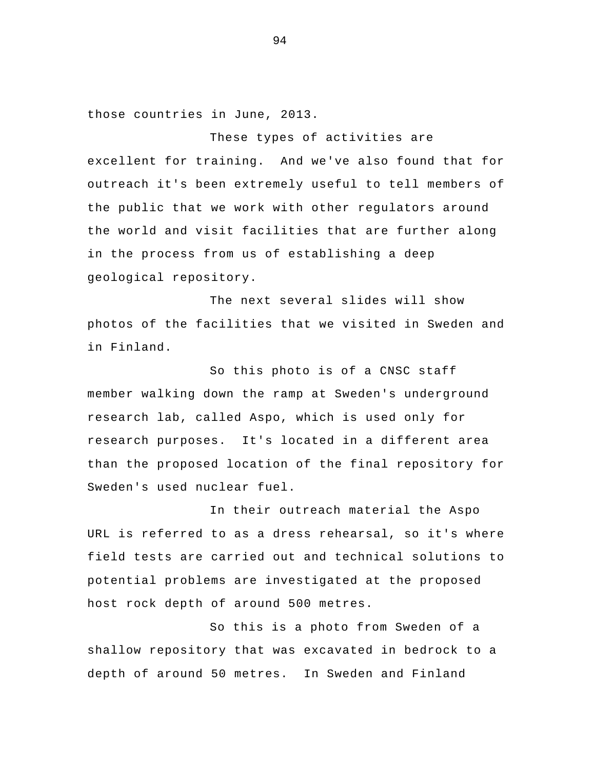those countries in June, 2013.

These types of activities are excellent for training. And we've also found that for outreach it's been extremely useful to tell members of the public that we work with other regulators around the world and visit facilities that are further along in the process from us of establishing a deep geological repository.

The next several slides will show photos of the facilities that we visited in Sweden and in Finland.

So this photo is of a CNSC staff member walking down the ramp at Sweden's underground research lab, called Aspo, which is used only for research purposes. It's located in a different area than the proposed location of the final repository for Sweden's used nuclear fuel.

In their outreach material the Aspo URL is referred to as a dress rehearsal, so it's where field tests are carried out and technical solutions to potential problems are investigated at the proposed host rock depth of around 500 metres.

So this is a photo from Sweden of a shallow repository that was excavated in bedrock to a depth of around 50 metres. In Sweden and Finland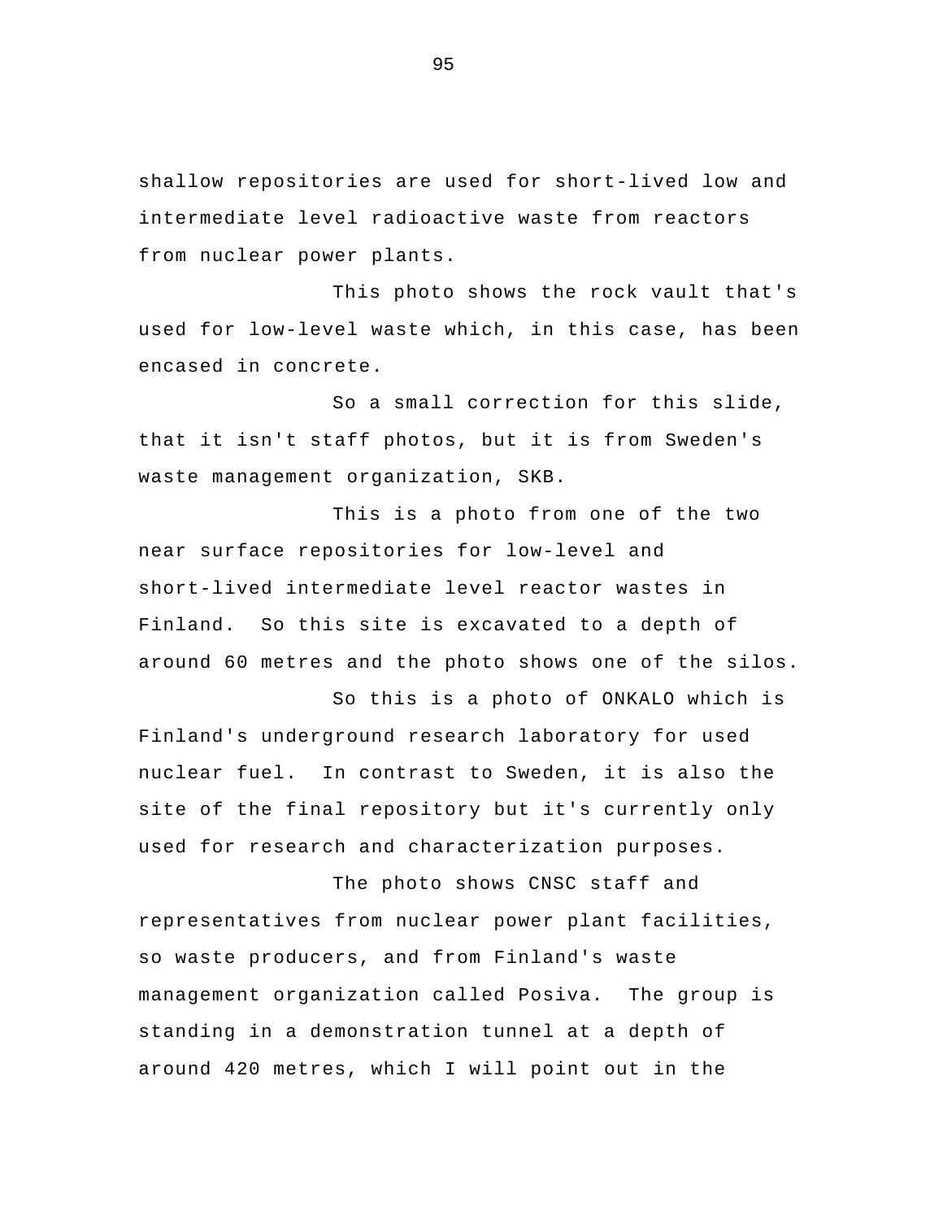shallow repositories are used for short-lived low and intermediate level radioactive waste from reactors from nuclear power plants.

This photo shows the rock vault that's used for low-level waste which, in this case, has been encased in concrete.

So a small correction for this slide, that it isn't staff photos, but it is from Sweden's waste management organization, SKB.

This is a photo from one of the two near surface repositories for low-level and short-lived intermediate level reactor wastes in Finland. So this site is excavated to a depth of around 60 metres and the photo shows one of the silos.

So this is a photo of ONKALO which is Finland's underground research laboratory for used nuclear fuel. In contrast to Sweden, it is also the site of the final repository but it's currently only used for research and characterization purposes.

The photo shows CNSC staff and representatives from nuclear power plant facilities, so waste producers, and from Finland's waste management organization called Posiva. The group is standing in a demonstration tunnel at a depth of around 420 metres, which I will point out in the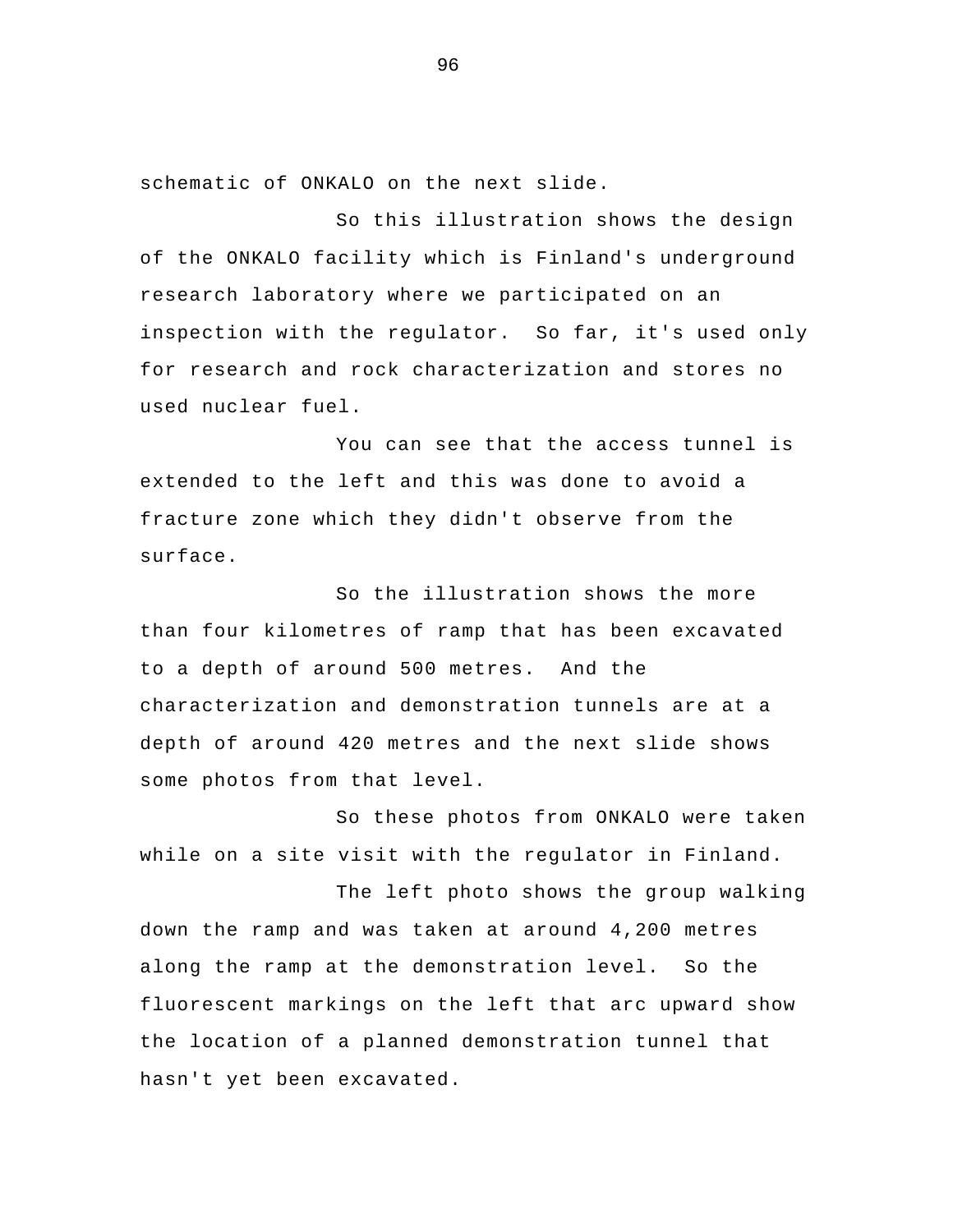schematic of ONKALO on the next slide.

So this illustration shows the design of the ONKALO facility which is Finland's underground research laboratory where we participated on an inspection with the regulator.  So far, it's used only for research and rock characterization and stores no used nuclear fuel.

You can see that the access tunnel is extended to the left and this was done to avoid a fracture zone which they didn't observe from the surface.

So the illustration shows the more than four kilometres of ramp that has been excavated to a depth of around 500 metres.  And the characterization and demonstration tunnels are at a depth of around 420 metres and the next slide shows some photos from that level.

So these photos from ONKALO were taken while on a site visit with the regulator in Finland.

The left photo shows the group walking down the ramp and was taken at around 4,200 metres along the ramp at the demonstration level.  So the fluorescent markings on the left that arc upward show the location of a planned demonstration tunnel that hasn't yet been excavated.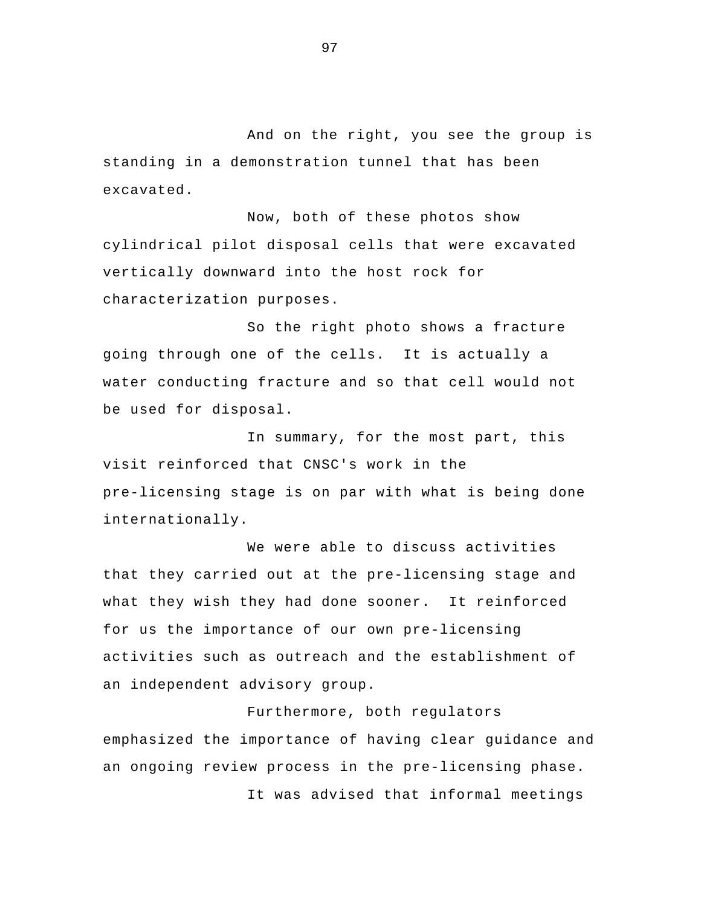And on the right, you see the group is standing in a demonstration tunnel that has been excavated.

Now, both of these photos show cylindrical pilot disposal cells that were excavated vertically downward into the host rock for characterization purposes.

So the right photo shows a fracture going through one of the cells.  It is actually a water conducting fracture and so that cell would not be used for disposal.

In summary, for the most part, this visit reinforced that CNSC's work in the pre-licensing stage is on par with what is being done internationally.

We were able to discuss activities that they carried out at the pre-licensing stage and what they wish they had done sooner.  It reinforced for us the importance of our own pre-licensing activities such as outreach and the establishment of an independent advisory group.

Furthermore, both regulators emphasized the importance of having clear guidance and an ongoing review process in the pre-licensing phase.

It was advised that informal meetings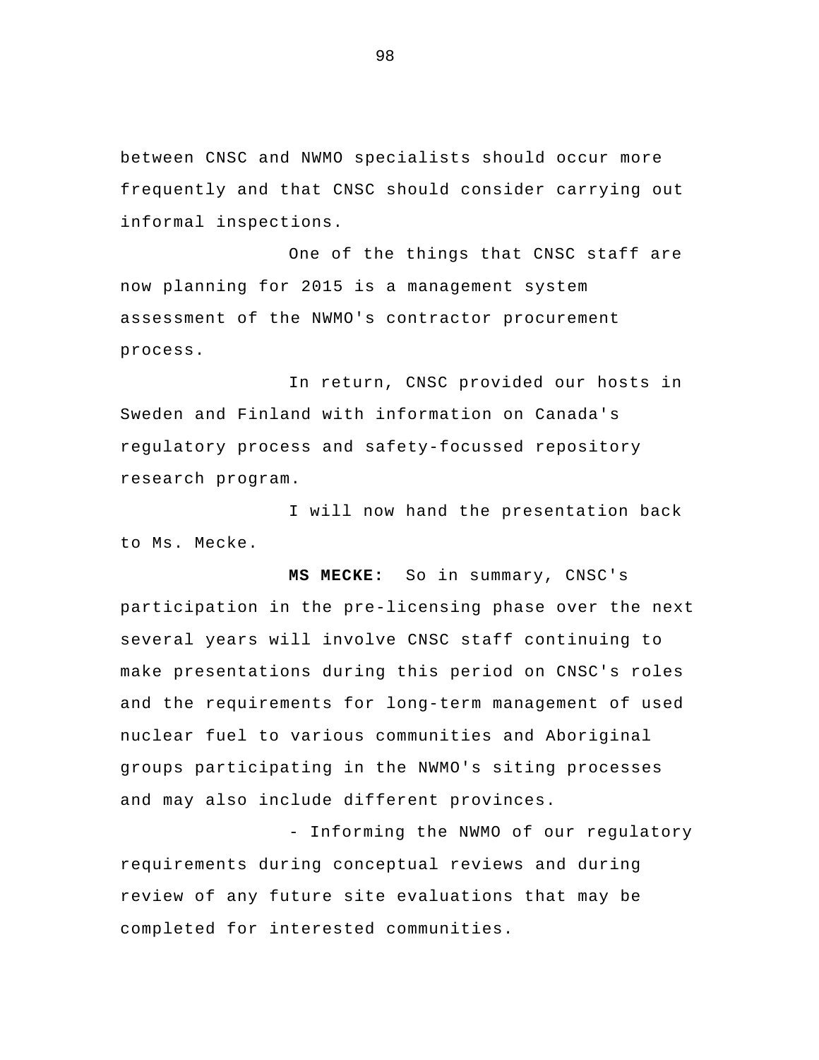between CNSC and NWMO specialists should occur more frequently and that CNSC should consider carrying out informal inspections.

One of the things that CNSC staff are now planning for 2015 is a management system assessment of the NWMO's contractor procurement process.

In return, CNSC provided our hosts in Sweden and Finland with information on Canada's regulatory process and safety-focussed repository research program.

I will now hand the presentation back to Ms. Mecke.

**MS MECKE:** So in summary, CNSC's participation in the pre-licensing phase over the next several years will involve CNSC staff continuing to make presentations during this period on CNSC's roles and the requirements for long-term management of used nuclear fuel to various communities and Aboriginal groups participating in the NWMO's siting processes and may also include different provinces.

- Informing the NWMO of our regulatory requirements during conceptual reviews and during review of any future site evaluations that may be completed for interested communities.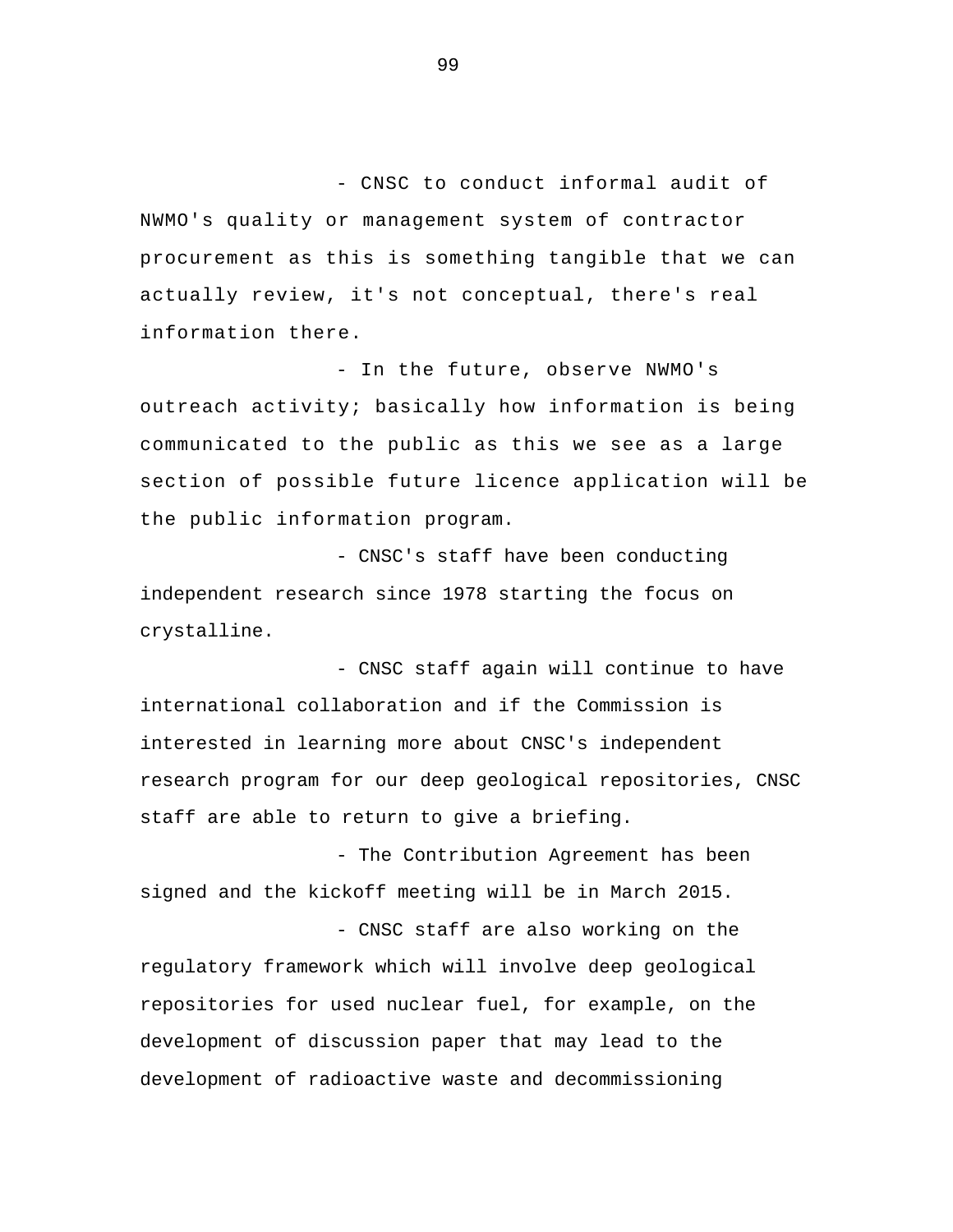- CNSC to conduct informal audit of NWMO's quality or management system of contractor procurement as this is something tangible that we can actually review, it's not conceptual, there's real information there.

- In the future, observe NWMO's outreach activity; basically how information is being communicated to the public as this we see as a large section of possible future licence application will be the public information program.

- CNSC's staff have been conducting independent research since 1978 starting the focus on crystalline.

- CNSC staff again will continue to have international collaboration and if the Commission is interested in learning more about CNSC's independent research program for our deep geological repositories, CNSC staff are able to return to give a briefing.

- The Contribution Agreement has been signed and the kickoff meeting will be in March 2015.

- CNSC staff are also working on the regulatory framework which will involve deep geological repositories for used nuclear fuel, for example, on the development of discussion paper that may lead to the development of radioactive waste and decommissioning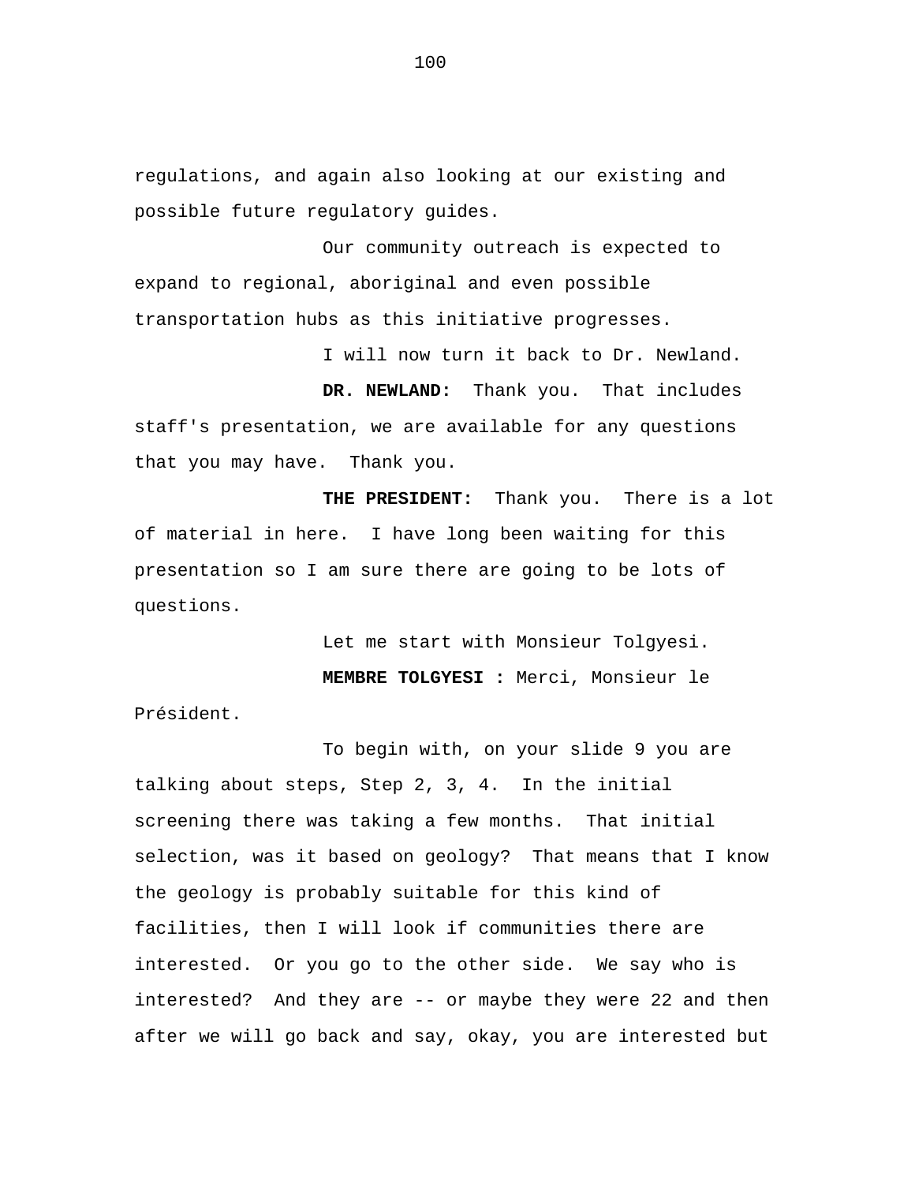regulations, and again also looking at our existing and possible future regulatory guides.

Our community outreach is expected to expand to regional, aboriginal and even possible transportation hubs as this initiative progresses.

I will now turn it back to Dr. Newland.

**DR. NEWLAND:** Thank you. That includes staff's presentation, we are available for any questions that you may have. Thank you.

**THE PRESIDENT:** Thank you. There is a lot of material in here. I have long been waiting for this presentation so I am sure there are going to be lots of questions.

Let me start with Monsieur Tolgyesi.

**MEMBRE TOLGYESI :** Merci, Monsieur le Président.

To begin with, on your slide 9 you are talking about steps, Step 2, 3, 4. In the initial screening there was taking a few months. That initial selection, was it based on geology? That means that I know the geology is probably suitable for this kind of facilities, then I will look if communities there are interested. Or you go to the other side. We say who is interested? And they are -- or maybe they were 22 and then after we will go back and say, okay, you are interested but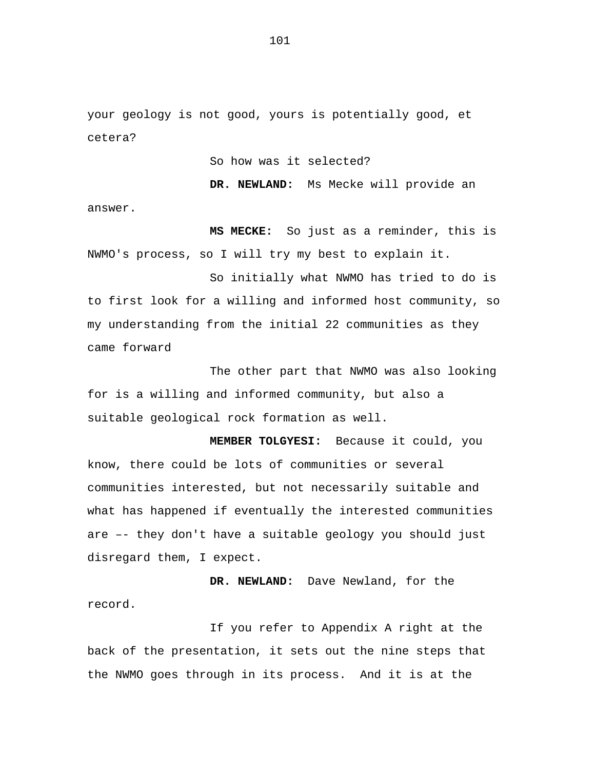your geology is not good, yours is potentially good, et cetera?

So how was it selected?

**DR. NEWLAND:** Ms Mecke will provide an answer.

**MS MECKE:** So just as a reminder, this is NWMO's process, so I will try my best to explain it.

So initially what NWMO has tried to do is to first look for a willing and informed host community, so my understanding from the initial 22 communities as they came forward

The other part that NWMO was also looking for is a willing and informed community, but also a suitable geological rock formation as well.

**MEMBER TOLGYESI:** Because it could, you know, there could be lots of communities or several communities interested, but not necessarily suitable and what has happened if eventually the interested communities are –- they don't have a suitable geology you should just disregard them, I expect.

**DR. NEWLAND:** Dave Newland, for the record.

If you refer to Appendix A right at the back of the presentation, it sets out the nine steps that the NWMO goes through in its process. And it is at the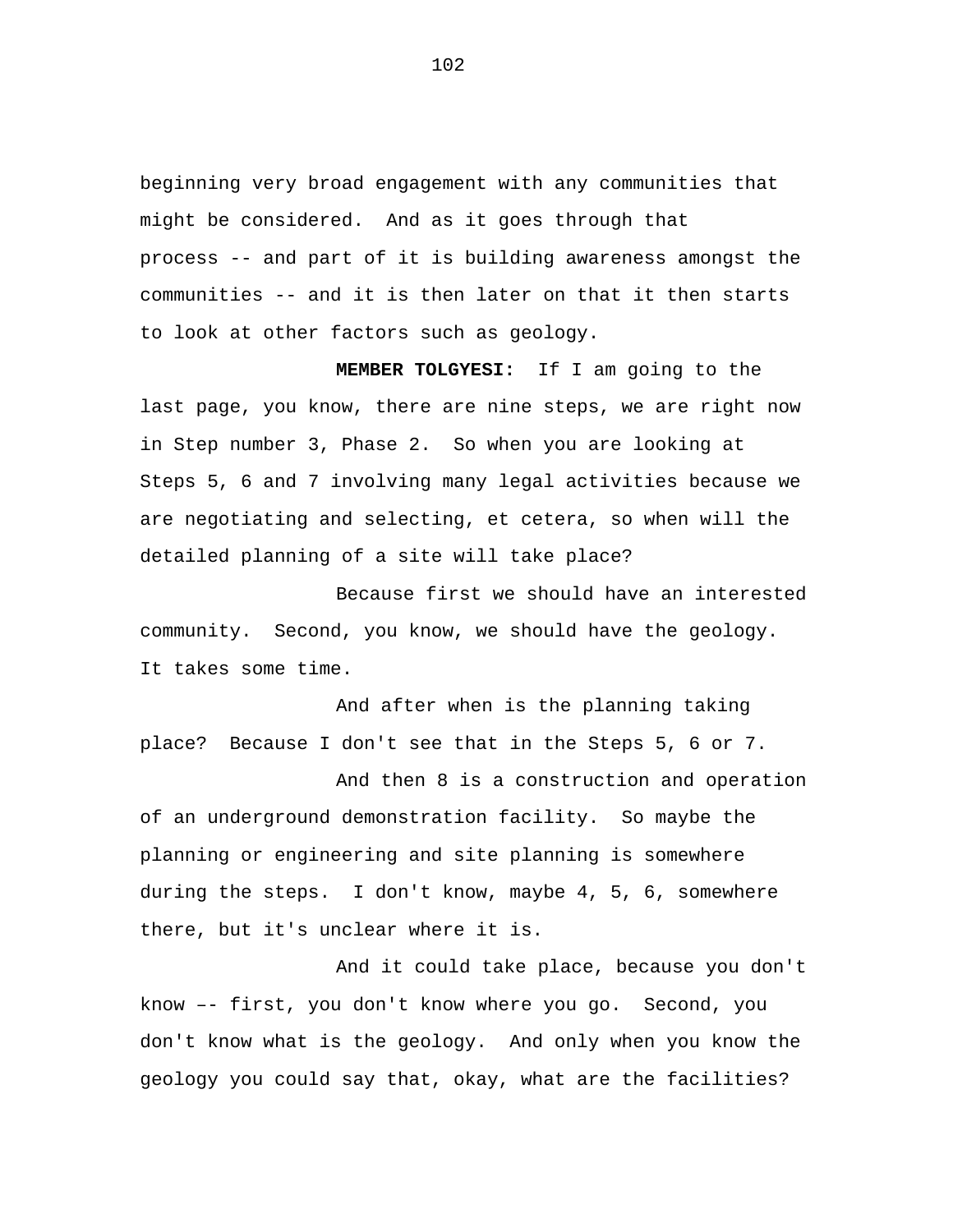beginning very broad engagement with any communities that might be considered. And as it goes through that process -- and part of it is building awareness amongst the communities -- and it is then later on that it then starts to look at other factors such as geology.

**MEMBER TOLGYESI:** If I am going to the last page, you know, there are nine steps, we are right now in Step number 3, Phase 2. So when you are looking at Steps 5, 6 and 7 involving many legal activities because we are negotiating and selecting, et cetera, so when will the detailed planning of a site will take place?

Because first we should have an interested community. Second, you know, we should have the geology. It takes some time.

And after when is the planning taking place? Because I don't see that in the Steps 5, 6 or 7.

And then 8 is a construction and operation of an underground demonstration facility. So maybe the planning or engineering and site planning is somewhere during the steps. I don't know, maybe 4, 5, 6, somewhere there, but it's unclear where it is.

And it could take place, because you don't know –- first, you don't know where you go. Second, you don't know what is the geology. And only when you know the geology you could say that, okay, what are the facilities?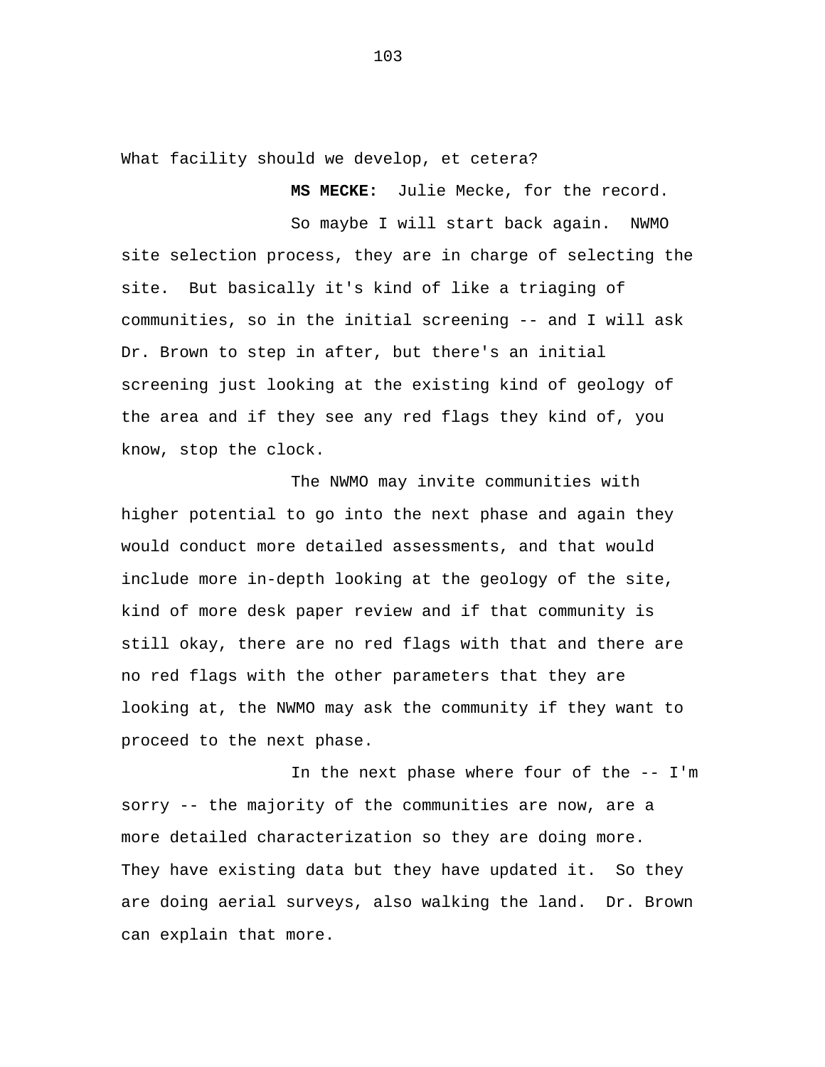What facility should we develop, et cetera?

**MS MECKE:** Julie Mecke, for the record.

So maybe I will start back again. NWMO site selection process, they are in charge of selecting the site. But basically it's kind of like a triaging of communities, so in the initial screening -- and I will ask Dr. Brown to step in after, but there's an initial screening just looking at the existing kind of geology of the area and if they see any red flags they kind of, you know, stop the clock.

The NWMO may invite communities with higher potential to go into the next phase and again they would conduct more detailed assessments, and that would include more in-depth looking at the geology of the site, kind of more desk paper review and if that community is still okay, there are no red flags with that and there are no red flags with the other parameters that they are looking at, the NWMO may ask the community if they want to proceed to the next phase.

In the next phase where four of the -- I'm sorry -- the majority of the communities are now, are a more detailed characterization so they are doing more. They have existing data but they have updated it. So they are doing aerial surveys, also walking the land. Dr. Brown can explain that more.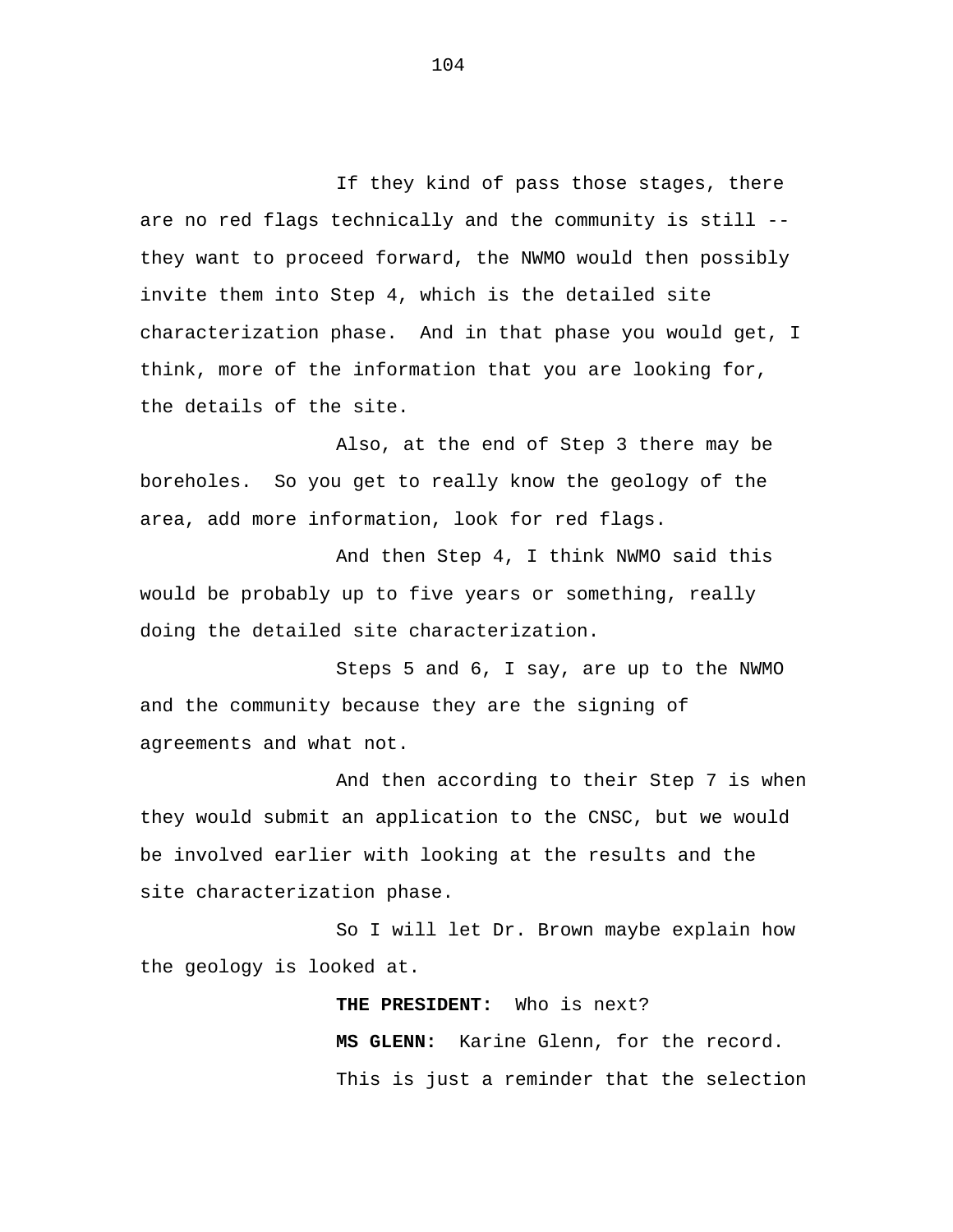If they kind of pass those stages, there are no red flags technically and the community is still -- they want to proceed forward, the NWMO would then possibly invite them into Step 4, which is the detailed site characterization phase. And in that phase you would get, I think, more of the information that you are looking for, the details of the site.

Also, at the end of Step 3 there may be boreholes. So you get to really know the geology of the area, add more information, look for red flags.

And then Step 4, I think NWMO said this would be probably up to five years or something, really doing the detailed site characterization.

Steps 5 and 6, I say, are up to the NWMO and the community because they are the signing of agreements and what not.

And then according to their Step 7 is when they would submit an application to the CNSC, but we would be involved earlier with looking at the results and the site characterization phase.

So I will let Dr. Brown maybe explain how the geology is looked at.

**THE PRESIDENT:** Who is next?

**MS GLENN:** Karine Glenn, for the record.

This is just a reminder that the selection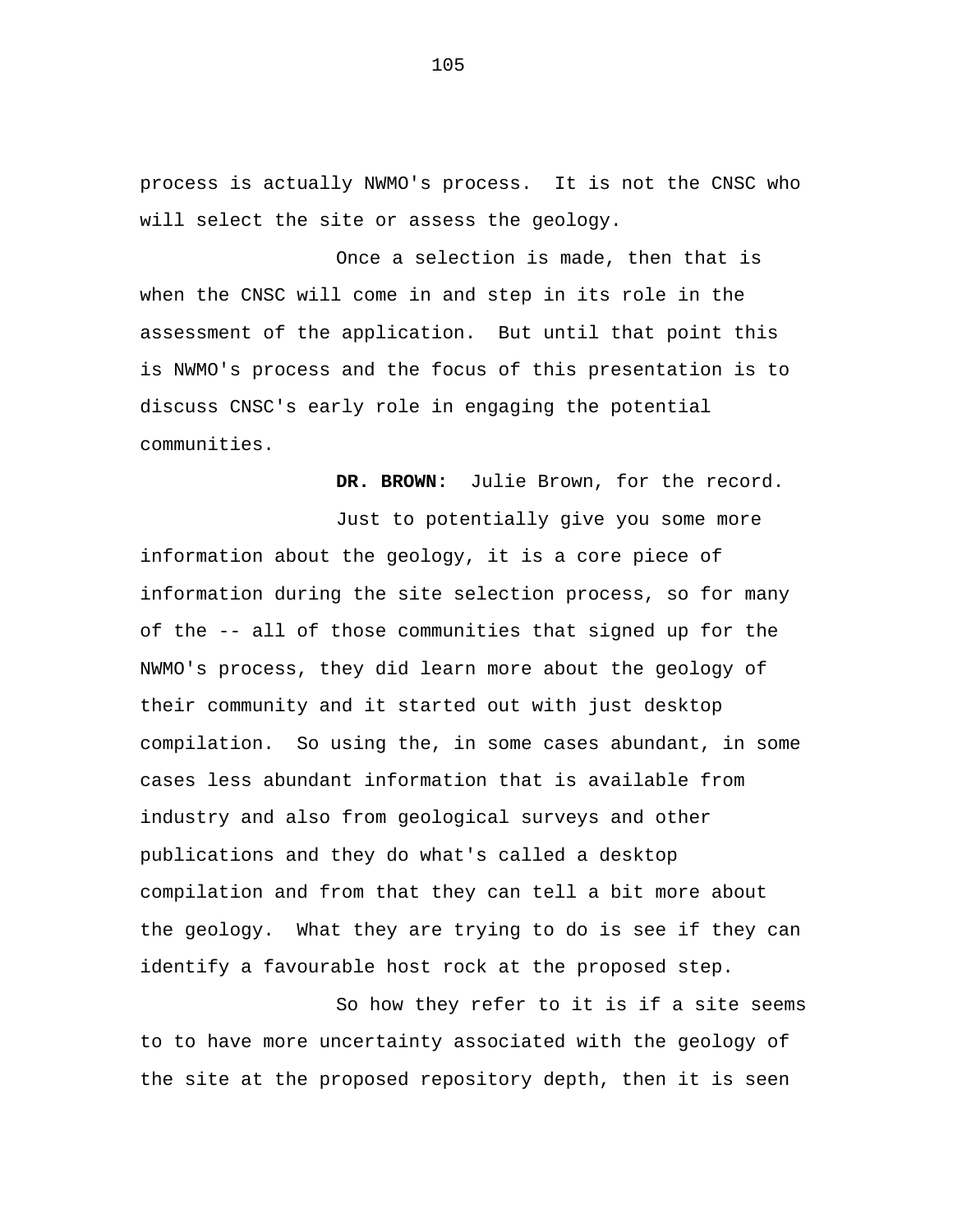process is actually NWMO's process.  It is not the CNSC who will select the site or assess the geology.

Once a selection is made, then that is when the CNSC will come in and step in its role in the assessment of the application.  But until that point this is NWMO's process and the focus of this presentation is to discuss CNSC's early role in engaging the potential communities.

**DR. BROWN:**  Julie Brown, for the record.

Just to potentially give you some more information about the geology, it is a core piece of information during the site selection process, so for many of the -- all of those communities that signed up for the NWMO's process, they did learn more about the geology of their community and it started out with just desktop compilation.  So using the, in some cases abundant, in some cases less abundant information that is available from industry and also from geological surveys and other publications and they do what's called a desktop compilation and from that they can tell a bit more about the geology.  What they are trying to do is see if they can identify a favourable host rock at the proposed step.

So how they refer to it is if a site seems to to have more uncertainty associated with the geology of the site at the proposed repository depth, then it is seen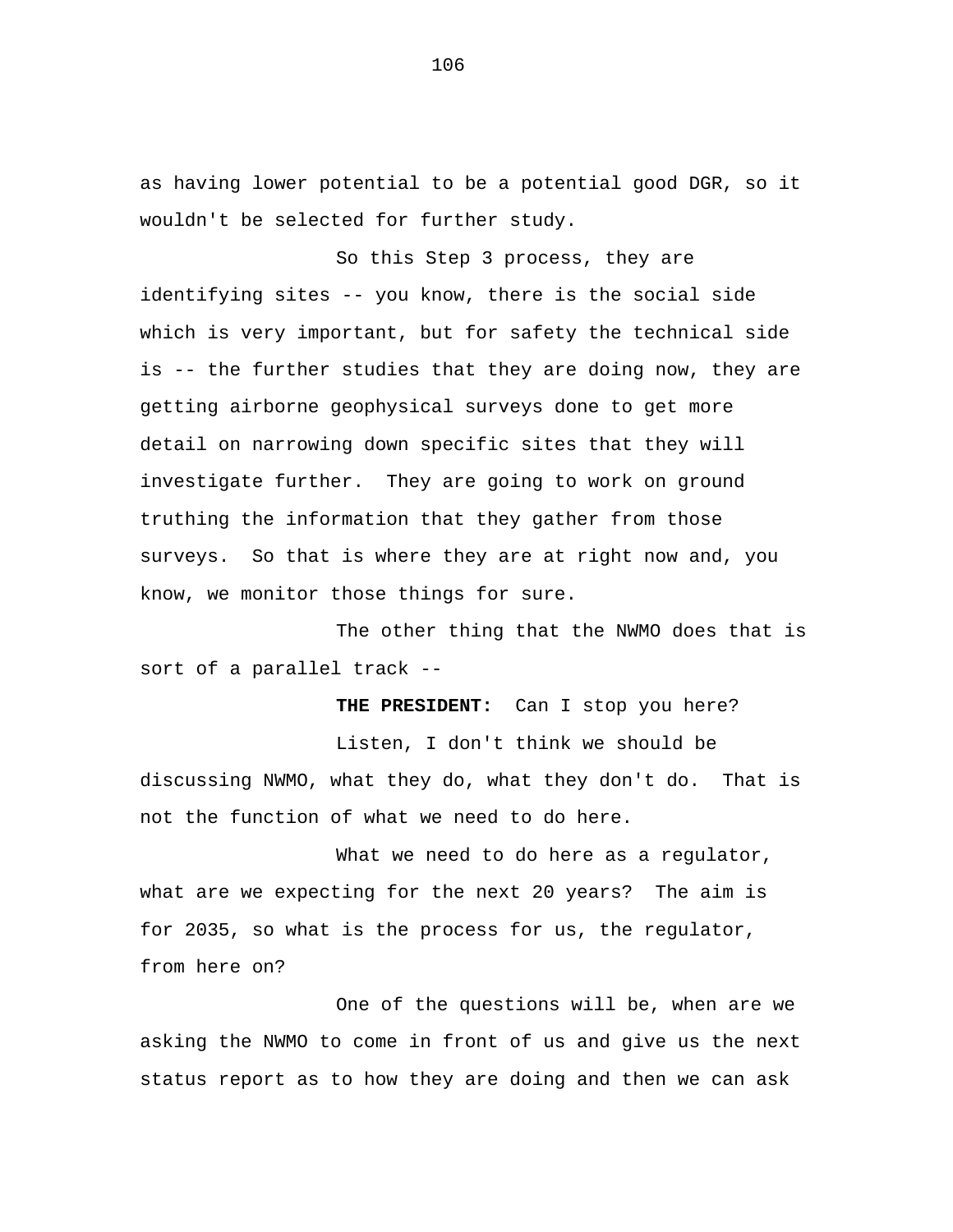as having lower potential to be a potential good DGR, so it wouldn't be selected for further study.

So this Step 3 process, they are identifying sites -- you know, there is the social side which is very important, but for safety the technical side is -- the further studies that they are doing now, they are getting airborne geophysical surveys done to get more detail on narrowing down specific sites that they will investigate further. They are going to work on ground truthing the information that they gather from those surveys. So that is where they are at right now and, you know, we monitor those things for sure.

The other thing that the NWMO does that is sort of a parallel track --

**THE PRESIDENT:** Can I stop you here?

Listen, I don't think we should be discussing NWMO, what they do, what they don't do. That is not the function of what we need to do here.

What we need to do here as a regulator, what are we expecting for the next 20 years? The aim is for 2035, so what is the process for us, the regulator, from here on?

One of the questions will be, when are we asking the NWMO to come in front of us and give us the next status report as to how they are doing and then we can ask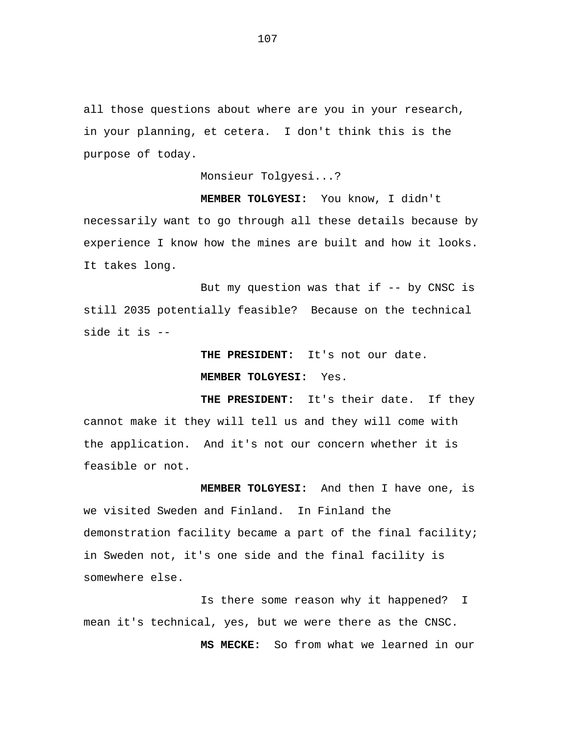all those questions about where are you in your research, in your planning, et cetera. I don't think this is the purpose of today.

Monsieur Tolgyesi...?

**MEMBER TOLGYESI:** You know, I didn't necessarily want to go through all these details because by experience I know how the mines are built and how it looks. It takes long.

But my question was that if -- by CNSC is still 2035 potentially feasible? Because on the technical side it is --

**THE PRESIDENT:** It's not our date.

**MEMBER TOLGYESI:** Yes.

**THE PRESIDENT:** It's their date. If they cannot make it they will tell us and they will come with the application. And it's not our concern whether it is feasible or not.

**MEMBER TOLGYESI:** And then I have one, is we visited Sweden and Finland. In Finland the demonstration facility became a part of the final facility; in Sweden not, it's one side and the final facility is somewhere else.

Is there some reason why it happened? I mean it's technical, yes, but we were there as the CNSC.

**MS MECKE:** So from what we learned in our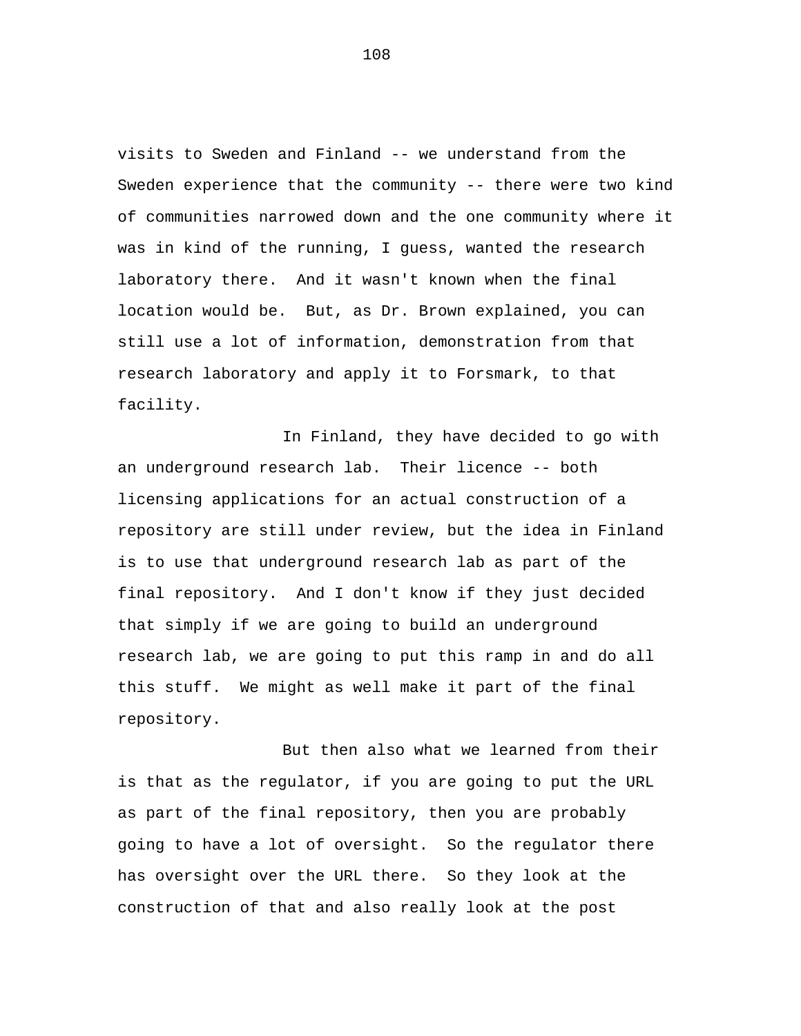visits to Sweden and Finland -- we understand from the Sweden experience that the community -- there were two kind of communities narrowed down and the one community where it was in kind of the running, I guess, wanted the research laboratory there. And it wasn't known when the final location would be. But, as Dr. Brown explained, you can still use a lot of information, demonstration from that research laboratory and apply it to Forsmark, to that facility.

In Finland, they have decided to go with an underground research lab. Their licence -- both licensing applications for an actual construction of a repository are still under review, but the idea in Finland is to use that underground research lab as part of the final repository. And I don't know if they just decided that simply if we are going to build an underground research lab, we are going to put this ramp in and do all this stuff. We might as well make it part of the final repository.

But then also what we learned from their is that as the regulator, if you are going to put the URL as part of the final repository, then you are probably going to have a lot of oversight. So the regulator there has oversight over the URL there. So they look at the construction of that and also really look at the post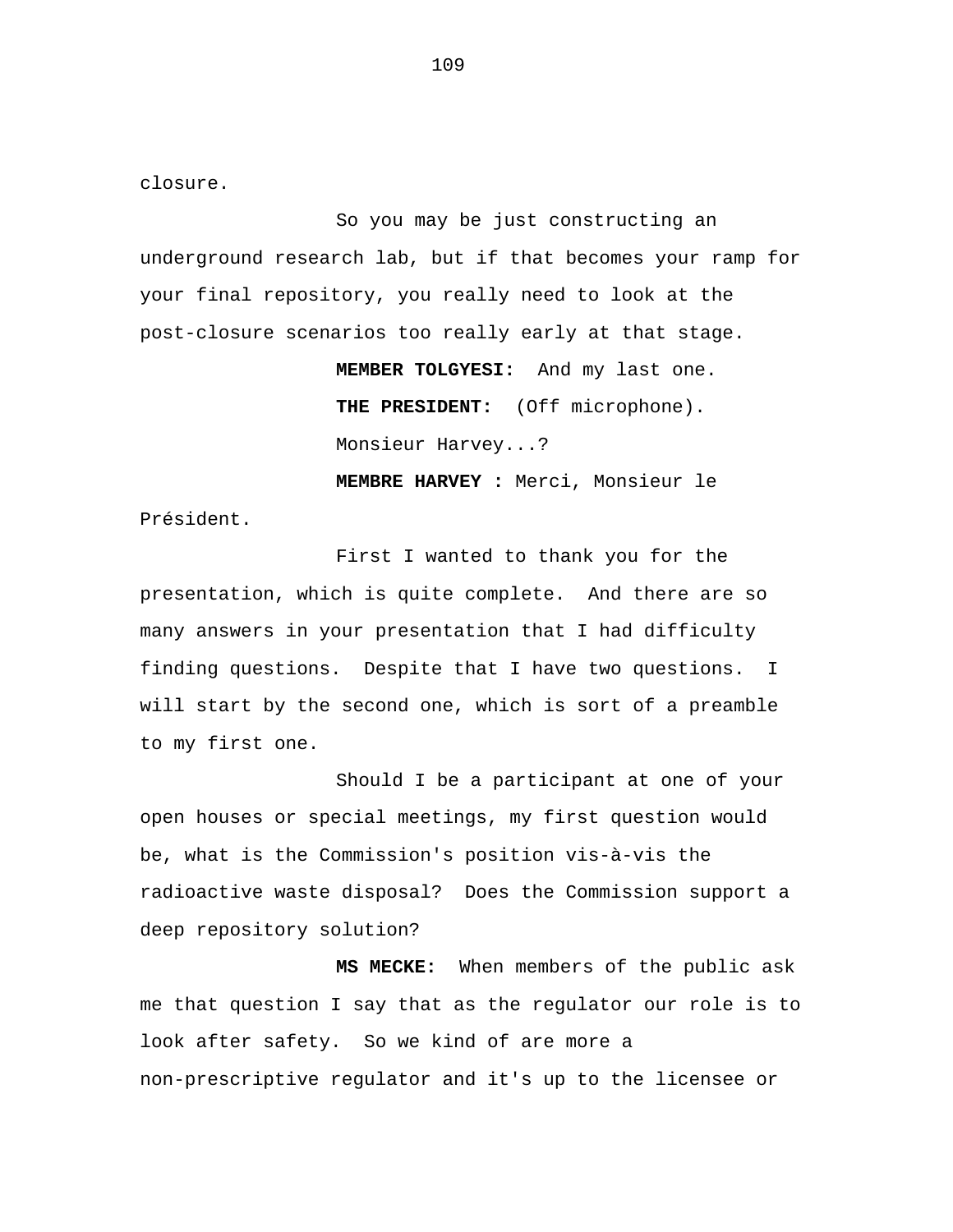closure.

So you may be just constructing an underground research lab, but if that becomes your ramp for your final repository, you really need to look at the post-closure scenarios too really early at that stage.

**MEMBER TOLGYESI:** And my last one.

**THE PRESIDENT:** (Off microphone).

Monsieur Harvey...?

**MEMBRE HARVEY :** Merci, Monsieur le Président.

First I wanted to thank you for the presentation, which is quite complete. And there are so many answers in your presentation that I had difficulty finding questions. Despite that I have two questions. I will start by the second one, which is sort of a preamble to my first one.

Should I be a participant at one of your open houses or special meetings, my first question would be, what is the Commission's position vis-à-vis the radioactive waste disposal? Does the Commission support a deep repository solution?

**MS MECKE:** When members of the public ask me that question I say that as the regulator our role is to look after safety. So we kind of are more a non-prescriptive regulator and it's up to the licensee or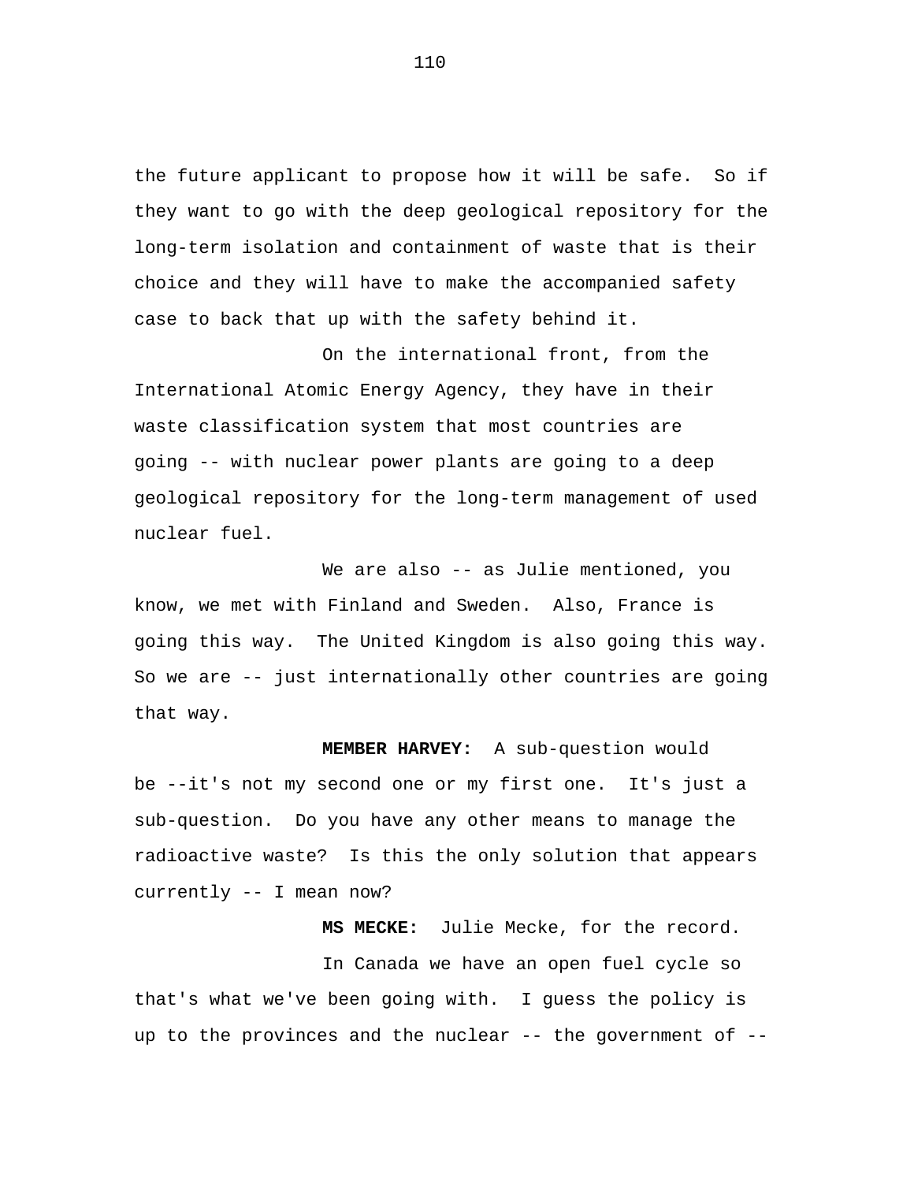the future applicant to propose how it will be safe. So if they want to go with the deep geological repository for the long-term isolation and containment of waste that is their choice and they will have to make the accompanied safety case to back that up with the safety behind it.

On the international front, from the International Atomic Energy Agency, they have in their waste classification system that most countries are going -- with nuclear power plants are going to a deep geological repository for the long-term management of used nuclear fuel.

We are also -- as Julie mentioned, you know, we met with Finland and Sweden. Also, France is going this way. The United Kingdom is also going this way. So we are -- just internationally other countries are going that way.

**MEMBER HARVEY:** A sub-question would be --it's not my second one or my first one. It's just a sub-question. Do you have any other means to manage the radioactive waste? Is this the only solution that appears currently -- I mean now?

**MS MECKE:** Julie Mecke, for the record.

In Canada we have an open fuel cycle so that's what we've been going with. I guess the policy is up to the provinces and the nuclear -- the government of --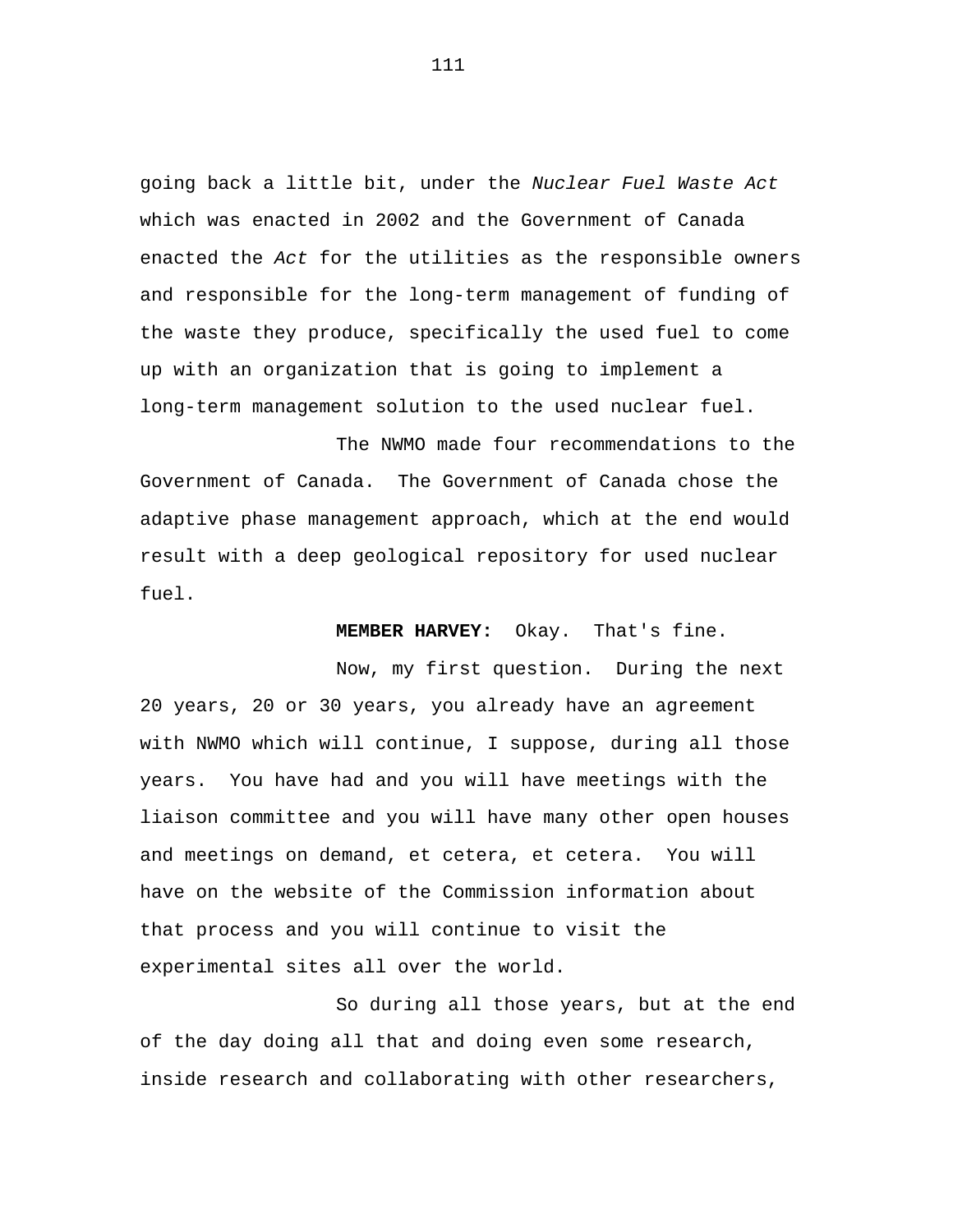going back a little bit, under the *Nuclear Fuel Waste Act* which was enacted in 2002 and the Government of Canada enacted the *Act* for the utilities as the responsible owners and responsible for the long-term management of funding of the waste they produce, specifically the used fuel to come up with an organization that is going to implement a long-term management solution to the used nuclear fuel.

The NWMO made four recommendations to the Government of Canada. The Government of Canada chose the adaptive phase management approach, which at the end would result with a deep geological repository for used nuclear fuel.

**MEMBER HARVEY:** Okay. That's fine.

Now, my first question. During the next 20 years, 20 or 30 years, you already have an agreement with NWMO which will continue, I suppose, during all those years. You have had and you will have meetings with the liaison committee and you will have many other open houses and meetings on demand, et cetera, et cetera. You will have on the website of the Commission information about that process and you will continue to visit the experimental sites all over the world.

So during all those years, but at the end of the day doing all that and doing even some research, inside research and collaborating with other researchers,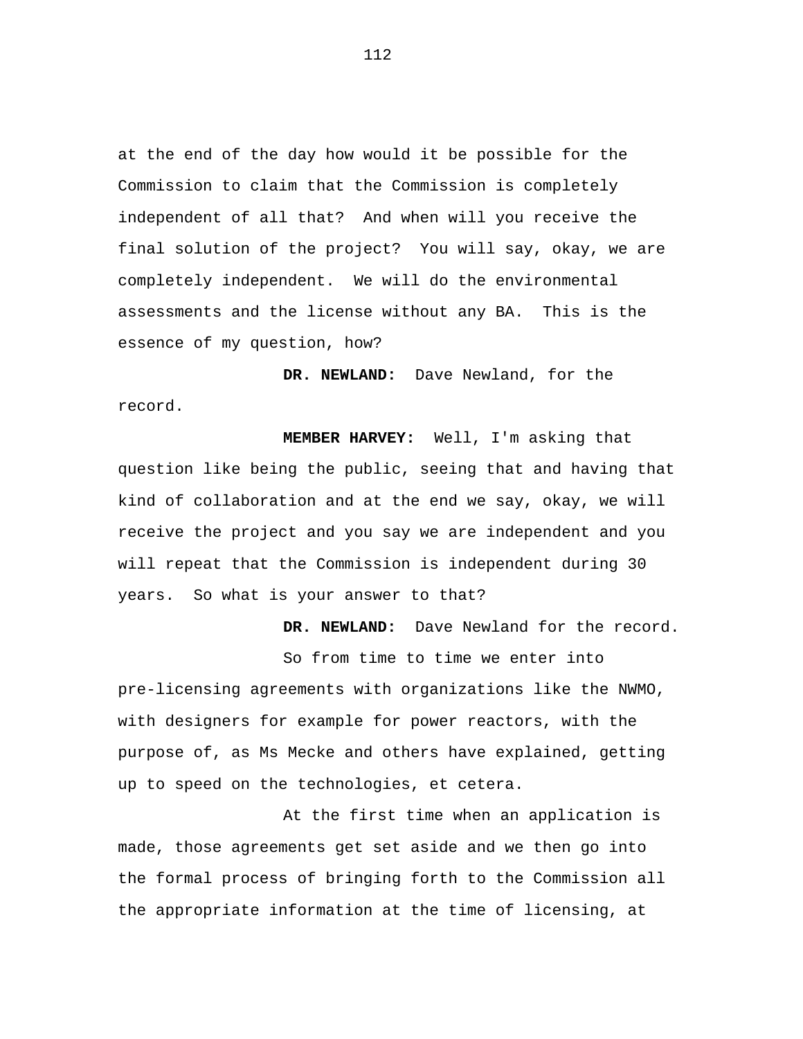at the end of the day how would it be possible for the Commission to claim that the Commission is completely independent of all that? And when will you receive the final solution of the project? You will say, okay, we are completely independent. We will do the environmental assessments and the license without any BA. This is the essence of my question, how?

**DR. NEWLAND:** Dave Newland, for the record.

**MEMBER HARVEY:** Well, I'm asking that question like being the public, seeing that and having that kind of collaboration and at the end we say, okay, we will receive the project and you say we are independent and you will repeat that the Commission is independent during 30 years. So what is your answer to that?

**DR. NEWLAND:** Dave Newland for the record.

So from time to time we enter into pre-licensing agreements with organizations like the NWMO, with designers for example for power reactors, with the purpose of, as Ms Mecke and others have explained, getting up to speed on the technologies, et cetera.

At the first time when an application is made, those agreements get set aside and we then go into the formal process of bringing forth to the Commission all the appropriate information at the time of licensing, at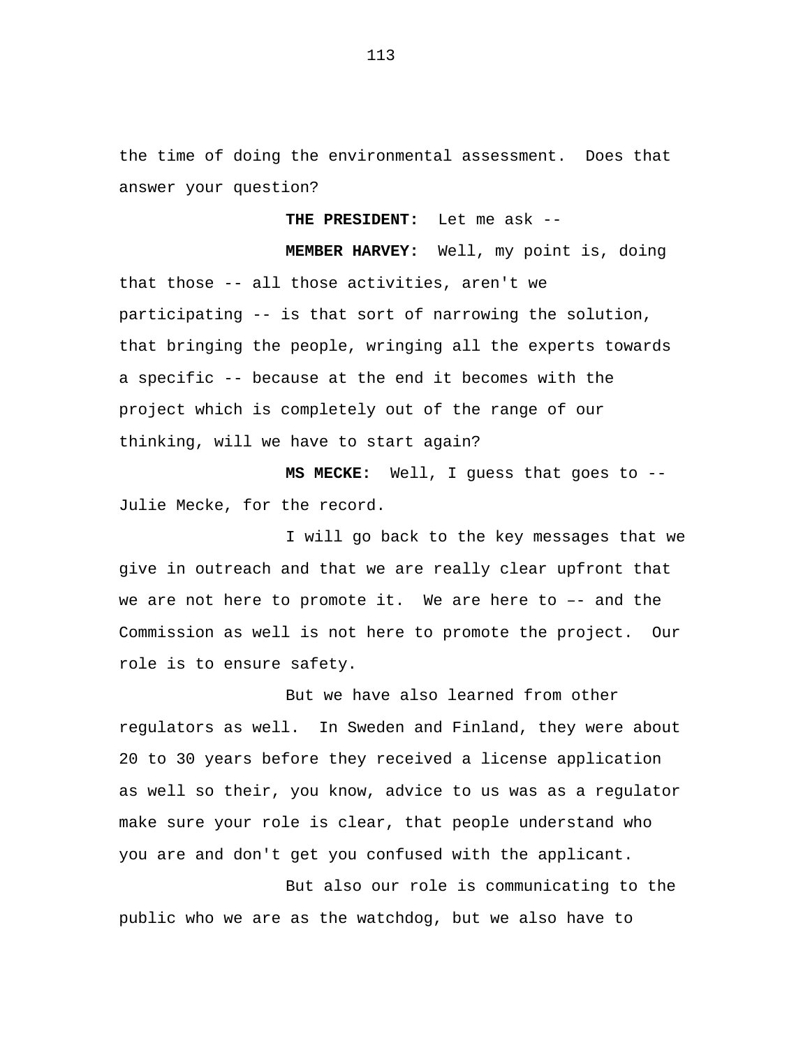the time of doing the environmental assessment.  Does that answer your question?

**THE PRESIDENT:**  Let me ask --

**MEMBER HARVEY:**  Well, my point is, doing that those -- all those activities, aren't we participating -- is that sort of narrowing the solution, that bringing the people, wringing all the experts towards a specific -- because at the end it becomes with the project which is completely out of the range of our thinking, will we have to start again?

**MS MECKE:**  Well, I guess that goes to -- Julie Mecke, for the record.

I will go back to the key messages that we give in outreach and that we are really clear upfront that we are not here to promote it.  We are here to –- and the Commission as well is not here to promote the project.  Our role is to ensure safety.

But we have also learned from other regulators as well.  In Sweden and Finland, they were about 20 to 30 years before they received a license application as well so their, you know, advice to us was as a regulator make sure your role is clear, that people understand who you are and don't get you confused with the applicant.

But also our role is communicating to the public who we are as the watchdog, but we also have to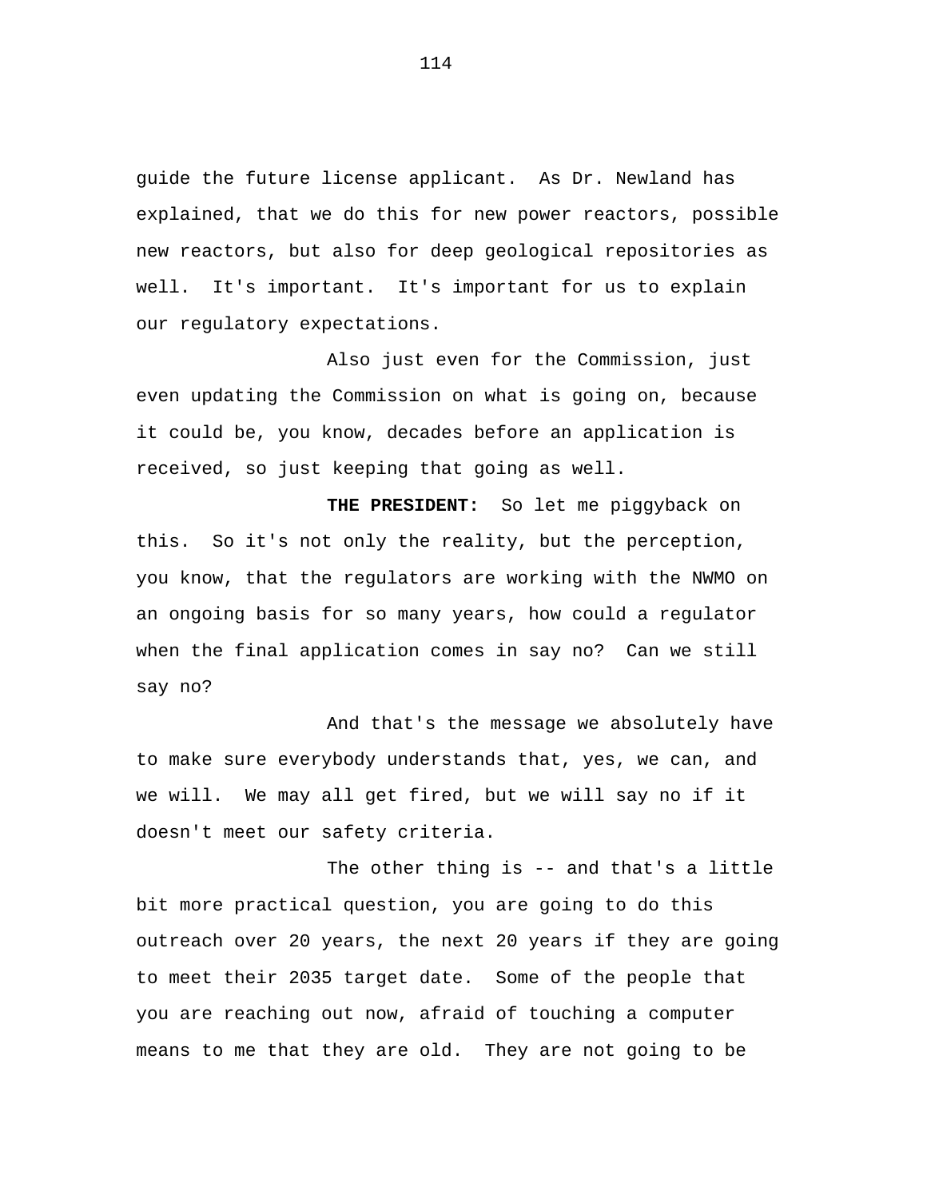guide the future license applicant. As Dr. Newland has explained, that we do this for new power reactors, possible new reactors, but also for deep geological repositories as well. It's important. It's important for us to explain our regulatory expectations.

Also just even for the Commission, just even updating the Commission on what is going on, because it could be, you know, decades before an application is received, so just keeping that going as well.

**THE PRESIDENT:** So let me piggyback on this. So it's not only the reality, but the perception, you know, that the regulators are working with the NWMO on an ongoing basis for so many years, how could a regulator when the final application comes in say no? Can we still say no?

And that's the message we absolutely have to make sure everybody understands that, yes, we can, and we will. We may all get fired, but we will say no if it doesn't meet our safety criteria.

The other thing is -- and that's a little bit more practical question, you are going to do this outreach over 20 years, the next 20 years if they are going to meet their 2035 target date. Some of the people that you are reaching out now, afraid of touching a computer means to me that they are old. They are not going to be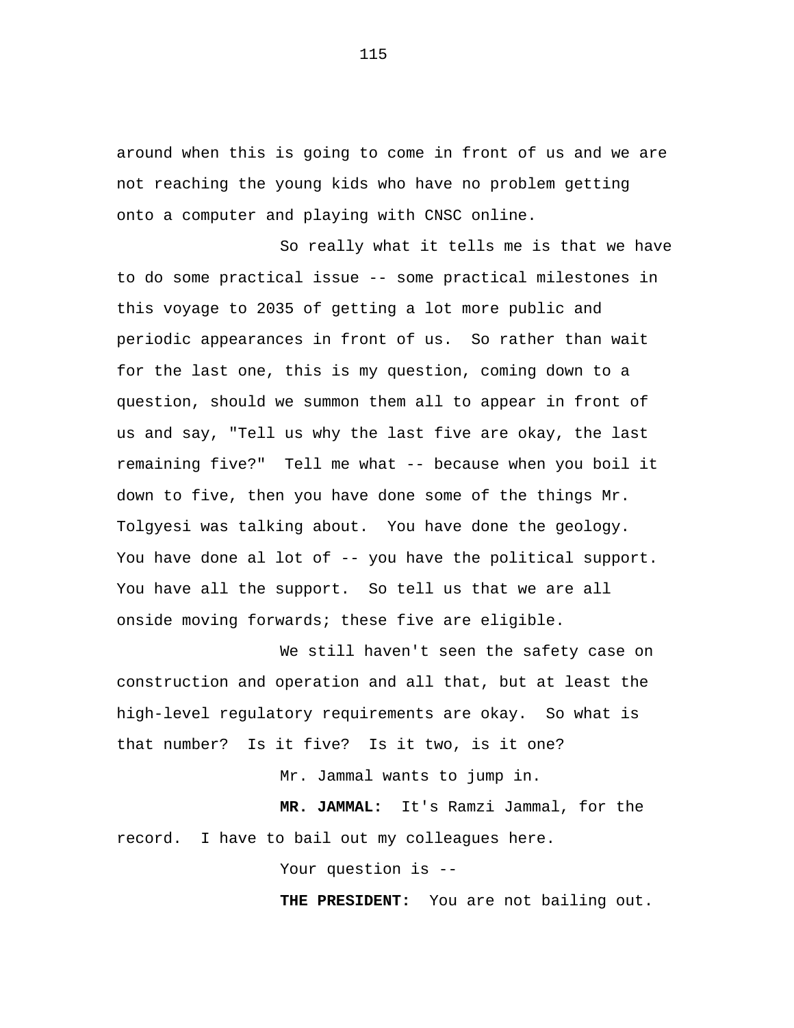around when this is going to come in front of us and we are not reaching the young kids who have no problem getting onto a computer and playing with CNSC online.

So really what it tells me is that we have to do some practical issue -- some practical milestones in this voyage to 2035 of getting a lot more public and periodic appearances in front of us. So rather than wait for the last one, this is my question, coming down to a question, should we summon them all to appear in front of us and say, "Tell us why the last five are okay, the last remaining five?" Tell me what -- because when you boil it down to five, then you have done some of the things Mr. Tolgyesi was talking about. You have done the geology. You have done al lot of -- you have the political support. You have all the support. So tell us that we are all onside moving forwards; these five are eligible.

We still haven't seen the safety case on construction and operation and all that, but at least the high-level regulatory requirements are okay. So what is that number? Is it five? Is it two, is it one?

Mr. Jammal wants to jump in.

**MR. JAMMAL:** It's Ramzi Jammal, for the record. I have to bail out my colleagues here.

Your question is --

**THE PRESIDENT:** You are not bailing out.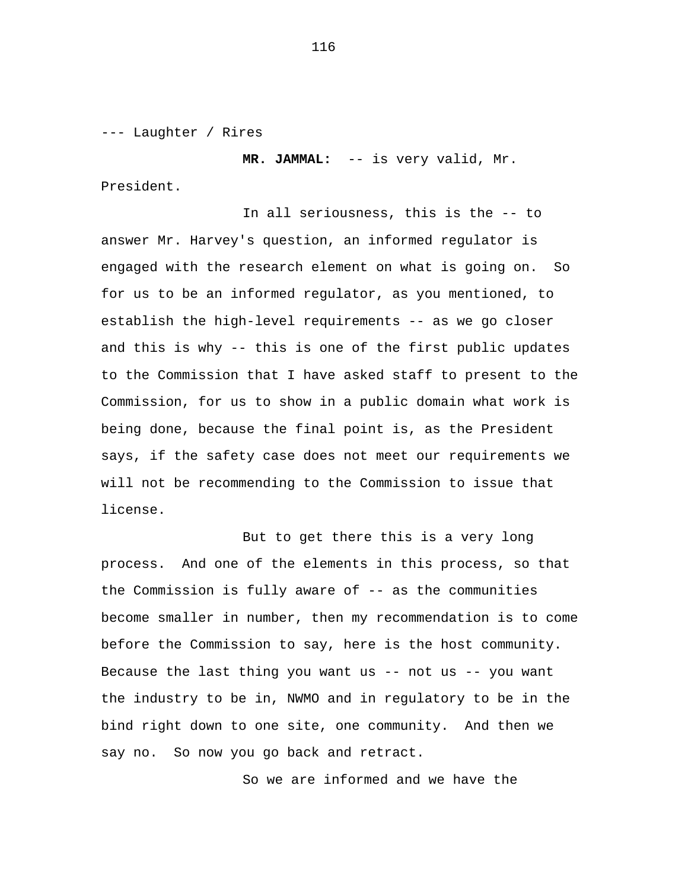--- Laughter / Rires

**MR. JAMMAL:** -- is very valid, Mr. President.

In all seriousness, this is the -- to answer Mr. Harvey's question, an informed regulator is engaged with the research element on what is going on. So for us to be an informed regulator, as you mentioned, to establish the high-level requirements -- as we go closer and this is why -- this is one of the first public updates to the Commission that I have asked staff to present to the Commission, for us to show in a public domain what work is being done, because the final point is, as the President says, if the safety case does not meet our requirements we will not be recommending to the Commission to issue that license.

But to get there this is a very long process. And one of the elements in this process, so that the Commission is fully aware of -- as the communities become smaller in number, then my recommendation is to come before the Commission to say, here is the host community. Because the last thing you want us -- not us -- you want the industry to be in, NWMO and in regulatory to be in the bind right down to one site, one community. And then we say no. So now you go back and retract.

So we are informed and we have the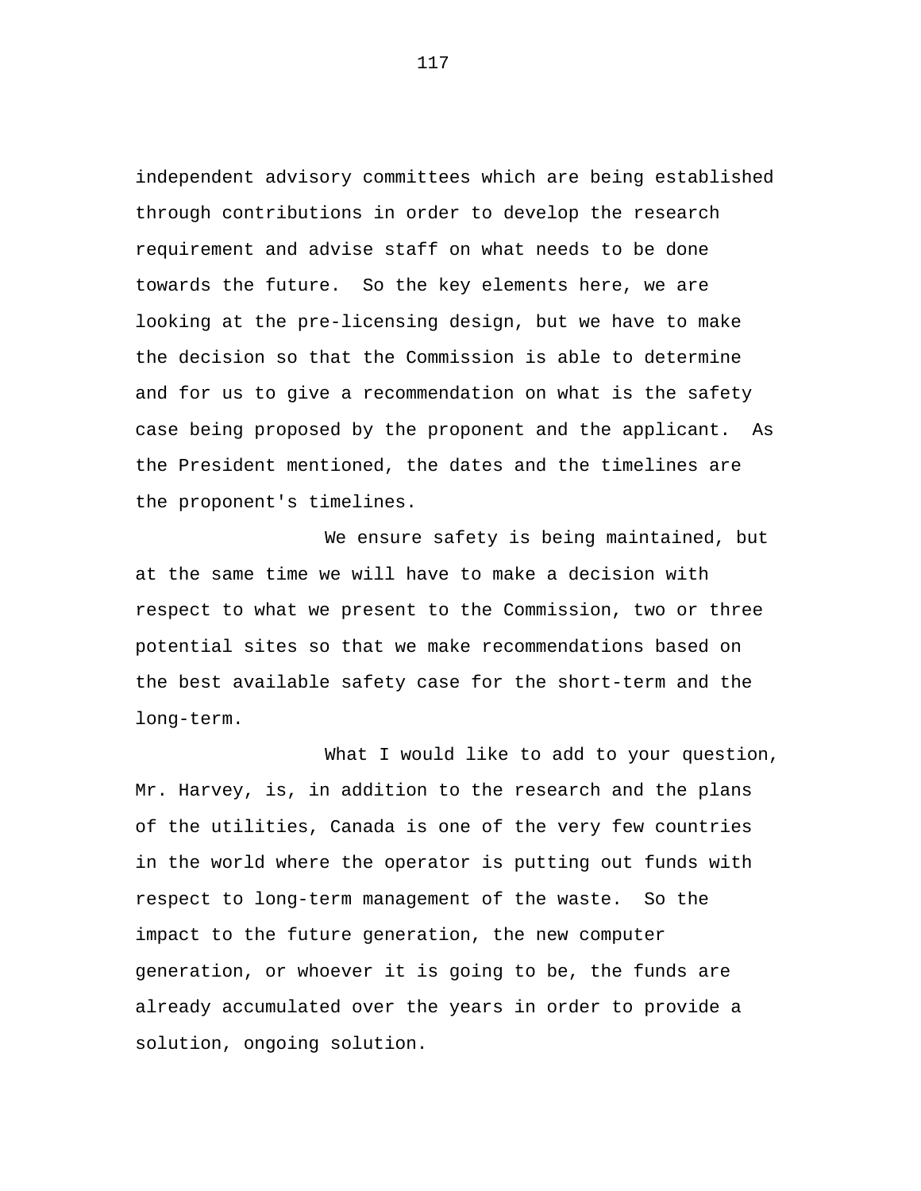independent advisory committees which are being established through contributions in order to develop the research requirement and advise staff on what needs to be done towards the future. So the key elements here, we are looking at the pre-licensing design, but we have to make the decision so that the Commission is able to determine and for us to give a recommendation on what is the safety case being proposed by the proponent and the applicant. As the President mentioned, the dates and the timelines are the proponent's timelines.

We ensure safety is being maintained, but at the same time we will have to make a decision with respect to what we present to the Commission, two or three potential sites so that we make recommendations based on the best available safety case for the short-term and the long-term.

What I would like to add to your question, Mr. Harvey, is, in addition to the research and the plans of the utilities, Canada is one of the very few countries in the world where the operator is putting out funds with respect to long-term management of the waste. So the impact to the future generation, the new computer generation, or whoever it is going to be, the funds are already accumulated over the years in order to provide a solution, ongoing solution.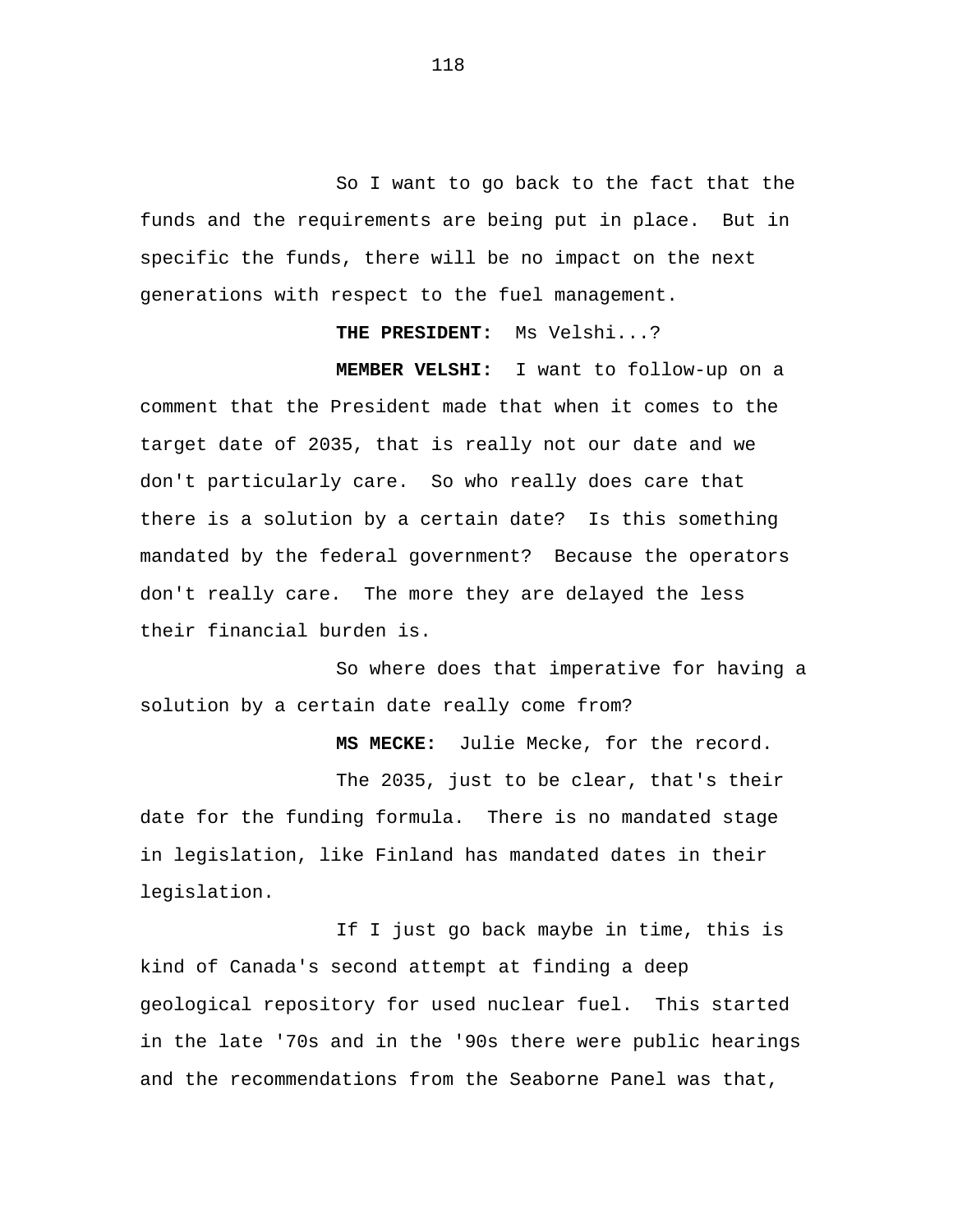So I want to go back to the fact that the funds and the requirements are being put in place. But in specific the funds, there will be no impact on the next generations with respect to the fuel management.

**THE PRESIDENT:** Ms Velshi...?

**MEMBER VELSHI:** I want to follow-up on a comment that the President made that when it comes to the target date of 2035, that is really not our date and we don't particularly care. So who really does care that there is a solution by a certain date? Is this something mandated by the federal government? Because the operators don't really care. The more they are delayed the less their financial burden is.

So where does that imperative for having a solution by a certain date really come from?

**MS MECKE:** Julie Mecke, for the record.

The 2035, just to be clear, that's their date for the funding formula. There is no mandated stage in legislation, like Finland has mandated dates in their legislation.

If I just go back maybe in time, this is kind of Canada's second attempt at finding a deep geological repository for used nuclear fuel. This started in the late '70s and in the '90s there were public hearings and the recommendations from the Seaborne Panel was that,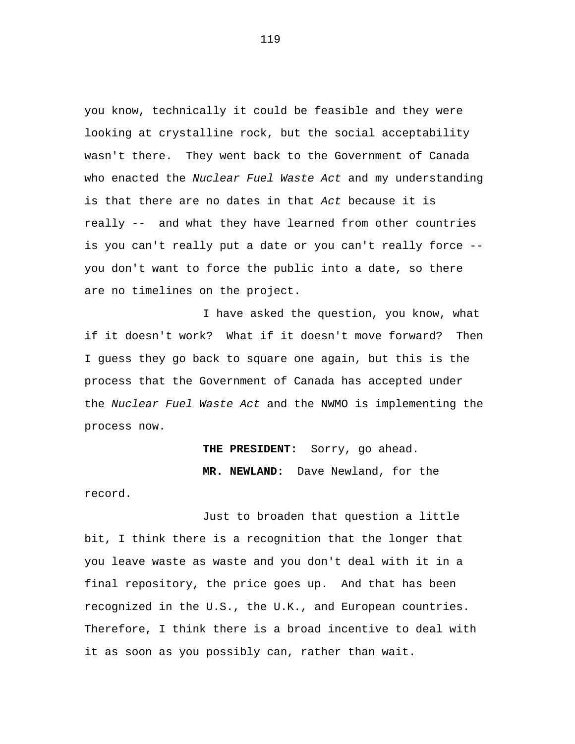you know, technically it could be feasible and they were looking at crystalline rock, but the social acceptability wasn't there. They went back to the Government of Canada who enacted the *Nuclear Fuel Waste Act* and my understanding is that there are no dates in that *Act* because it is really -- and what they have learned from other countries is you can't really put a date or you can't really force -- you don't want to force the public into a date, so there are no timelines on the project.

I have asked the question, you know, what if it doesn't work? What if it doesn't move forward? Then I guess they go back to square one again, but this is the process that the Government of Canada has accepted under the *Nuclear Fuel Waste Act* and the NWMO is implementing the process now.

**THE PRESIDENT:** Sorry, go ahead.

**MR. NEWLAND:** Dave Newland, for the record.

Just to broaden that question a little bit, I think there is a recognition that the longer that you leave waste as waste and you don't deal with it in a final repository, the price goes up. And that has been recognized in the U.S., the U.K., and European countries. Therefore, I think there is a broad incentive to deal with it as soon as you possibly can, rather than wait.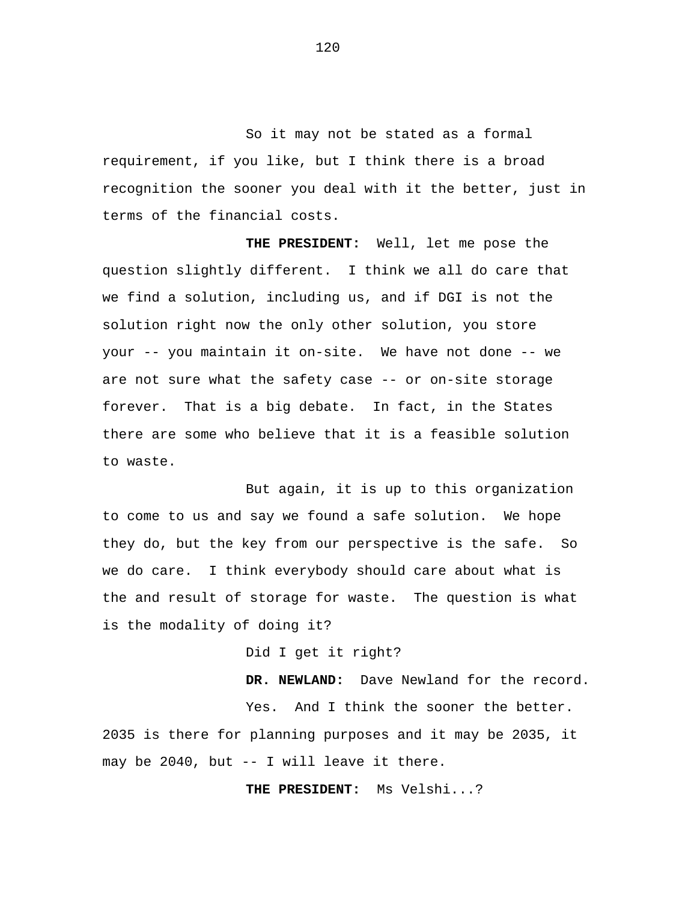So it may not be stated as a formal requirement, if you like, but I think there is a broad recognition the sooner you deal with it the better, just in terms of the financial costs.

**THE PRESIDENT:** Well, let me pose the question slightly different. I think we all do care that we find a solution, including us, and if DGI is not the solution right now the only other solution, you store your -- you maintain it on-site. We have not done -- we are not sure what the safety case -- or on-site storage forever. That is a big debate. In fact, in the States there are some who believe that it is a feasible solution to waste.

But again, it is up to this organization to come to us and say we found a safe solution. We hope they do, but the key from our perspective is the safe. So we do care. I think everybody should care about what is the and result of storage for waste. The question is what is the modality of doing it?

Did I get it right?

**DR. NEWLAND:** Dave Newland for the record.

Yes. And I think the sooner the better. 2035 is there for planning purposes and it may be 2035, it may be 2040, but -- I will leave it there.

**THE PRESIDENT:** Ms Velshi...?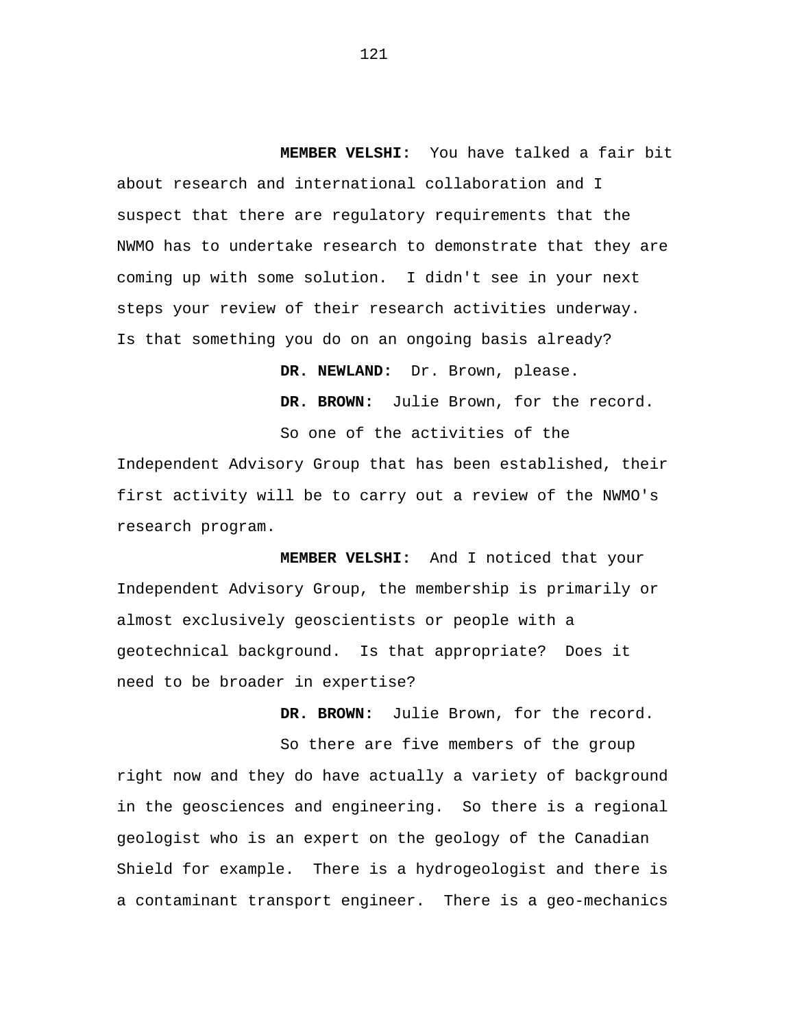**MEMBER VELSHI:** You have talked a fair bit about research and international collaboration and I suspect that there are regulatory requirements that the NWMO has to undertake research to demonstrate that they are coming up with some solution. I didn't see in your next steps your review of their research activities underway. Is that something you do on an ongoing basis already?

**DR. NEWLAND:** Dr. Brown, please.

**DR. BROWN:** Julie Brown, for the record.

So one of the activities of the Independent Advisory Group that has been established, their first activity will be to carry out a review of the NWMO's research program.

**MEMBER VELSHI:** And I noticed that your Independent Advisory Group, the membership is primarily or almost exclusively geoscientists or people with a geotechnical background. Is that appropriate? Does it need to be broader in expertise?

**DR. BROWN:** Julie Brown, for the record.

So there are five members of the group right now and they do have actually a variety of background in the geosciences and engineering. So there is a regional geologist who is an expert on the geology of the Canadian Shield for example. There is a hydrogeologist and there is a contaminant transport engineer. There is a geo-mechanics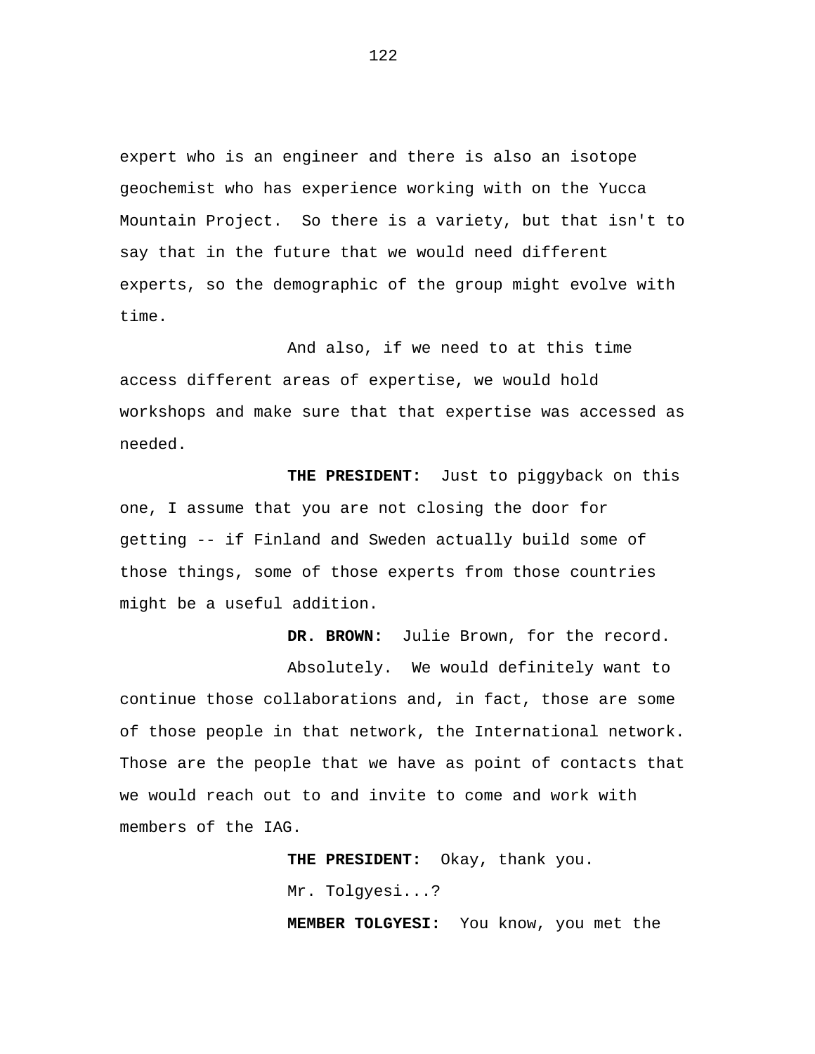expert who is an engineer and there is also an isotope geochemist who has experience working with on the Yucca Mountain Project. So there is a variety, but that isn't to say that in the future that we would need different experts, so the demographic of the group might evolve with time.

And also, if we need to at this time access different areas of expertise, we would hold workshops and make sure that that expertise was accessed as needed.

**THE PRESIDENT:** Just to piggyback on this one, I assume that you are not closing the door for getting -- if Finland and Sweden actually build some of those things, some of those experts from those countries might be a useful addition.

**DR. BROWN:** Julie Brown, for the record.

Absolutely. We would definitely want to continue those collaborations and, in fact, those are some of those people in that network, the International network. Those are the people that we have as point of contacts that we would reach out to and invite to come and work with members of the IAG.

**THE PRESIDENT:** Okay, thank you.

Mr. Tolgyesi...?

**MEMBER TOLGYESI:** You know, you met the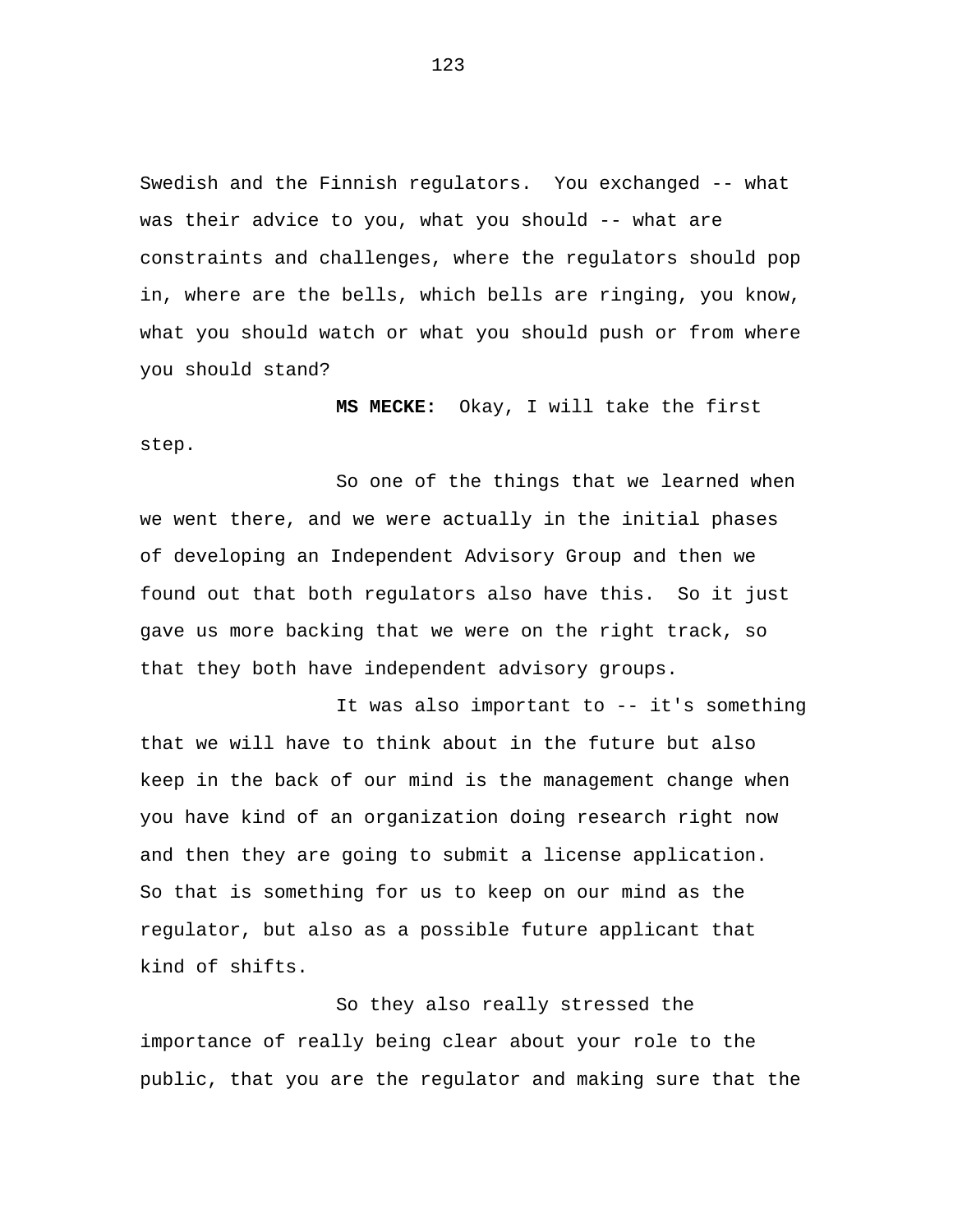Swedish and the Finnish regulators. You exchanged -- what was their advice to you, what you should -- what are constraints and challenges, where the regulators should pop in, where are the bells, which bells are ringing, you know, what you should watch or what you should push or from where you should stand?

**MS MECKE:** Okay, I will take the first step.

So one of the things that we learned when we went there, and we were actually in the initial phases of developing an Independent Advisory Group and then we found out that both regulators also have this. So it just gave us more backing that we were on the right track, so that they both have independent advisory groups.

It was also important to -- it's something that we will have to think about in the future but also keep in the back of our mind is the management change when you have kind of an organization doing research right now and then they are going to submit a license application. So that is something for us to keep on our mind as the regulator, but also as a possible future applicant that kind of shifts.

So they also really stressed the importance of really being clear about your role to the public, that you are the regulator and making sure that the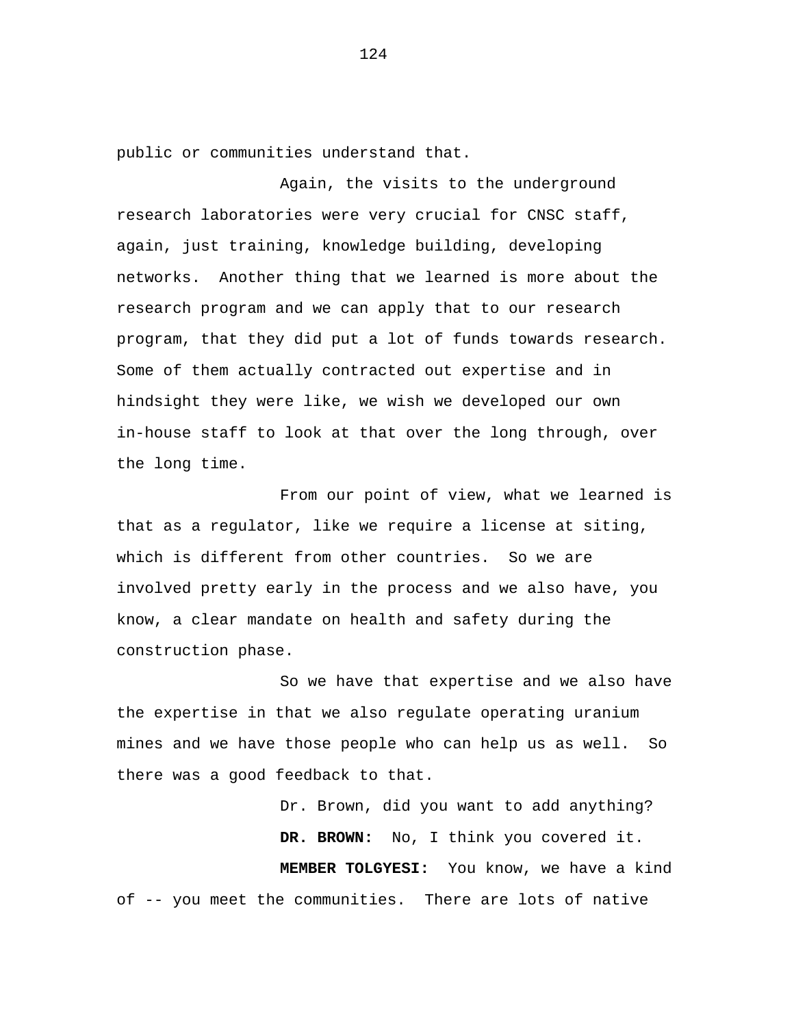public or communities understand that.

Again, the visits to the underground research laboratories were very crucial for CNSC staff, again, just training, knowledge building, developing networks. Another thing that we learned is more about the research program and we can apply that to our research program, that they did put a lot of funds towards research. Some of them actually contracted out expertise and in hindsight they were like, we wish we developed our own in-house staff to look at that over the long through, over the long time.

From our point of view, what we learned is that as a regulator, like we require a license at siting, which is different from other countries. So we are involved pretty early in the process and we also have, you know, a clear mandate on health and safety during the construction phase.

So we have that expertise and we also have the expertise in that we also regulate operating uranium mines and we have those people who can help us as well. So there was a good feedback to that.

Dr. Brown, did you want to add anything?

**DR. BROWN:** No, I think you covered it.

**MEMBER TOLGYESI:** You know, we have a kind of -- you meet the communities. There are lots of native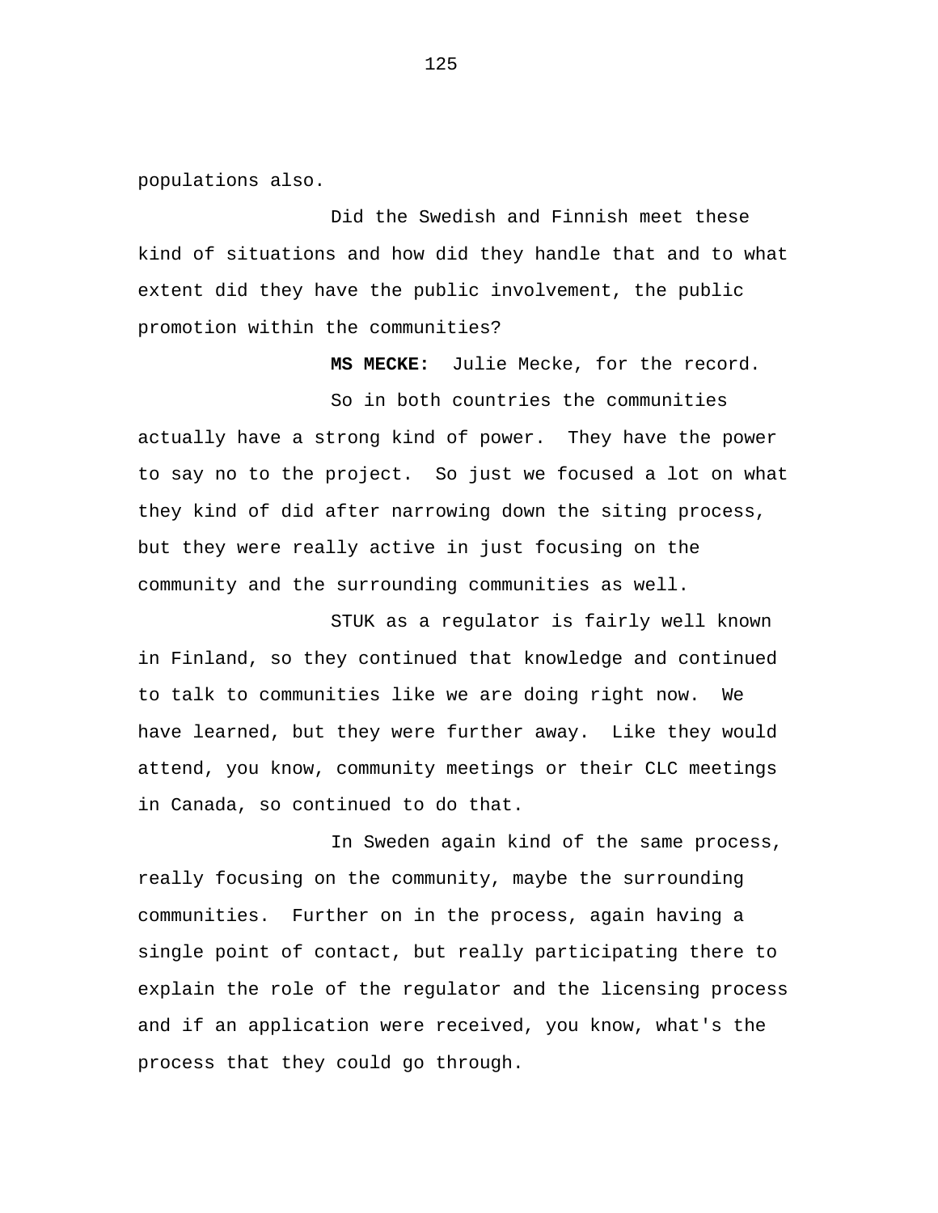populations also.

Did the Swedish and Finnish meet these kind of situations and how did they handle that and to what extent did they have the public involvement, the public promotion within the communities?

**MS MECKE:** Julie Mecke, for the record.

So in both countries the communities actually have a strong kind of power. They have the power to say no to the project. So just we focused a lot on what they kind of did after narrowing down the siting process, but they were really active in just focusing on the community and the surrounding communities as well.

STUK as a regulator is fairly well known in Finland, so they continued that knowledge and continued to talk to communities like we are doing right now. We have learned, but they were further away. Like they would attend, you know, community meetings or their CLC meetings in Canada, so continued to do that.

In Sweden again kind of the same process, really focusing on the community, maybe the surrounding communities. Further on in the process, again having a single point of contact, but really participating there to explain the role of the regulator and the licensing process and if an application were received, you know, what's the process that they could go through.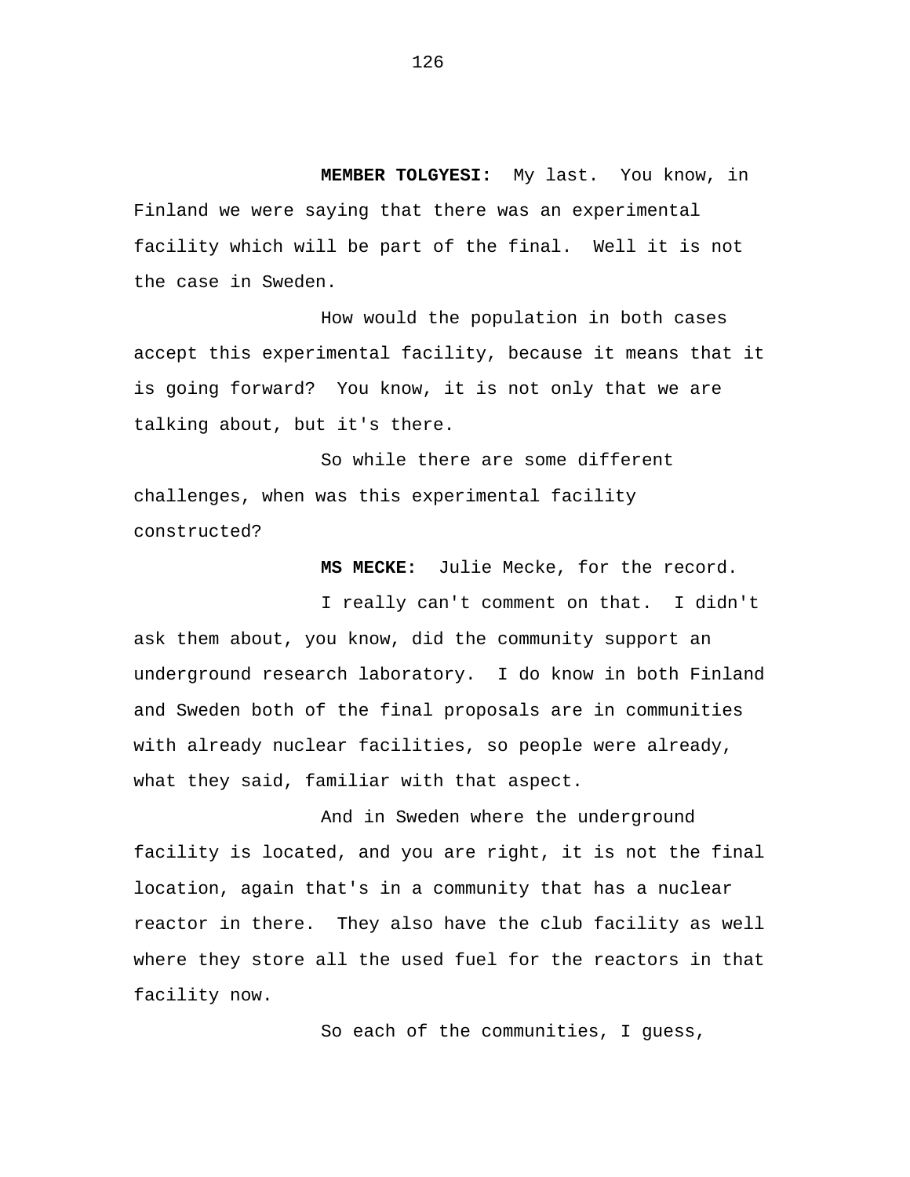**MEMBER TOLGYESI:** My last. You know, in Finland we were saying that there was an experimental facility which will be part of the final. Well it is not the case in Sweden.

How would the population in both cases accept this experimental facility, because it means that it is going forward? You know, it is not only that we are talking about, but it's there.

So while there are some different challenges, when was this experimental facility constructed?

**MS MECKE:** Julie Mecke, for the record.

I really can't comment on that. I didn't ask them about, you know, did the community support an underground research laboratory. I do know in both Finland and Sweden both of the final proposals are in communities with already nuclear facilities, so people were already, what they said, familiar with that aspect.

And in Sweden where the underground facility is located, and you are right, it is not the final location, again that's in a community that has a nuclear reactor in there. They also have the club facility as well where they store all the used fuel for the reactors in that facility now.

So each of the communities, I guess,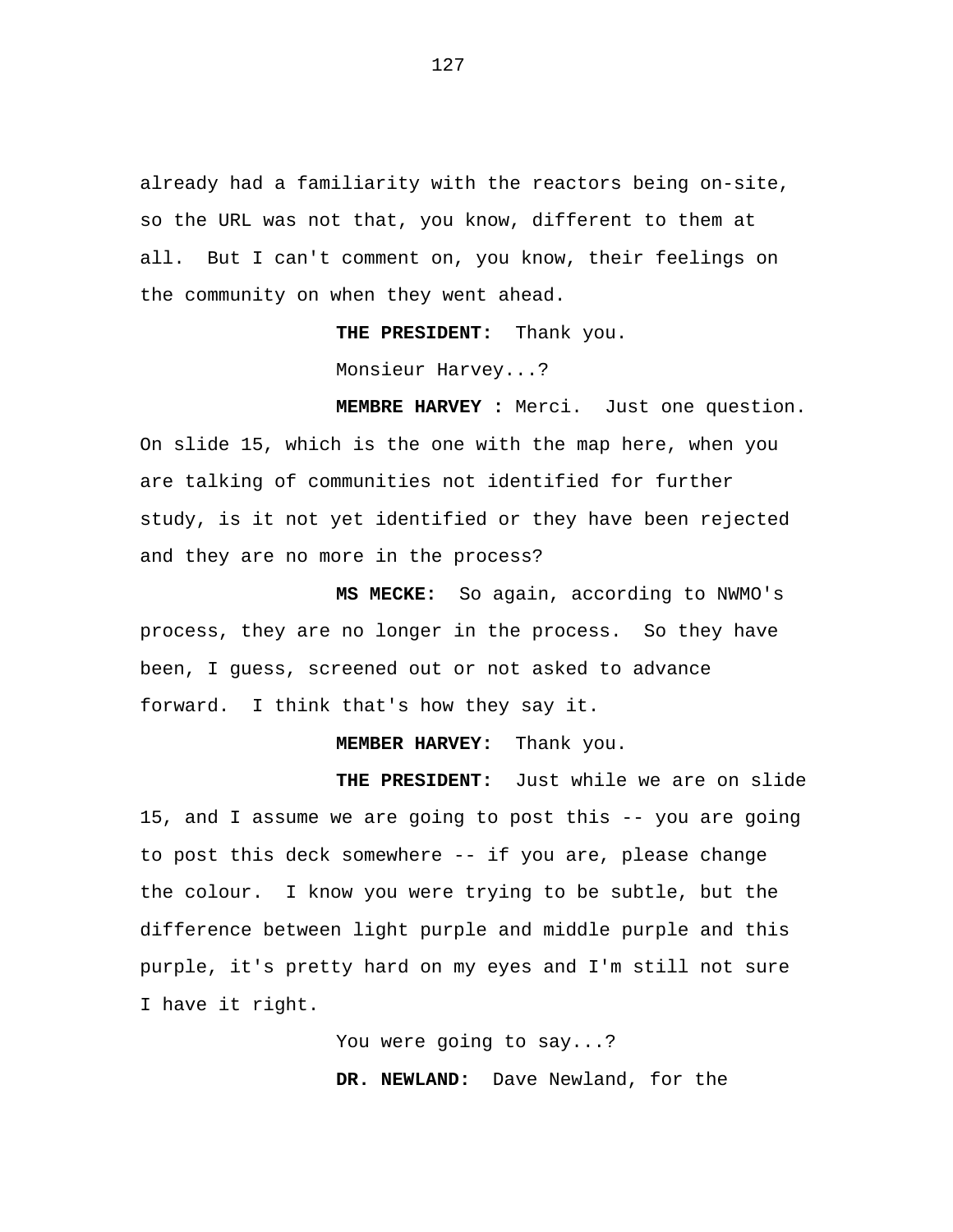already had a familiarity with the reactors being on-site, so the URL was not that, you know, different to them at all. But I can't comment on, you know, their feelings on the community on when they went ahead.

**THE PRESIDENT:** Thank you.

Monsieur Harvey...?

**MEMBRE HARVEY :** Merci. Just one question. On slide 15, which is the one with the map here, when you are talking of communities not identified for further study, is it not yet identified or they have been rejected and they are no more in the process?

**MS MECKE:** So again, according to NWMO's process, they are no longer in the process. So they have been, I guess, screened out or not asked to advance forward. I think that's how they say it.

**MEMBER HARVEY:** Thank you.

**THE PRESIDENT:** Just while we are on slide 15, and I assume we are going to post this -- you are going to post this deck somewhere -- if you are, please change the colour. I know you were trying to be subtle, but the difference between light purple and middle purple and this purple, it's pretty hard on my eyes and I'm still not sure I have it right.

You were going to say...?

**DR. NEWLAND:** Dave Newland, for the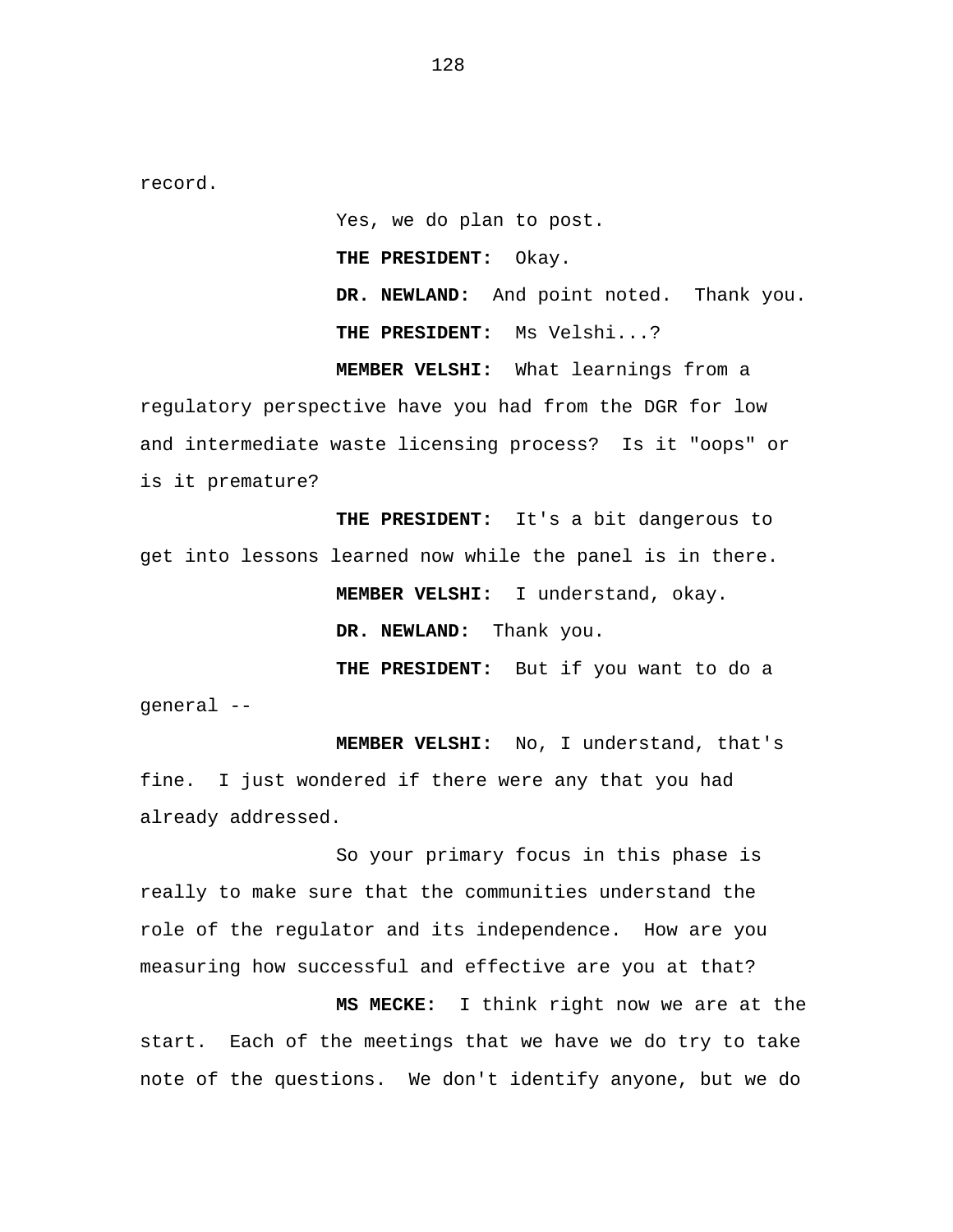record.

Yes, we do plan to post.

**THE PRESIDENT:** Okay.

**DR. NEWLAND:** And point noted. Thank you.

**THE PRESIDENT:** Ms Velshi...?

**MEMBER VELSHI:** What learnings from a regulatory perspective have you had from the DGR for low and intermediate waste licensing process? Is it "oops" or is it premature?

**THE PRESIDENT:** It's a bit dangerous to get into lessons learned now while the panel is in there.

**MEMBER VELSHI:** I understand, okay.

**DR. NEWLAND:** Thank you.

**THE PRESIDENT:** But if you want to do a general --

**MEMBER VELSHI:** No, I understand, that's fine. I just wondered if there were any that you had already addressed.

So your primary focus in this phase is really to make sure that the communities understand the role of the regulator and its independence. How are you measuring how successful and effective are you at that?

**MS MECKE:** I think right now we are at the start. Each of the meetings that we have we do try to take note of the questions. We don't identify anyone, but we do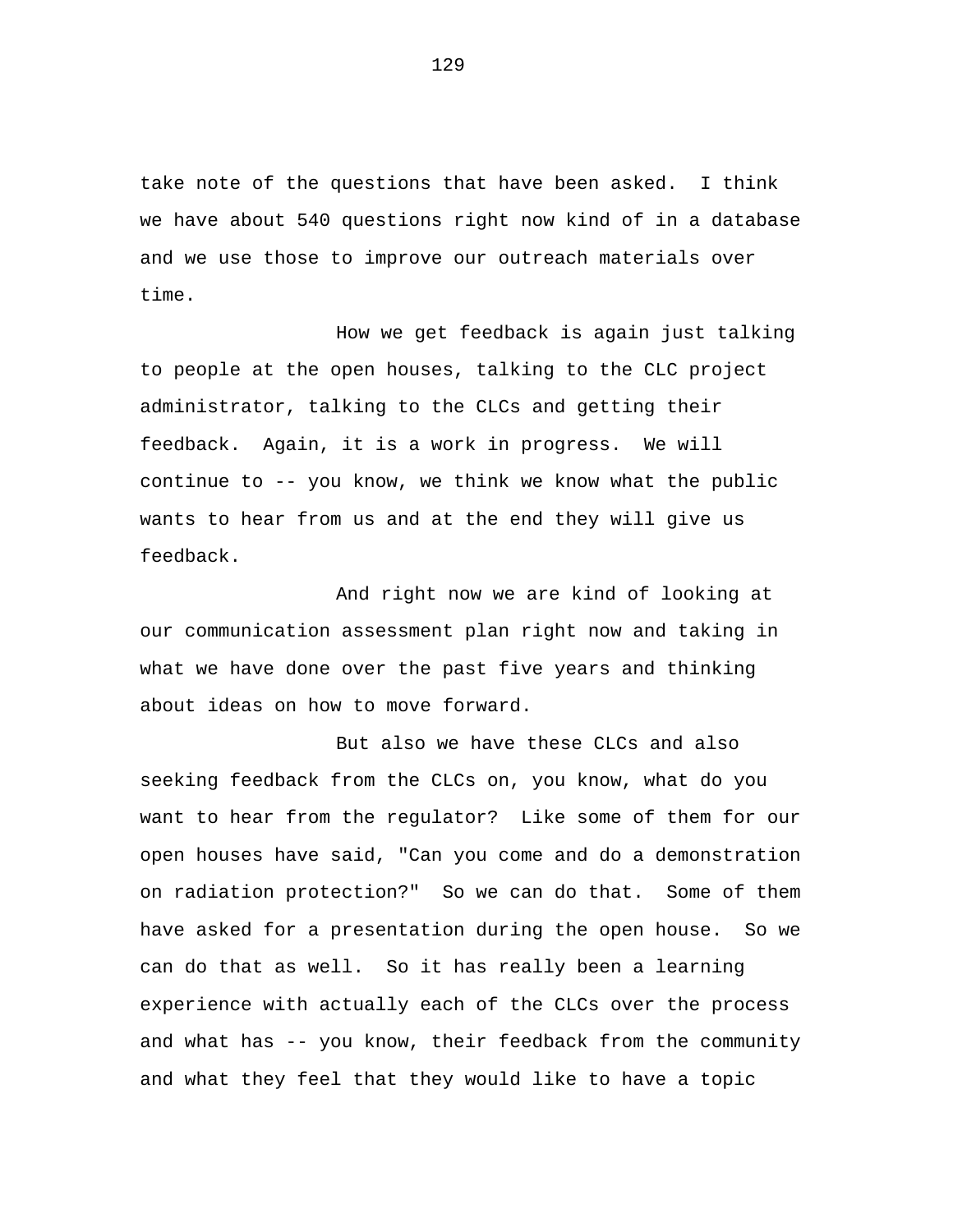take note of the questions that have been asked. I think we have about 540 questions right now kind of in a database and we use those to improve our outreach materials over time.

How we get feedback is again just talking to people at the open houses, talking to the CLC project administrator, talking to the CLCs and getting their feedback. Again, it is a work in progress. We will continue to -- you know, we think we know what the public wants to hear from us and at the end they will give us feedback.

And right now we are kind of looking at our communication assessment plan right now and taking in what we have done over the past five years and thinking about ideas on how to move forward.

But also we have these CLCs and also seeking feedback from the CLCs on, you know, what do you want to hear from the regulator? Like some of them for our open houses have said, "Can you come and do a demonstration on radiation protection?" So we can do that. Some of them have asked for a presentation during the open house. So we can do that as well. So it has really been a learning experience with actually each of the CLCs over the process and what has -- you know, their feedback from the community and what they feel that they would like to have a topic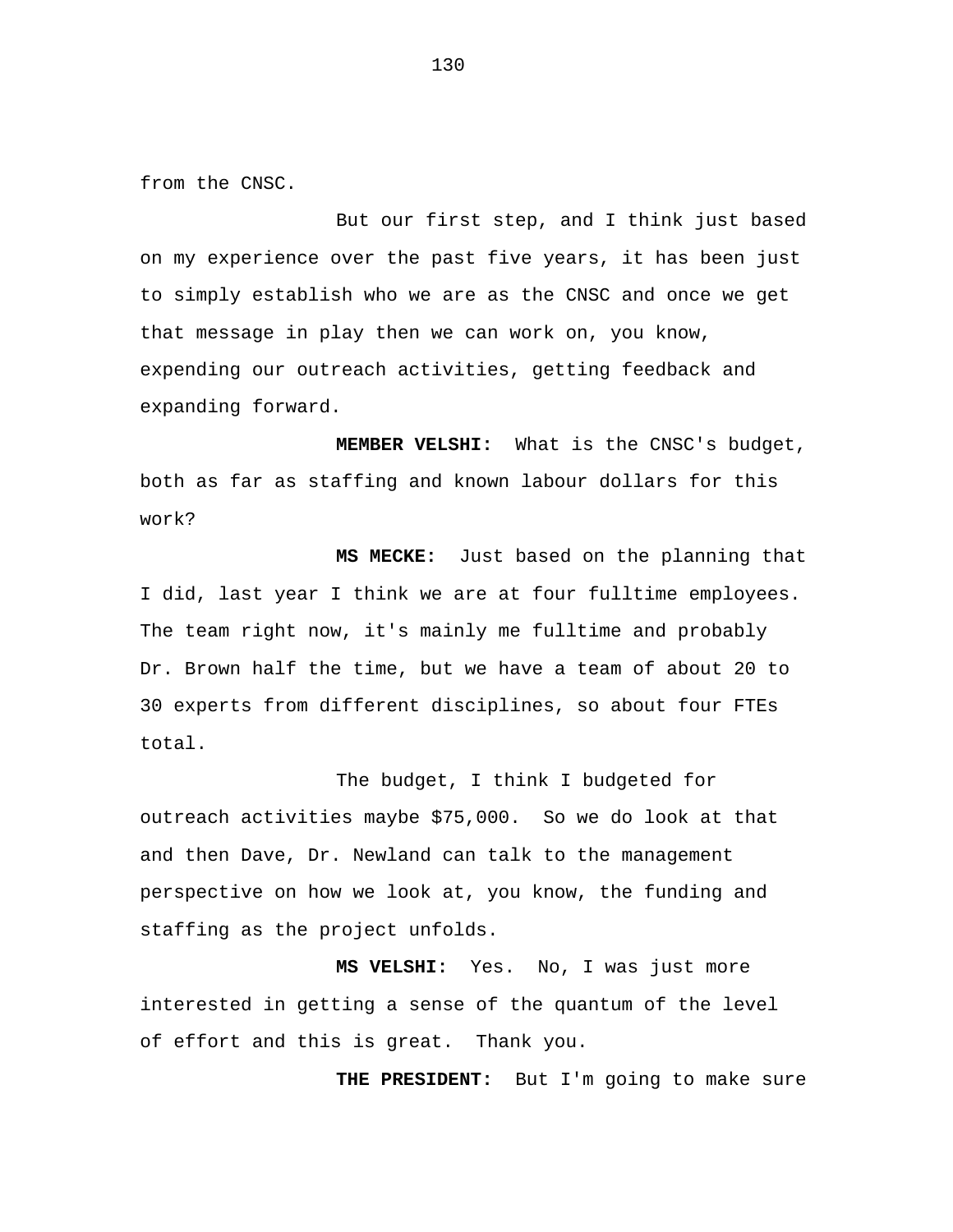from the CNSC.

But our first step, and I think just based on my experience over the past five years, it has been just to simply establish who we are as the CNSC and once we get that message in play then we can work on, you know, expending our outreach activities, getting feedback and expanding forward.

**MEMBER VELSHI:** What is the CNSC's budget, both as far as staffing and known labour dollars for this work?

**MS MECKE:** Just based on the planning that I did, last year I think we are at four fulltime employees. The team right now, it's mainly me fulltime and probably Dr. Brown half the time, but we have a team of about 20 to 30 experts from different disciplines, so about four FTEs total.

The budget, I think I budgeted for outreach activities maybe $75,000. So we do look at that and then Dave, Dr. Newland can talk to the management perspective on how we look at, you know, the funding and staffing as the project unfolds.

**MS VELSHI:** Yes. No, I was just more interested in getting a sense of the quantum of the level of effort and this is great. Thank you.

**THE PRESIDENT:** But I'm going to make sure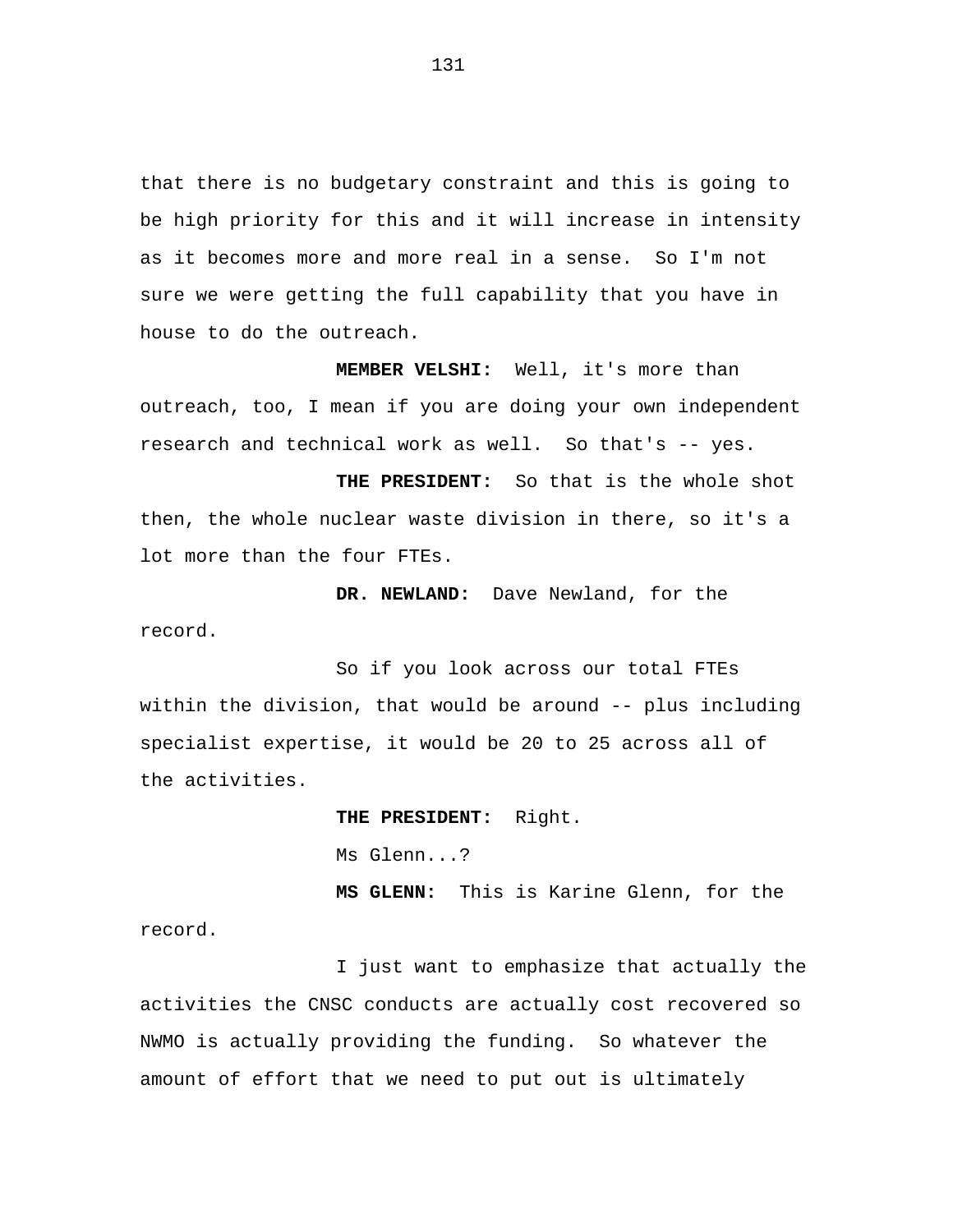that there is no budgetary constraint and this is going to be high priority for this and it will increase in intensity as it becomes more and more real in a sense. So I'm not sure we were getting the full capability that you have in house to do the outreach.

**MEMBER VELSHI:** Well, it's more than outreach, too, I mean if you are doing your own independent research and technical work as well. So that's -- yes.

**THE PRESIDENT:** So that is the whole shot then, the whole nuclear waste division in there, so it's a lot more than the four FTEs.

**DR. NEWLAND:** Dave Newland, for the record.

So if you look across our total FTEs within the division, that would be around -- plus including specialist expertise, it would be 20 to 25 across all of the activities.

**THE PRESIDENT:** Right.

Ms Glenn...?

**MS GLENN:** This is Karine Glenn, for the record.

I just want to emphasize that actually the activities the CNSC conducts are actually cost recovered so NWMO is actually providing the funding. So whatever the amount of effort that we need to put out is ultimately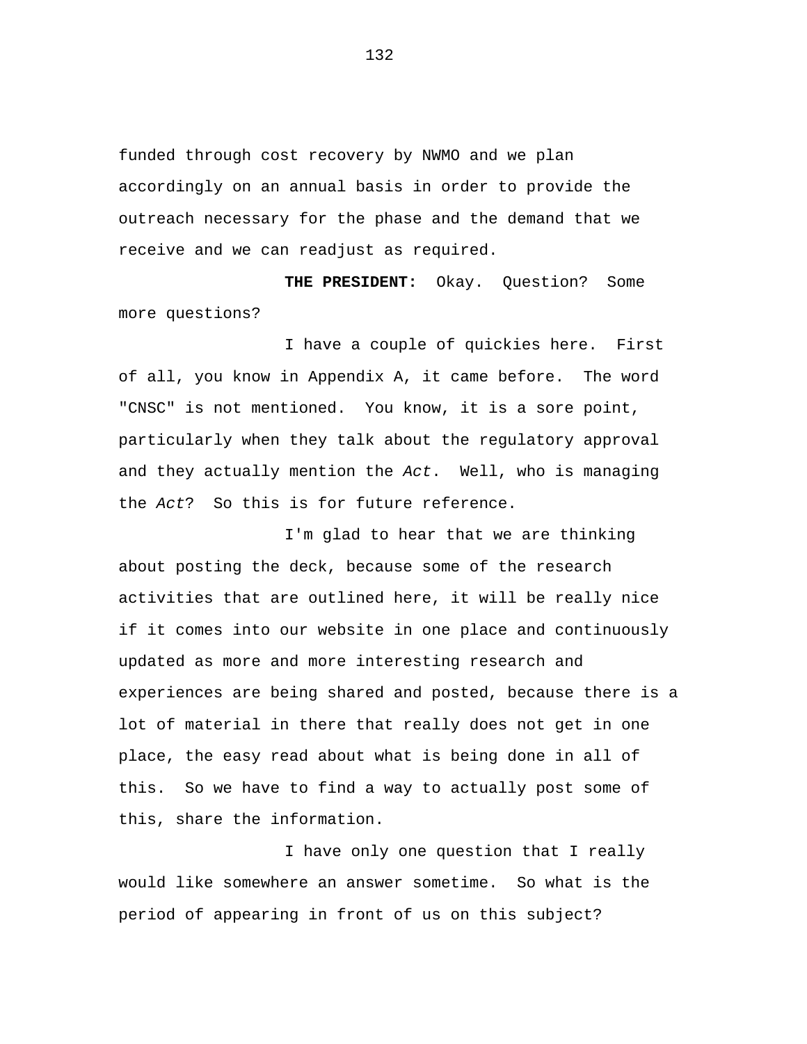funded through cost recovery by NWMO and we plan accordingly on an annual basis in order to provide the outreach necessary for the phase and the demand that we receive and we can readjust as required.

**THE PRESIDENT:** Okay. Question? Some more questions?

I have a couple of quickies here. First of all, you know in Appendix A, it came before. The word "CNSC" is not mentioned. You know, it is a sore point, particularly when they talk about the regulatory approval and they actually mention the *Act*. Well, who is managing the *Act*? So this is for future reference.

I'm glad to hear that we are thinking about posting the deck, because some of the research activities that are outlined here, it will be really nice if it comes into our website in one place and continuously updated as more and more interesting research and experiences are being shared and posted, because there is a lot of material in there that really does not get in one place, the easy read about what is being done in all of this. So we have to find a way to actually post some of this, share the information.

I have only one question that I really would like somewhere an answer sometime. So what is the period of appearing in front of us on this subject?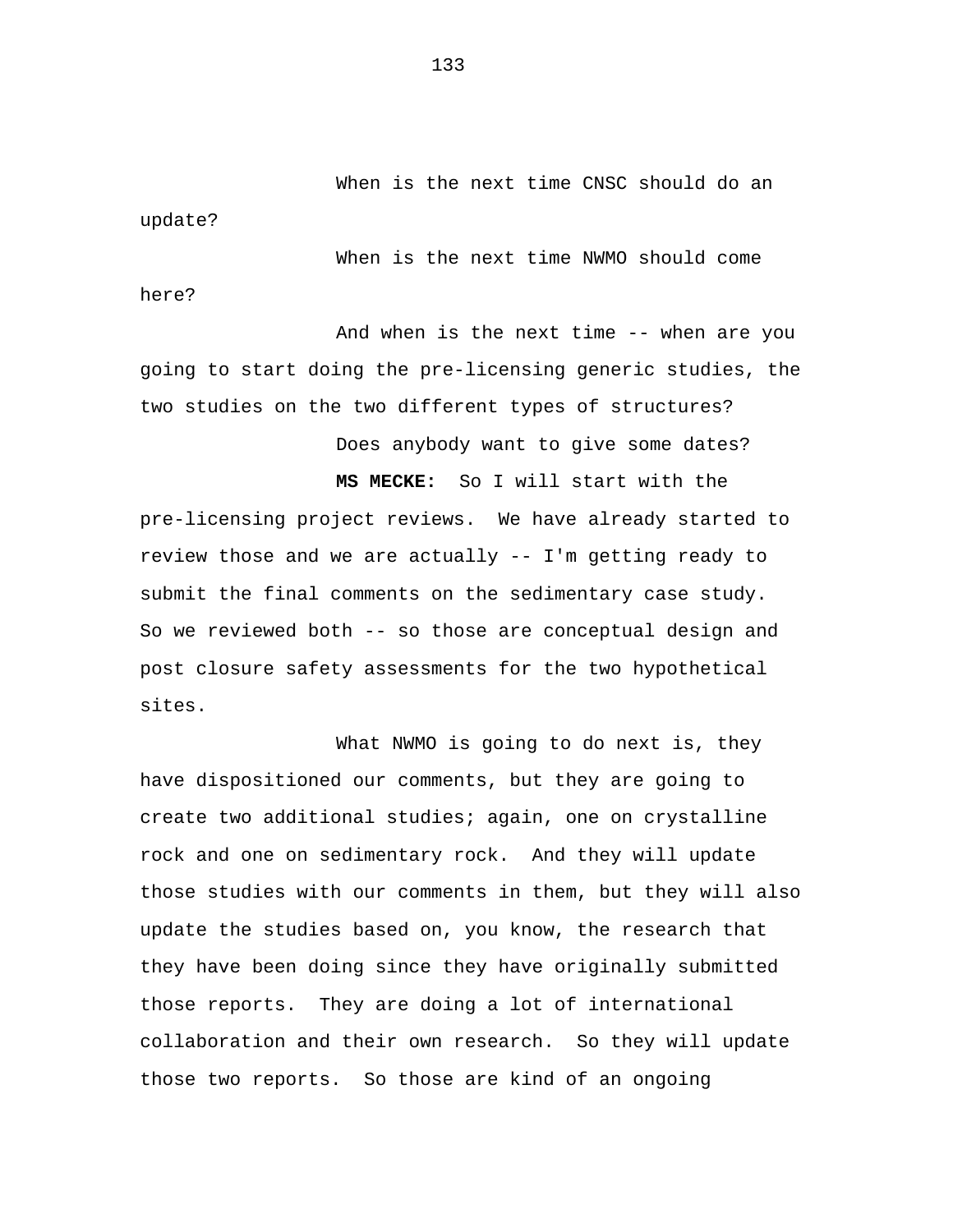When is the next time CNSC should do an update?

When is the next time NWMO should come here?

And when is the next time -- when are you going to start doing the pre-licensing generic studies, the two studies on the two different types of structures?

Does anybody want to give some dates?

**MS MECKE:** So I will start with the pre-licensing project reviews. We have already started to review those and we are actually -- I'm getting ready to submit the final comments on the sedimentary case study. So we reviewed both -- so those are conceptual design and post closure safety assessments for the two hypothetical sites.

What NWMO is going to do next is, they have dispositioned our comments, but they are going to create two additional studies; again, one on crystalline rock and one on sedimentary rock. And they will update those studies with our comments in them, but they will also update the studies based on, you know, the research that they have been doing since they have originally submitted those reports. They are doing a lot of international collaboration and their own research. So they will update those two reports. So those are kind of an ongoing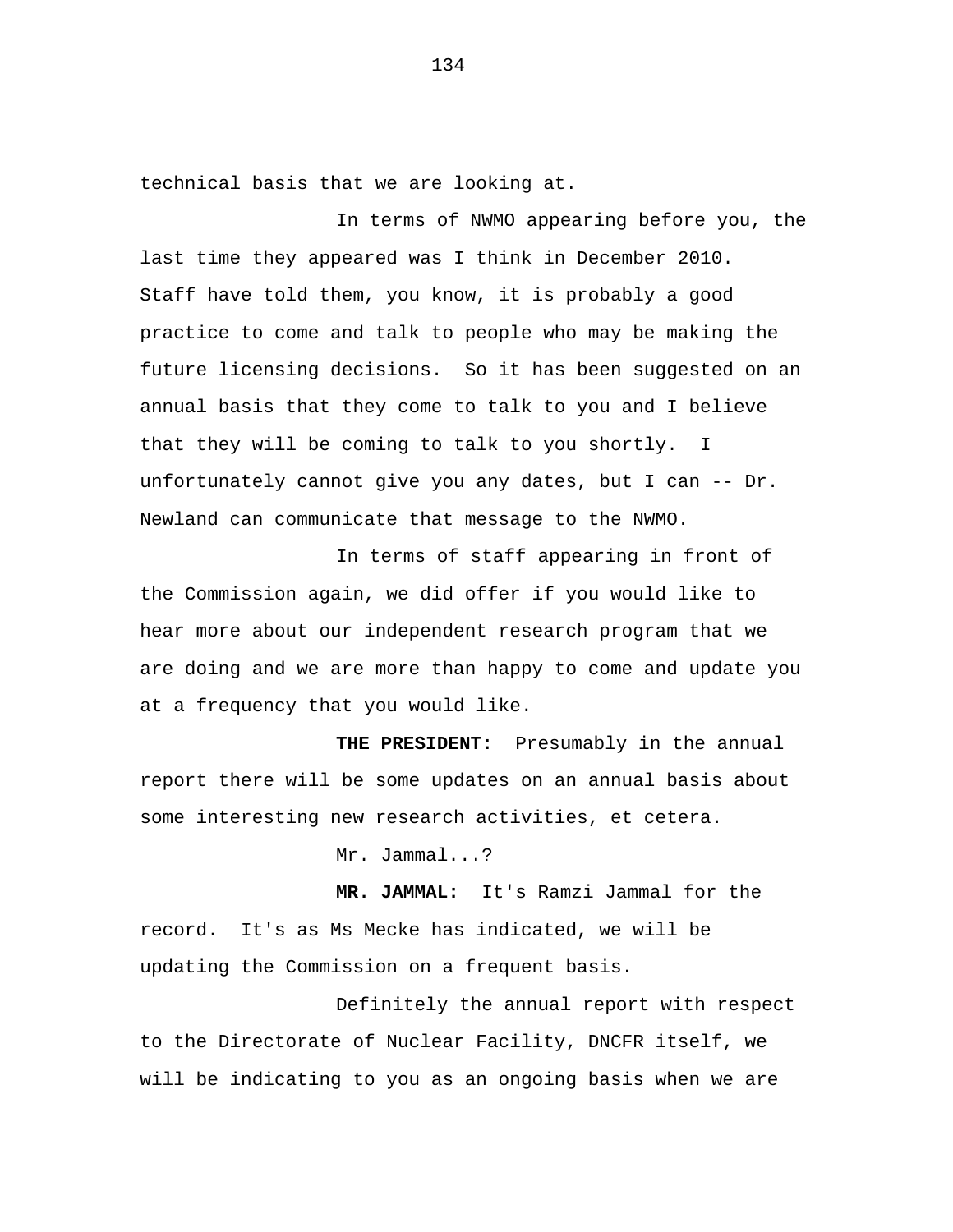technical basis that we are looking at.

In terms of NWMO appearing before you, the last time they appeared was I think in December 2010. Staff have told them, you know, it is probably a good practice to come and talk to people who may be making the future licensing decisions. So it has been suggested on an annual basis that they come to talk to you and I believe that they will be coming to talk to you shortly. I unfortunately cannot give you any dates, but I can -- Dr. Newland can communicate that message to the NWMO.

In terms of staff appearing in front of the Commission again, we did offer if you would like to hear more about our independent research program that we are doing and we are more than happy to come and update you at a frequency that you would like.

**THE PRESIDENT:** Presumably in the annual report there will be some updates on an annual basis about some interesting new research activities, et cetera.

Mr. Jammal...?

**MR. JAMMAL:** It's Ramzi Jammal for the record. It's as Ms Mecke has indicated, we will be updating the Commission on a frequent basis.

Definitely the annual report with respect to the Directorate of Nuclear Facility, DNCFR itself, we will be indicating to you as an ongoing basis when we are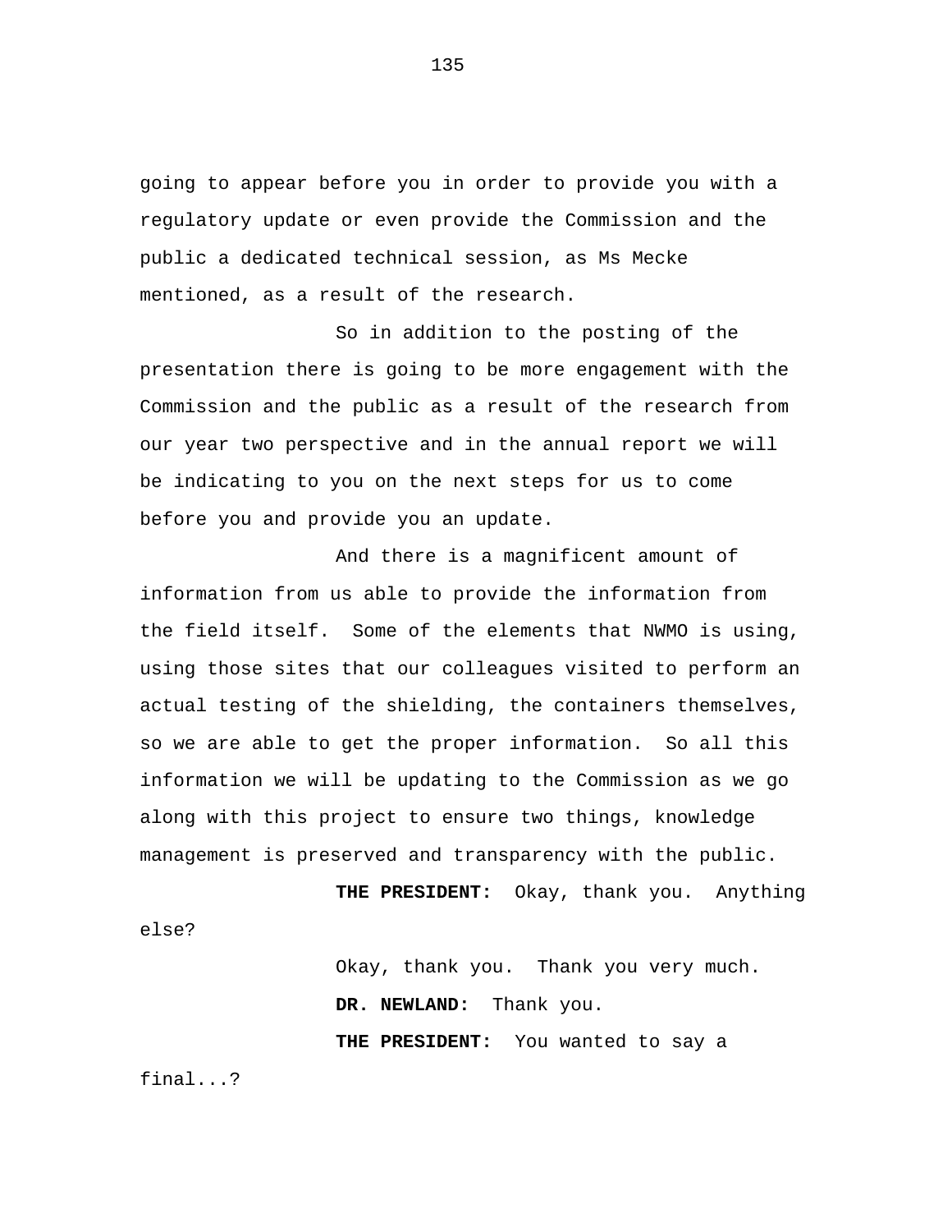going to appear before you in order to provide you with a regulatory update or even provide the Commission and the public a dedicated technical session, as Ms Mecke mentioned, as a result of the research.

So in addition to the posting of the presentation there is going to be more engagement with the Commission and the public as a result of the research from our year two perspective and in the annual report we will be indicating to you on the next steps for us to come before you and provide you an update.

And there is a magnificent amount of information from us able to provide the information from the field itself. Some of the elements that NWMO is using, using those sites that our colleagues visited to perform an actual testing of the shielding, the containers themselves, so we are able to get the proper information. So all this information we will be updating to the Commission as we go along with this project to ensure two things, knowledge management is preserved and transparency with the public.

**THE PRESIDENT:** Okay, thank you. Anything else?

Okay, thank you. Thank you very much.

**DR. NEWLAND:** Thank you.

**THE PRESIDENT:** You wanted to say a final...?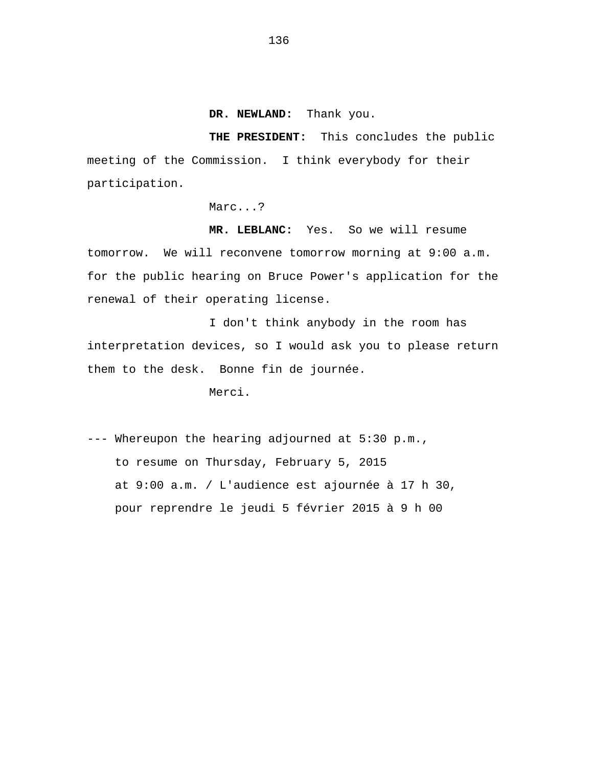**DR. NEWLAND:** Thank you.

**THE PRESIDENT:** This concludes the public meeting of the Commission. I think everybody for their participation.

Marc...?

**MR. LEBLANC:** Yes. So we will resume tomorrow. We will reconvene tomorrow morning at 9:00 a.m. for the public hearing on Bruce Power's application for the renewal of their operating license.

I don't think anybody in the room has interpretation devices, so I would ask you to please return them to the desk. Bonne fin de journée.

Merci.

--- Whereupon the hearing adjourned at 5:30 p.m., to resume on Thursday, February 5, 2015 at 9:00 a.m. / L'audience est ajournée à 17 h 30, pour reprendre le jeudi 5 février 2015 à 9 h 00